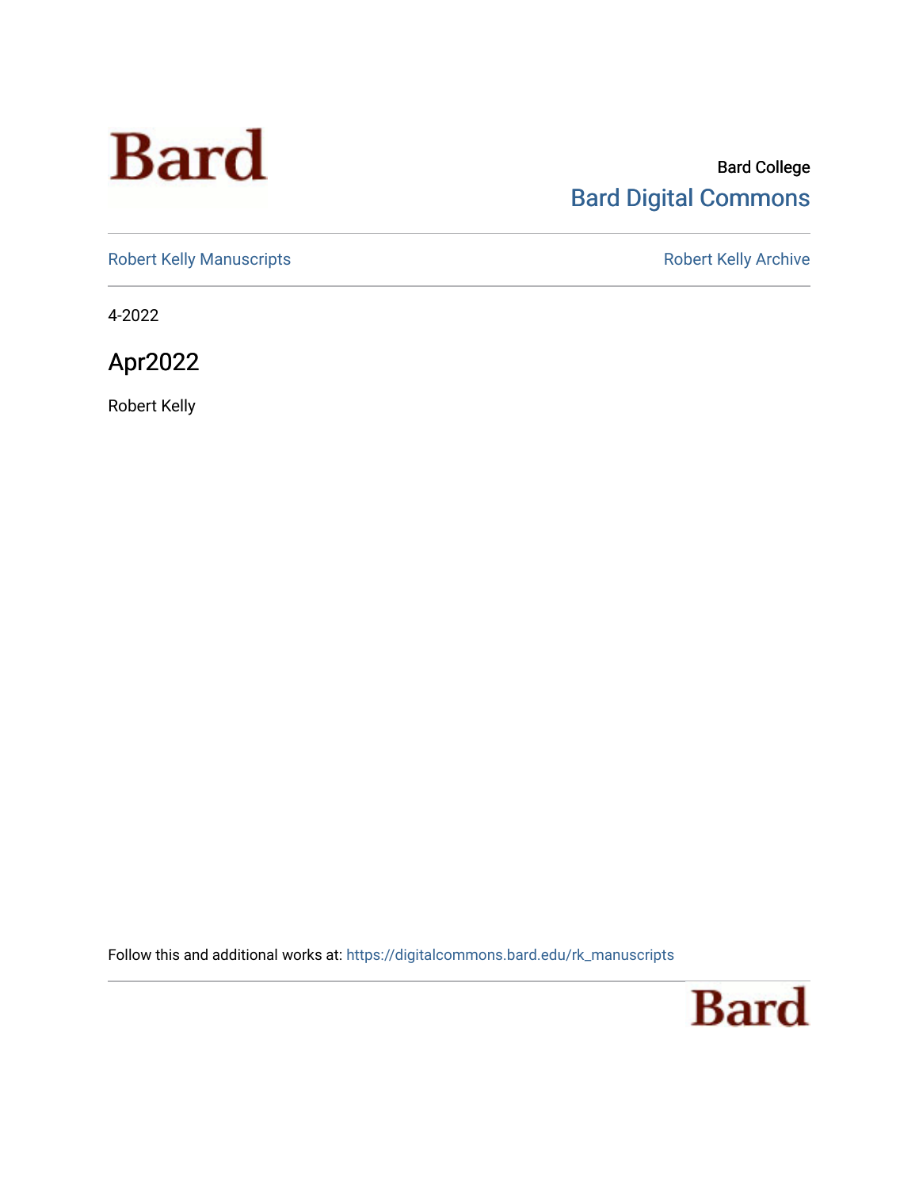Bard College
Bard Digital Commons

Robert Kelly Manuscripts

Robert Kelly Archive

4-2022

# Apr2022

Robert Kelly

Follow this and additional works at: https://digitalcommons.bard.edu/rk_manuscripts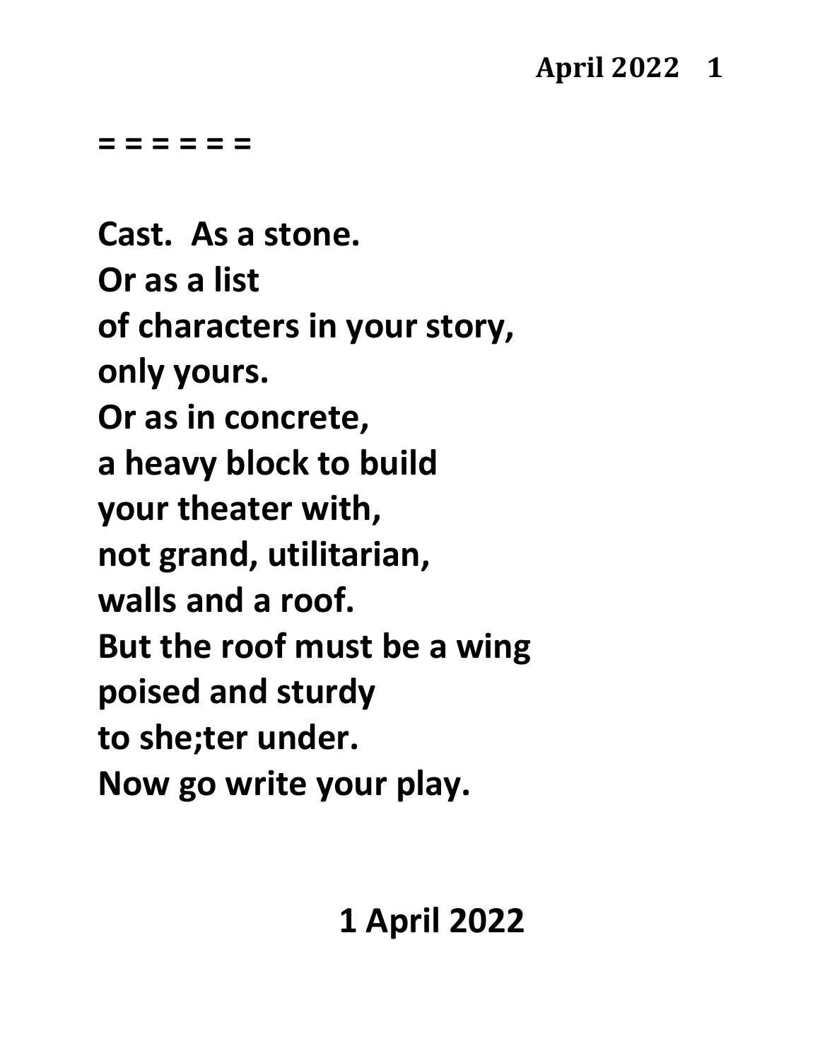= = = = = =

Cast.  As a stone.  
Or as a list  
of characters in your story,  
only yours.  
Or as in concrete,  
a heavy block to build  
your theater with,  
not grand, utilitarian,  
walls and a roof.  
But the roof must be a wing  
poised and sturdy  
to she;ter under.  
Now go write your play.

1 April 2022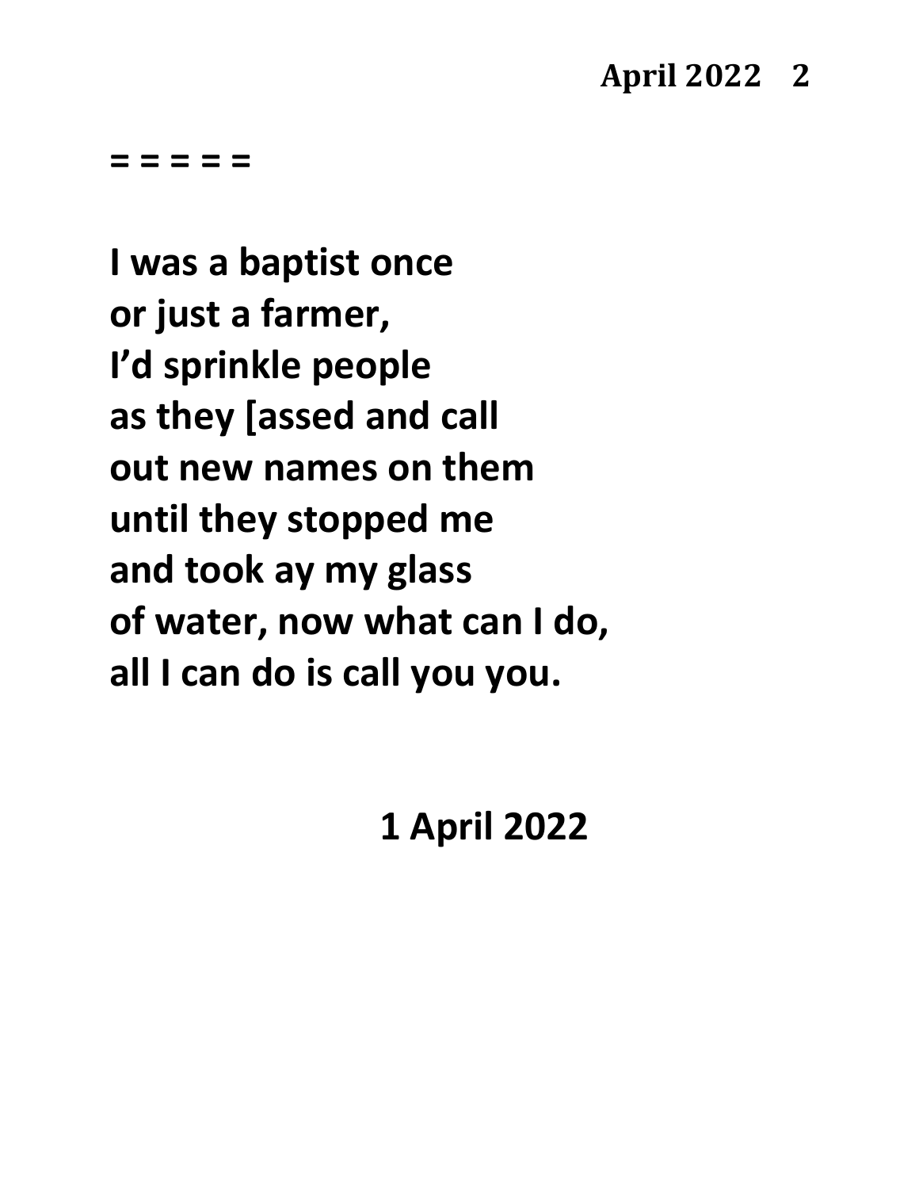= = = = =

I was a baptist once
or just a farmer,
I'd sprinkle people
as they [assed and call
out new names on them
until they stopped me
and took ay my glass
of water, now what can I do,
all I can do is call you you.

1 April 2022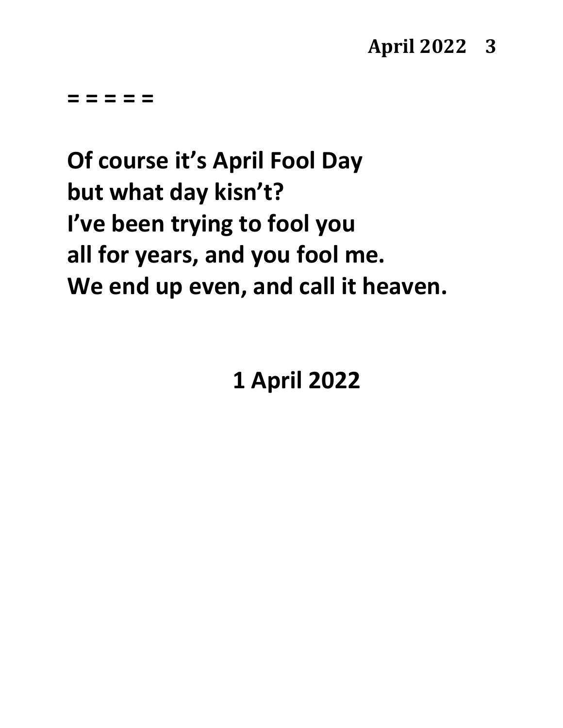**= = = = =**

**Of course it's April Fool Day**
**but what day kisn't?**
**I've been trying to fool you**
**all for years, and you fool me.**
**We end up even, and call it heaven.**

**1 April 2022**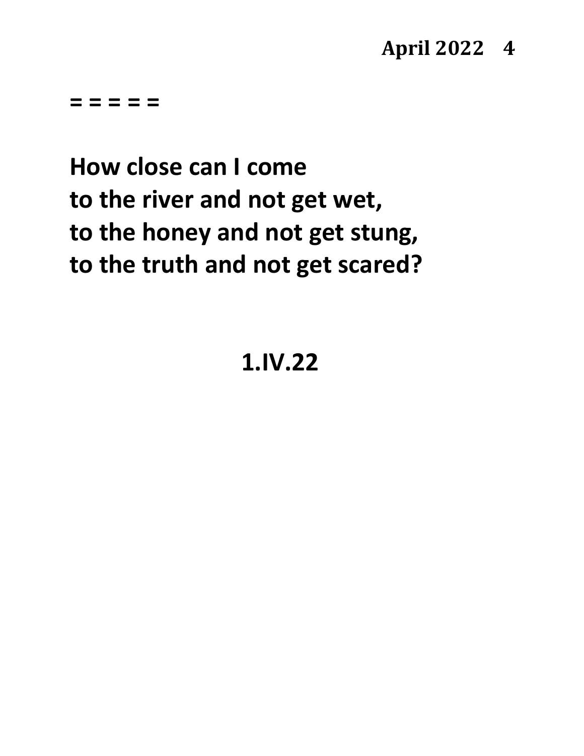= = = = =

**How close can I come**
**to the river and not get wet,**
**to the honey and not get stung,**
**to the truth and not get scared?**

**1.IV.22**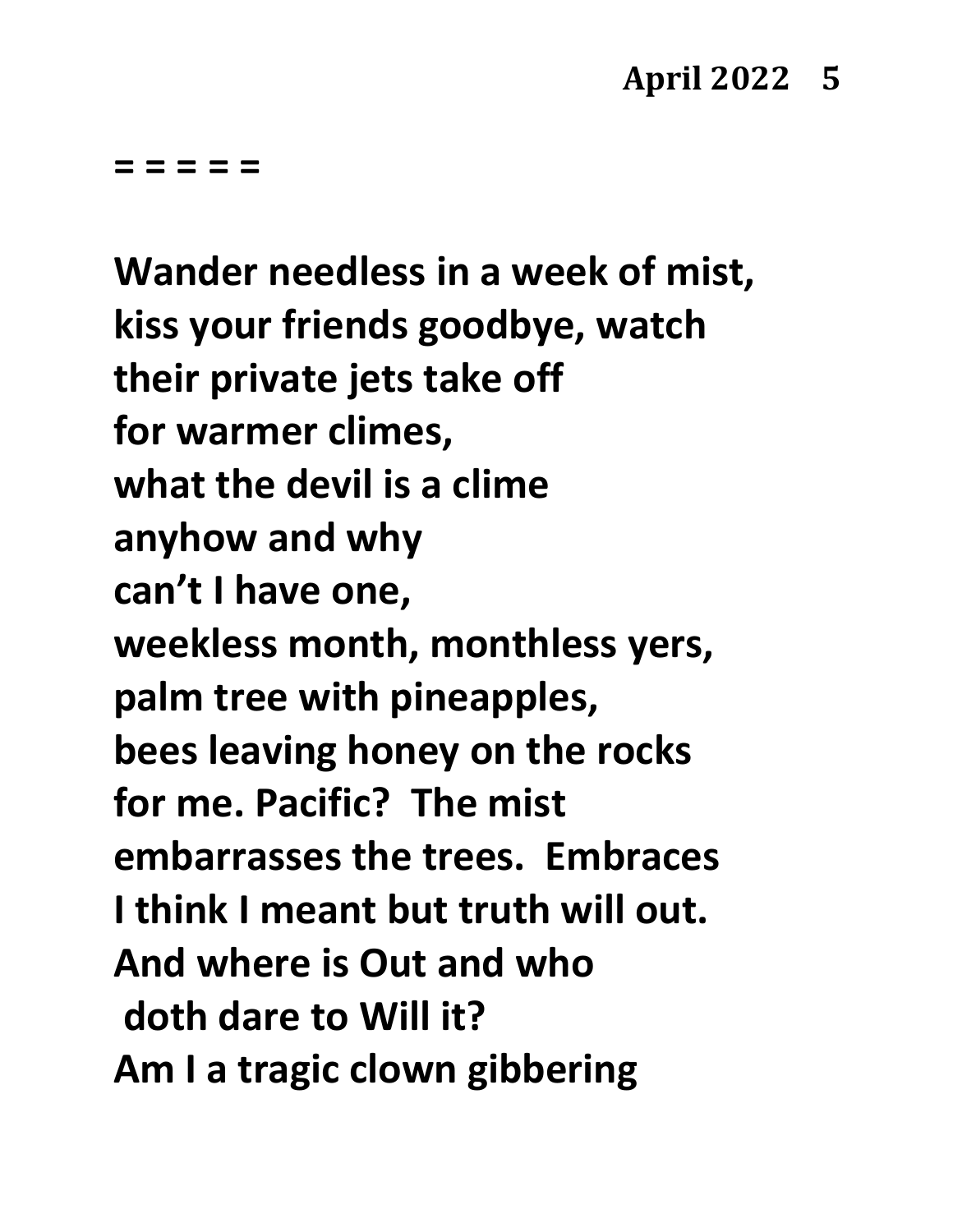= = = = =

**Wander needless in a week of mist,**
**kiss your friends goodbye, watch**
**their private jets take off**
**for warmer climes,**
**what the devil is a clime**
**anyhow and why**
**can't I have one,**
**weekless month, monthless yers,**
**palm tree with pineapples,**
**bees leaving honey on the rocks**
**for me. Pacific? The mist**
**embarrasses the trees. Embraces**
**I think I meant but truth will out.**
**And where is Out and who**
**doth dare to Will it?**
**Am I a tragic clown gibbering**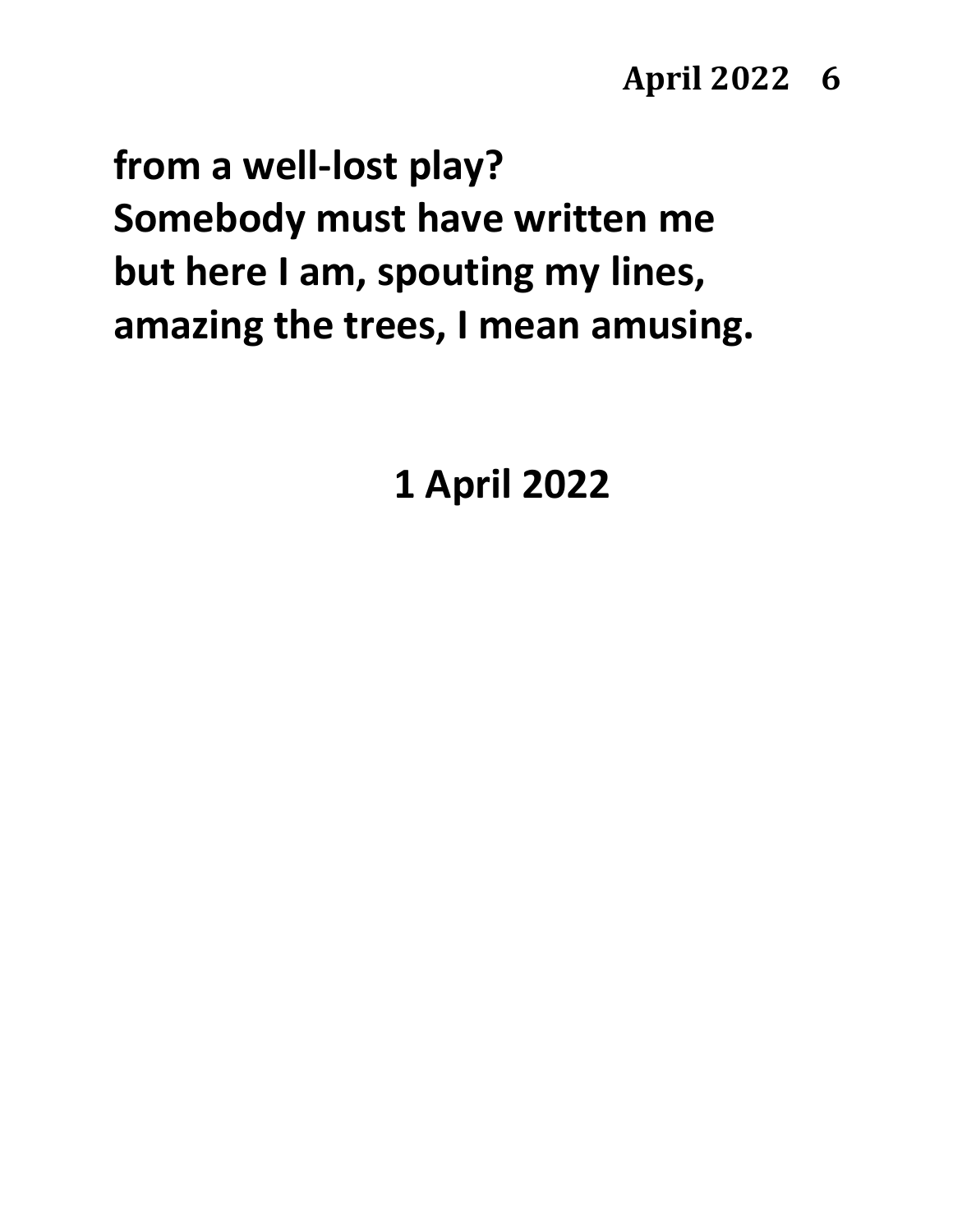**from a well-lost play?**
**Somebody must have written me**
**but here I am, spouting my lines,**
**amazing the trees, I mean amusing.**

**1 April 2022**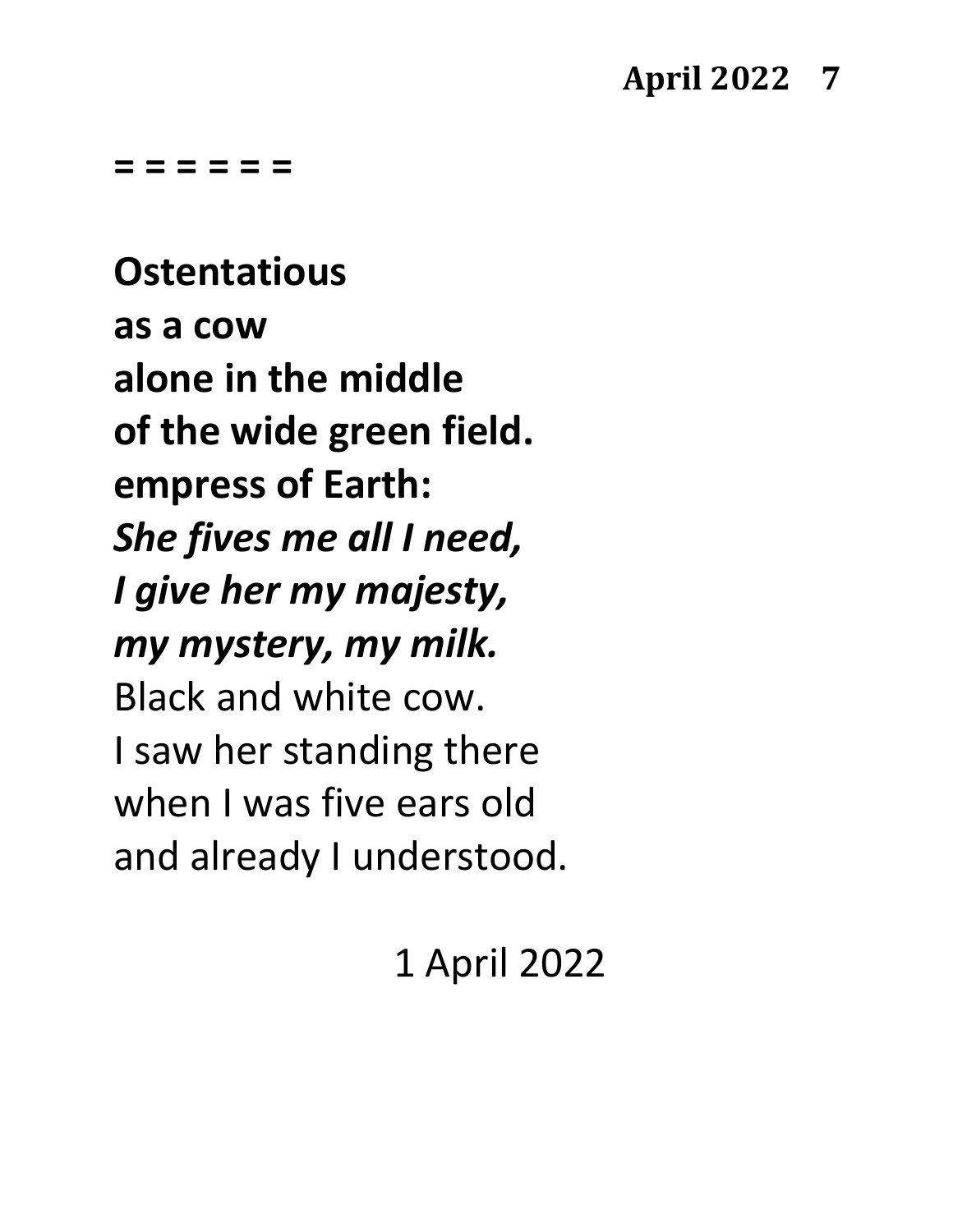= = = = = =

**Ostentatious**
**as a cow**
**alone in the middle**
**of the wide green field.**
**empress of Earth:**
***She fives me all I need,***
***I give her my majesty,***
***my mystery, my milk.***
Black and white cow.
I saw her standing there
when I was five ears old
and already I understood.

1 April 2022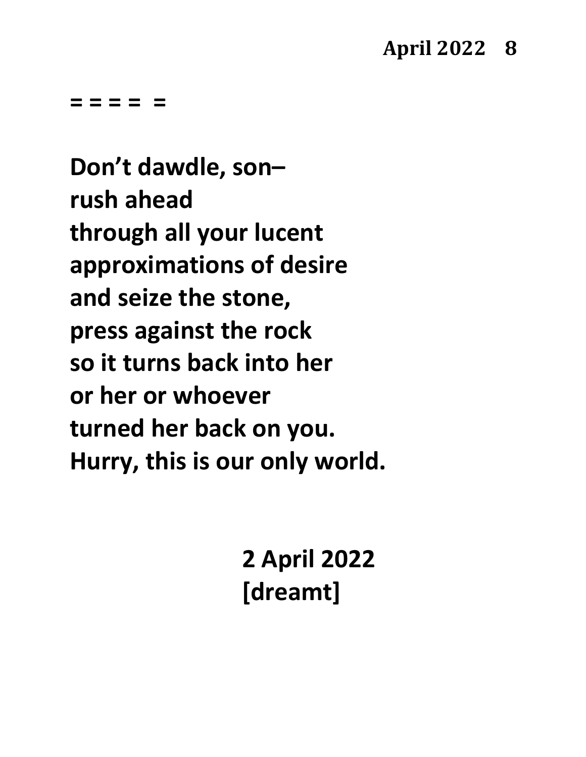= = = =  =

**Don't dawdle, son–**
**rush ahead**
**through all your lucent**
**approximations of desire**
**and seize the stone,**
**press against the rock**
**so it turns back into her**
**or her or whoever**
**turned her back on you.**
**Hurry, this is our only world.**

**2 April 2022**
**[dreamt]**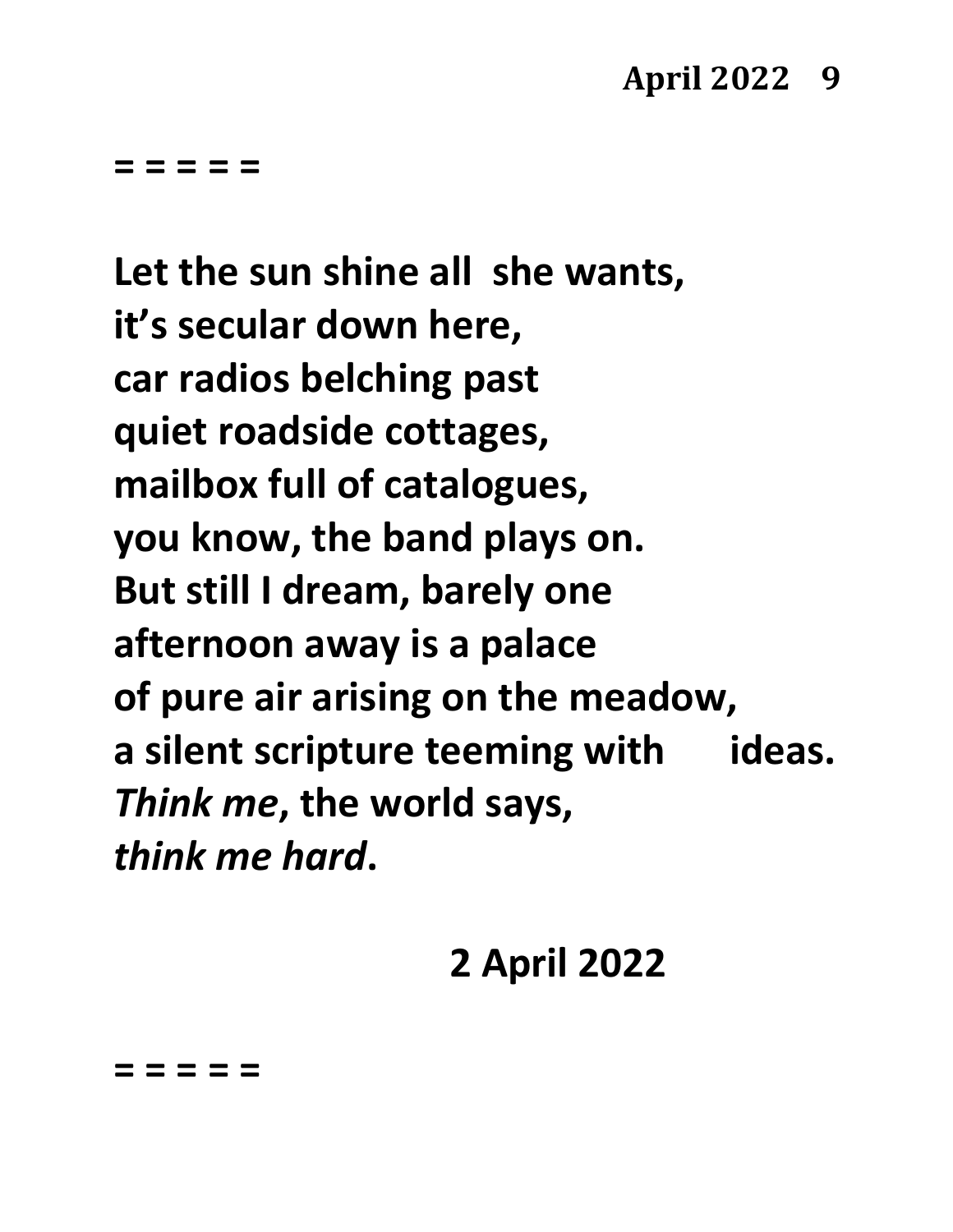= = = = =

**Let the sun shine all she wants,**
**it's secular down here,**
**car radios belching past**
**quiet roadside cottages,**
**mailbox full of catalogues,**
**you know, the band plays on.**
**But still I dream, barely one**
**afternoon away is a palace**
**of pure air arising on the meadow,**
**a silent scripture teeming with ideas.**
***Think me*, the world says,**
***think me hard*.**

**2 April 2022**

= = = = =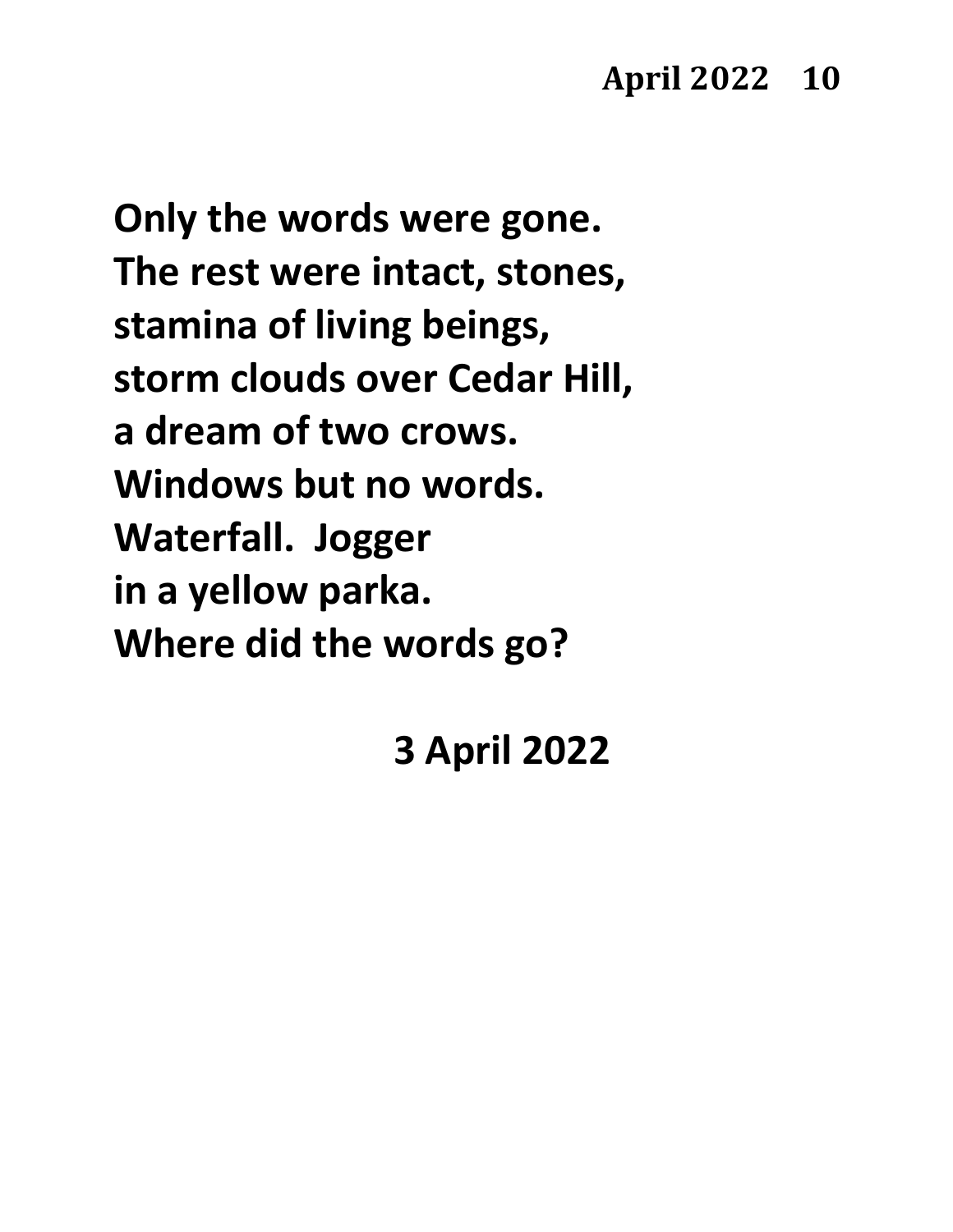Only the words were gone.  
The rest were intact, stones,  
stamina of living beings,  
storm clouds over Cedar Hill,  
a dream of two crows.  
Windows but no words.  
Waterfall.  Jogger  
in a yellow parka.  
Where did the words go?

3 April 2022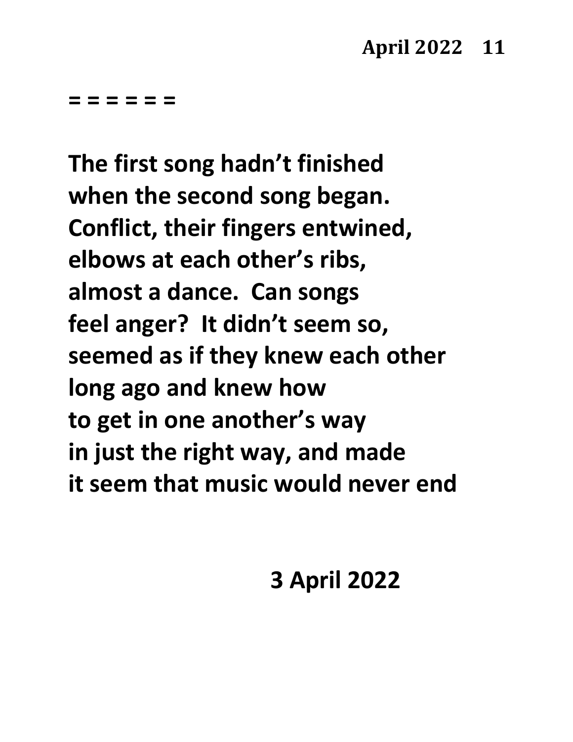= = = = = =

**The first song hadn't finished**
**when the second song began.**
**Conflict, their fingers entwined,**
**elbows at each other's ribs,**
**almost a dance.  Can songs**
**feel anger?  It didn't seem so,**
**seemed as if they knew each other**
**long ago and knew how**
**to get in one another's way**
**in just the right way, and made**
**it seem that music would never end**

**3 April 2022**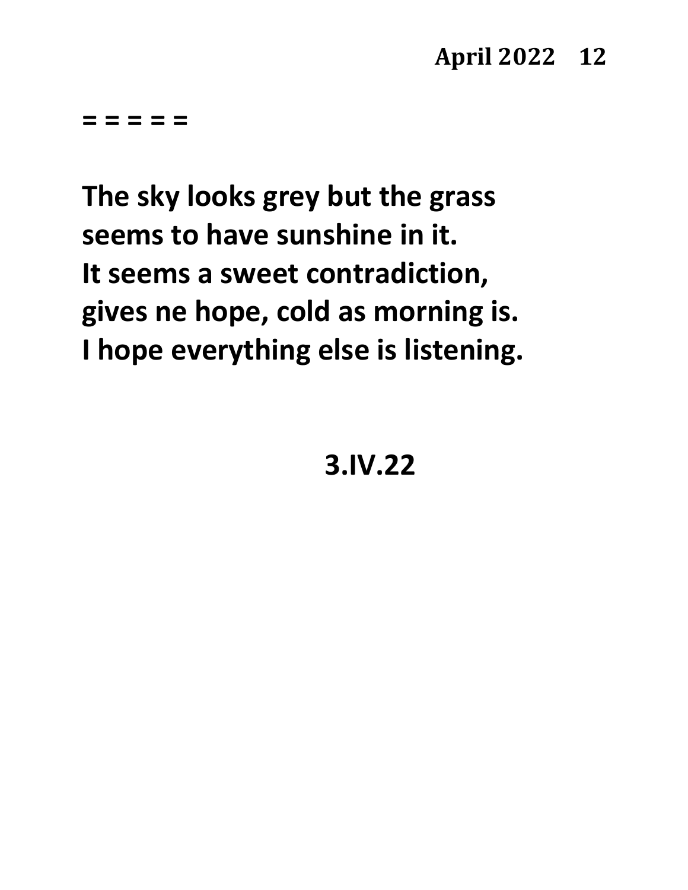= = = = =

**The sky looks grey but the grass**
**seems to have sunshine in it.**
**It seems a sweet contradiction,**
**gives ne hope, cold as morning is.**
**I hope everything else is listening.**

**3.IV.22**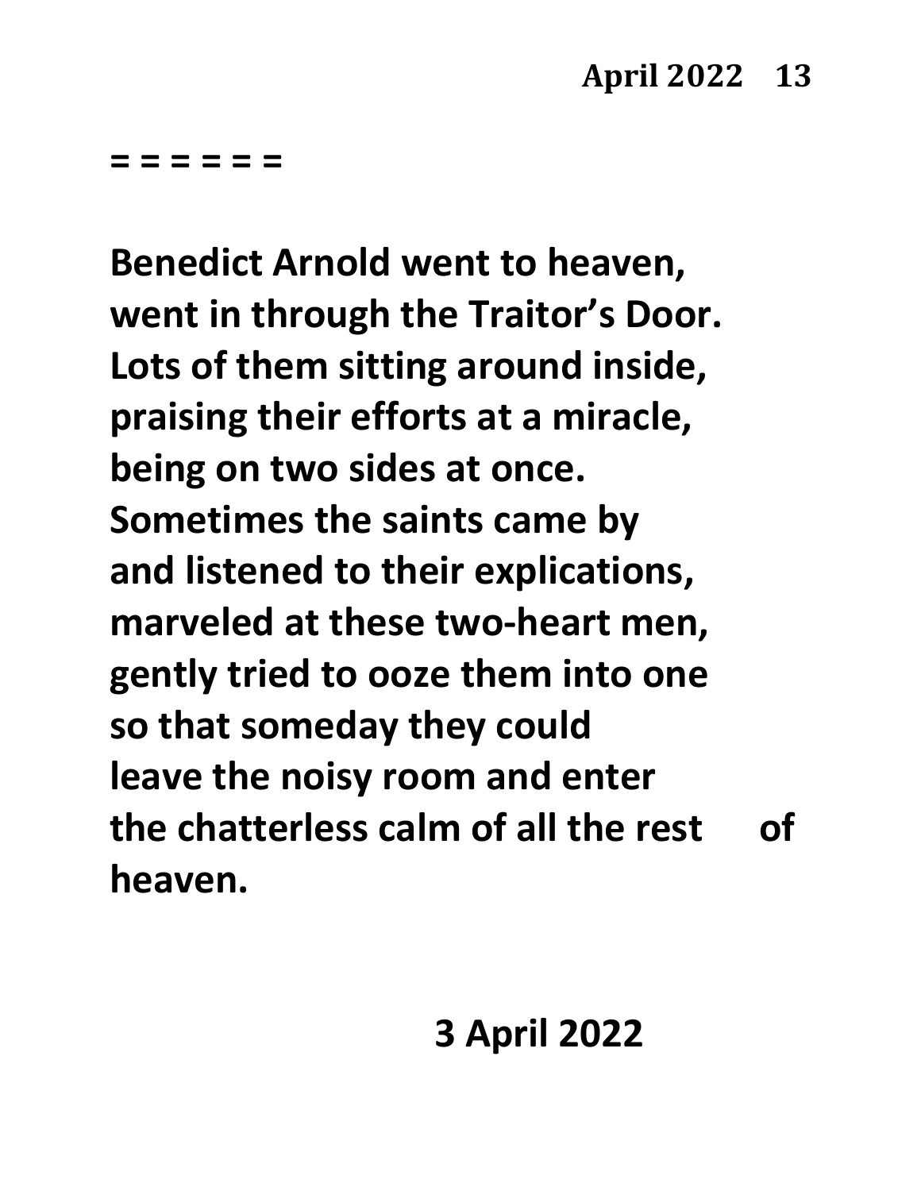= = = = = =

**Benedict Arnold went to heaven,**
**went in through the Traitor's Door.**
**Lots of them sitting around inside,**
**praising their efforts at a miracle,**
**being on two sides at once.**
**Sometimes the saints came by**
**and listened to their explications,**
**marveled at these two-heart men,**
**gently tried to ooze them into one**
**so that someday they could**
**leave the noisy room and enter**
**the chatterless calm of all the rest of**
**heaven.**

**3 April 2022**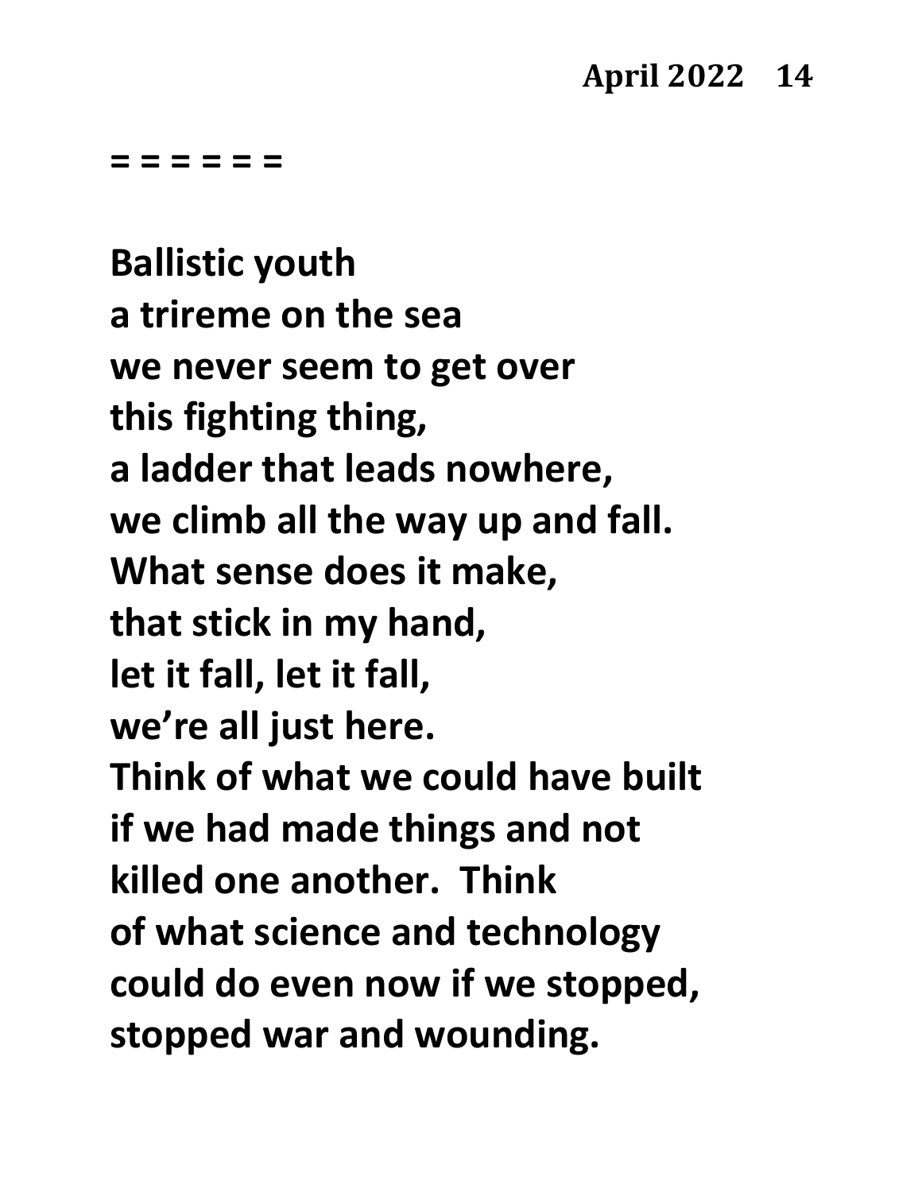= = = = = =

**Ballistic youth**
**a trireme on the sea**
**we never seem to get over**
**this fighting thing,**
**a ladder that leads nowhere,**
**we climb all the way up and fall.**
**What sense does it make,**
**that stick in my hand,**
**let it fall, let it fall,**
**we're all just here.**
**Think of what we could have built**
**if we had made things and not**
**killed one another.  Think**
**of what science and technology**
**could do even now if we stopped,**
**stopped war and wounding.**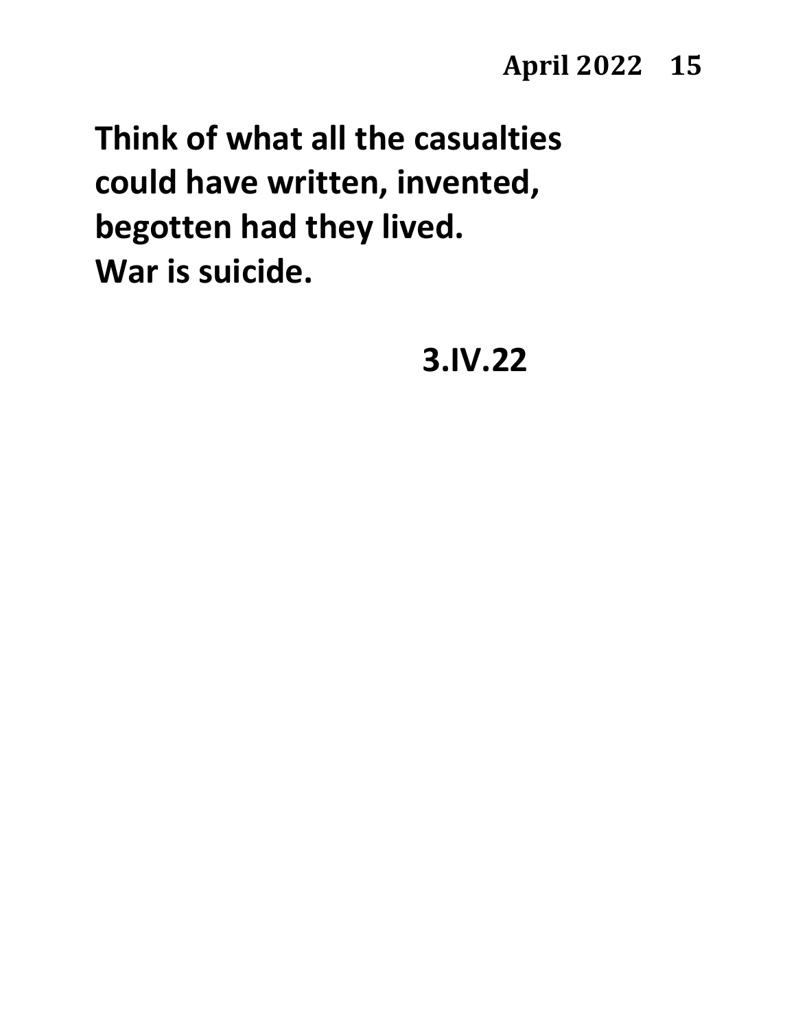**Think of what all the casualties**
**could have written, invented,**
**begotten had they lived.**
**War is suicide.**

**3.IV.22**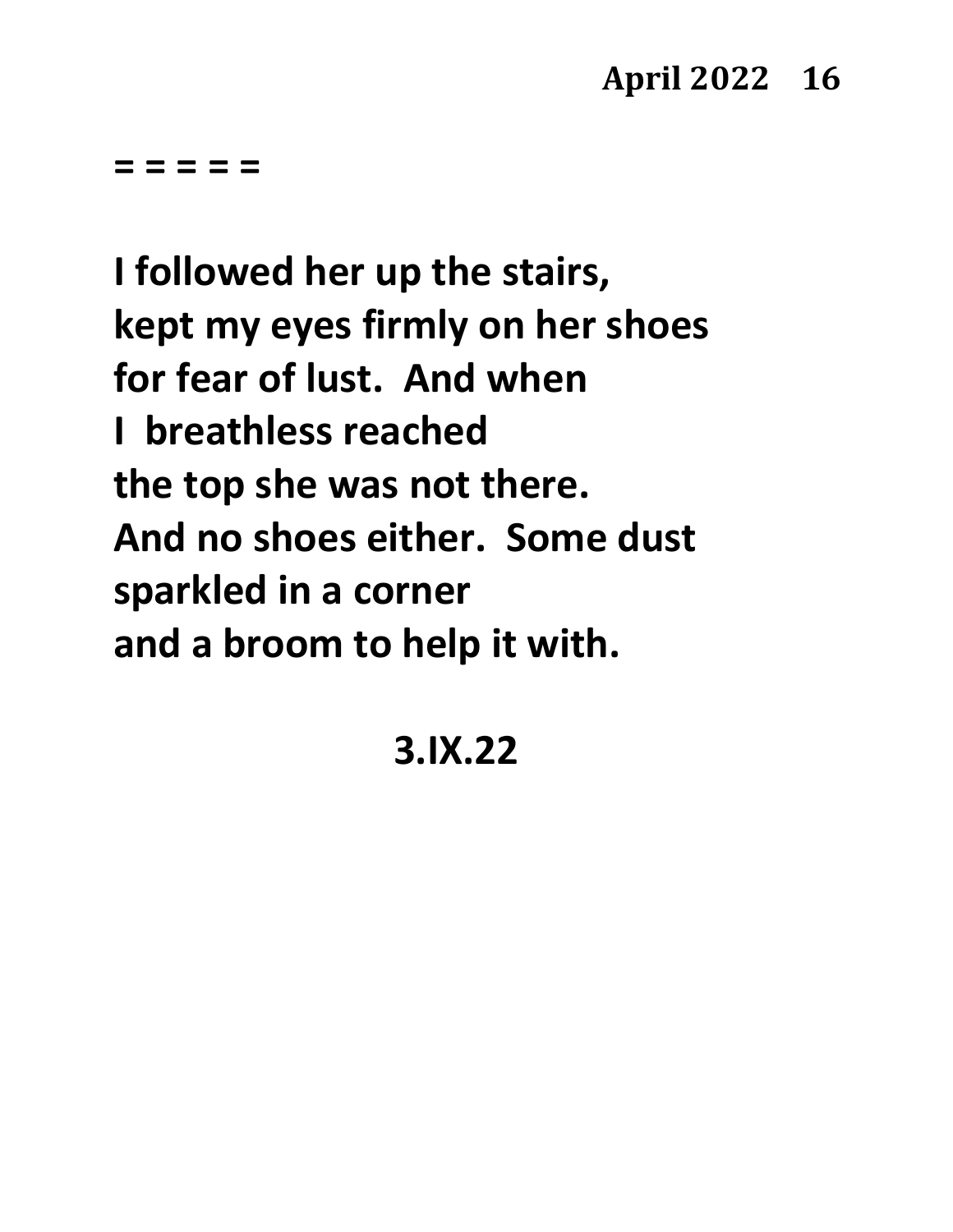= = = = =

**I followed her up the stairs,**
**kept my eyes firmly on her shoes**
**for fear of lust.  And when**
**I  breathless reached**
**the top she was not there.**
**And no shoes either.  Some dust**
**sparkled in a corner**
**and a broom to help it with.**

**3.IX.22**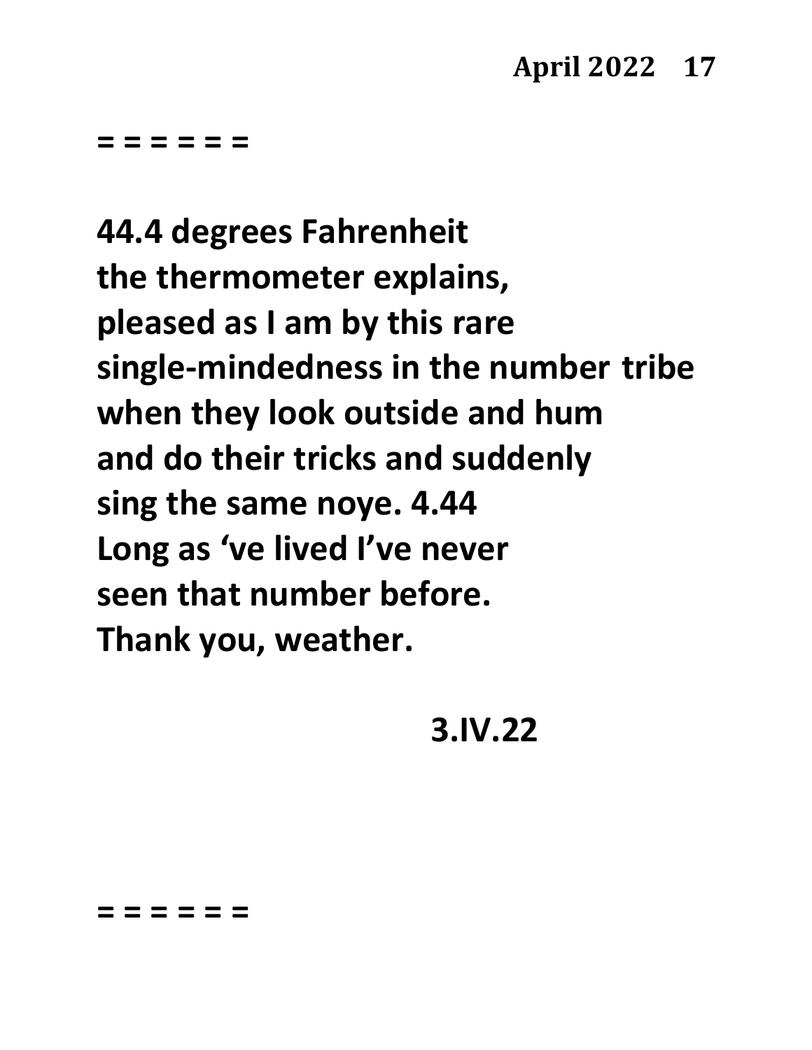= = = = = =

**44.4 degrees Fahrenheit**
**the thermometer explains,**
**pleased as I am by this rare**
**single-mindedness in the number tribe**
**when they look outside and hum**
**and do their tricks and suddenly**
**sing the same noye. 4.44**
**Long as 've lived I've never**
**seen that number before.**
**Thank you, weather.**

**3.IV.22**

= = = = = =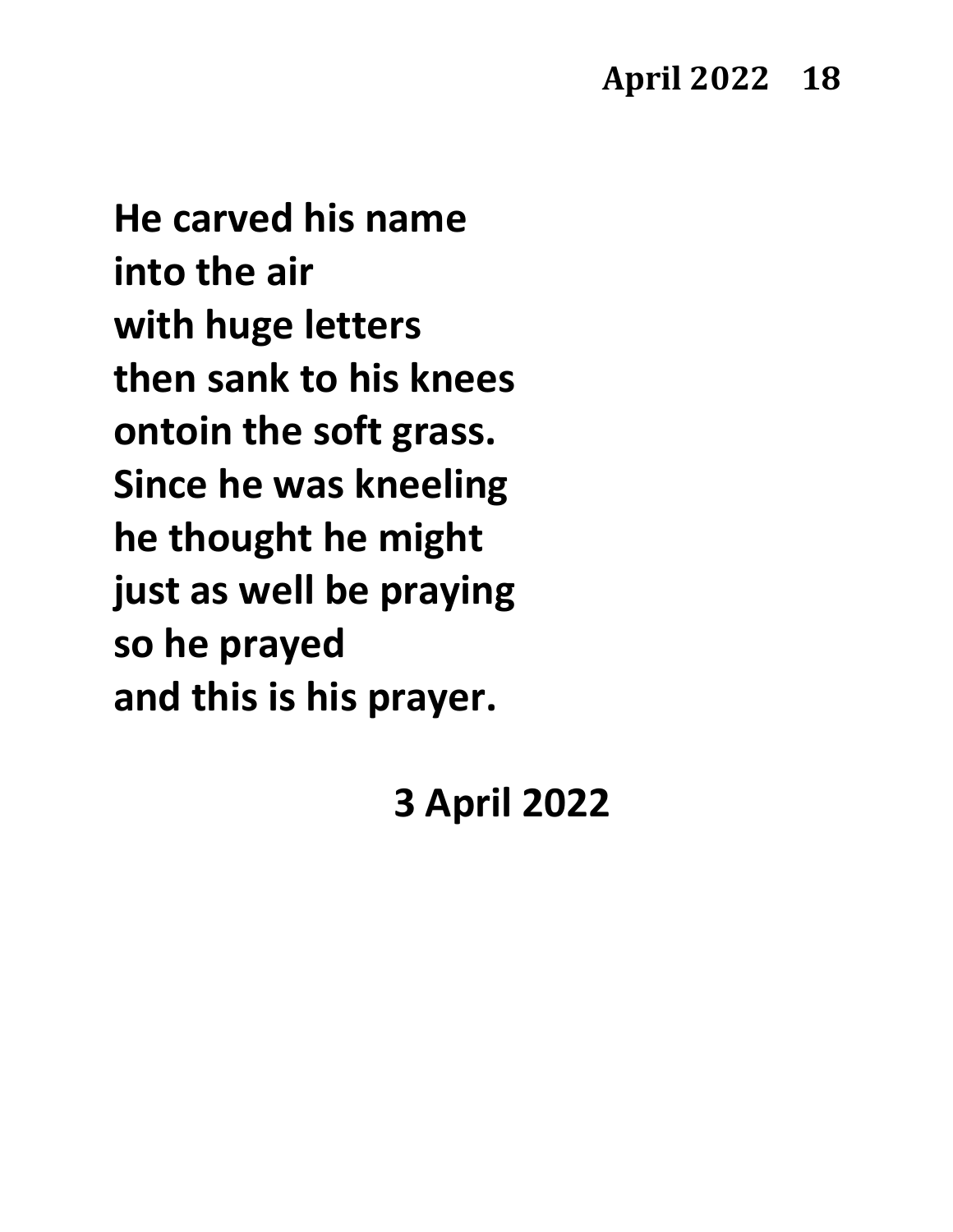**He carved his name**
**into the air**
**with huge letters**
**then sank to his knees**
**ontoin the soft grass.**
**Since he was kneeling**
**he thought he might**
**just as well be praying**
**so he prayed**
**and this is his prayer.**

**3 April 2022**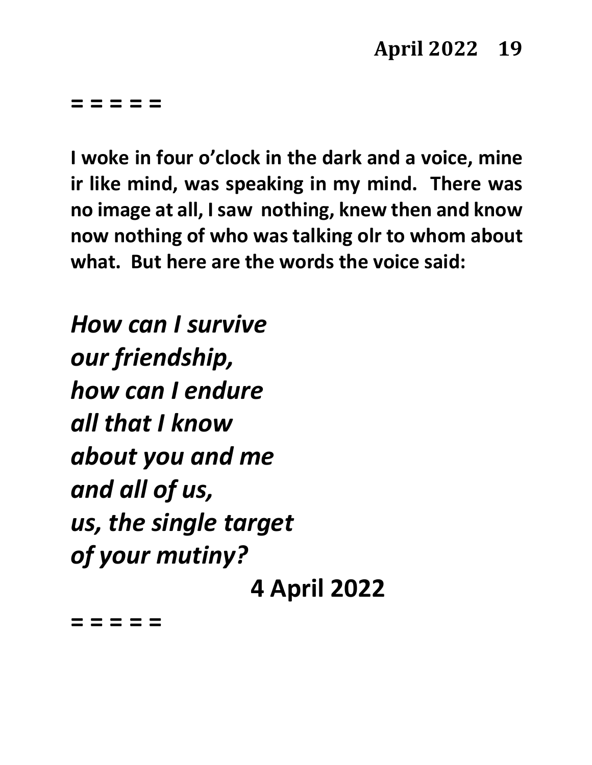= = = = =

**I woke in four o'clock in the dark and a voice, mine ir like mind, was speaking in my mind. There was no image at all, I saw nothing, knew then and know now nothing of who was talking olr to whom about what. But here are the words the voice said:**

***How can I survive***
***our friendship,***
***how can I endure***
***all that I know***
***about you and me***
***and all of us,***
***us, the single target***
***of your mutiny?***

**4 April 2022**

= = = = =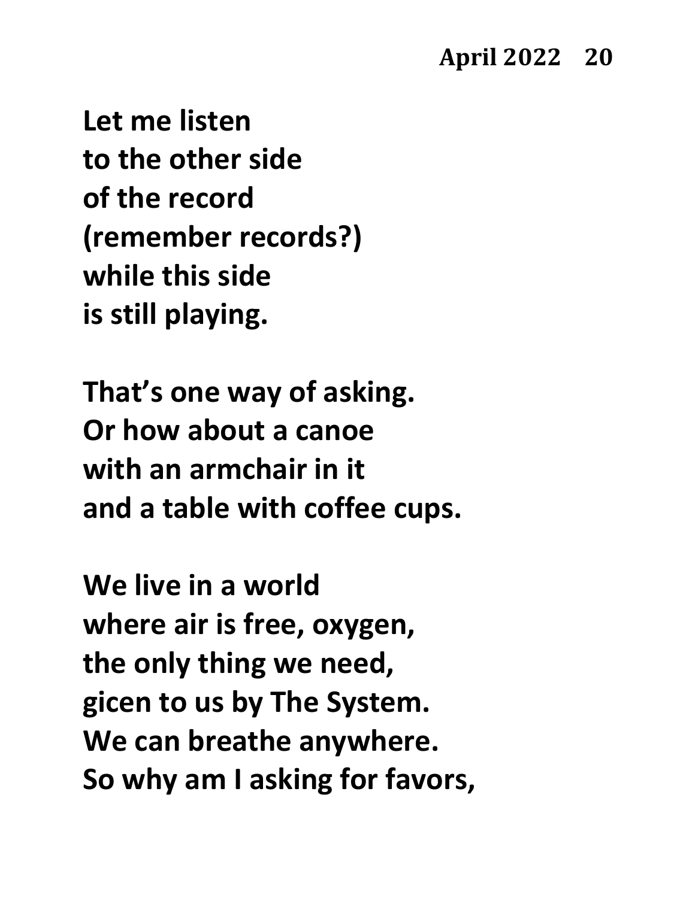**Let me listen**
**to the other side**
**of the record**
**(remember records?)**
**while this side**
**is still playing.**

**That's one way of asking.**
**Or how about a canoe**
**with an armchair in it**
**and a table with coffee cups.**

**We live in a world**
**where air is free, oxygen,**
**the only thing we need,**
**gicen to us by The System.**
**We can breathe anywhere.**
**So why am I asking for favors,**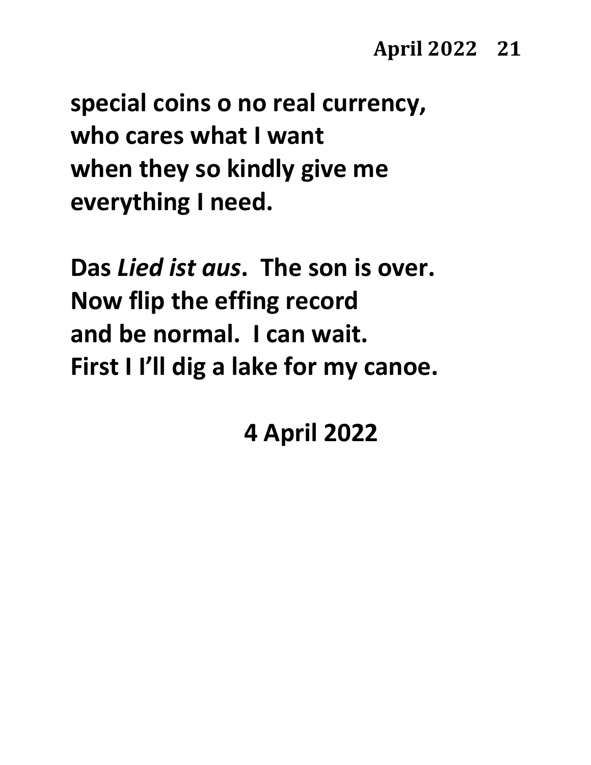**special coins o no real currency,**
**who cares what I want**
**when they so kindly give me**
**everything I need.**

**Das *Lied ist aus*. The son is over.**
**Now flip the effing record**
**and be normal. I can wait.**
**First I I'll dig a lake for my canoe.**

**4 April 2022**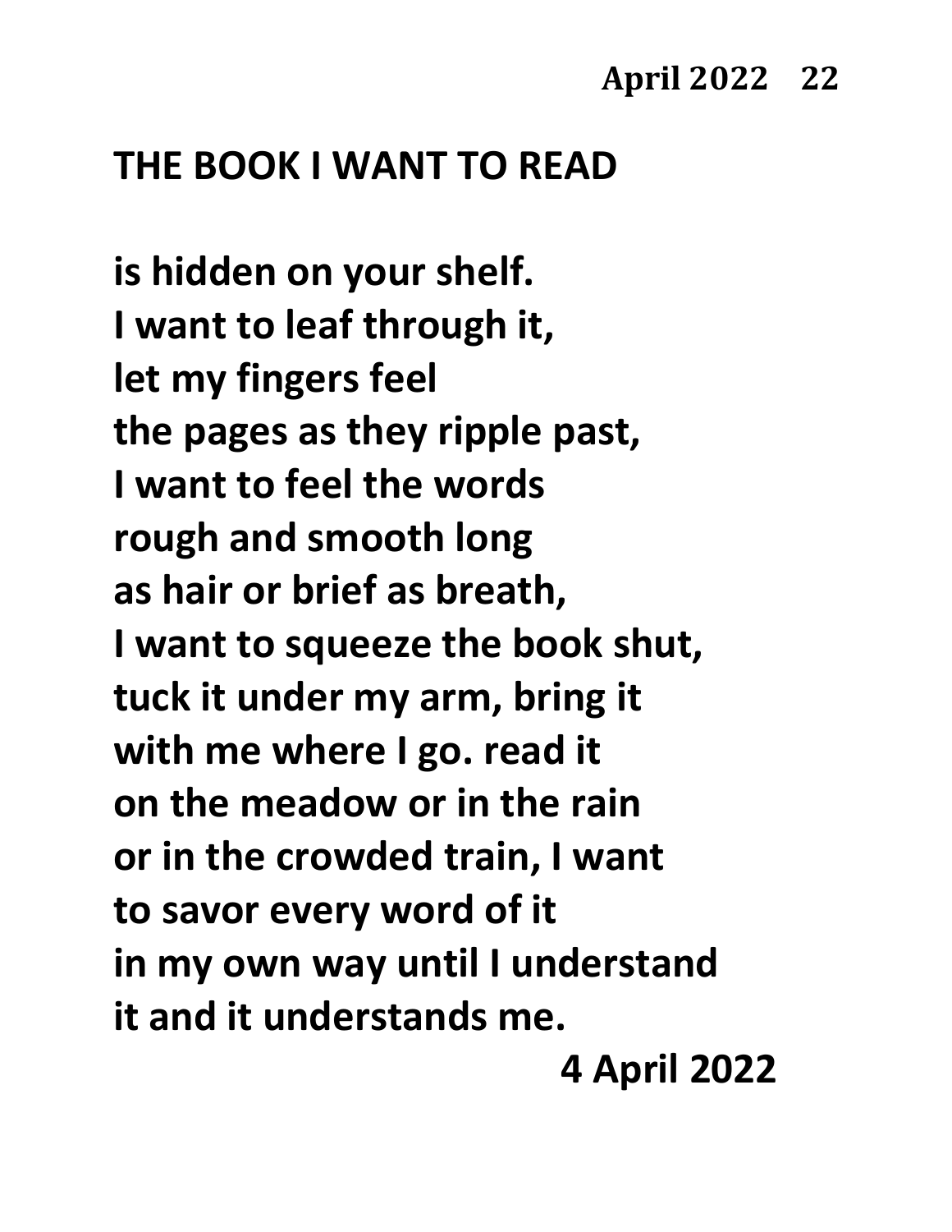## THE BOOK I WANT TO READ

is hidden on your shelf.
I want to leaf through it,
let my fingers feel
the pages as they ripple past,
I want to feel the words
rough and smooth long
as hair or brief as breath,
I want to squeeze the book shut,
tuck it under my arm, bring it
with me where I go. read it
on the meadow or in the rain
or in the crowded train, I want
to savor every word of it
in my own way until I understand
it and it understands me.

4 April 2022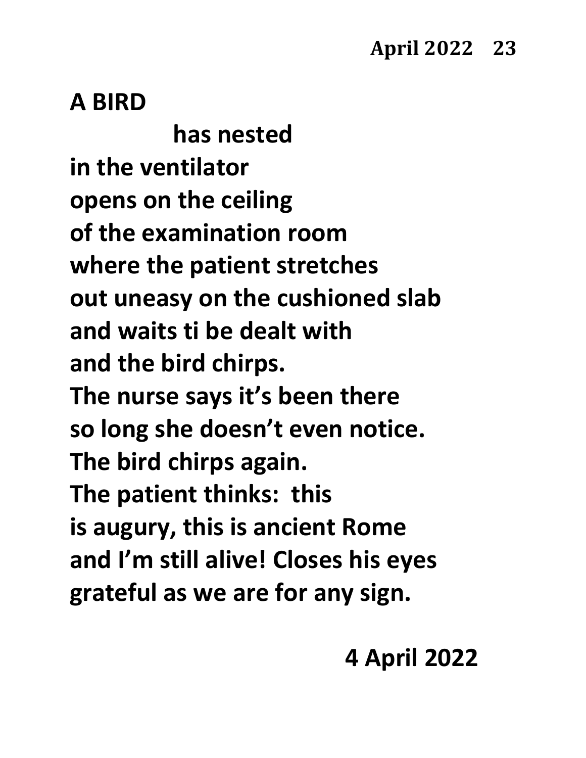**A BIRD**

**has nested**
**in the ventilator**
**opens on the ceiling**
**of the examination room**
**where the patient stretches**
**out uneasy on the cushioned slab**
**and waits ti be dealt with**
**and the bird chirps.**
**The nurse says it's been there**
**so long she doesn't even notice.**
**The bird chirps again.**
**The patient thinks: this**
**is augury, this is ancient Rome**
**and I'm still alive! Closes his eyes**
**grateful as we are for any sign.**

**4 April 2022**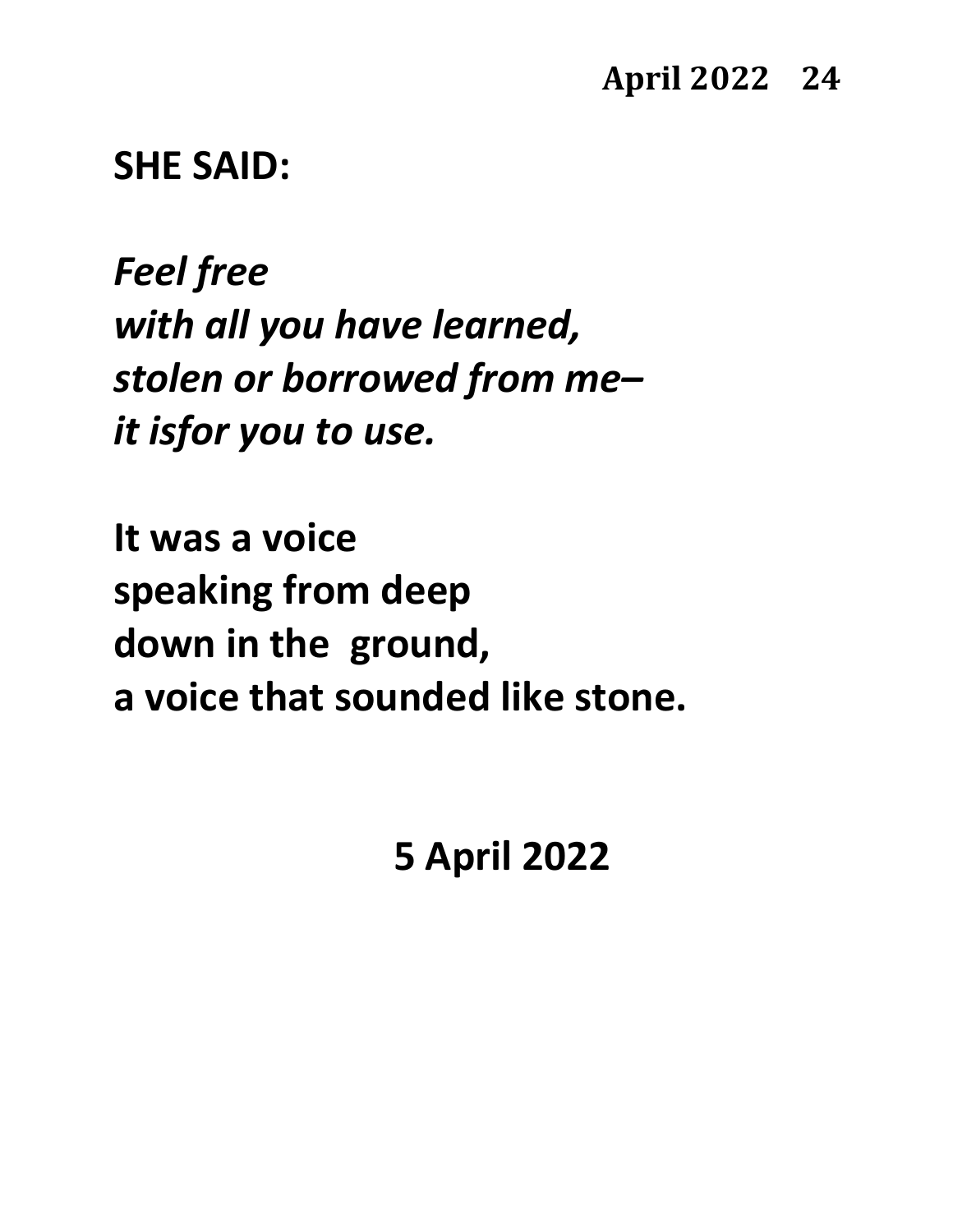## SHE SAID:

*Feel free*
*with all you have learned,*
*stolen or borrowed from me–*
*it isfor you to use.*

**It was a voice**
**speaking from deep**
**down in the  ground,**
**a voice that sounded like stone.**

**5 April 2022**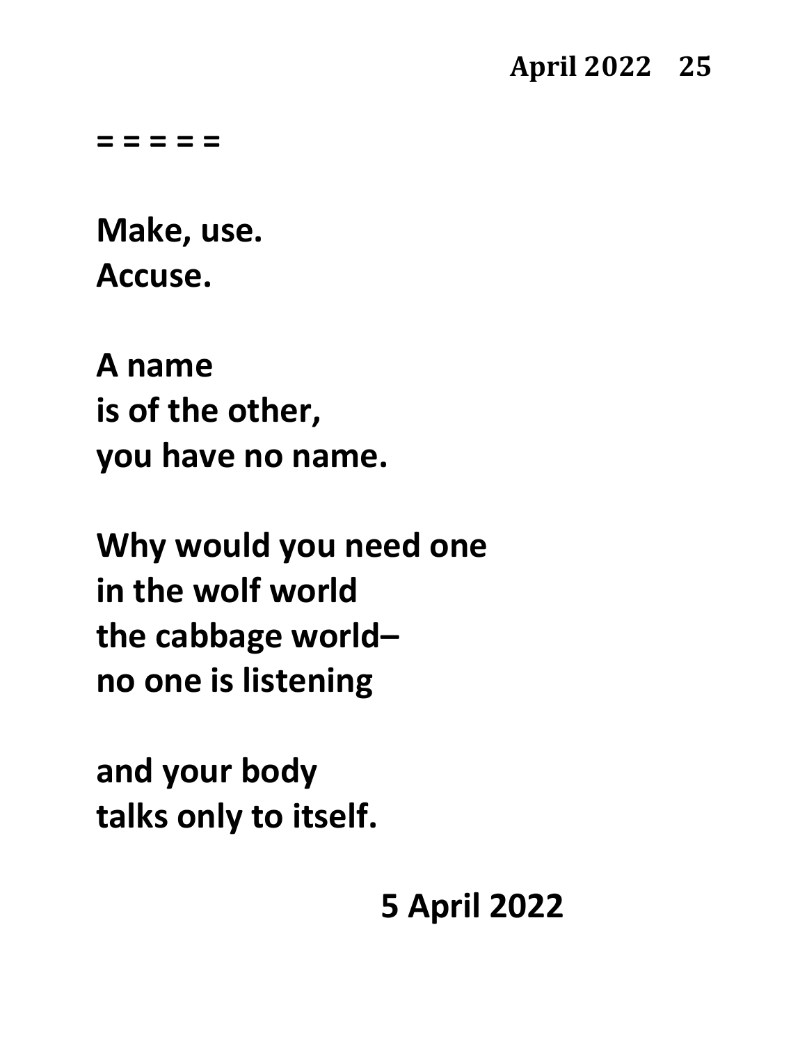= = = = =

**Make, use.**
**Accuse.**

**A name**
**is of the other,**
**you have no name.**

**Why would you need one**
**in the wolf world**
**the cabbage world–**
**no one is listening**

**and your body**
**talks only to itself.**

**5 April 2022**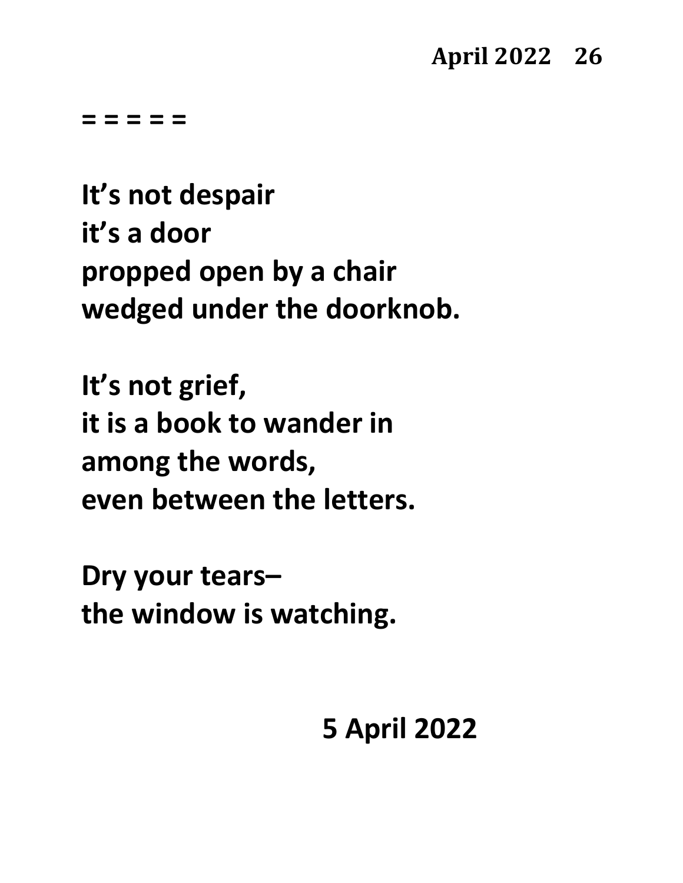= = = = =

It's not despair
it's a door
propped open by a chair
wedged under the doorknob.

It's not grief,
it is a book to wander in
among the words,
even between the letters.

Dry your tears–
the window is watching.

5 April 2022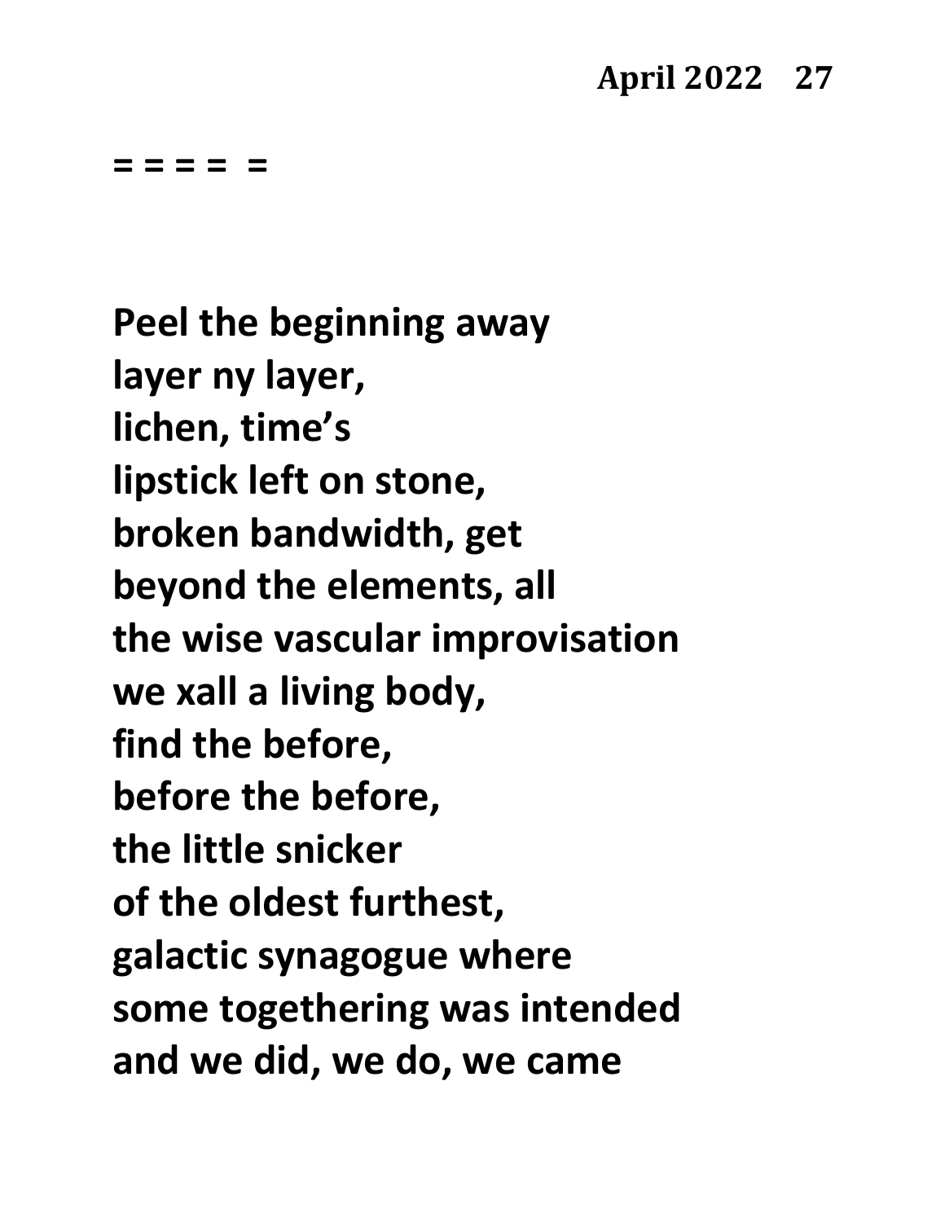**= = = =  =**

**Peel the beginning away**
**layer ny layer,**
**lichen, time's**
**lipstick left on stone,**
**broken bandwidth, get**
**beyond the elements, all**
**the wise vascular improvisation**
**we xall a living body,**
**find the before,**
**before the before,**
**the little snicker**
**of the oldest furthest,**
**galactic synagogue where**
**some togethering was intended**
**and we did, we do, we came**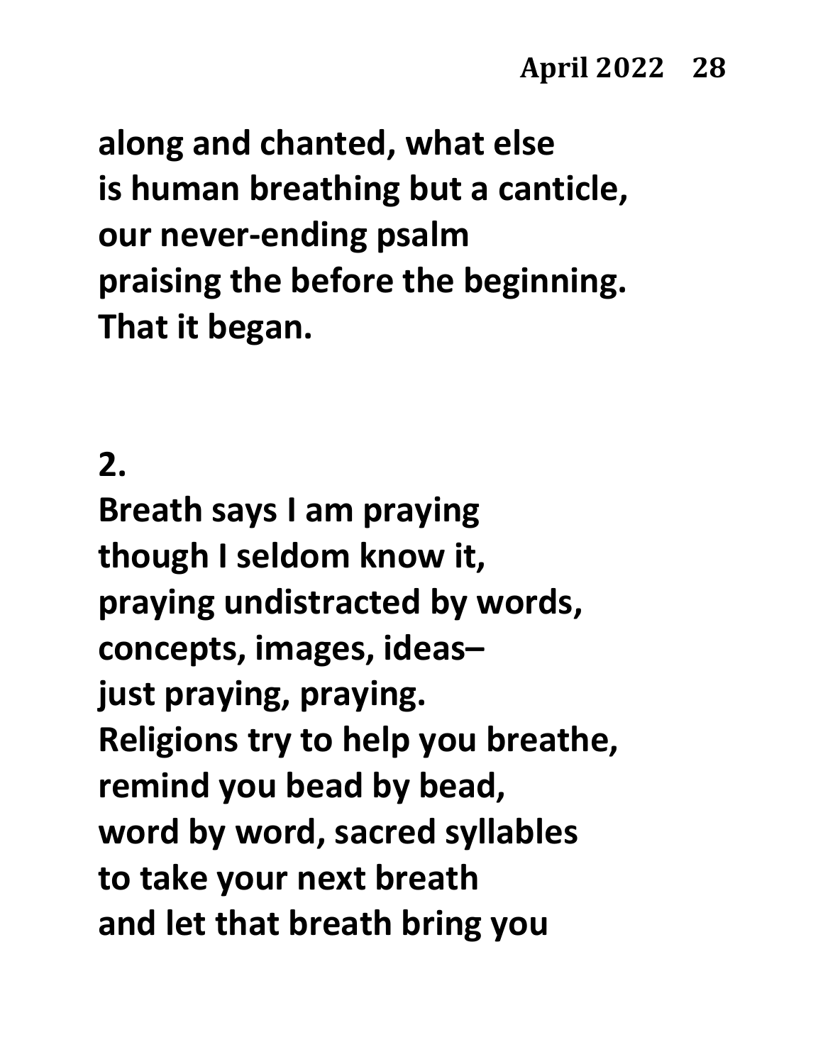along and chanted, what else
is human breathing but a canticle,
our never-ending psalm
praising the before the beginning.
That it began.

2.

Breath says I am praying
though I seldom know it,
praying undistracted by words,
concepts, images, ideas–
just praying, praying.
Religions try to help you breathe,
remind you bead by bead,
word by word, sacred syllables
to take your next breath
and let that breath bring you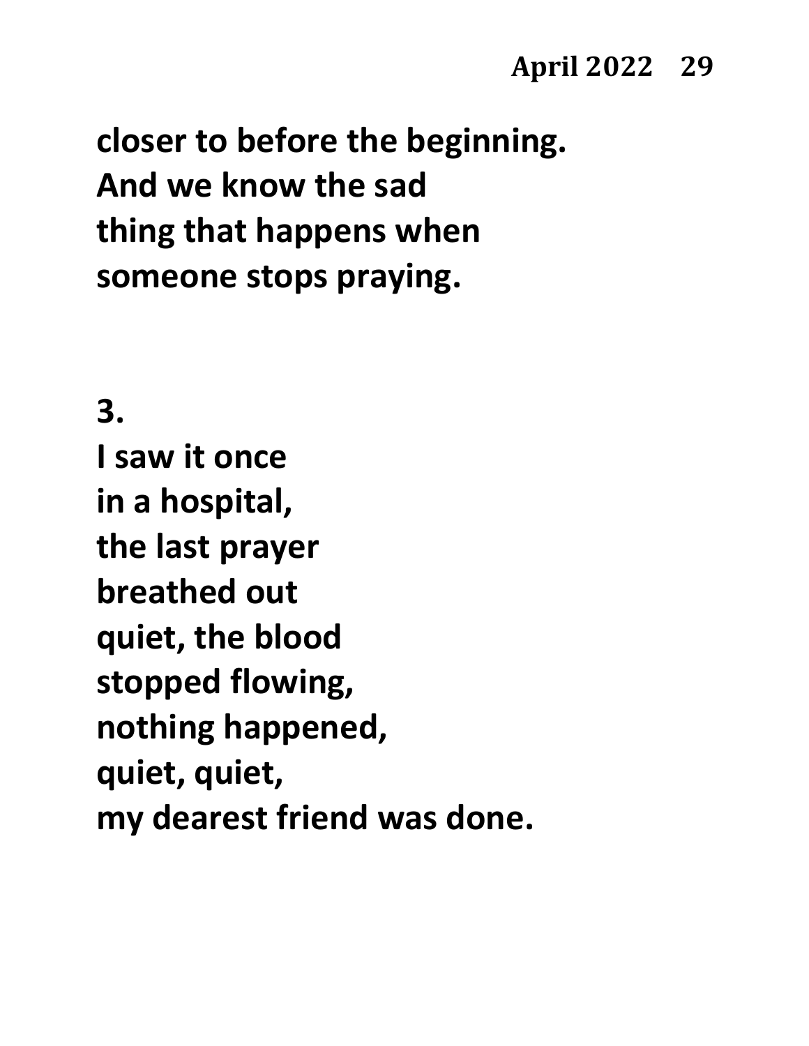**closer to before the beginning.**
**And we know the sad**
**thing that happens when**
**someone stops praying.**

**3.**

**I saw it once**
**in a hospital,**
**the last prayer**
**breathed out**
**quiet, the blood**
**stopped flowing,**
**nothing happened,**
**quiet, quiet,**
**my dearest friend was done.**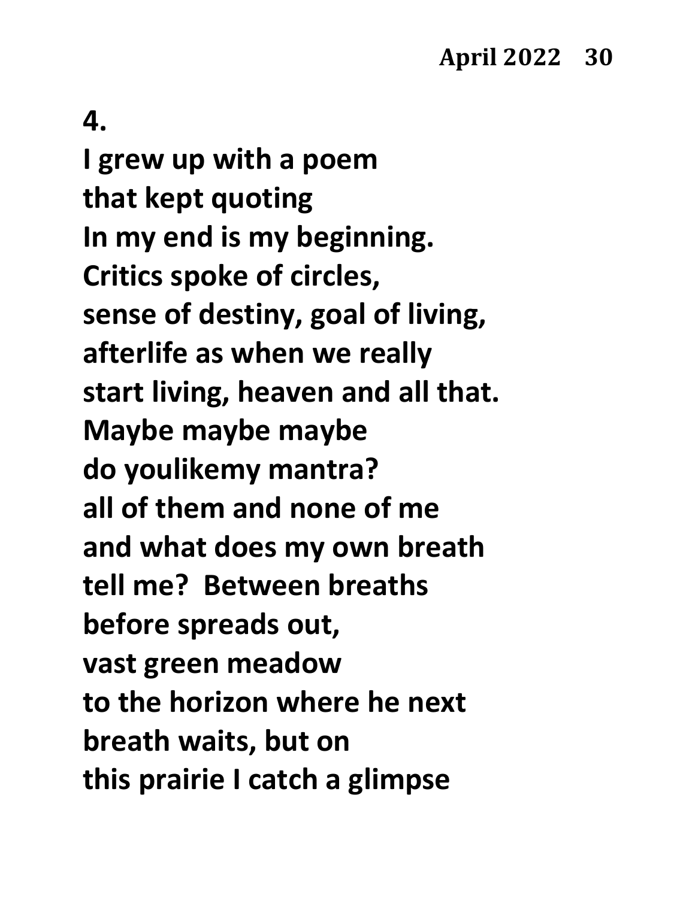**4.**

**I grew up with a poem**
**that kept quoting**
**In my end is my beginning.**
**Critics spoke of circles,**
**sense of destiny, goal of living,**
**afterlife as when we really**
**start living, heaven and all that.**
**Maybe maybe maybe**
**do youlikemy mantra?**
**all of them and none of me**
**and what does my own breath**
**tell me?  Between breaths**
**before spreads out,**
**vast green meadow**
**to the horizon where he next**
**breath waits, but on**
**this prairie I catch a glimpse**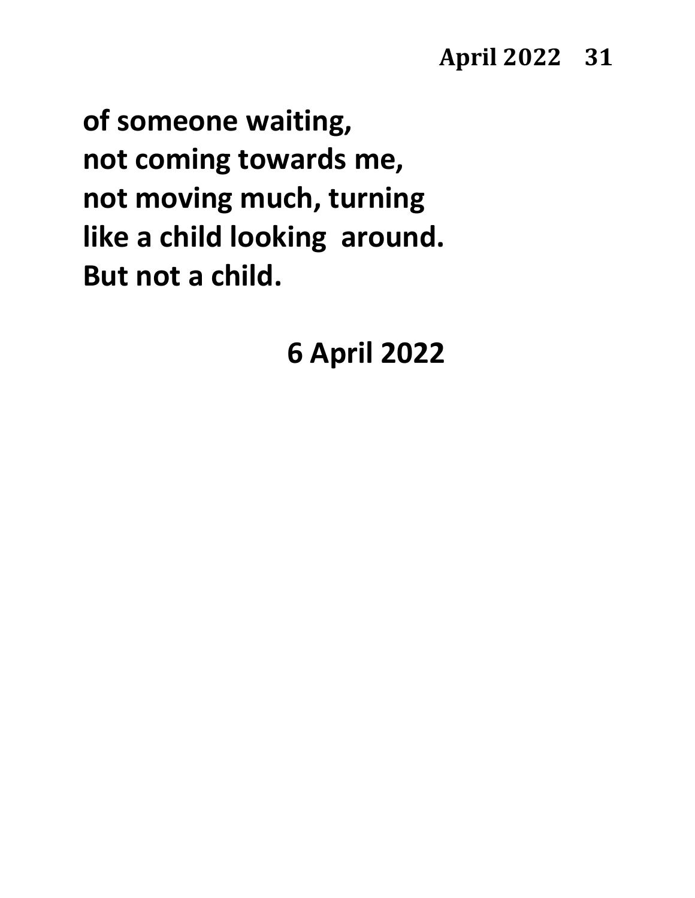**of someone waiting,**
**not coming towards me,**
**not moving much, turning**
**like a child looking around.**
**But not a child.**

**6 April 2022**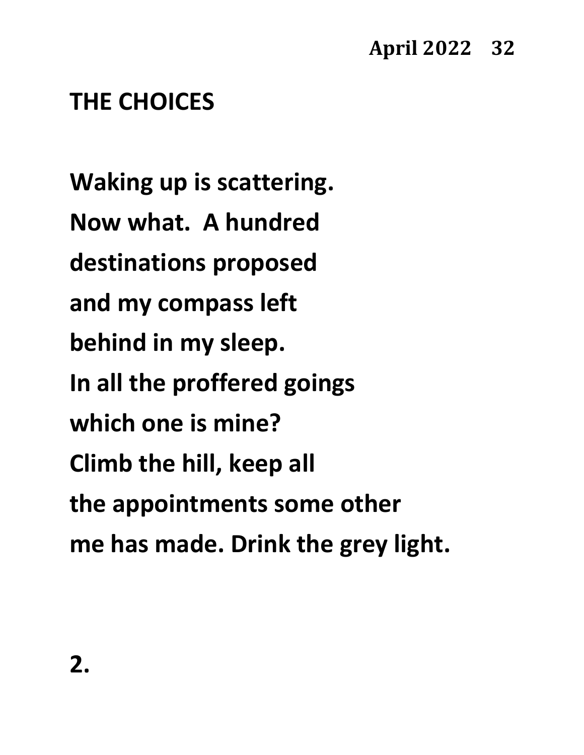## THE CHOICES

**Waking up is scattering.**
**Now what.  A hundred**
**destinations proposed**
**and my compass left**
**behind in my sleep.**
**In all the proffered goings**
**which one is mine?**
**Climb the hill, keep all**
**the appointments some other**
**me has made. Drink the grey light.**

**2.**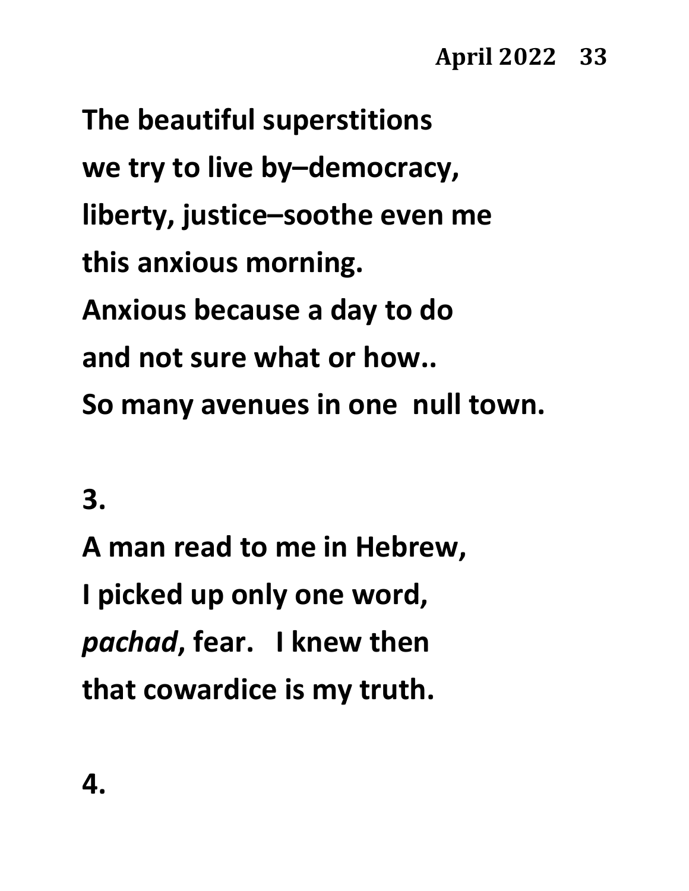**The beautiful superstitions**
**we try to live by–democracy,**
**liberty, justice–soothe even me**
**this anxious morning.**
**Anxious because a day to do**
**and not sure what or how..**
**So many avenues in one  null town.**

**3.**

**A man read to me in Hebrew,**
**I picked up only one word,**
***pachad*, fear.   I knew then**
**that cowardice is my truth.**

**4.**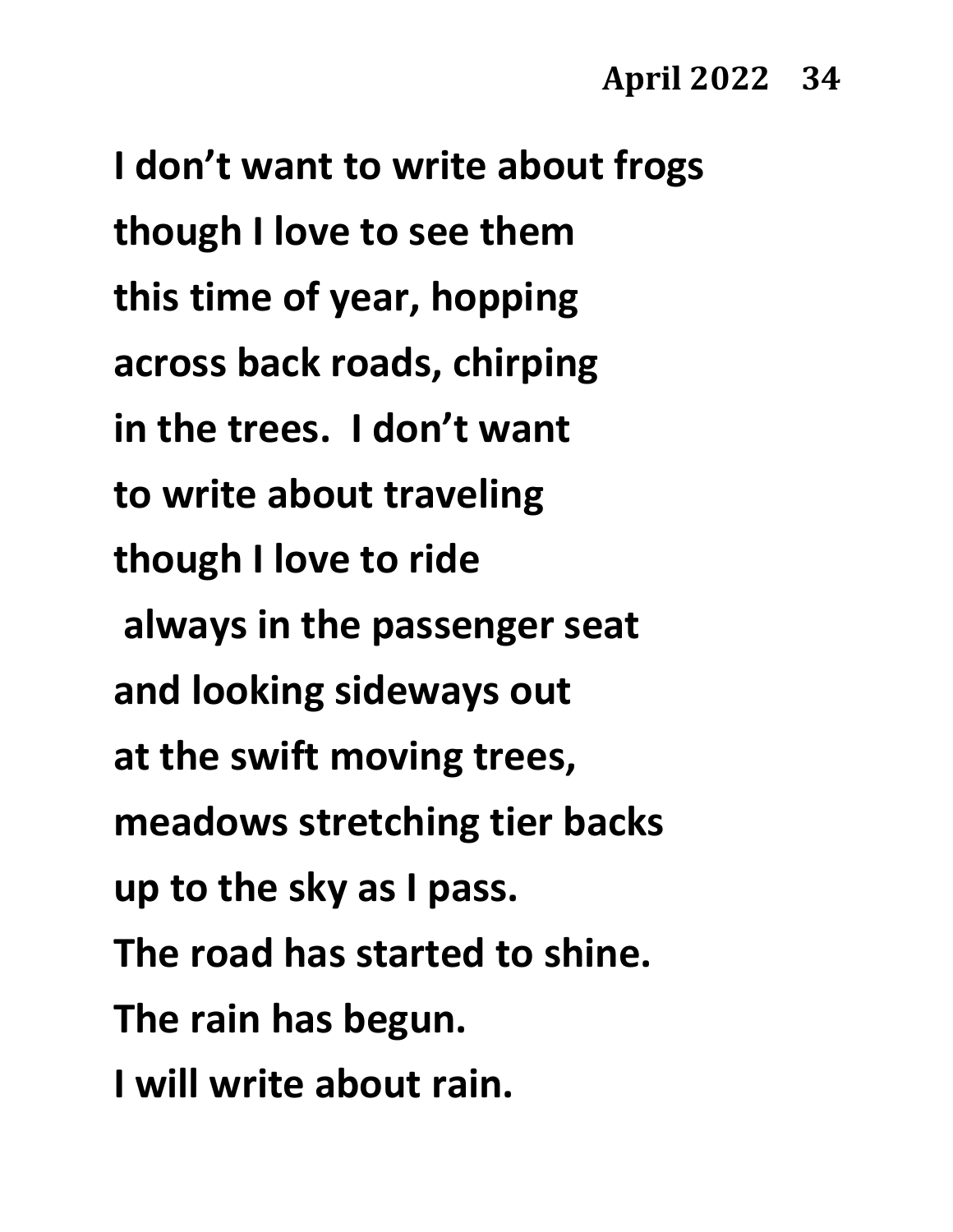**I don't want to write about frogs**
**though I love to see them**
**this time of year, hopping**
**across back roads, chirping**
**in the trees.  I don't want**
**to write about traveling**
**though I love to ride**
**always in the passenger seat**
**and looking sideways out**
**at the swift moving trees,**
**meadows stretching tier backs**
**up to the sky as I pass.**
**The road has started to shine.**
**The rain has begun.**
**I will write about rain.**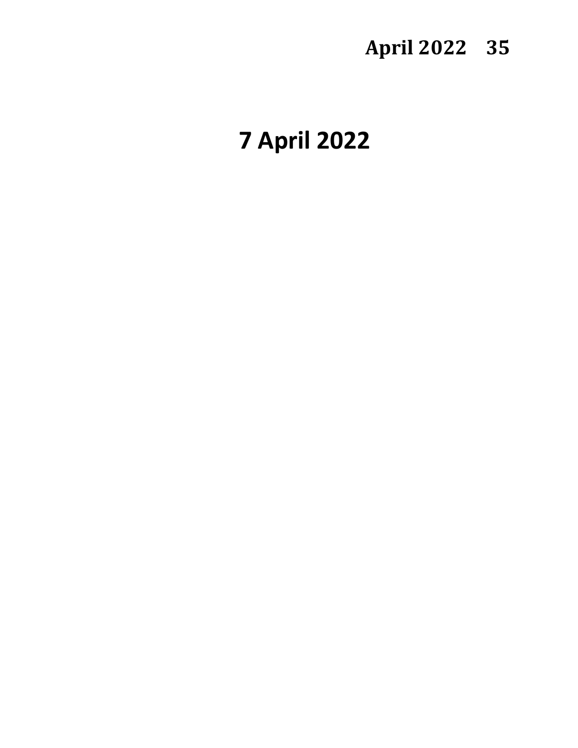# 7 April 2022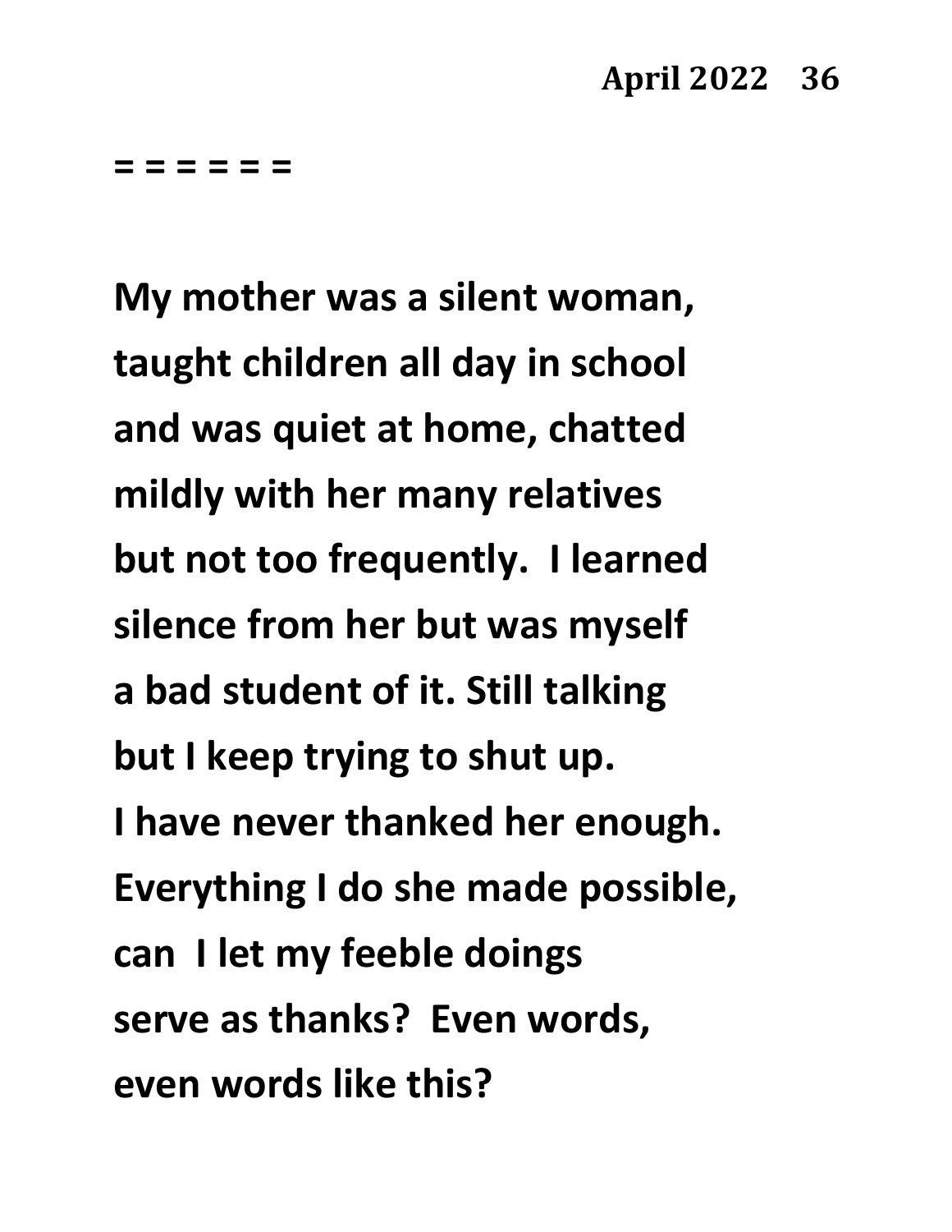= = = = = =

**My mother was a silent woman,**
**taught children all day in school**
**and was quiet at home, chatted**
**mildly with her many relatives**
**but not too frequently. I learned**
**silence from her but was myself**
**a bad student of it. Still talking**
**but I keep trying to shut up.**
**I have never thanked her enough.**
**Everything I do she made possible,**
**can I let my feeble doings**
**serve as thanks? Even words,**
**even words like this?**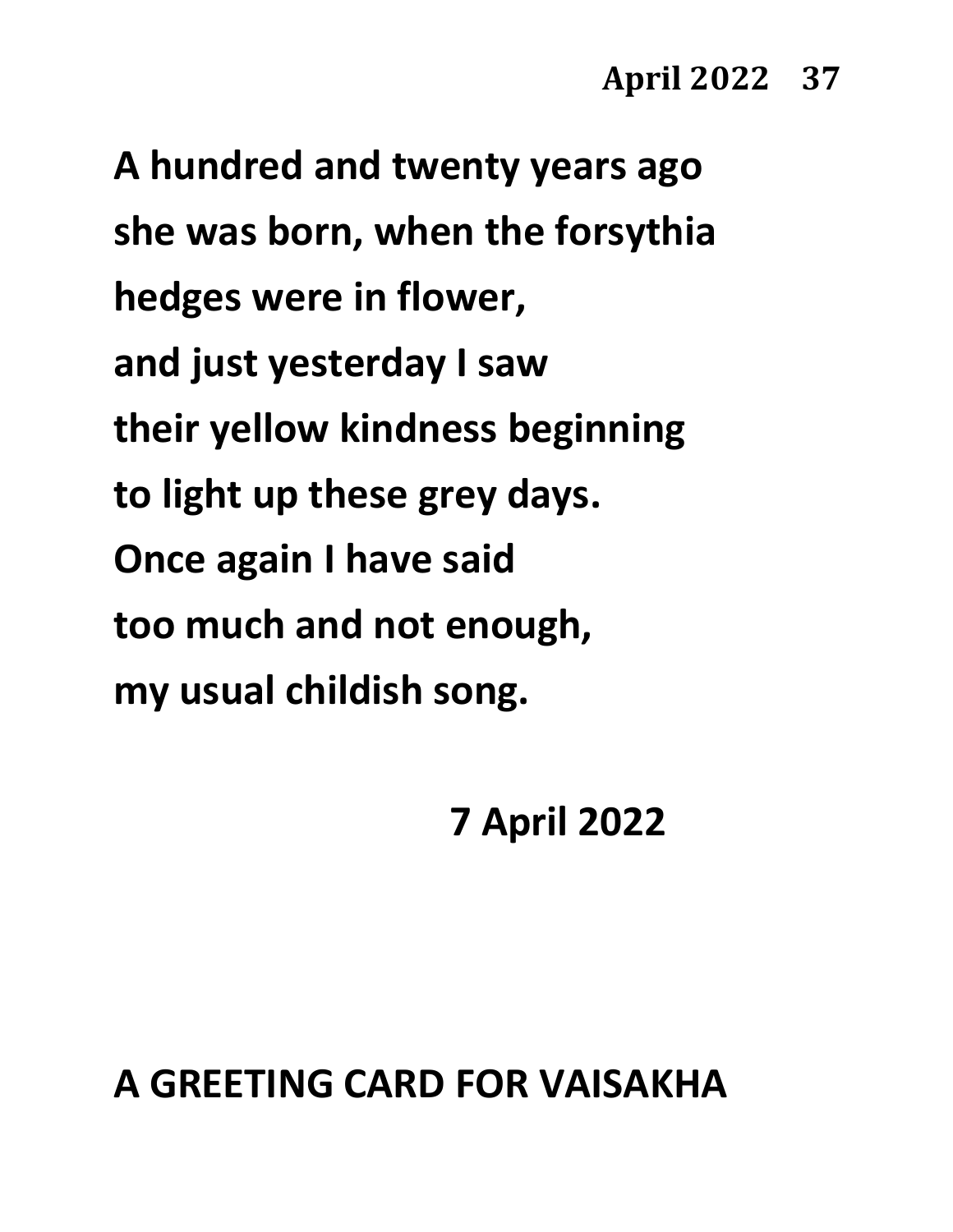**A hundred and twenty years ago**
**she was born, when the forsythia**
**hedges were in flower,**
**and just yesterday I saw**
**their yellow kindness beginning**
**to light up these grey days.**
**Once again I have said**
**too much and not enough,**
**my usual childish song.**

**7 April 2022**

## A GREETING CARD FOR VAISAKHA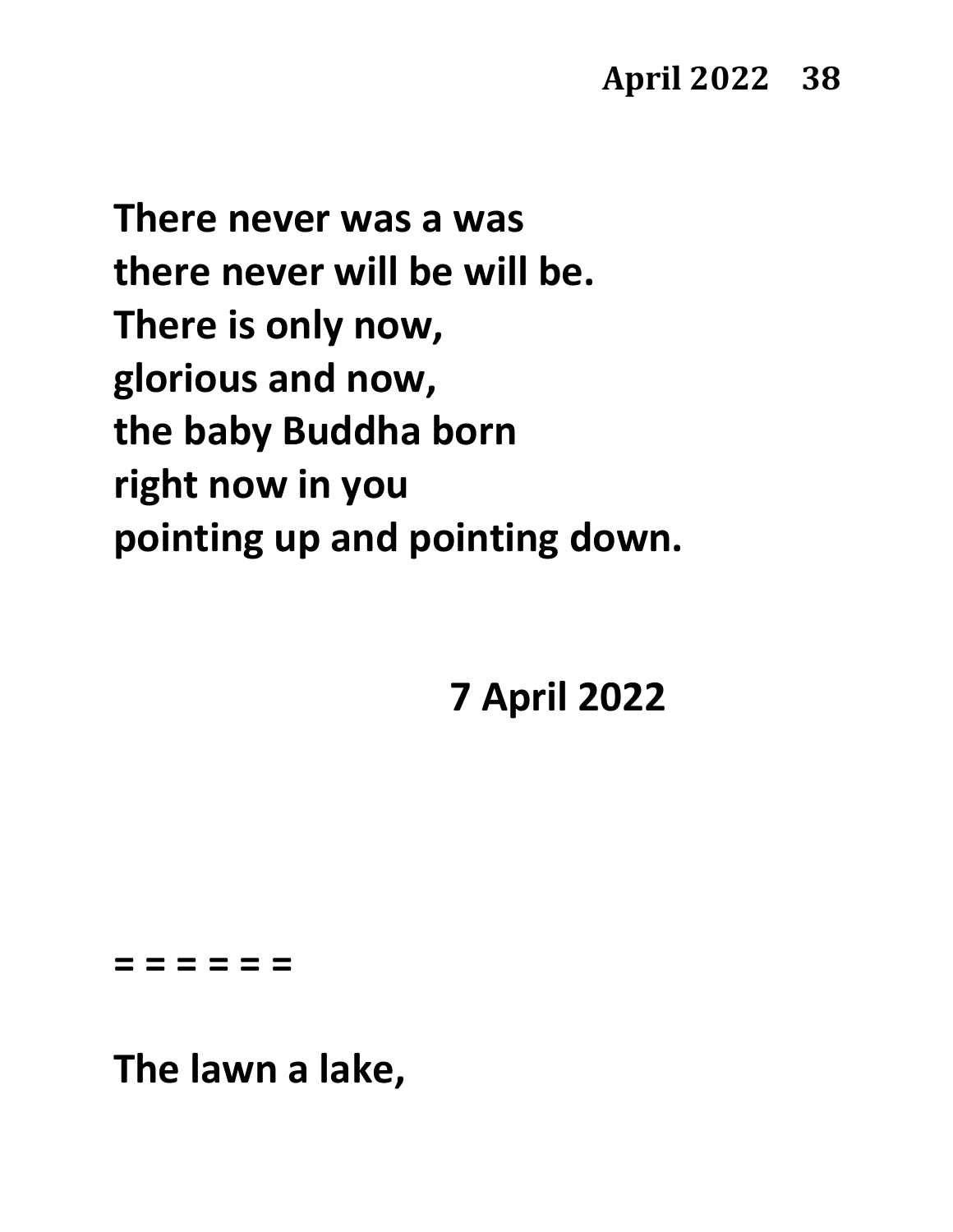**There never was a was**
**there never will be will be.**
**There is only now,**
**glorious and now,**
**the baby Buddha born**
**right now in you**
**pointing up and pointing down.**

**7 April 2022**

**= = = = = =**

**The lawn a lake,**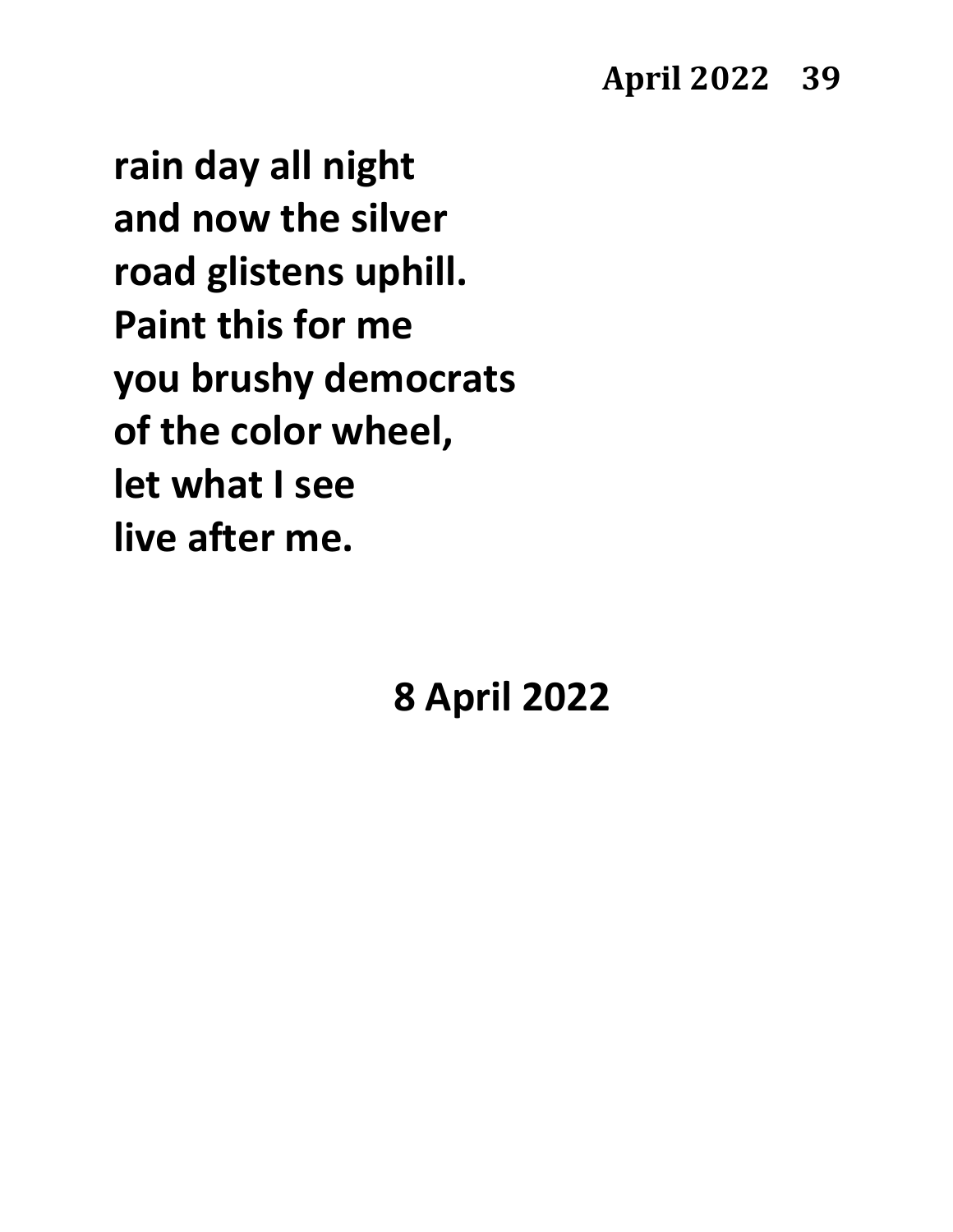**rain day all night**
**and now the silver**
**road glistens uphill.**
**Paint this for me**
**you brushy democrats**
**of the color wheel,**
**let what I see**
**live after me.**

**8 April 2022**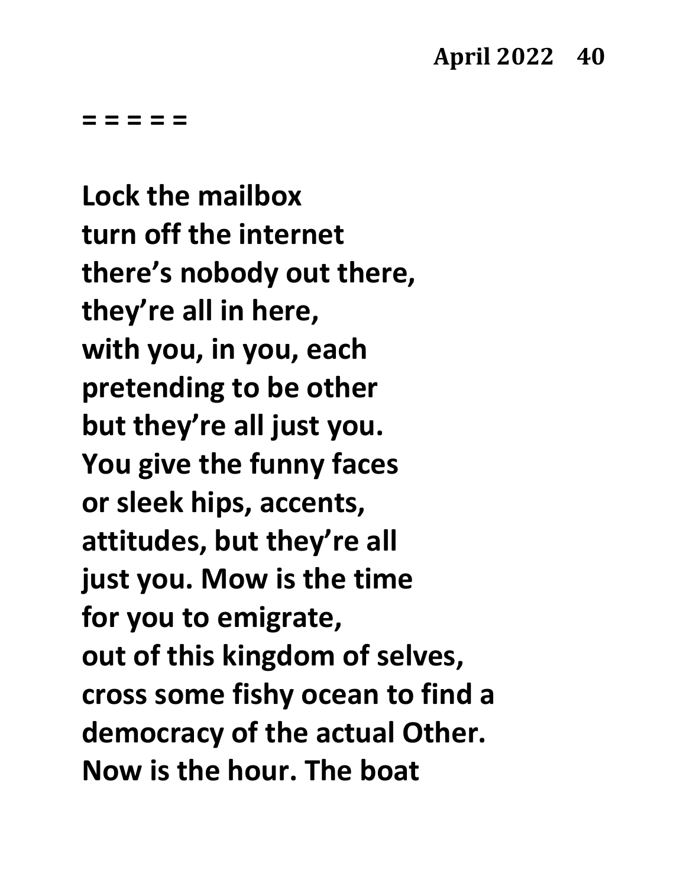= = = = =

**Lock the mailbox**
**turn off the internet**
**there's nobody out there,**
**they're all in here,**
**with you, in you, each**
**pretending to be other**
**but they're all just you.**
**You give the funny faces**
**or sleek hips, accents,**
**attitudes, but they're all**
**just you. Mow is the time**
**for you to emigrate,**
**out of this kingdom of selves,**
**cross some fishy ocean to find a**
**democracy of the actual Other.**
**Now is the hour. The boat**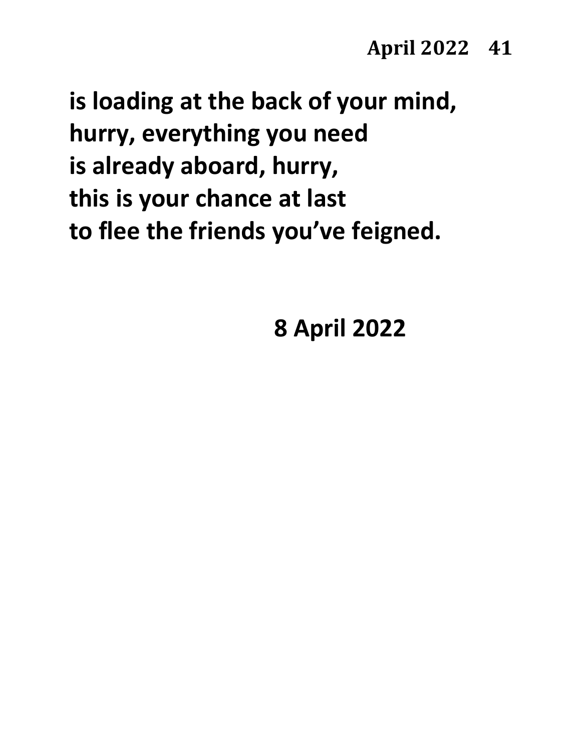**is loading at the back of your mind,**
**hurry, everything you need**
**is already aboard, hurry,**
**this is your chance at last**
**to flee the friends you've feigned.**

**8 April 2022**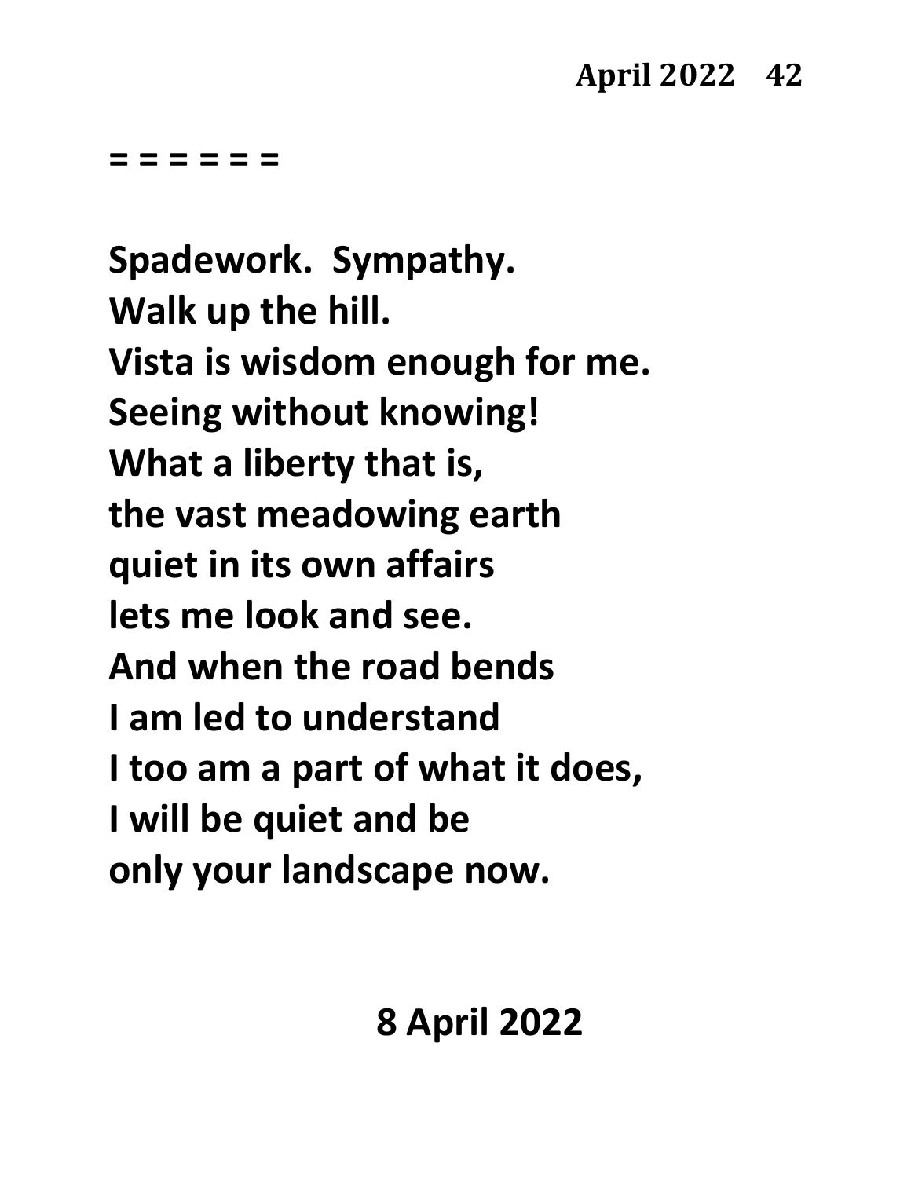= = = = = =

**Spadework. Sympathy.**
**Walk up the hill.**
**Vista is wisdom enough for me.**
**Seeing without knowing!**
**What a liberty that is,**
**the vast meadowing earth**
**quiet in its own affairs**
**lets me look and see.**
**And when the road bends**
**I am led to understand**
**I too am a part of what it does,**
**I will be quiet and be**
**only your landscape now.**

**8 April 2022**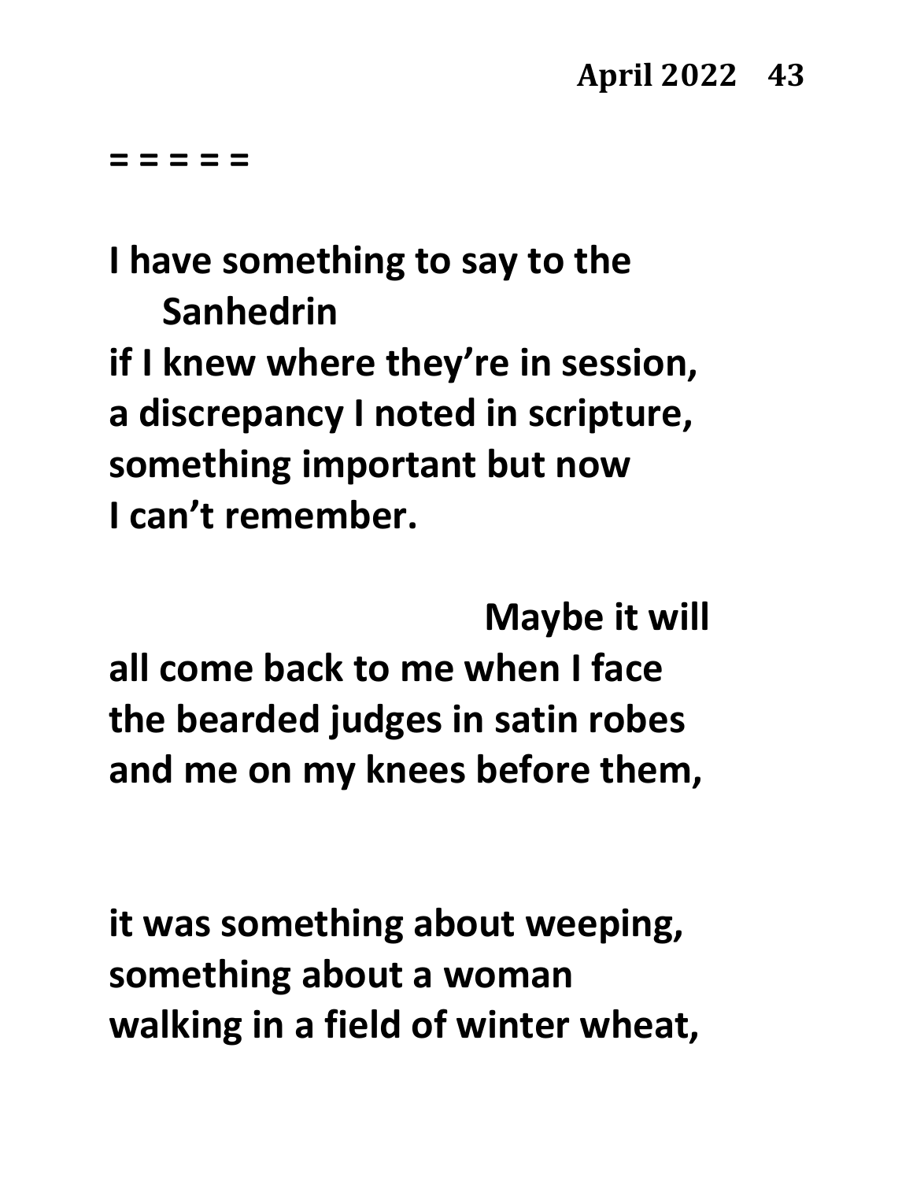= = = = =

**I have something to say to the**
**Sanhedrin**
**if I knew where they're in session,**
**a discrepancy I noted in scripture,**
**something important but now**
**I can't remember.**

**Maybe it will**
**all come back to me when I face**
**the bearded judges in satin robes**
**and me on my knees before them,**

**it was something about weeping,**
**something about a woman**
**walking in a field of winter wheat,**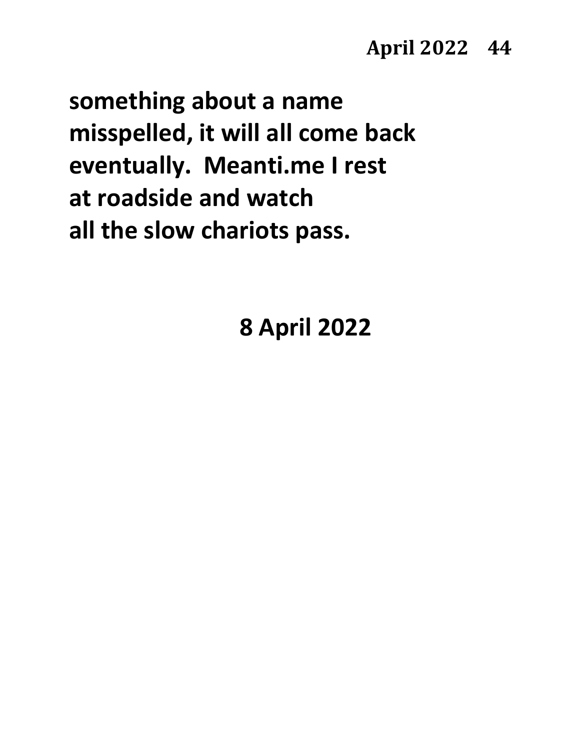**something about a name**
**misspelled, it will all come back**
**eventually.  Meanti.me I rest**
**at roadside and watch**
**all the slow chariots pass.**

**8 April 2022**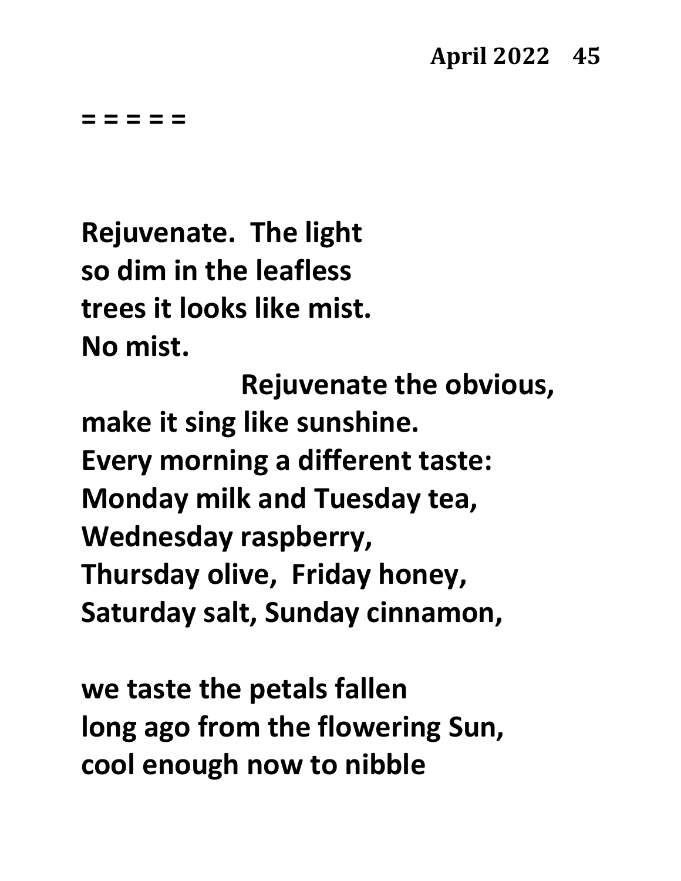= = = = =

Rejuvenate.  The light  
so dim in the leafless  
trees it looks like mist.  
No mist.  
                    Rejuvenate the obvious,  
make it sing like sunshine.  
Every morning a different taste:  
Monday milk and Tuesday tea,  
Wednesday raspberry,  
Thursday olive,  Friday honey,  
Saturday salt, Sunday cinnamon,

we taste the petals fallen  
long ago from the flowering Sun,  
cool enough now to nibble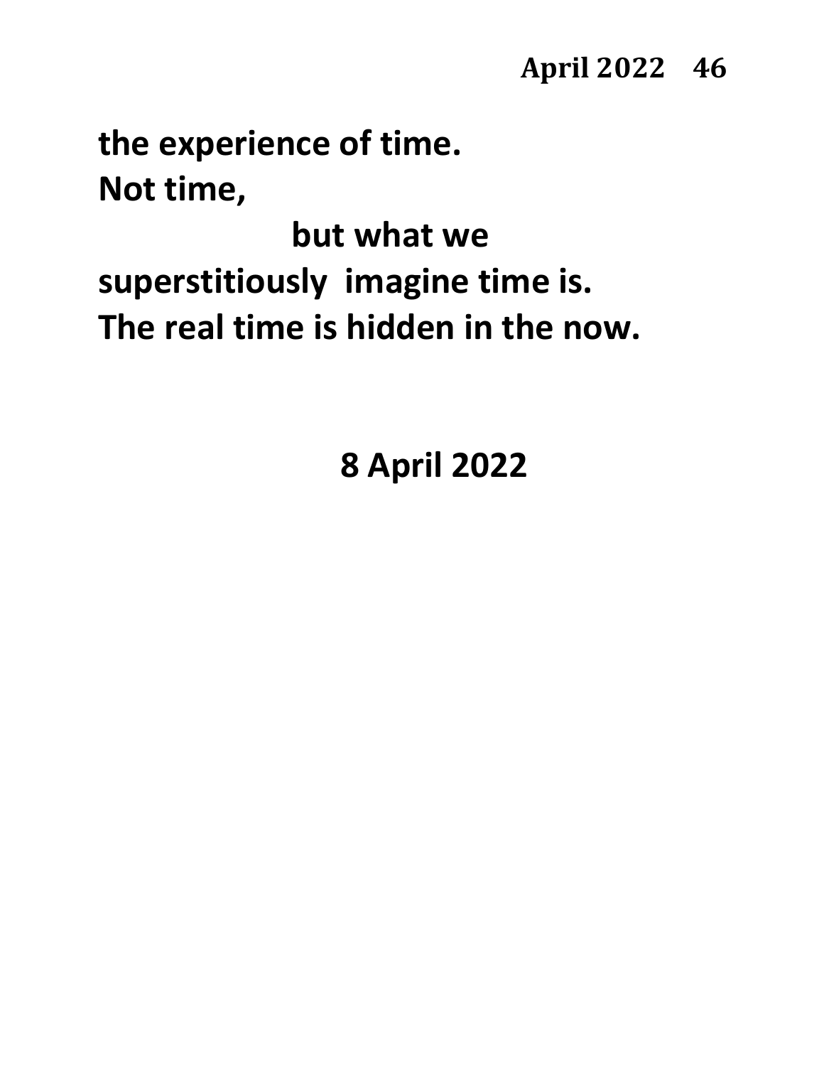**the experience of time.**
**Not time,**
**but what we**
**superstitiously imagine time is.**
**The real time is hidden in the now.**

**8 April 2022**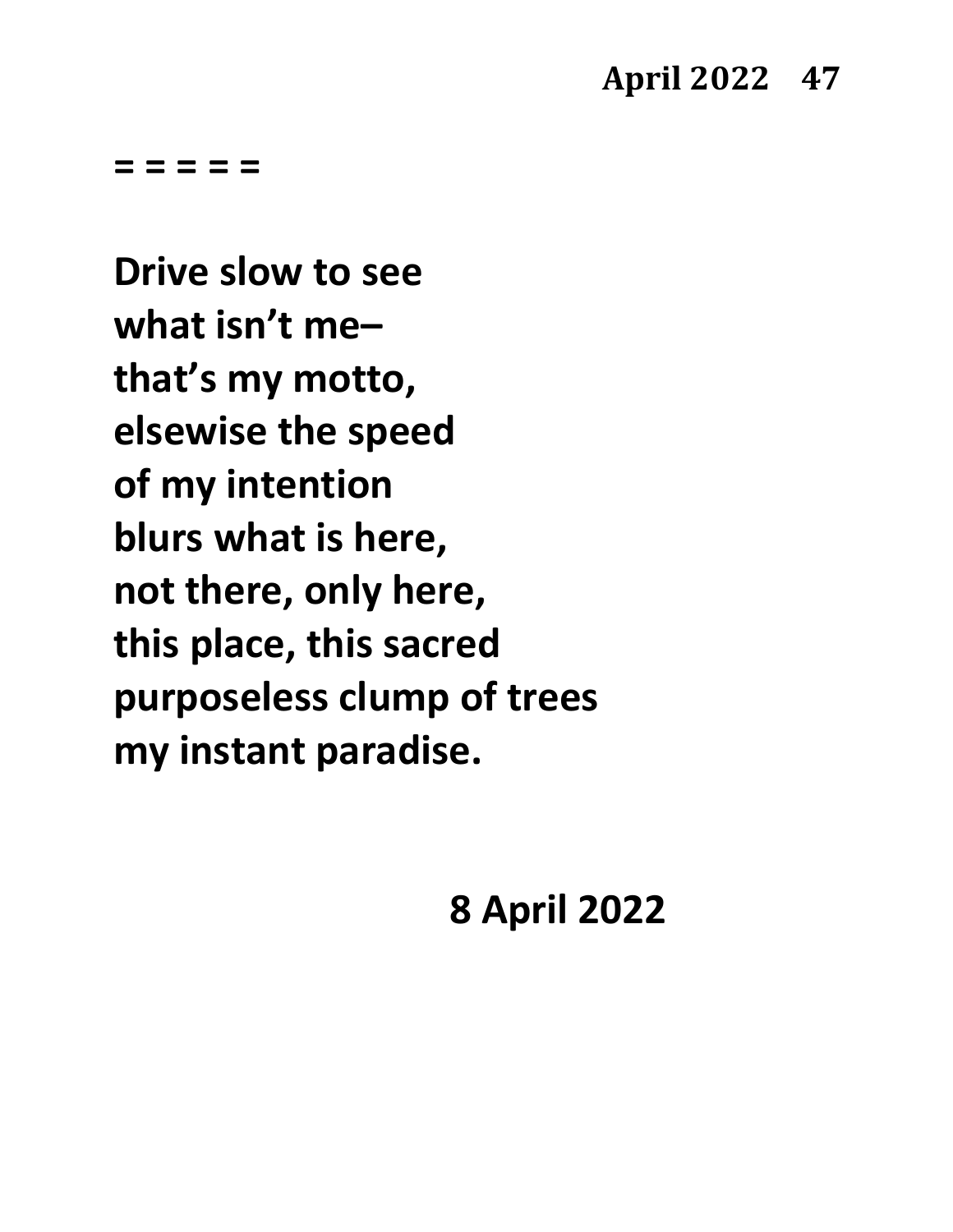= = = = =

Drive slow to see  
what isn't me–  
that's my motto,  
elsewise the speed  
of my intention  
blurs what is here,  
not there, only here,  
this place, this sacred  
purposeless clump of trees  
my instant paradise.

8 April 2022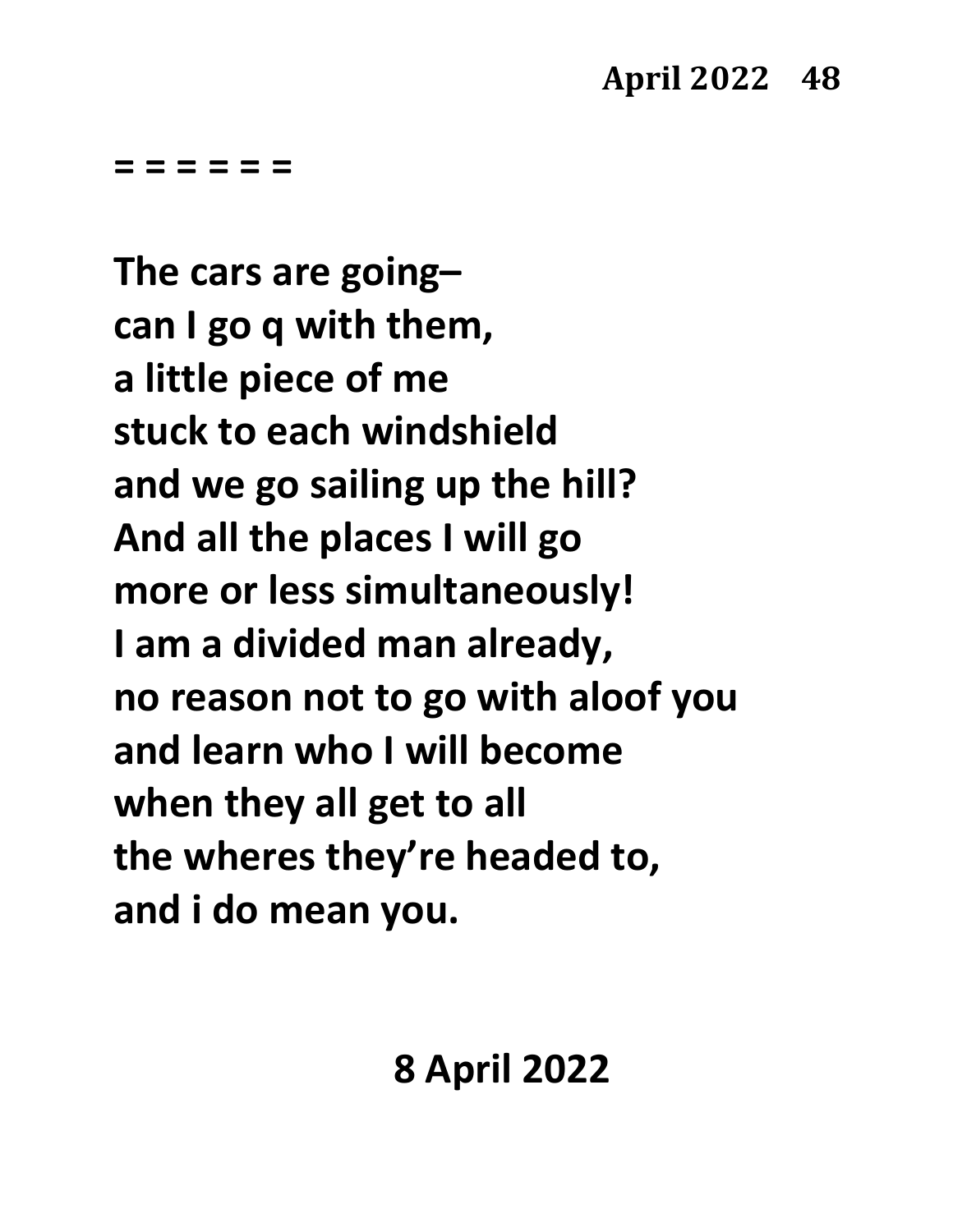= = = = = =

**The cars are going–**
**can I go q with them,**
**a little piece of me**
**stuck to each windshield**
**and we go sailing up the hill?**
**And all the places I will go**
**more or less simultaneously!**
**I am a divided man already,**
**no reason not to go with aloof you**
**and learn who I will become**
**when they all get to all**
**the wheres they're headed to,**
**and i do mean you.**

**8 April 2022**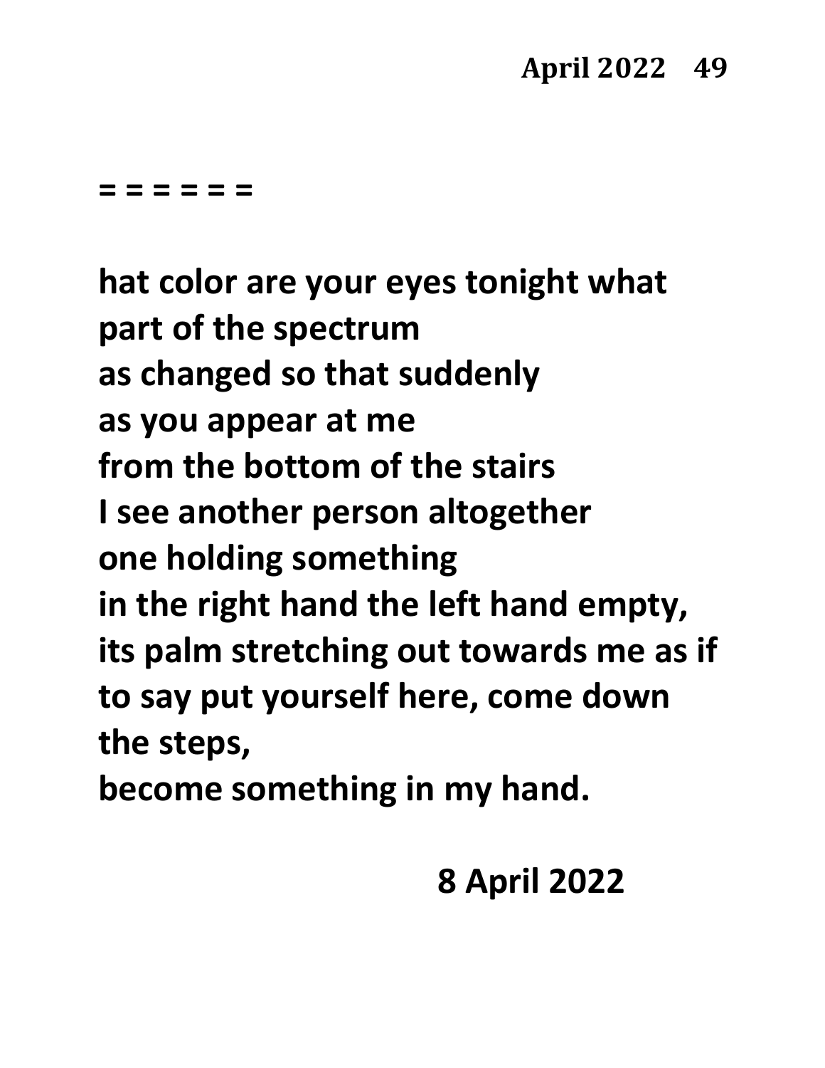= = = = = =

**hat color are your eyes tonight what**
**part of the spectrum**
**as changed so that suddenly**
**as you appear at me**
**from the bottom of the stairs**
**I see another person altogether**
**one holding something**
**in the right hand the left hand empty,**
**its palm stretching out towards me as if**
**to say put yourself here, come down**
**the steps,**
**become something in my hand.**

**8 April 2022**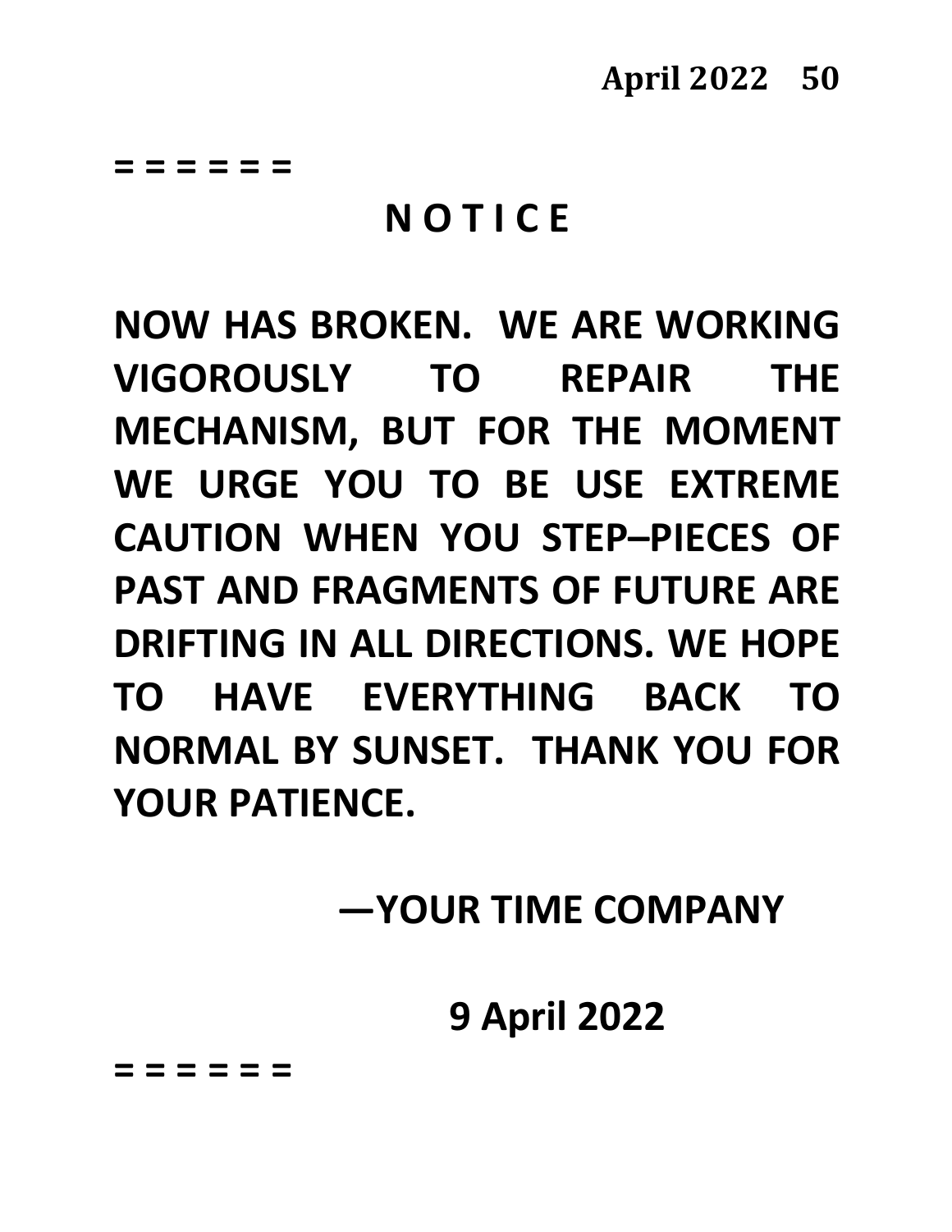= = = = = =

**N O T I C E**

**NOW HAS BROKEN. WE ARE WORKING VIGOROUSLY TO REPAIR THE MECHANISM, BUT FOR THE MOMENT WE URGE YOU TO BE USE EXTREME CAUTION WHEN YOU STEP–PIECES OF PAST AND FRAGMENTS OF FUTURE ARE DRIFTING IN ALL DIRECTIONS. WE HOPE TO HAVE EVERYTHING BACK TO NORMAL BY SUNSET. THANK YOU FOR YOUR PATIENCE.**

**—YOUR TIME COMPANY**

**9 April 2022**

= = = = = =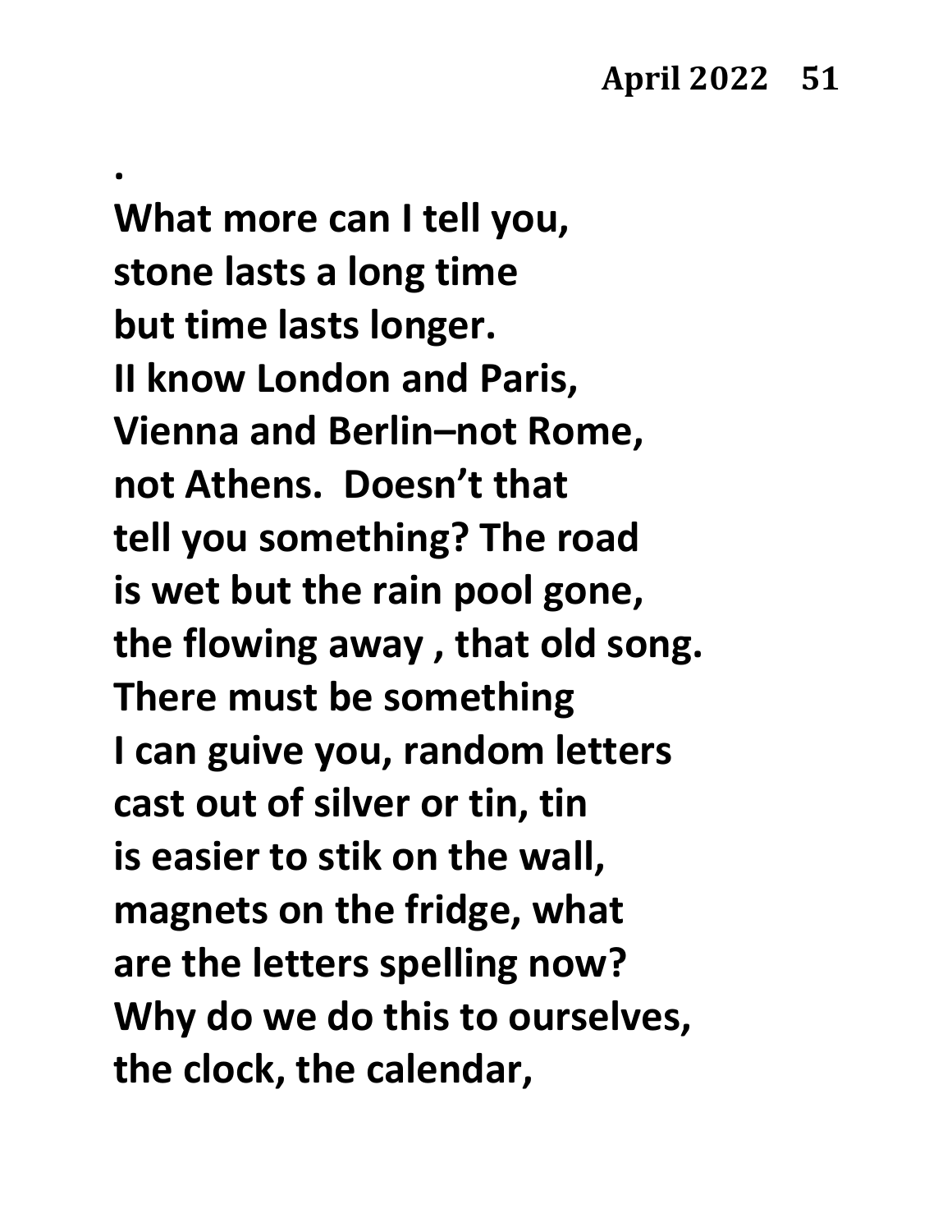.

**What more can I tell you,**
**stone lasts a long time**
**but time lasts longer.**
**II know London and Paris,**
**Vienna and Berlin–not Rome,**
**not Athens.  Doesn't that**
**tell you something? The road**
**is wet but the rain pool gone,**
**the flowing away , that old song.**
**There must be something**
**I can guive you, random letters**
**cast out of silver or tin, tin**
**is easier to stik on the wall,**
**magnets on the fridge, what**
**are the letters spelling now?**
**Why do we do this to ourselves,**
**the clock, the calendar,**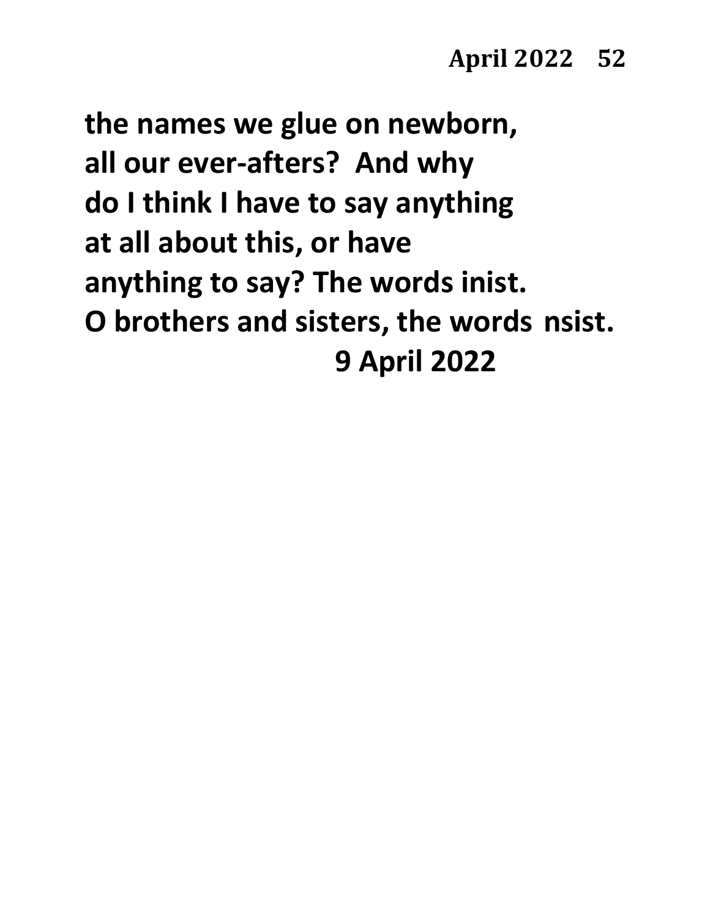the names we glue on newborn,
all our ever-afters? And why
do I think I have to say anything
at all about this, or have
anything to say? The words inist.
O brothers and sisters, the words nsist.

9 April 2022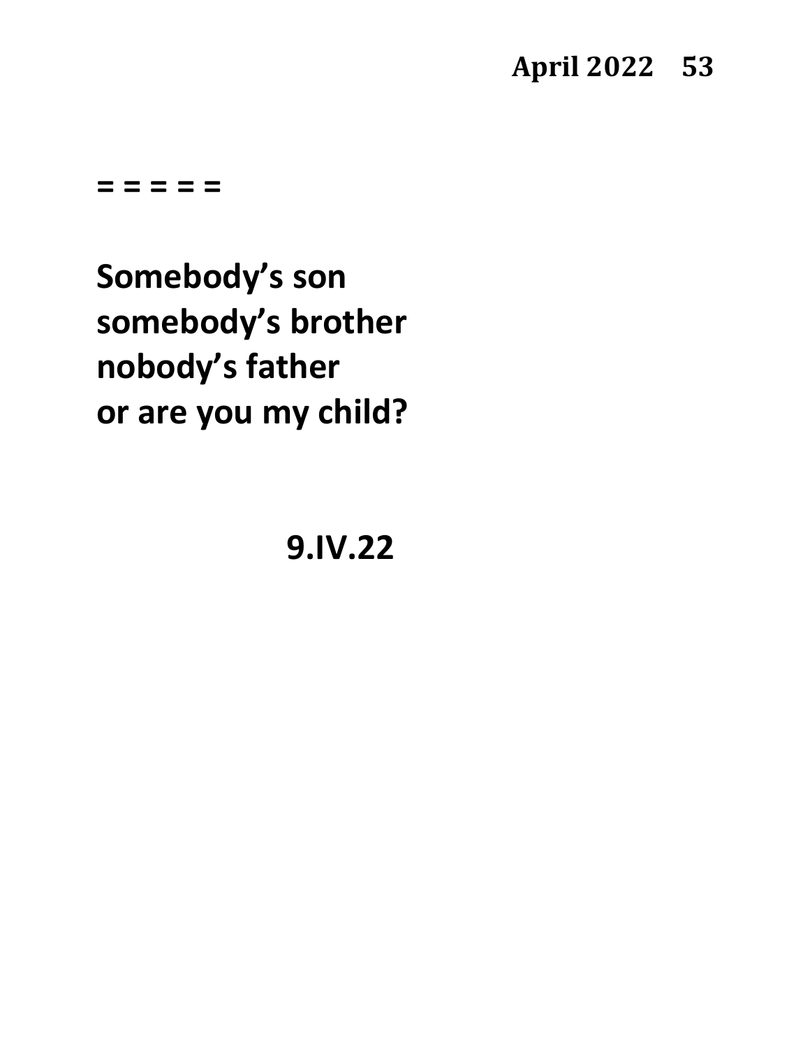= = = = =

**Somebody's son**
**somebody's brother**
**nobody's father**
**or are you my child?**

**9.IV.22**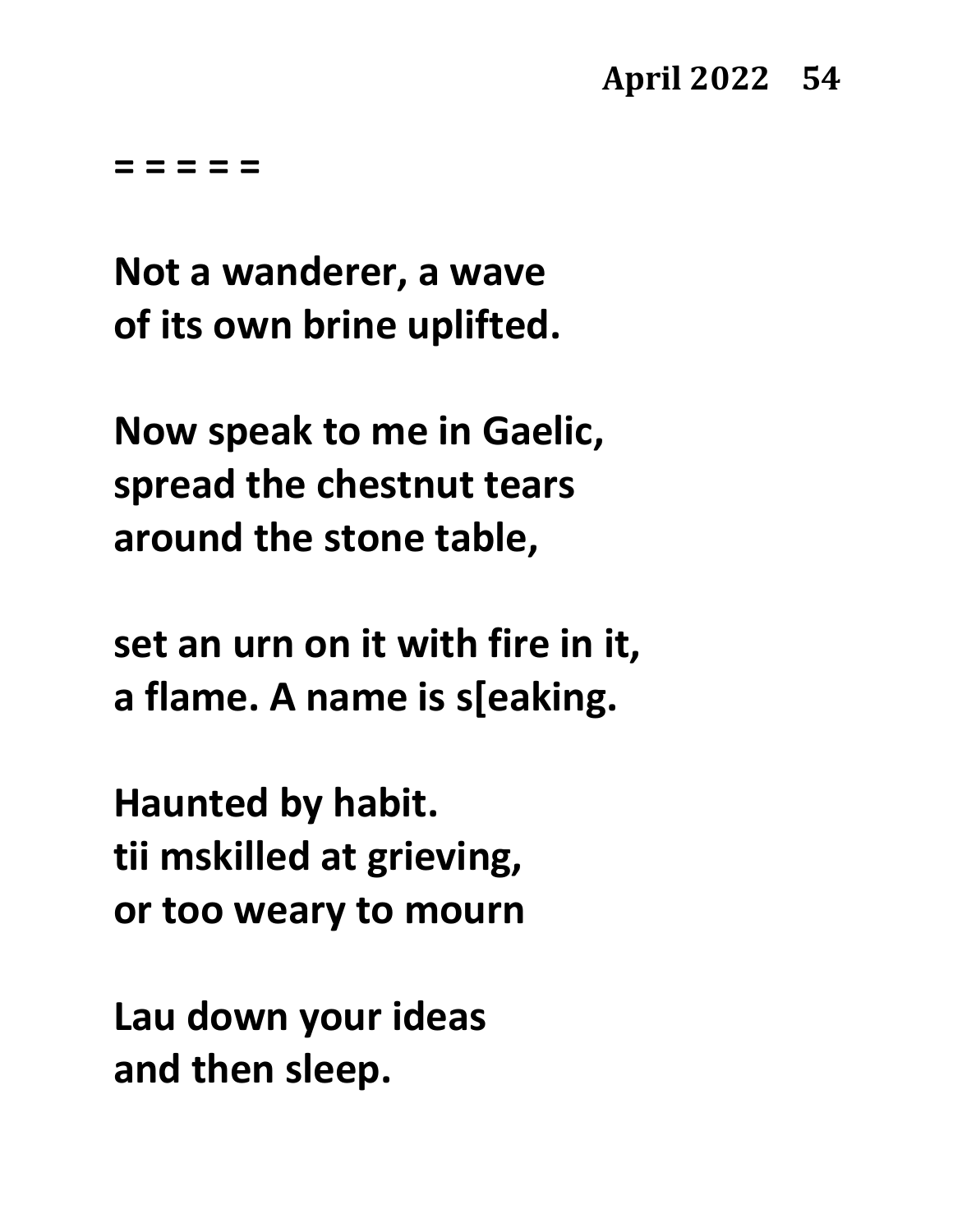**= = = = =**

**Not a wanderer, a wave**
**of its own brine uplifted.**

**Now speak to me in Gaelic,**
**spread the chestnut tears**
**around the stone table,**

**set an urn on it with fire in it,**
**a flame. A name is s[eaking.**

**Haunted by habit.**
**tii mskilled at grieving,**
**or too weary to mourn**

**Lau down your ideas**
**and then sleep.**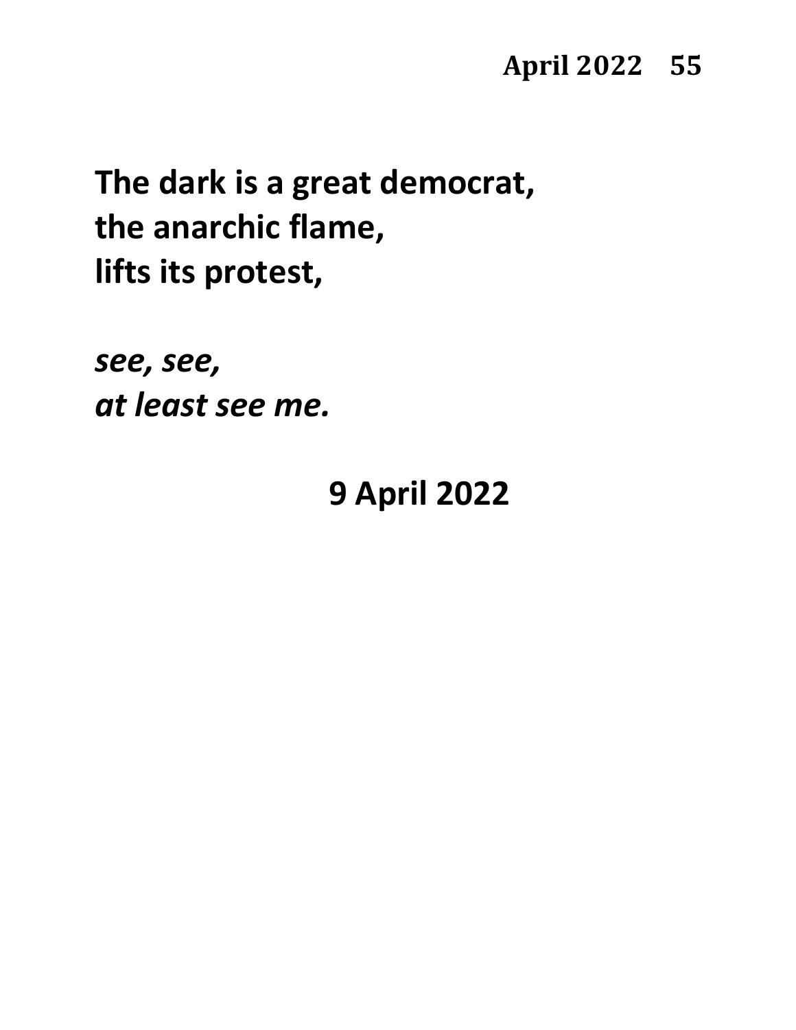**The dark is a great democrat,**
**the anarchic flame,**
**lifts its protest,**

***see, see,***
***at least see me.***

**9 April 2022**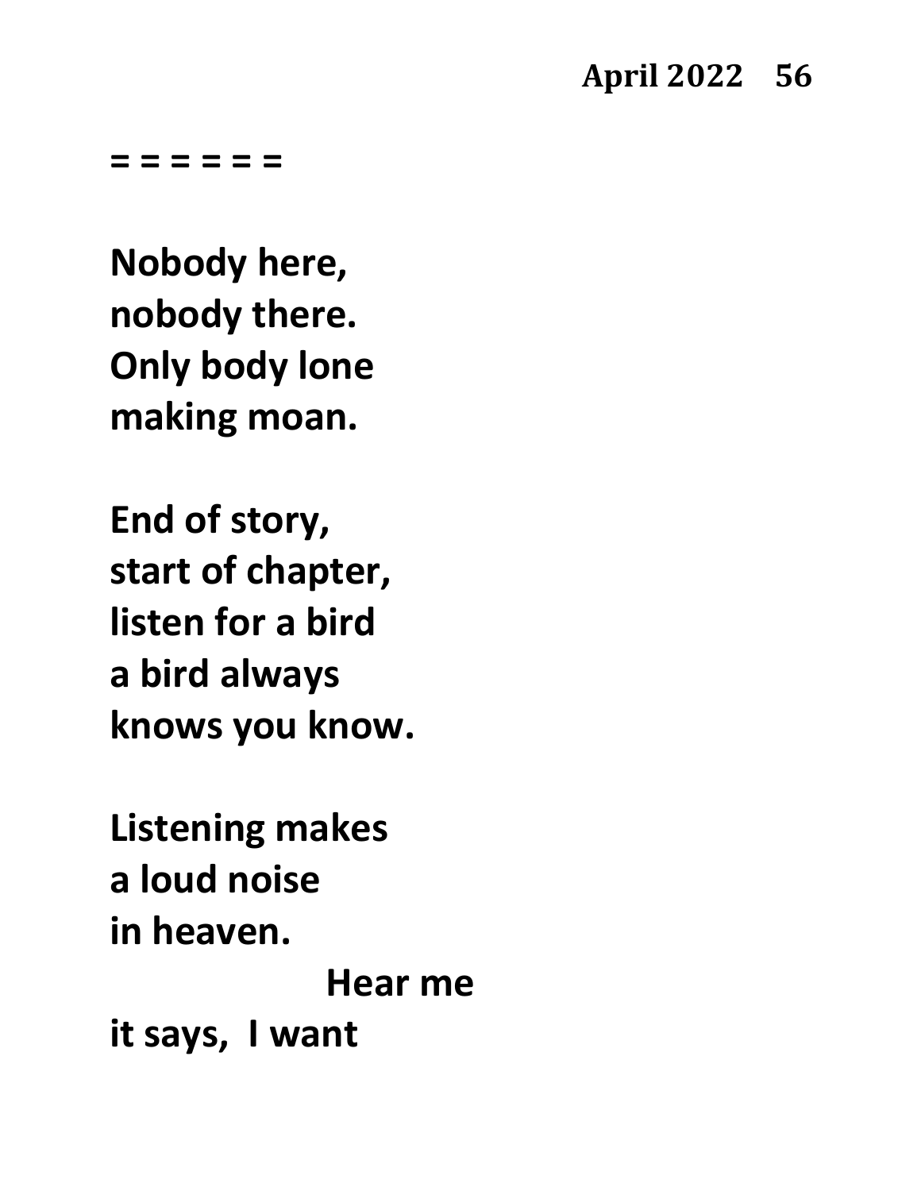= = = = = =

**Nobody here,**
**nobody there.**
**Only body lone**
**making moan.**

**End of story,**
**start of chapter,**
**listen for a bird**
**a bird always**
**knows you know.**

**Listening makes**
**a loud noise**
**in heaven.**
&nbsp;&nbsp;&nbsp;&nbsp;&nbsp;&nbsp;&nbsp;&nbsp;&nbsp;&nbsp;&nbsp;&nbsp;&nbsp;&nbsp;&nbsp;&nbsp;**Hear me**
**it says, I want**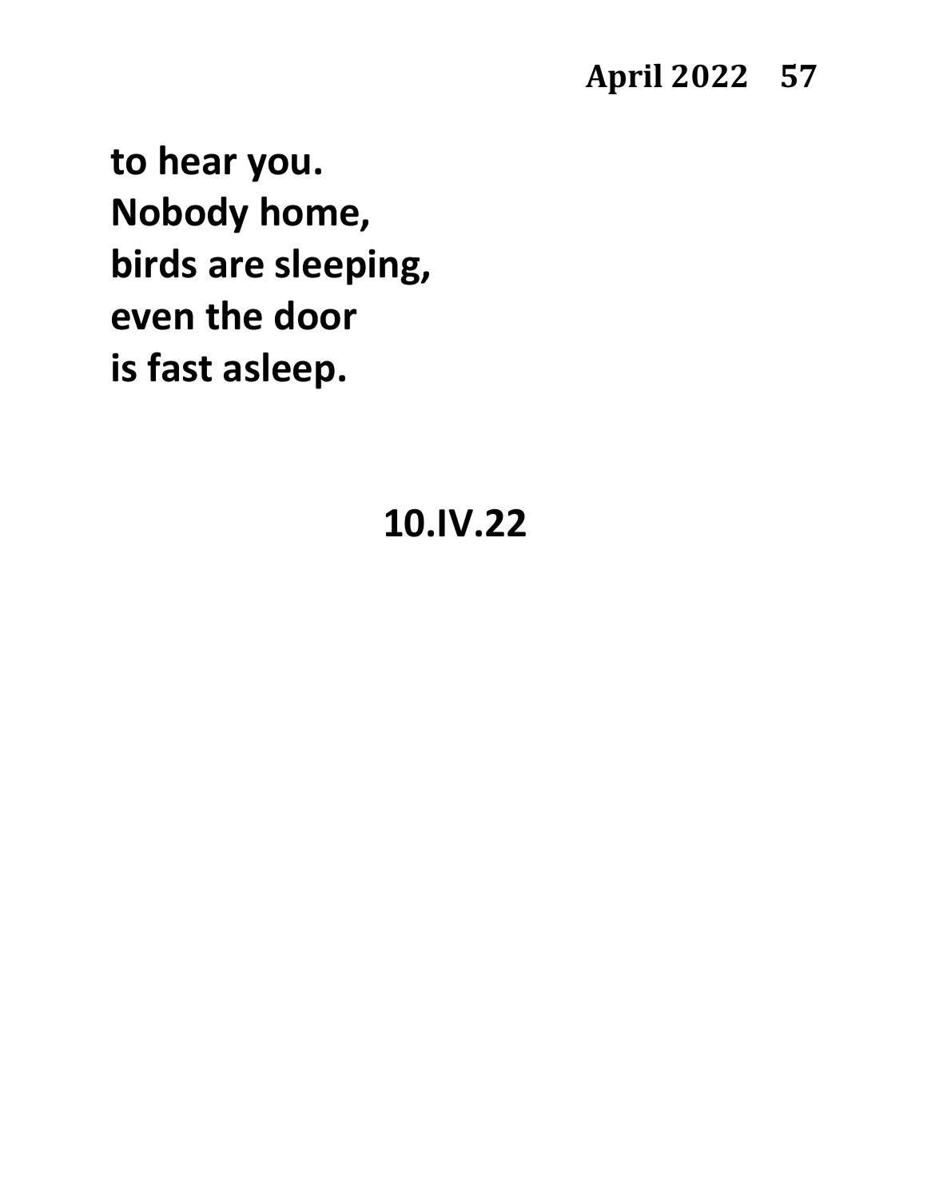**to hear you.**
**Nobody home,**
**birds are sleeping,**
**even the door**
**is fast asleep.**

**10.IV.22**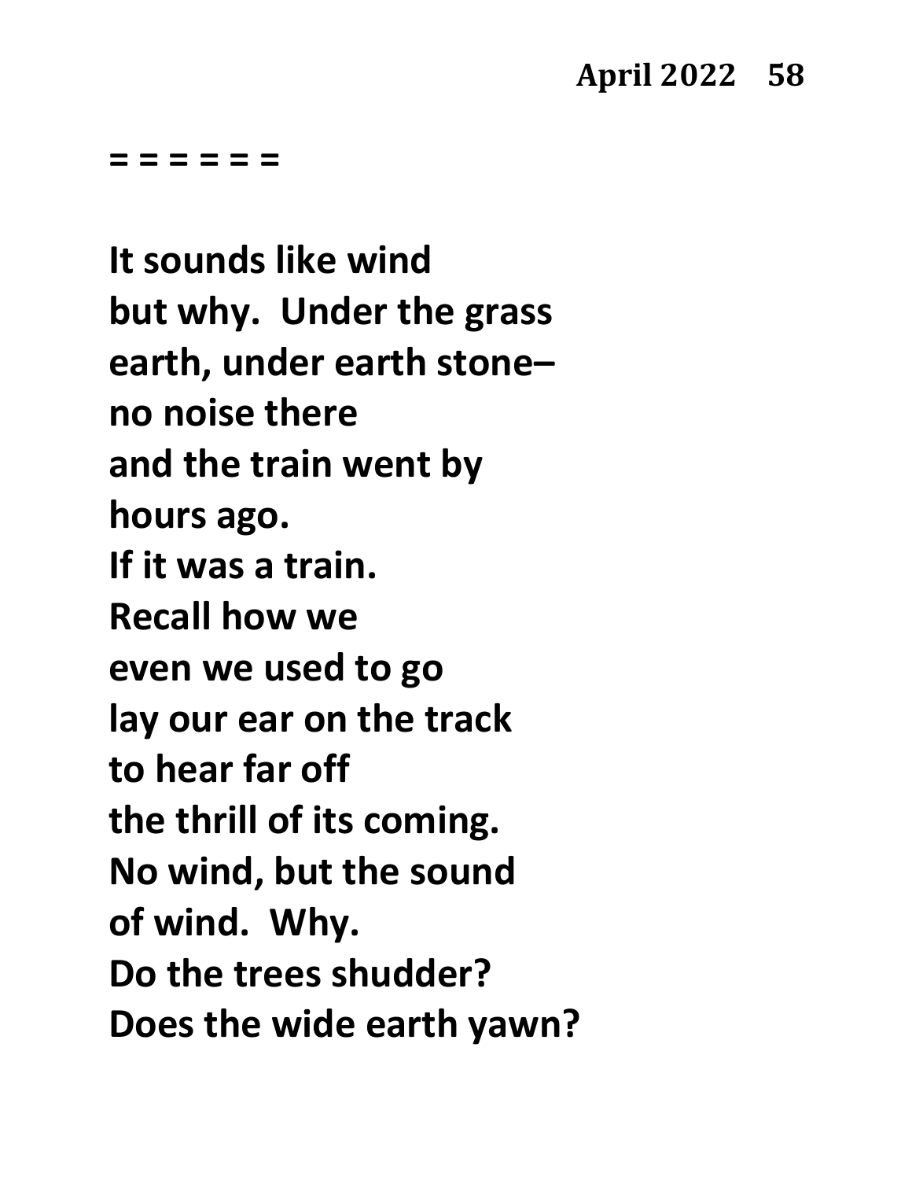**= = = = = =**

**It sounds like wind**
**but why.  Under the grass**
**earth, under earth stone–**
**no noise there**
**and the train went by**
**hours ago.**
**If it was a train.**
**Recall how we**
**even we used to go**
**lay our ear on the track**
**to hear far off**
**the thrill of its coming.**
**No wind, but the sound**
**of wind.  Why.**
**Do the trees shudder?**
**Does the wide earth yawn?**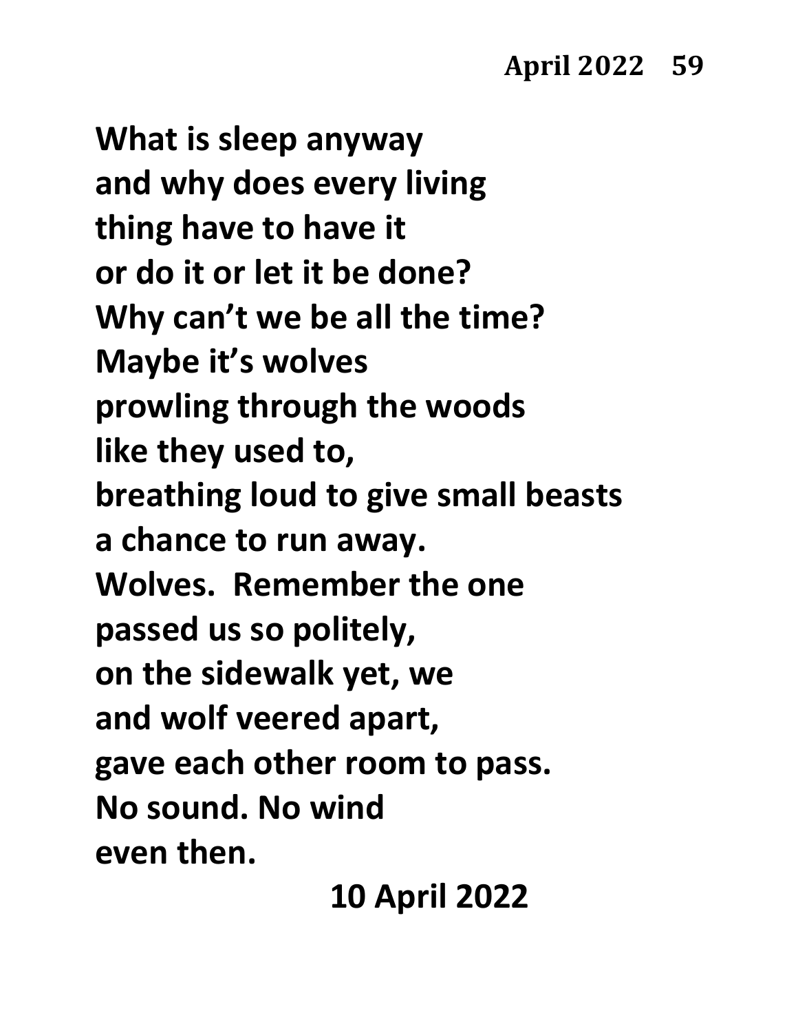What is sleep anyway
and why does every living
thing have to have it
or do it or let it be done?
Why can't we be all the time?
Maybe it's wolves
prowling through the woods
like they used to,
breathing loud to give small beasts
a chance to run away.
Wolves. Remember the one
passed us so politely,
on the sidewalk yet, we
and wolf veered apart,
gave each other room to pass.
No sound. No wind
even then.

10 April 2022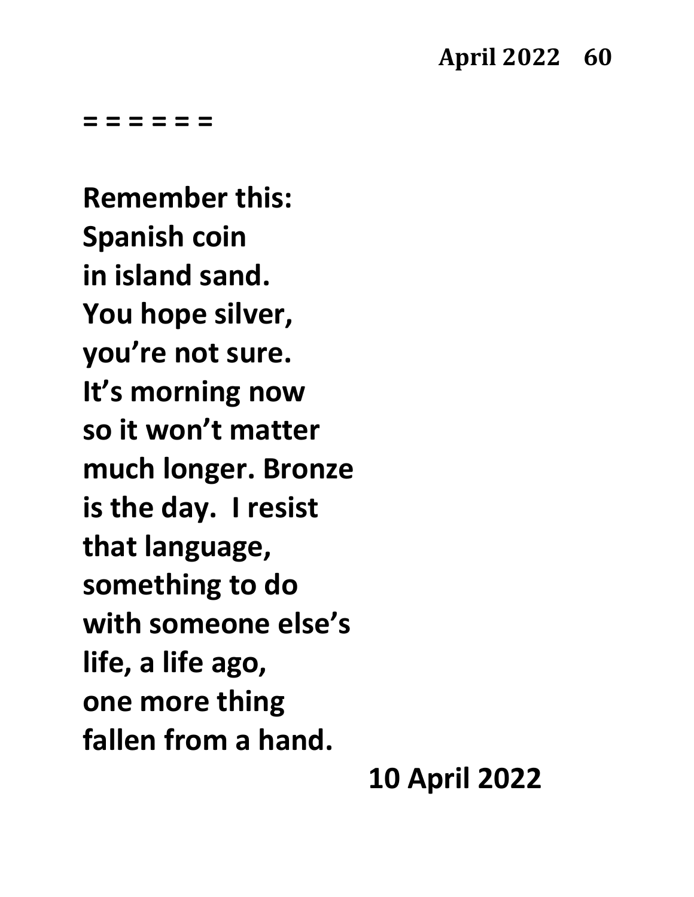= = = = = =

**Remember this:**
**Spanish coin**
**in island sand.**
**You hope silver,**
**you’re not sure.**
**It’s morning now**
**so it won’t matter**
**much longer. Bronze**
**is the day.  I resist**
**that language,**
**something to do**
**with someone else’s**
**life, a life ago,**
**one more thing**
**fallen from a hand.**

**10 April 2022**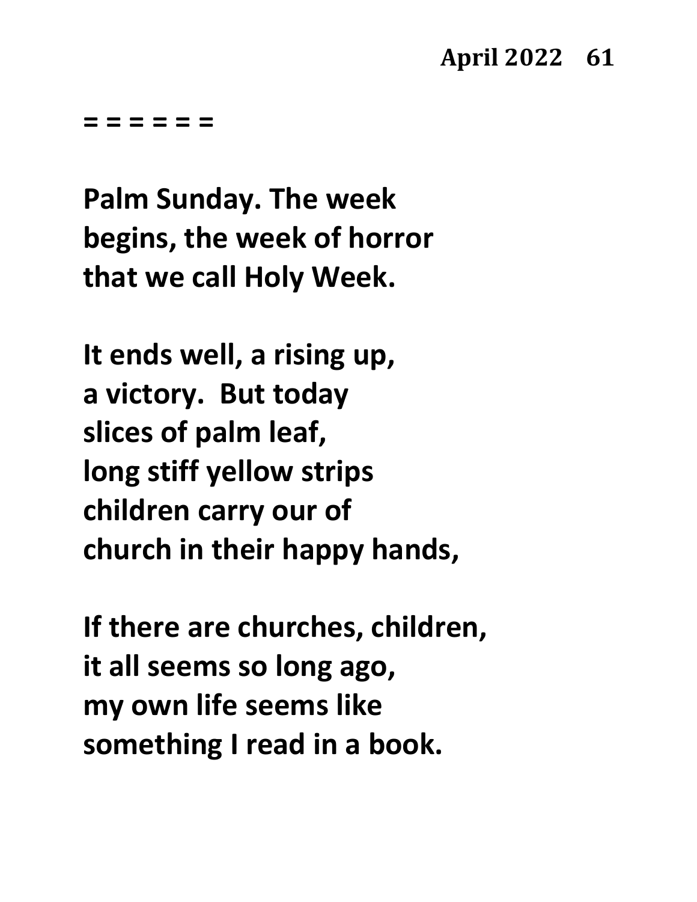= = = = = =

**Palm Sunday. The week**
**begins, the week of horror**
**that we call Holy Week.**

**It ends well, a rising up,**
**a victory.  But today**
**slices of palm leaf,**
**long stiff yellow strips**
**children carry our of**
**church in their happy hands,**

**If there are churches, children,**
**it all seems so long ago,**
**my own life seems like**
**something I read in a book.**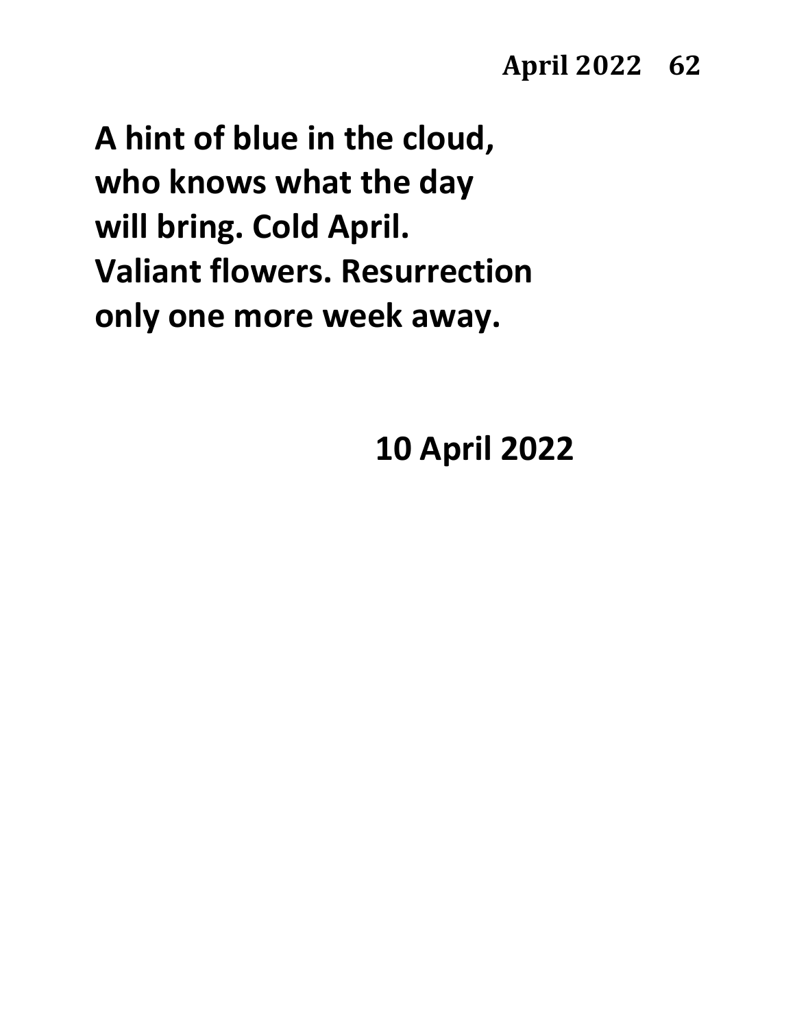**A hint of blue in the cloud,
who knows what the day
will bring. Cold April.
Valiant flowers. Resurrection
only one more week away.**

**10 April 2022**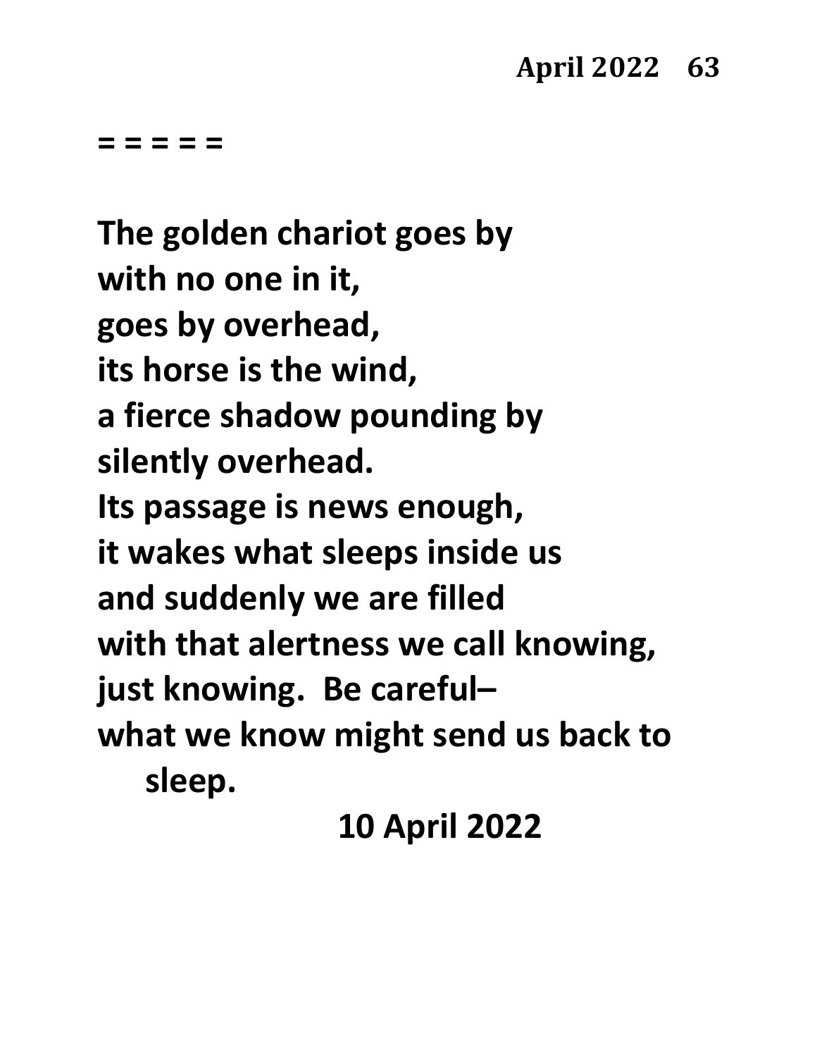= = = = =

**The golden chariot goes by**
**with no one in it,**
**goes by overhead,**
**its horse is the wind,**
**a fierce shadow pounding by**
**silently overhead.**
**Its passage is news enough,**
**it wakes what sleeps inside us**
**and suddenly we are filled**
**with that alertness we call knowing,**
**just knowing. Be careful–**
**what we know might send us back to**
**sleep.**

**10 April 2022**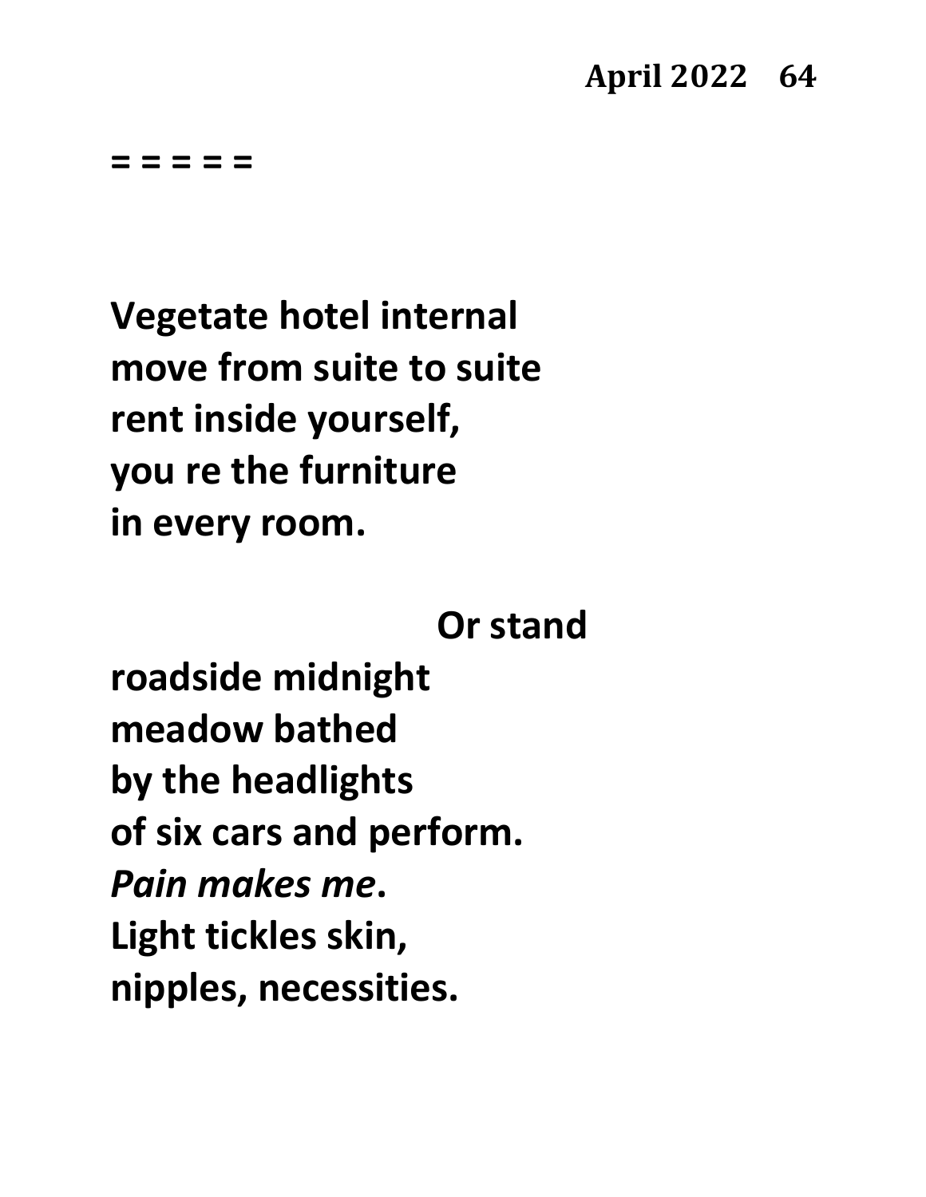= = = = =

Vegetate hotel internal
move from suite to suite
rent inside yourself,
you re the furniture
in every room.

Or stand
roadside midnight
meadow bathed
by the headlights
of six cars and perform.
*Pain makes me*.
Light tickles skin,
nipples, necessities.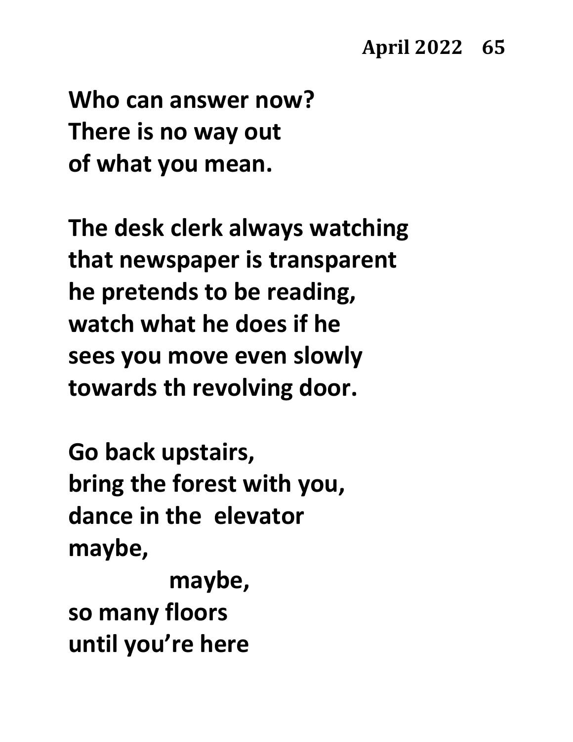**Who can answer now?**
**There is no way out**
**of what you mean.**

**The desk clerk always watching**
**that newspaper is transparent**
**he pretends to be reading,**
**watch what he does if he**
**sees you move even slowly**
**towards th revolving door.**

**Go back upstairs,**
**bring the forest with you,**
**dance in the  elevator**
**maybe,**
&nbsp;&nbsp;&nbsp;&nbsp;&nbsp;&nbsp;&nbsp;&nbsp;&nbsp;&nbsp;&nbsp;&nbsp;**maybe,**
**so many floors**
**until you're here**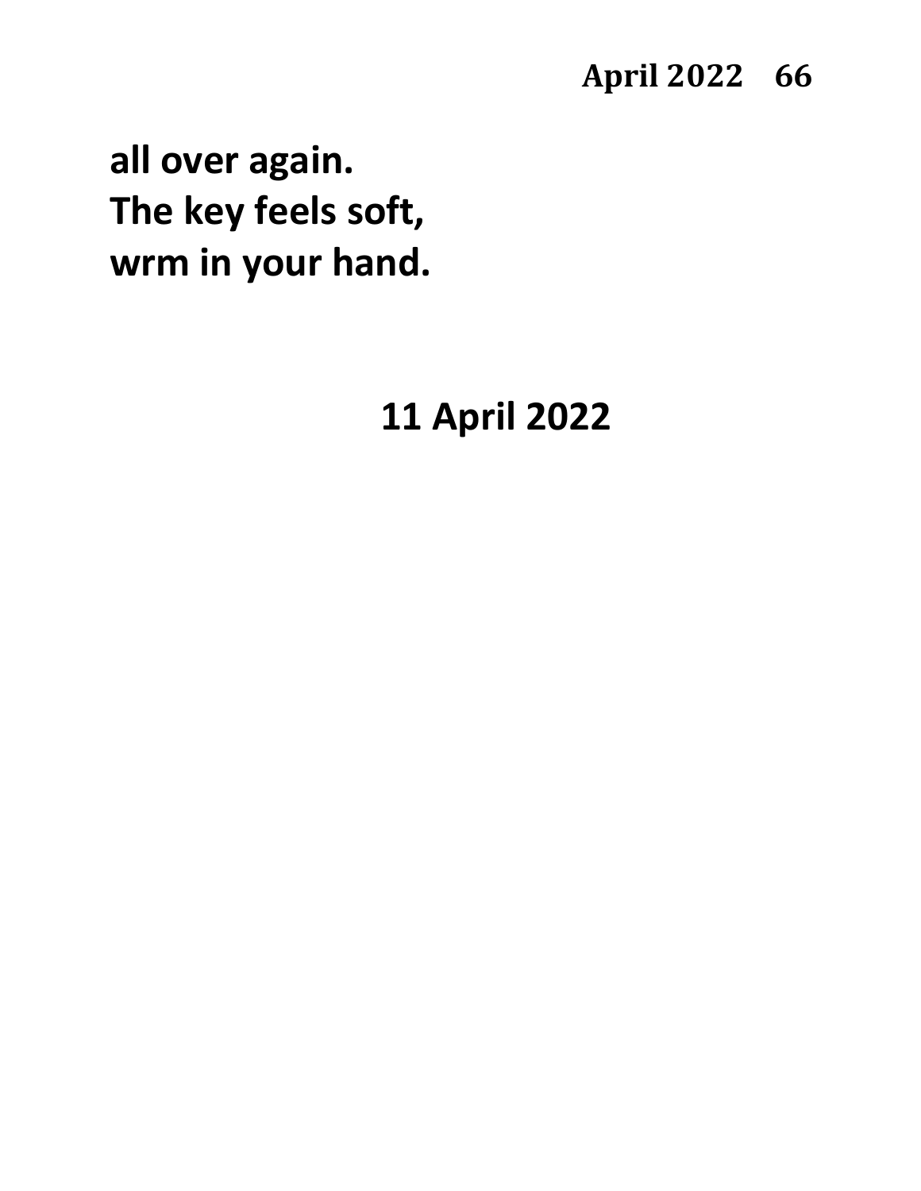**all over again.**
**The key feels soft,**
**wrm in your hand.**

**11 April 2022**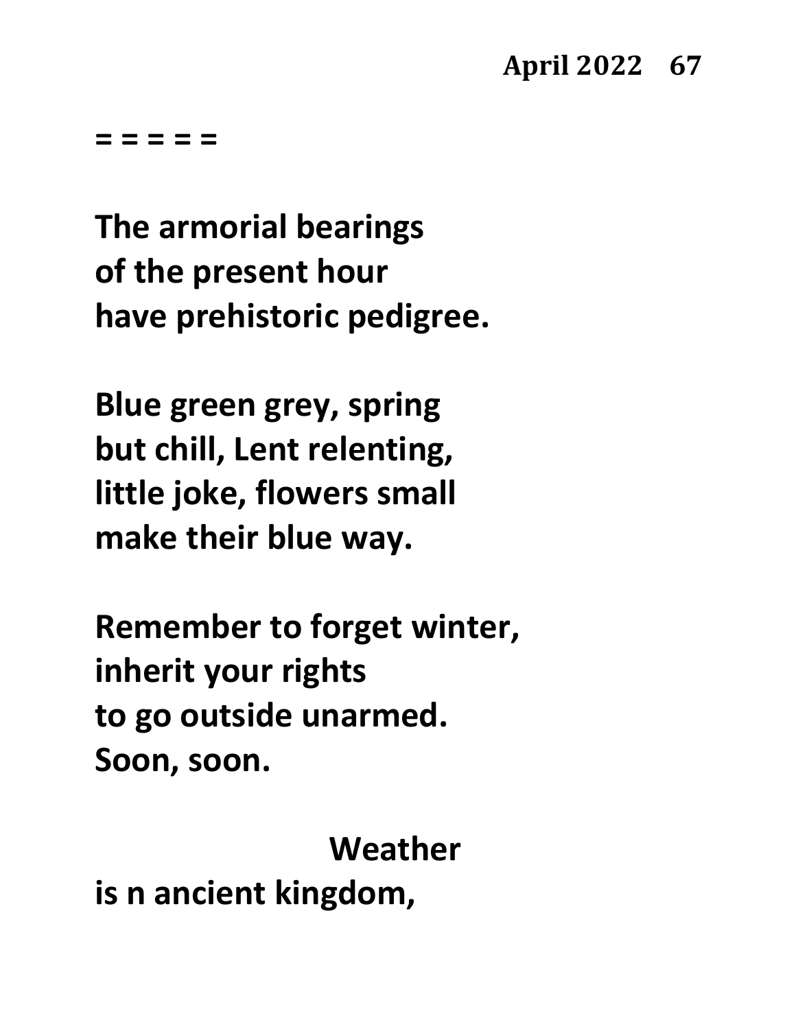= = = = =

The armorial bearings
of the present hour
have prehistoric pedigree.

Blue green grey, spring
but chill, Lent relenting,
little joke, flowers small
make their blue way.

Remember to forget winter,
inherit your rights
to go outside unarmed.
Soon, soon.

                    Weather
is n ancient kingdom,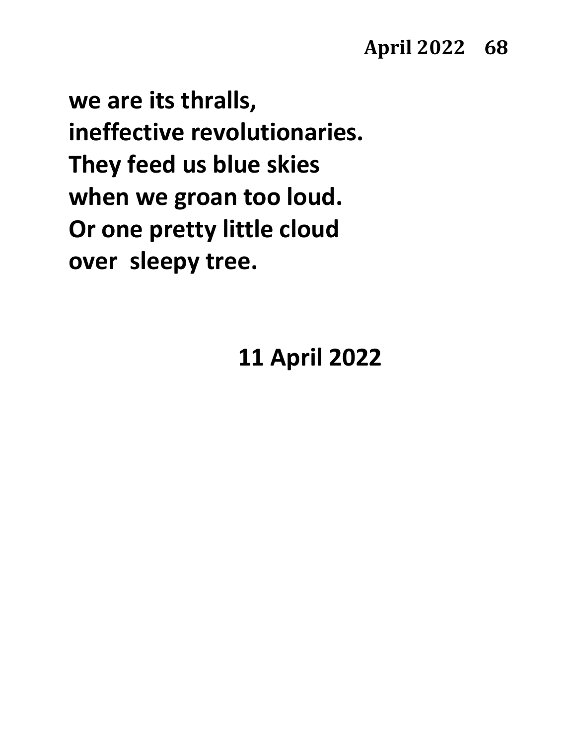**we are its thralls,**
**ineffective revolutionaries.**
**They feed us blue skies**
**when we groan too loud.**
**Or one pretty little cloud**
**over  sleepy tree.**

**11 April 2022**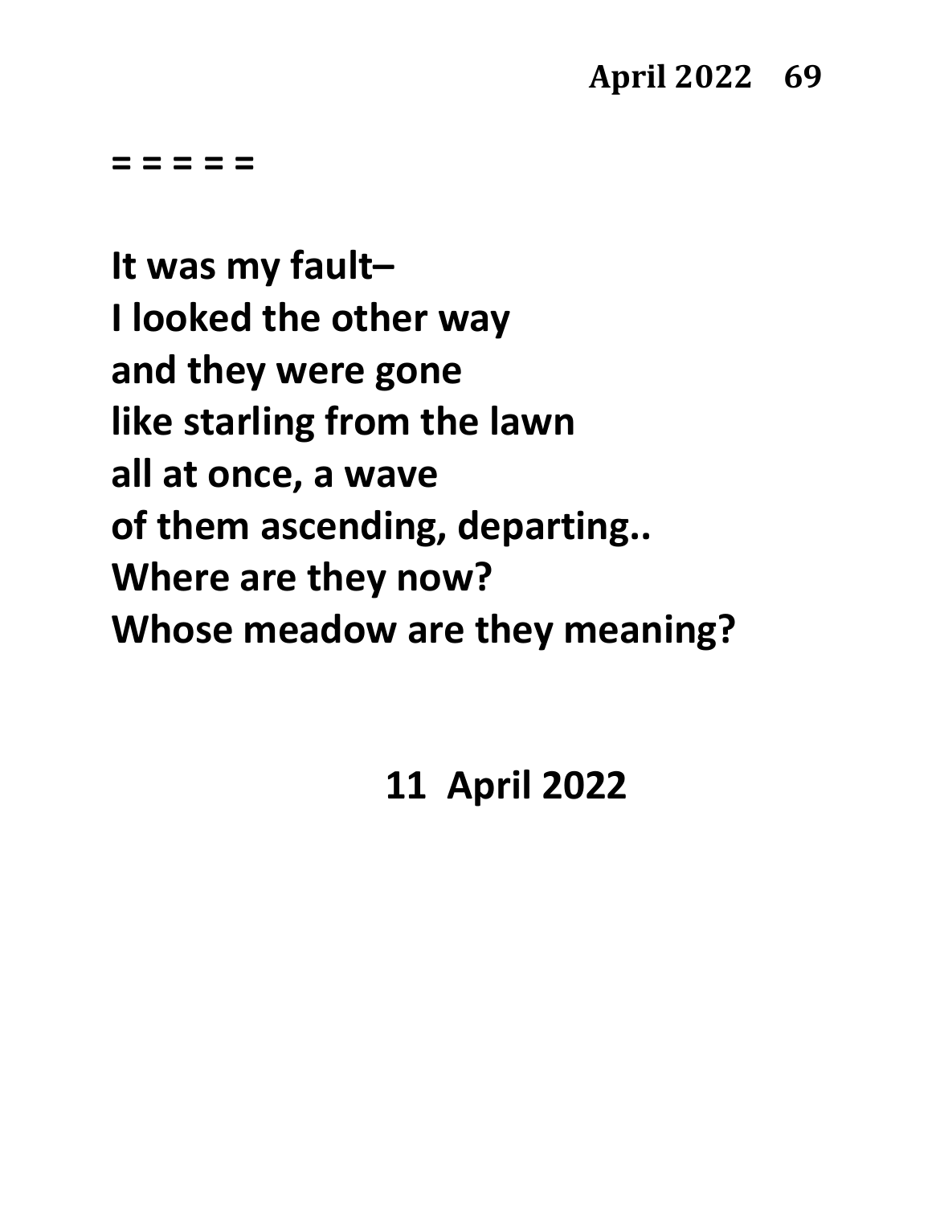= = = = =

**It was my fault–**
**I looked the other way**
**and they were gone**
**like starling from the lawn**
**all at once, a wave**
**of them ascending, departing..**
**Where are they now?**
**Whose meadow are they meaning?**

**11 April 2022**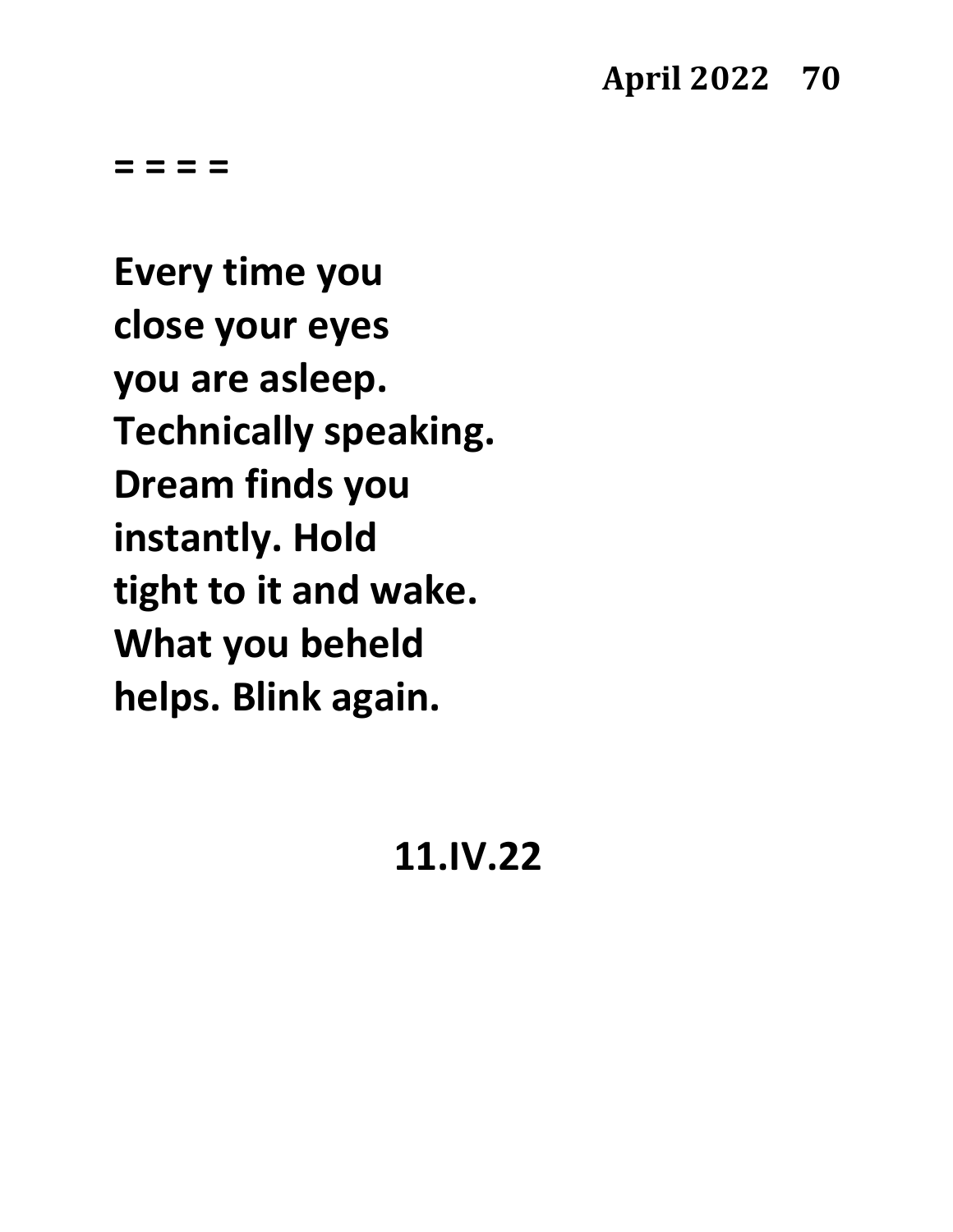= = = =

**Every time you**
**close your eyes**
**you are asleep.**
**Technically speaking.**
**Dream finds you**
**instantly. Hold**
**tight to it and wake.**
**What you beheld**
**helps. Blink again.**

**11.IV.22**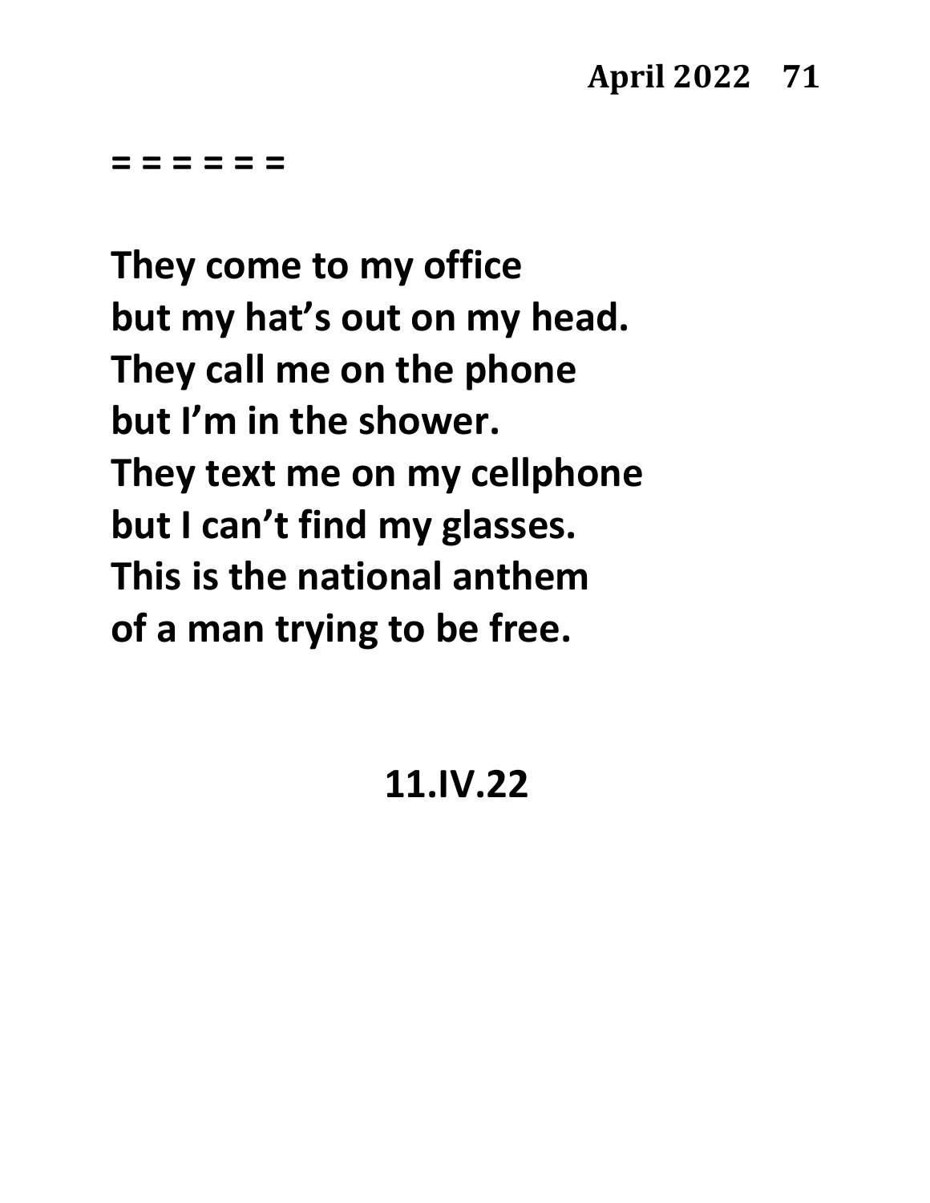**= = = = = =**

**They come to my office**  
**but my hat’s out on my head.**  
**They call me on the phone**  
**but I’m in the shower.**  
**They text me on my cellphone**  
**but I can’t find my glasses.**  
**This is the national anthem**  
**of a man trying to be free.**

**11.IV.22**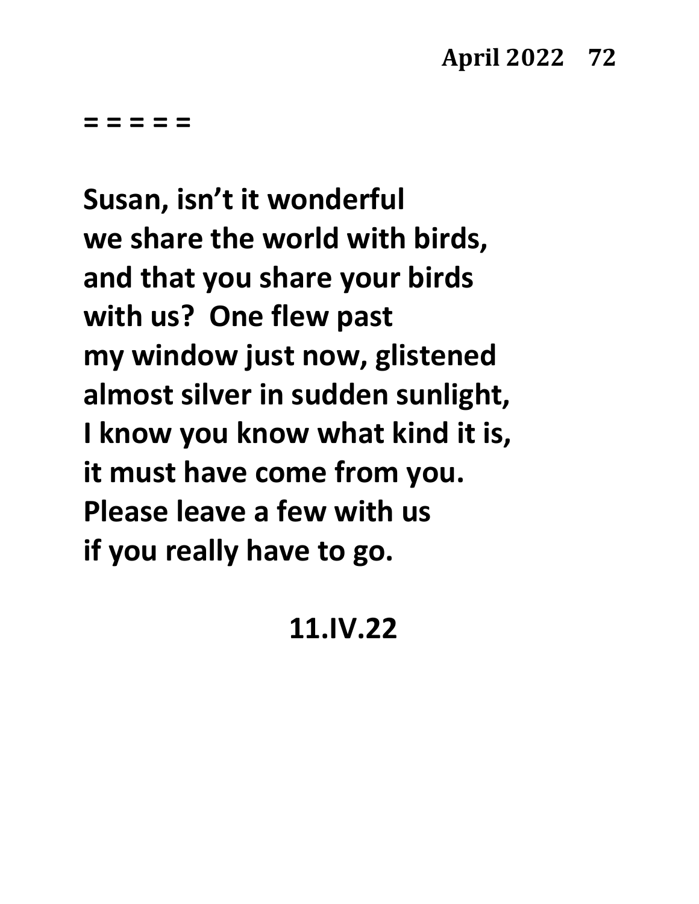= = = = =

**Susan, isn't it wonderful**
**we share the world with birds,**
**and that you share your birds**
**with us? One flew past**
**my window just now, glistened**
**almost silver in sudden sunlight,**
**I know you know what kind it is,**
**it must have come from you.**
**Please leave a few with us**
**if you really have to go.**

**11.IV.22**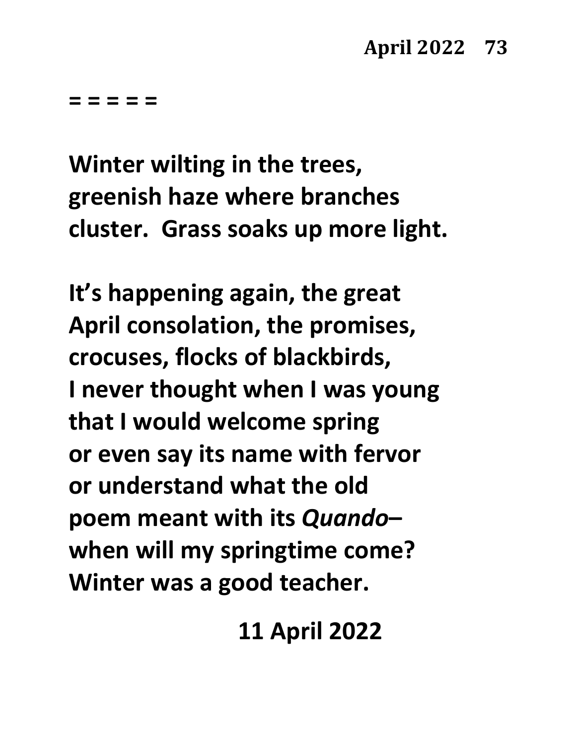= = = = =

**Winter wilting in the trees,**
**greenish haze where branches**
**cluster.  Grass soaks up more light.**

**It's happening again, the great**
**April consolation, the promises,**
**crocuses, flocks of blackbirds,**
**I never thought when I was young**
**that I would welcome spring**
**or even say its name with fervor**
**or understand what the old**
**poem meant with its *Quando*–**
**when will my springtime come?**
**Winter was a good teacher.**

**11 April 2022**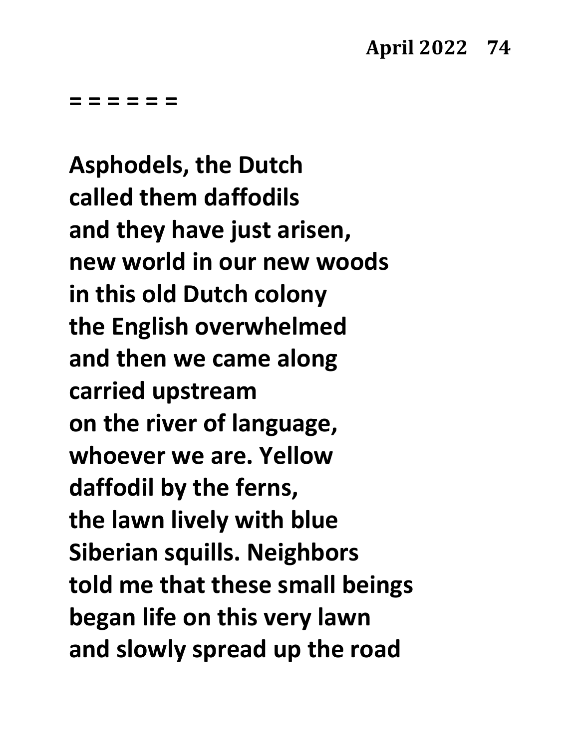= = = = = =

**Asphodels, the Dutch**
**called them daffodils**
**and they have just arisen,**
**new world in our new woods**
**in this old Dutch colony**
**the English overwhelmed**
**and then we came along**
**carried upstream**
**on the river of language,**
**whoever we are. Yellow**
**daffodil by the ferns,**
**the lawn lively with blue**
**Siberian squills. Neighbors**
**told me that these small beings**
**began life on this very lawn**
**and slowly spread up the road**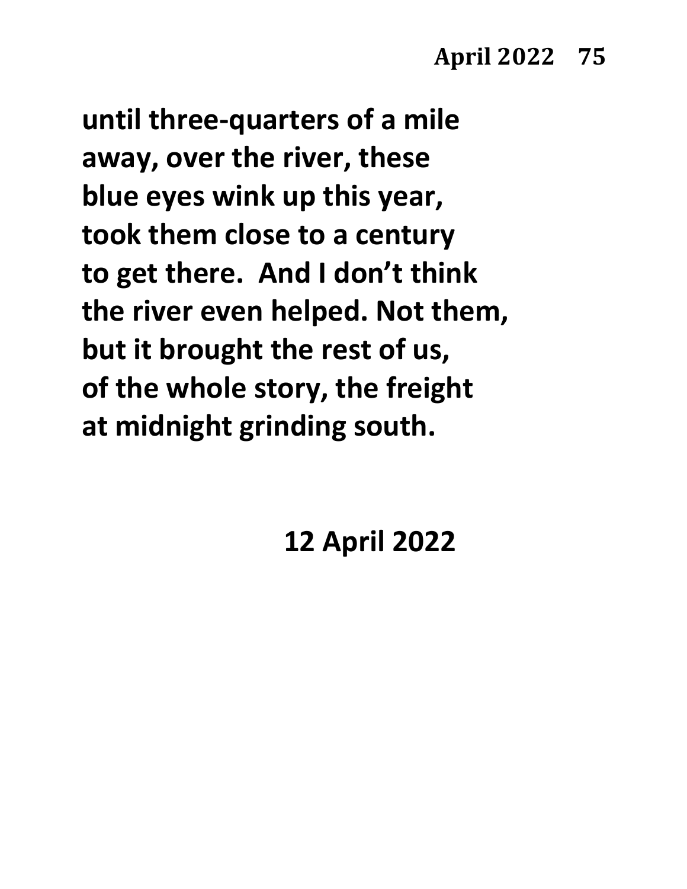**until three-quarters of a mile**
**away, over the river, these**
**blue eyes wink up this year,**
**took them close to a century**
**to get there.  And I don't think**
**the river even helped. Not them,**
**but it brought the rest of us,**
**of the whole story, the freight**
**at midnight grinding south.**

**12 April 2022**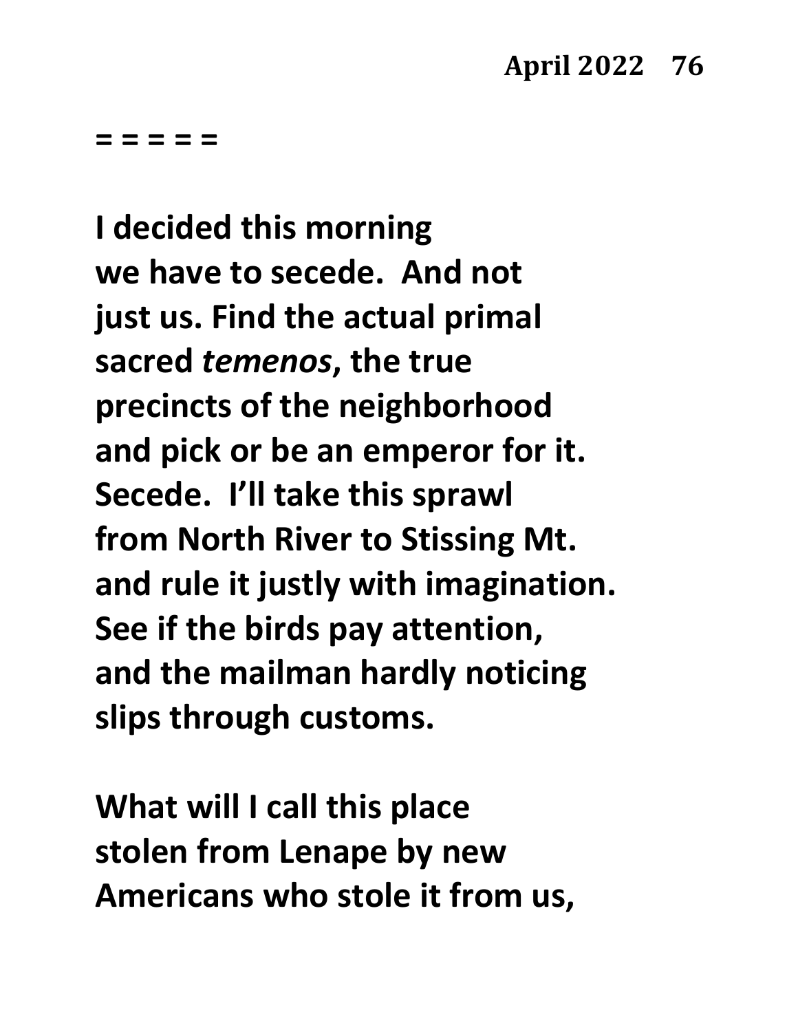= = = = =

I decided this morning
we have to secede.  And not
just us. Find the actual primal
sacred *temenos*, the true
precincts of the neighborhood
and pick or be an emperor for it.
Secede.  I'll take this sprawl
from North River to Stissing Mt.
and rule it justly with imagination.
See if the birds pay attention,
and the mailman hardly noticing
slips through customs.

What will I call this place
stolen from Lenape by new
Americans who stole it from us,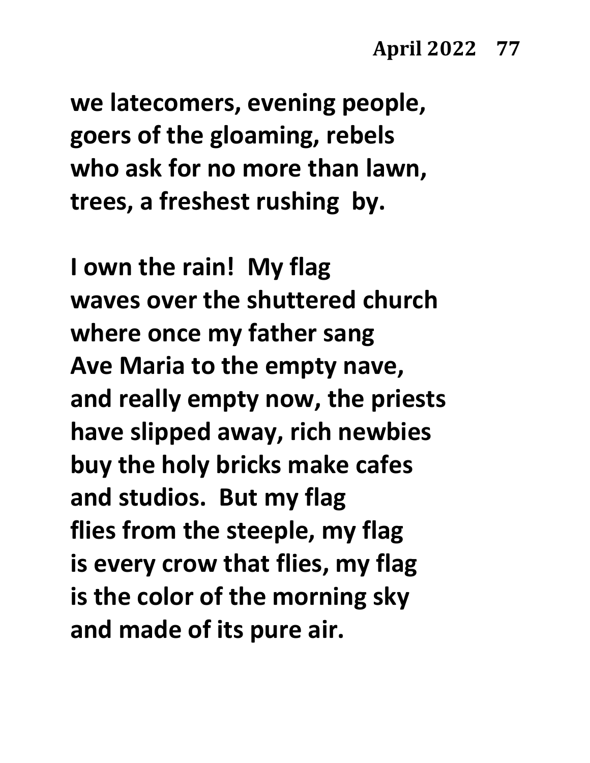**we latecomers, evening people,**
**goers of the gloaming, rebels**
**who ask for no more than lawn,**
**trees, a freshest rushing by.**

**I own the rain! My flag**
**waves over the shuttered church**
**where once my father sang**
**Ave Maria to the empty nave,**
**and really empty now, the priests**
**have slipped away, rich newbies**
**buy the holy bricks make cafes**
**and studios. But my flag**
**flies from the steeple, my flag**
**is every crow that flies, my flag**
**is the color of the morning sky**
**and made of its pure air.**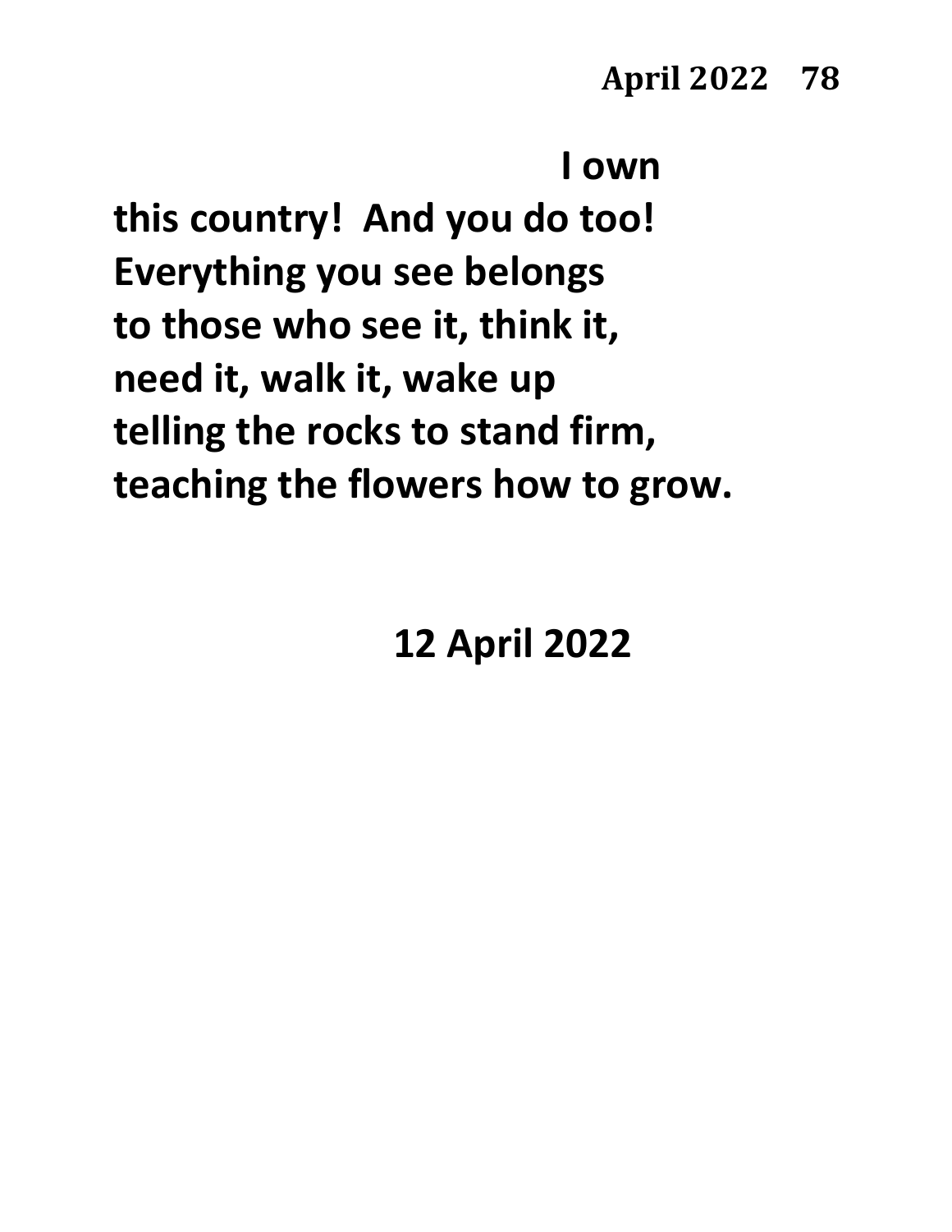**I own**

**this country! And you do too!**
**Everything you see belongs**
**to those who see it, think it,**
**need it, walk it, wake up**
**telling the rocks to stand firm,**
**teaching the flowers how to grow.**

**12 April 2022**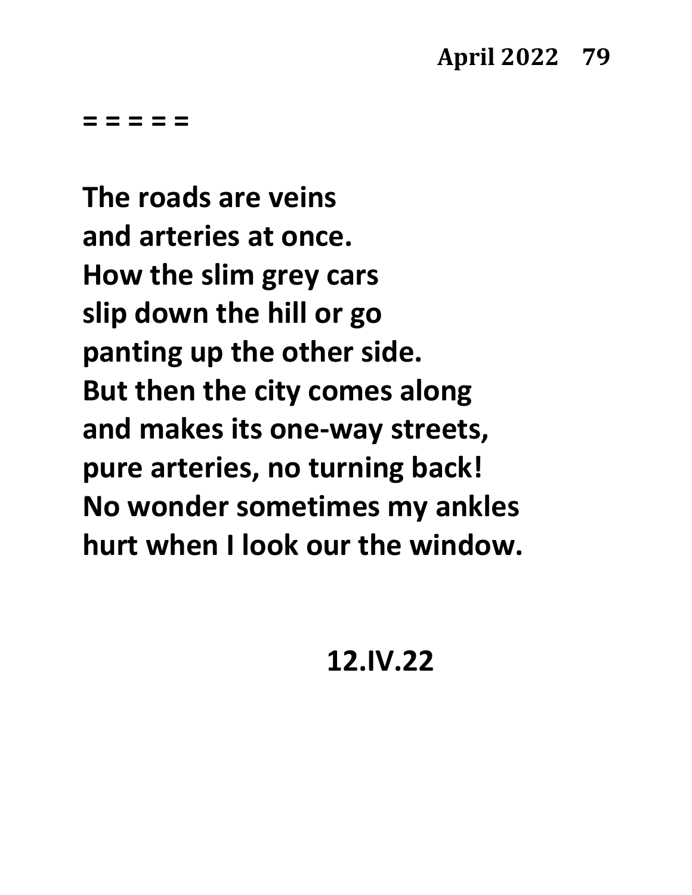= = = = =

The roads are veins  
and arteries at once.  
How the slim grey cars  
slip down the hill or go  
panting up the other side.  
But then the city comes along  
and makes its one-way streets,  
pure arteries, no turning back!  
No wonder sometimes my ankles  
hurt when I look our the window.

12.IV.22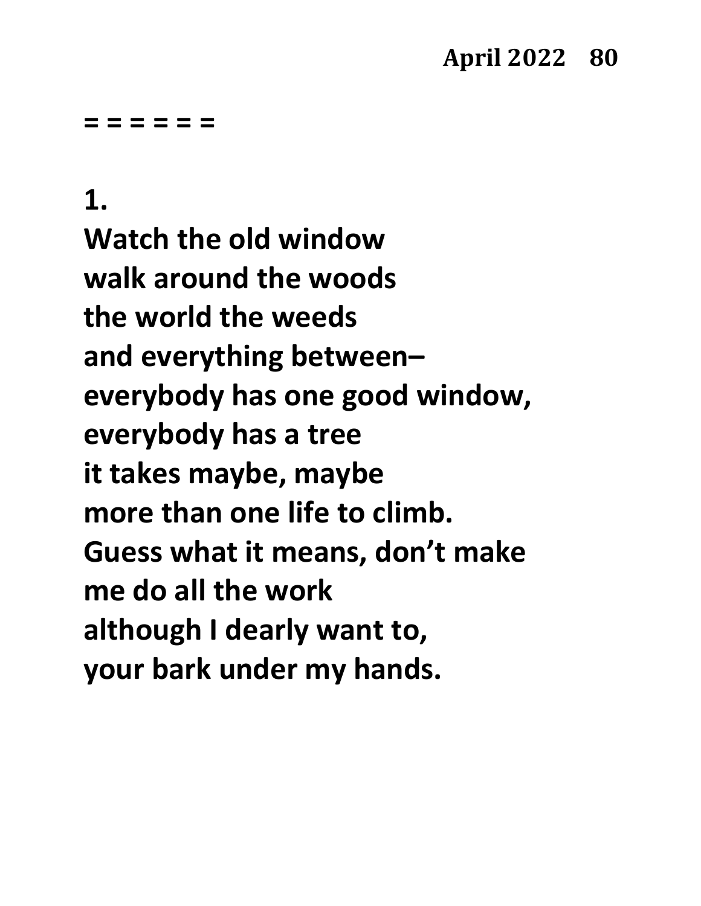= = = = = =

**1.**

**Watch the old window**
**walk around the woods**
**the world the weeds**
**and everything between–**
**everybody has one good window,**
**everybody has a tree**
**it takes maybe, maybe**
**more than one life to climb.**
**Guess what it means, don't make**
**me do all the work**
**although I dearly want to,**
**your bark under my hands.**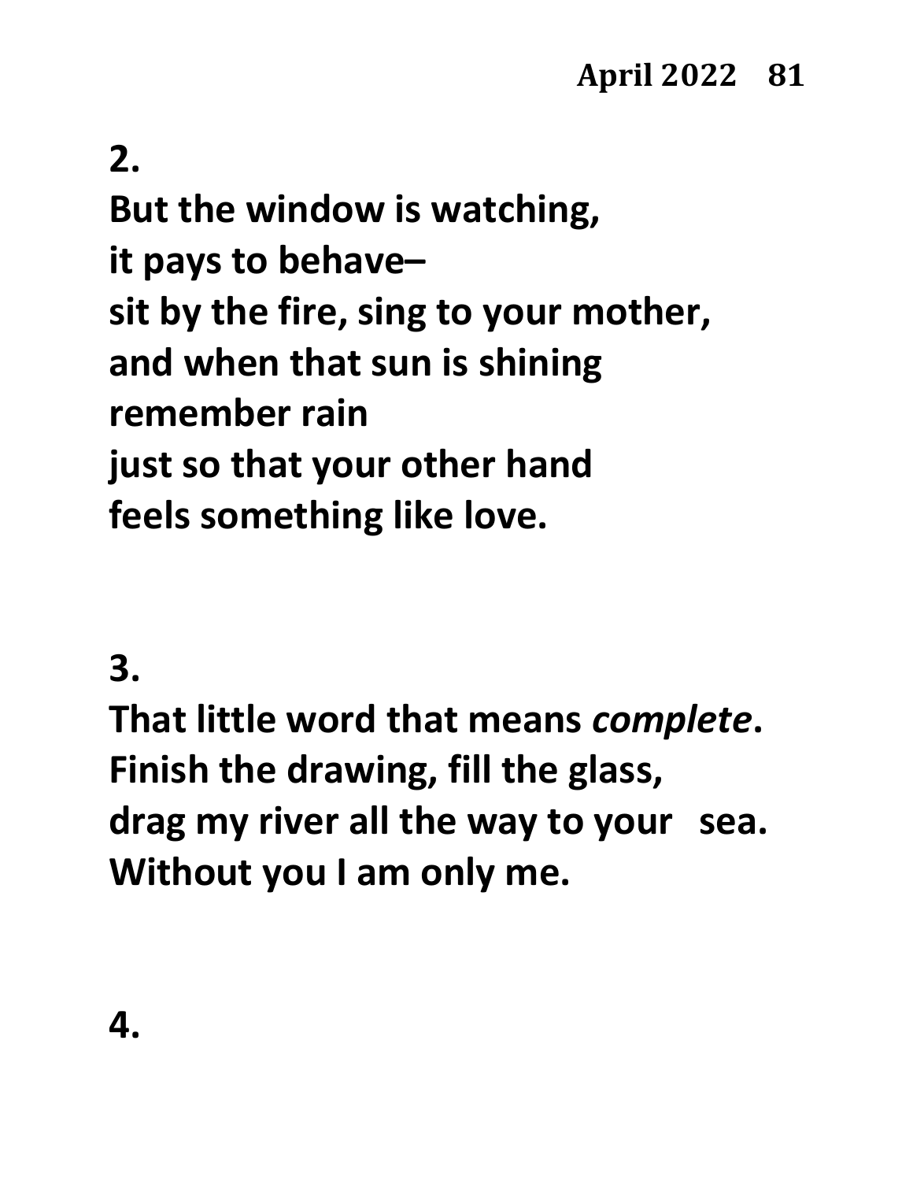**2.**

**But the window is watching,**
**it pays to behave–**
**sit by the fire, sing to your mother,**
**and when that sun is shining**
**remember rain**
**just so that your other hand**
**feels something like love.**

**3.**

**That little word that means *complete*.**
**Finish the drawing, fill the glass,**
**drag my river all the way to your sea.**
**Without you I am only me.**

**4.**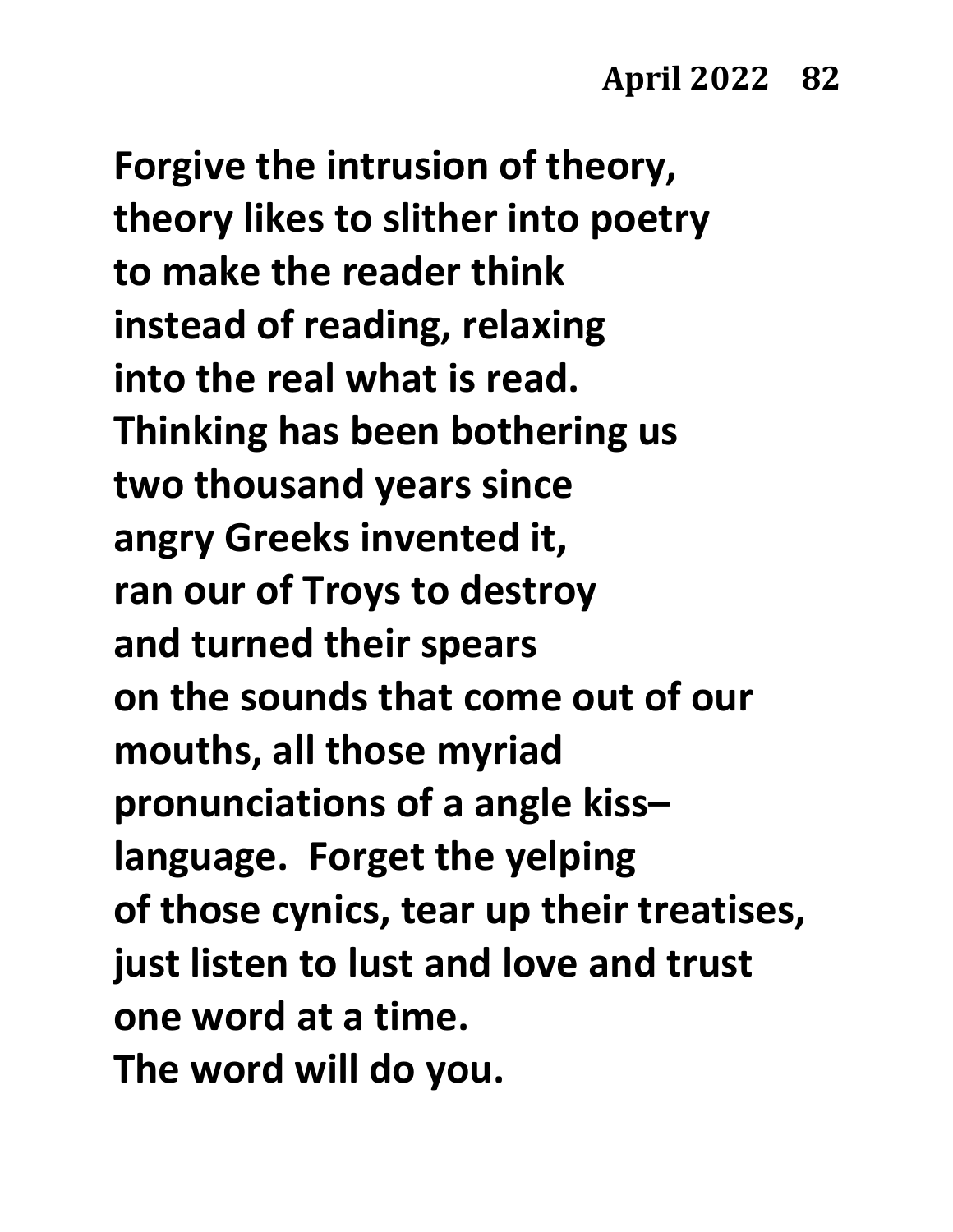**Forgive the intrusion of theory,**
**theory likes to slither into poetry**
**to make the reader think**
**instead of reading, relaxing**
**into the real what is read.**
**Thinking has been bothering us**
**two thousand years since**
**angry Greeks invented it,**
**ran our of Troys to destroy**
**and turned their spears**
**on the sounds that come out of our**
**mouths, all those myriad**
**pronunciations of a angle kiss–**
**language.  Forget the yelping**
**of those cynics, tear up their treatises,**
**just listen to lust and love and trust**
**one word at a time.**
**The word will do you.**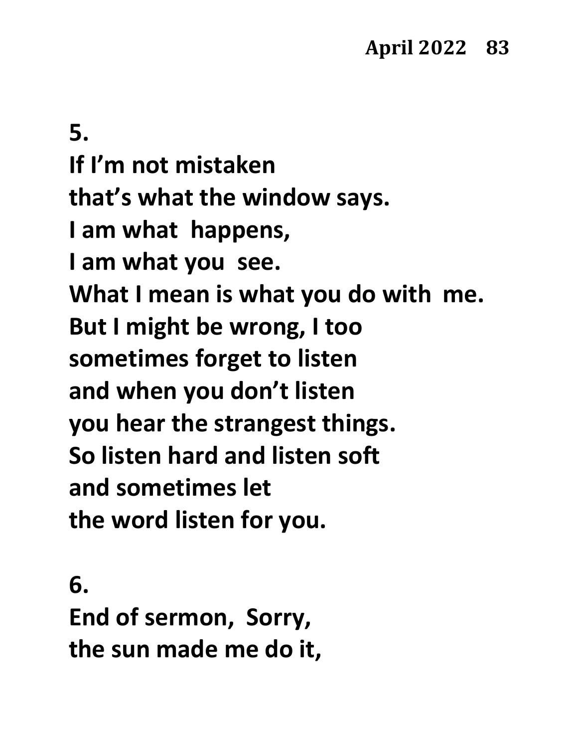5.
If I'm not mistaken
that's what the window says.
I am what happens,
I am what you see.
What I mean is what you do with me.
But I might be wrong, I too
sometimes forget to listen
and when you don't listen
you hear the strangest things.
So listen hard and listen soft
and sometimes let
the word listen for you.

6.
End of sermon, Sorry,
the sun made me do it,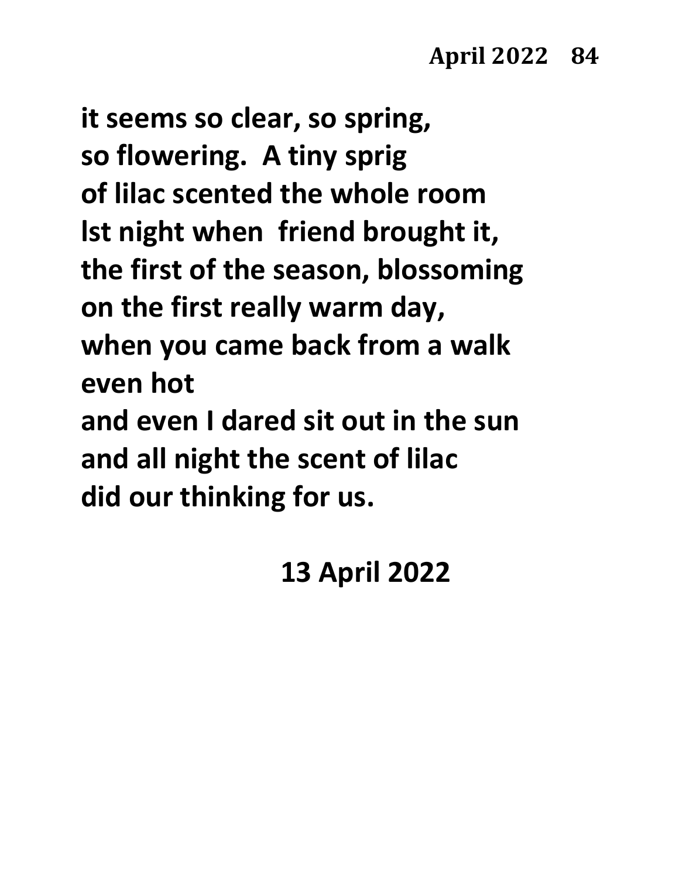it seems so clear, so spring,
so flowering.  A tiny sprig
of lilac scented the whole room
lst night when  friend brought it,
the first of the season, blossoming
on the first really warm day,
when you came back from a walk
even hot
and even I dared sit out in the sun
and all night the scent of lilac
did our thinking for us.

13 April 2022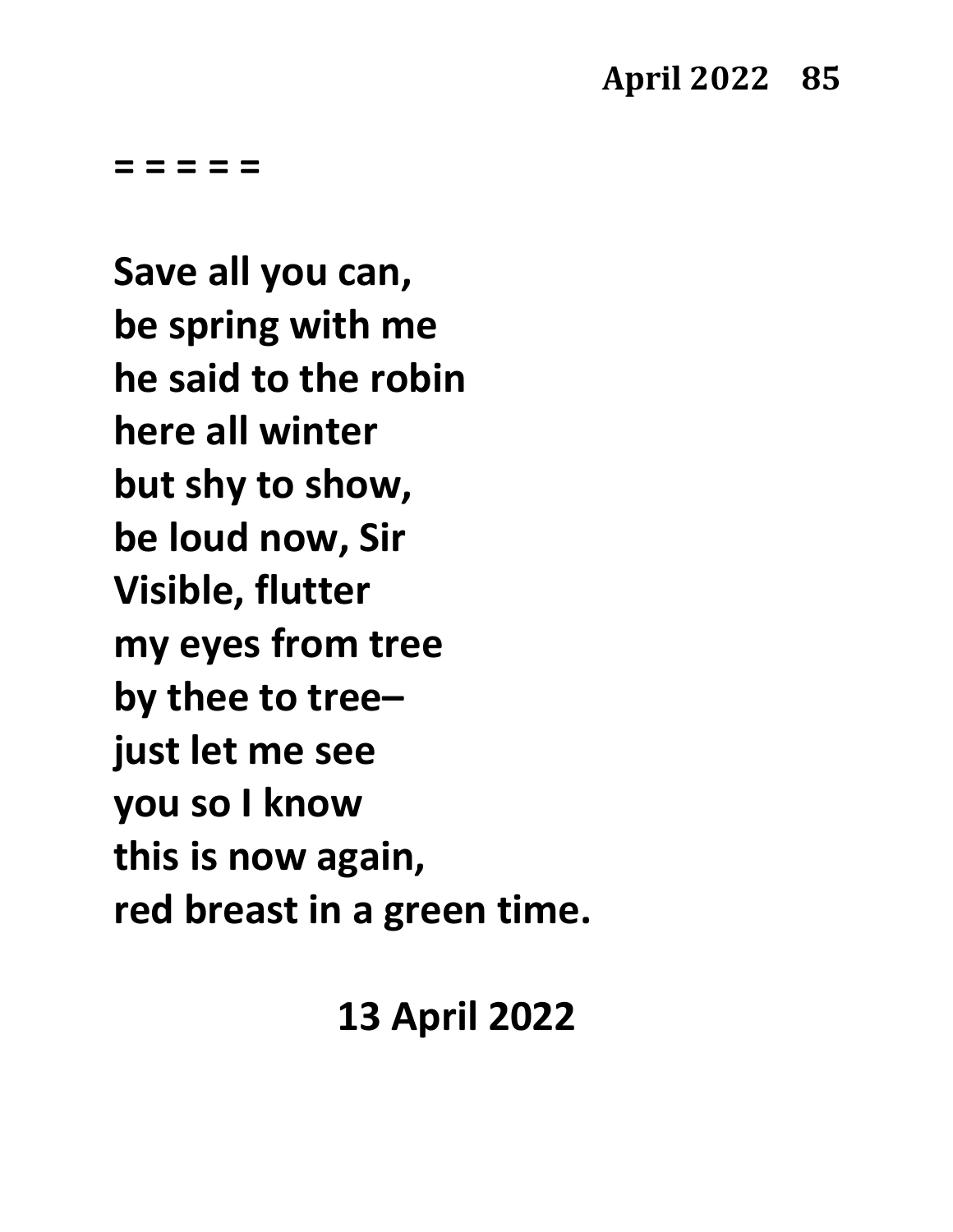**= = = = =**

**Save all you can,**
**be spring with me**
**he said to the robin**
**here all winter**
**but shy to show,**
**be loud now, Sir**
**Visible, flutter**
**my eyes from tree**
**by thee to tree–**
**just let me see**
**you so I know**
**this is now again,**
**red breast in a green time.**

**13 April 2022**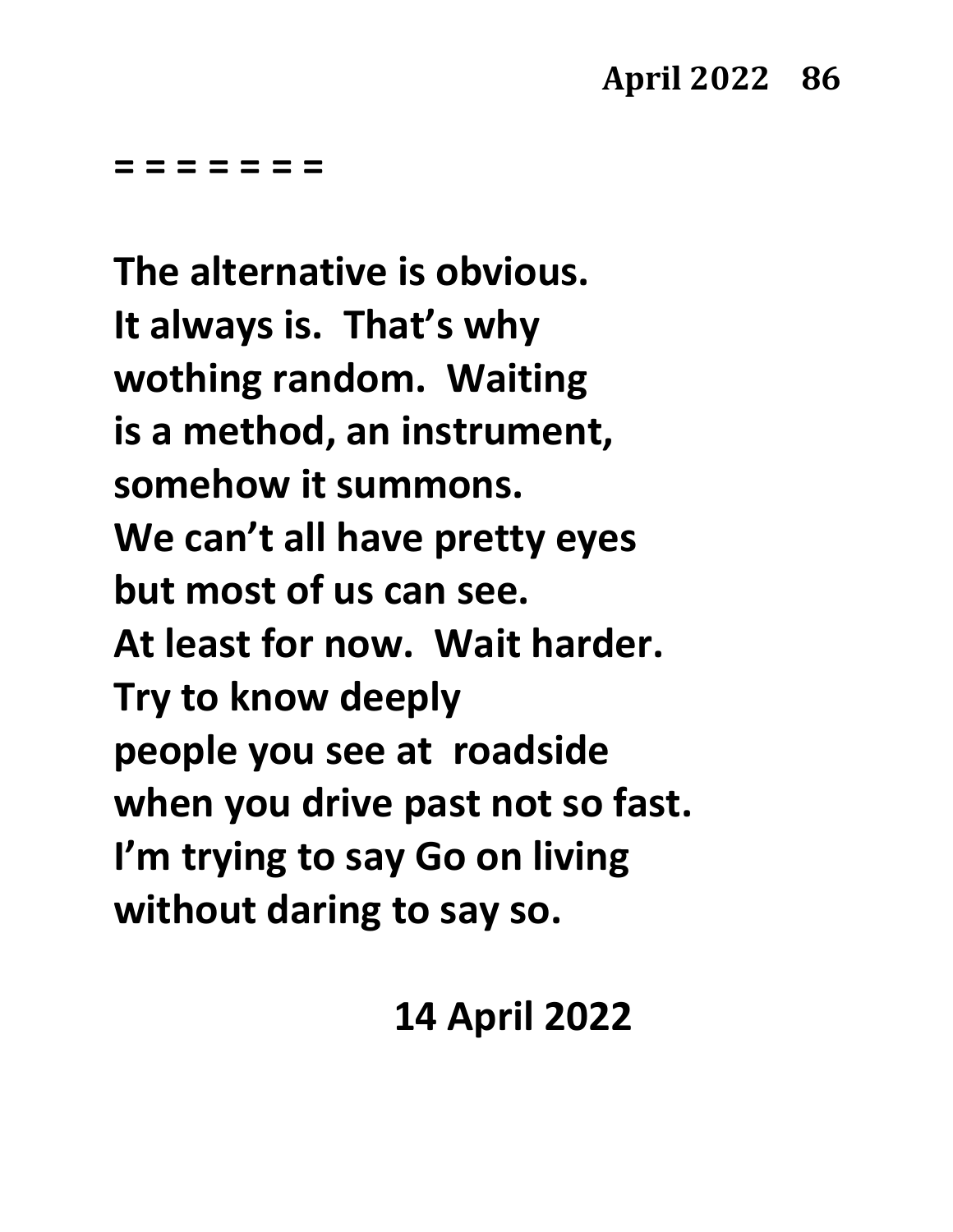= = = = = = =

**The alternative is obvious.**
**It always is.  That's why**
**wothing random.  Waiting**
**is a method, an instrument,**
**somehow it summons.**
**We can't all have pretty eyes**
**but most of us can see.**
**At least for now.  Wait harder.**
**Try to know deeply**
**people you see at  roadside**
**when you drive past not so fast.**
**I'm trying to say Go on living**
**without daring to say so.**

**14 April 2022**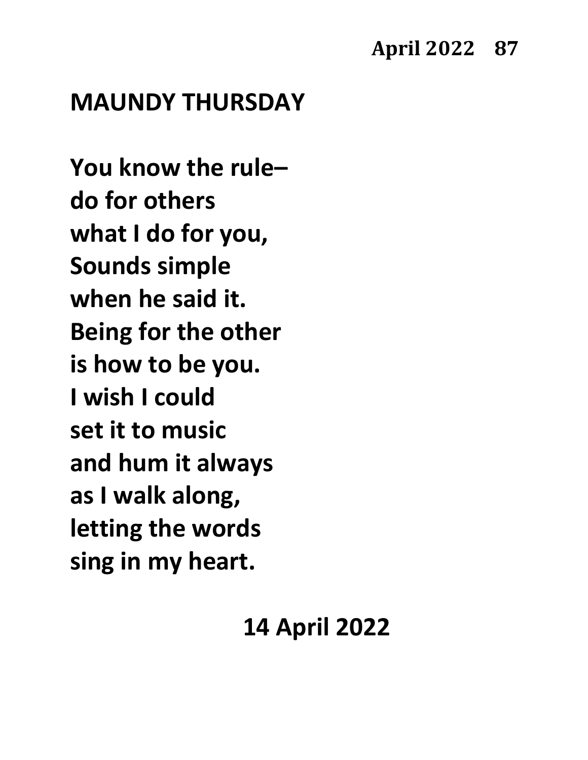## MAUNDY THURSDAY

**You know the rule–**
**do for others**
**what I do for you,**
**Sounds simple**
**when he said it.**
**Being for the other**
**is how to be you.**
**I wish I could**
**set it to music**
**and hum it always**
**as I walk along,**
**letting the words**
**sing in my heart.**

**14 April 2022**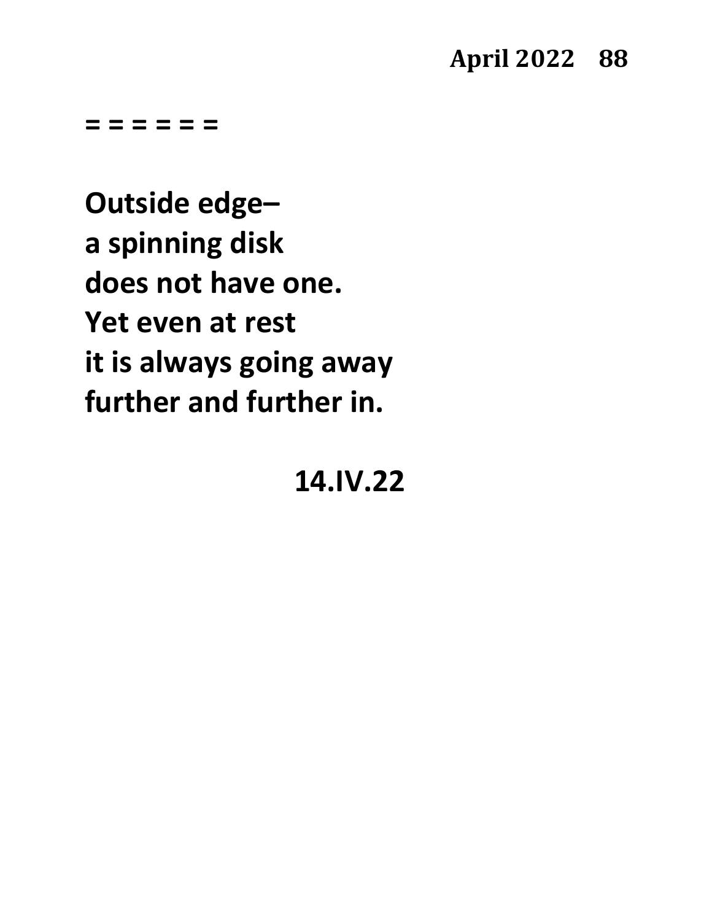= = = = = =

**Outside edge–**
**a spinning disk**
**does not have one.**
**Yet even at rest**
**it is always going away**
**further and further in.**

**14.IV.22**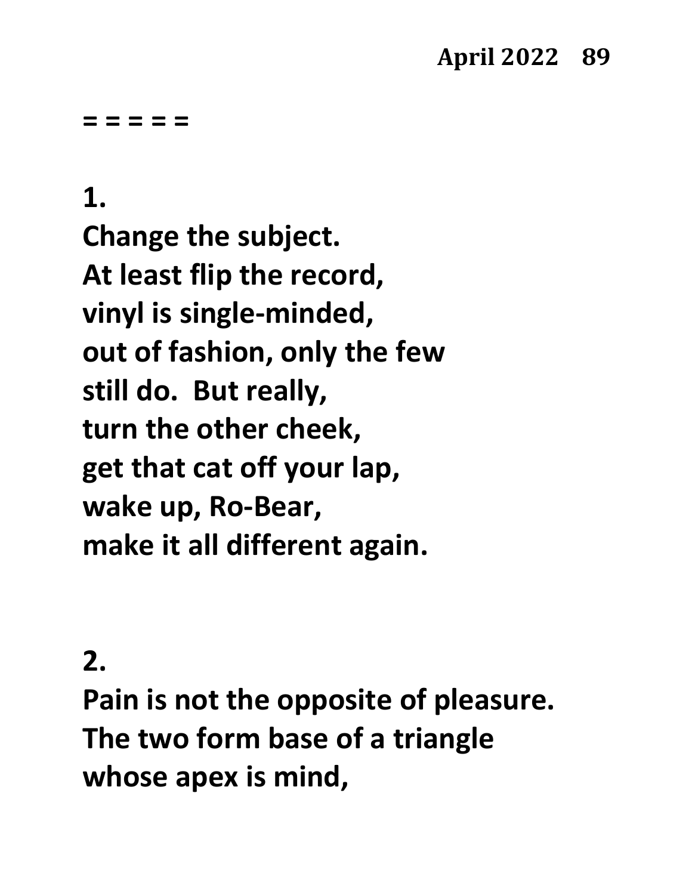= = = = =

**1.**
**Change the subject.**
**At least flip the record,**
**vinyl is single-minded,**
**out of fashion, only the few**
**still do.  But really,**
**turn the other cheek,**
**get that cat off your lap,**
**wake up, Ro-Bear,**
**make it all different again.**

**2.**
**Pain is not the opposite of pleasure.**
**The two form base of a triangle**
**whose apex is mind,**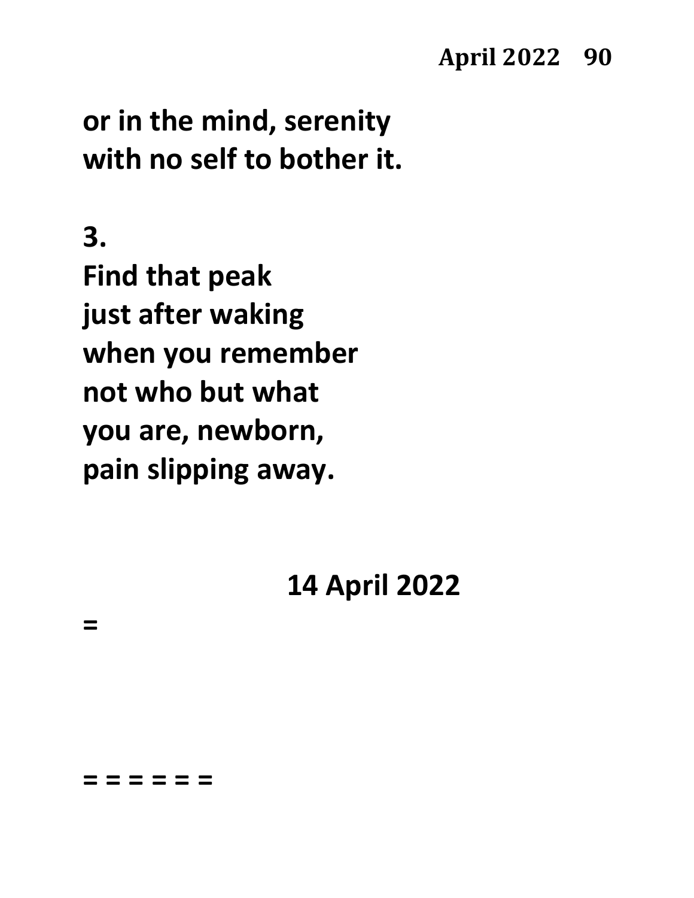**or in the mind, serenity**
**with no self to bother it.**

**3.**
**Find that peak**
**just after waking**
**when you remember**
**not who but what**
**you are, newborn,**
**pain slipping away.**

**14 April 2022**

**=**

**= = = = = =**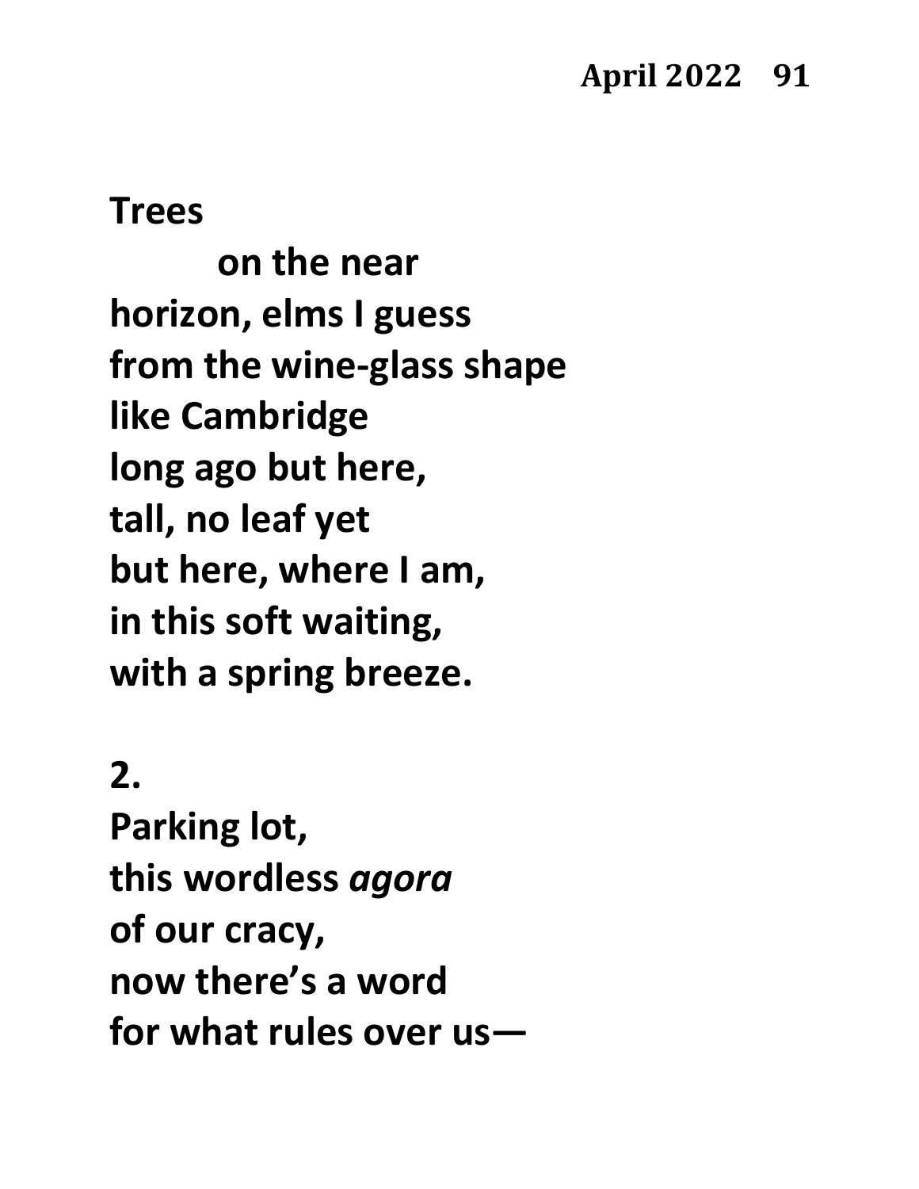**Trees**

**on the near**
**horizon, elms I guess**
**from the wine-glass shape**
**like Cambridge**
**long ago but here,**
**tall, no leaf yet**
**but here, where I am,**
**in this soft waiting,**
**with a spring breeze.**

**2.**
**Parking lot,**
**this wordless *agora***
**of our cracy,**
**now there's a word**
**for what rules over us—**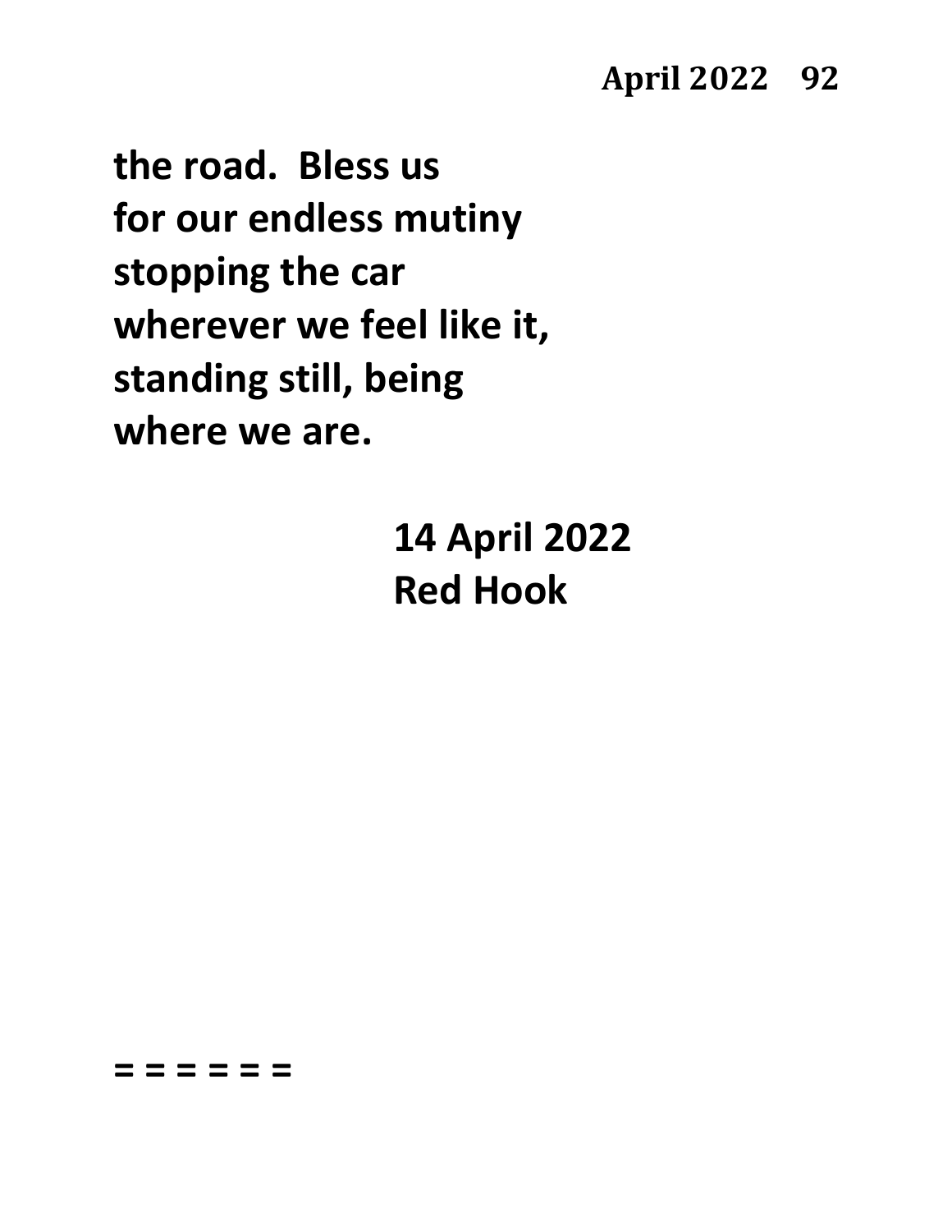**the road.  Bless us**
**for our endless mutiny**
**stopping the car**
**wherever we feel like it,**
**standing still, being**
**where we are.**

**14 April 2022**
**Red Hook**

**= = = = = =**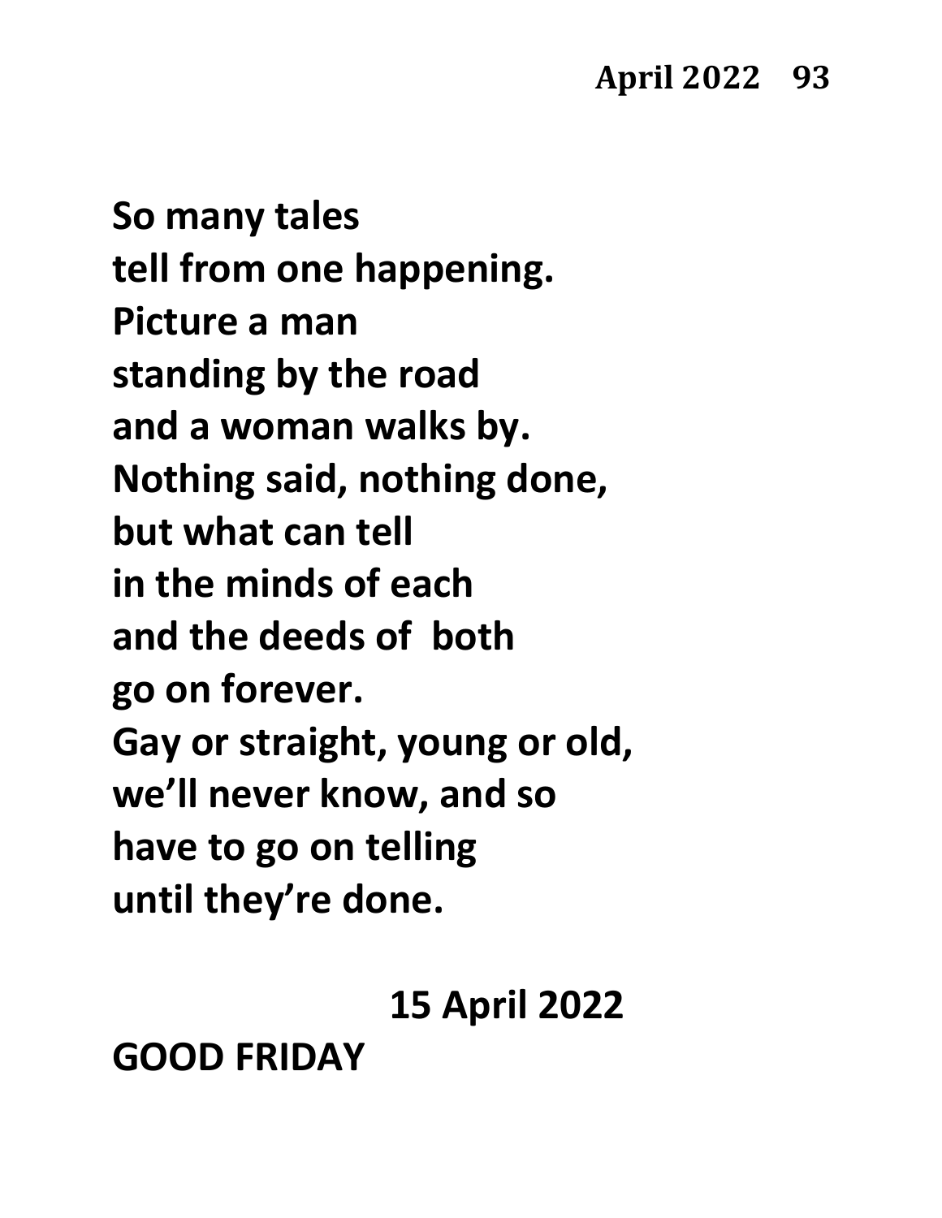**So many tales**
**tell from one happening.**
**Picture a man**
**standing by the road**
**and a woman walks by.**
**Nothing said, nothing done,**
**but what can tell**
**in the minds of each**
**and the deeds of both**
**go on forever.**
**Gay or straight, young or old,**
**we'll never know, and so**
**have to go on telling**
**until they're done.**

**15 April 2022**

**GOOD FRIDAY**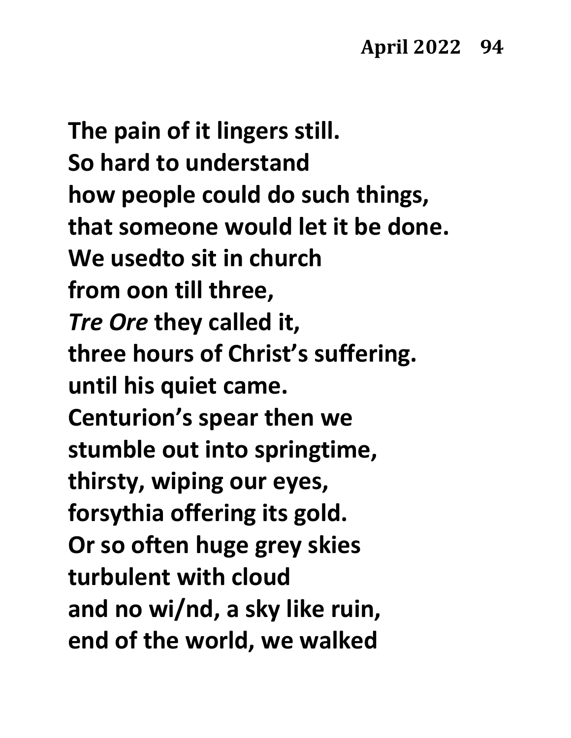**The pain of it lingers still.**
**So hard to understand**
**how people could do such things,**
**that someone would let it be done.**
**We usedto sit in church**
**from oon till three,**
***Tre Ore* they called it,**
**three hours of Christ's suffering.**
**until his quiet came.**
**Centurion's spear then we**
**stumble out into springtime,**
**thirsty, wiping our eyes,**
**forsythia offering its gold.**
**Or so often huge grey skies**
**turbulent with cloud**
**and no wi/nd, a sky like ruin,**
**end of the world, we walked**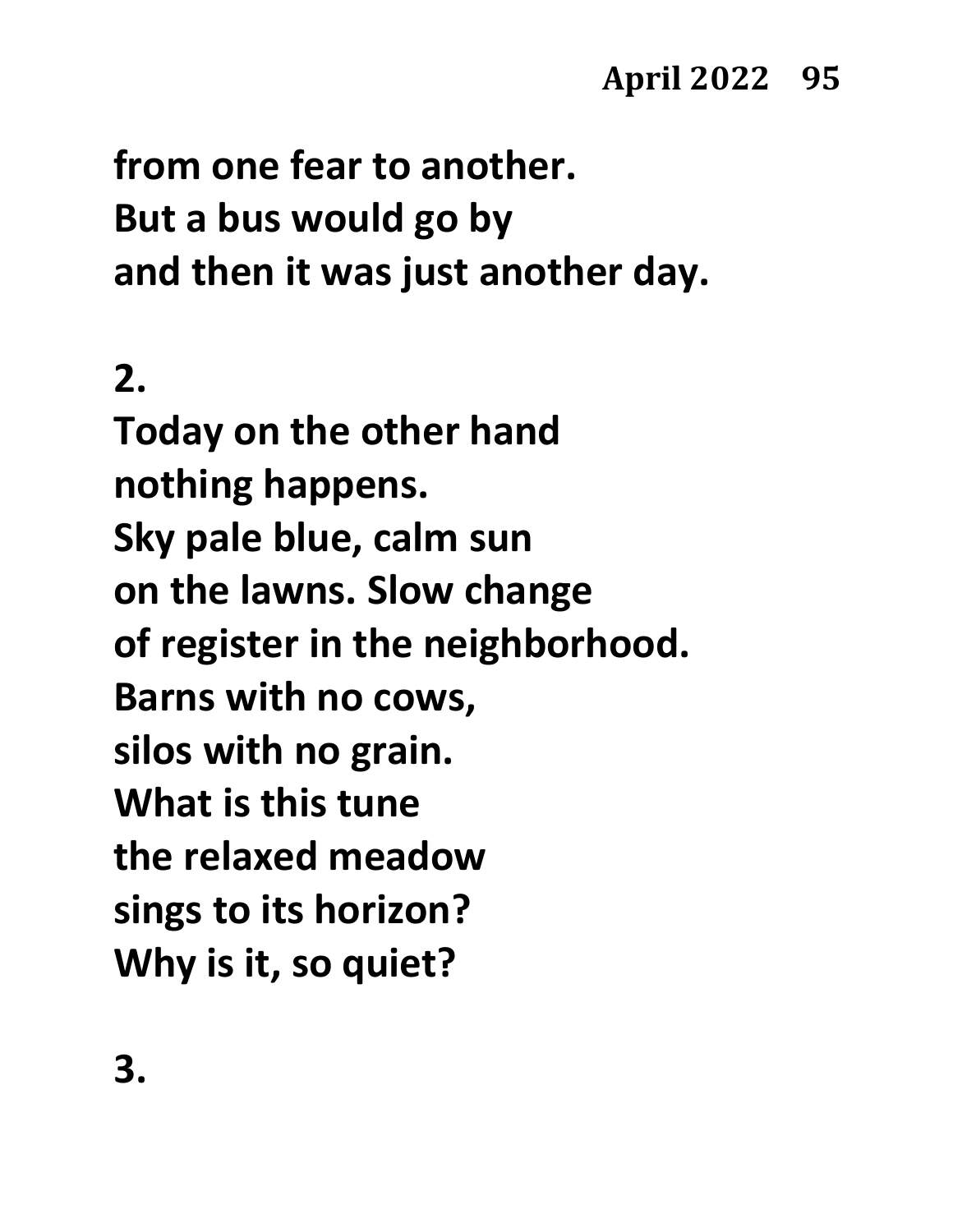from one fear to another.
But a bus would go by
and then it was just another day.

2.

Today on the other hand
nothing happens.
Sky pale blue, calm sun
on the lawns. Slow change
of register in the neighborhood.
Barns with no cows,
silos with no grain.
What is this tune
the relaxed meadow
sings to its horizon?
Why is it, so quiet?

3.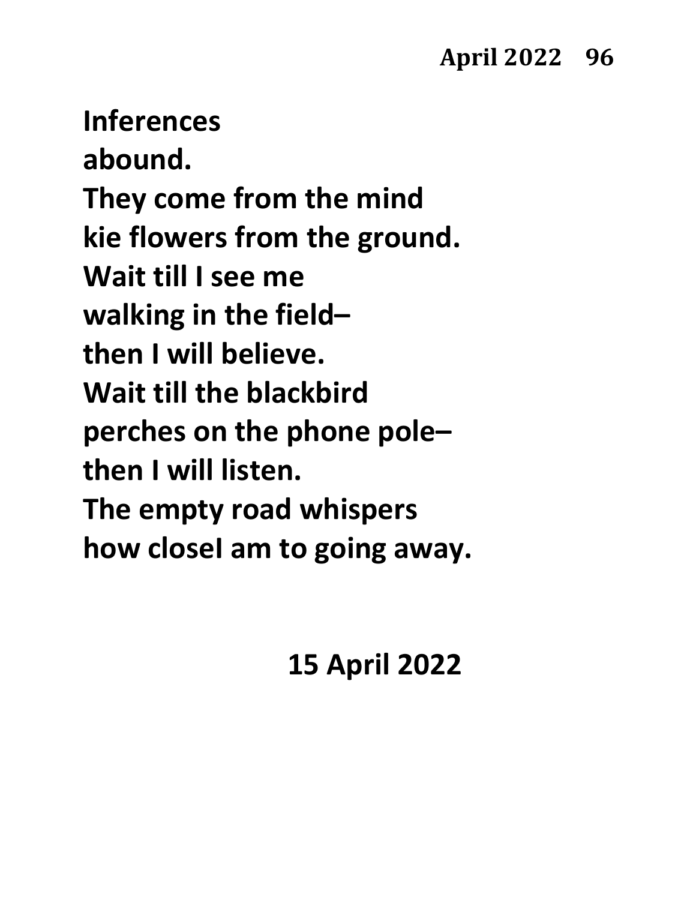**Inferences**
**abound.**
**They come from the mind**
**kie flowers from the ground.**
**Wait till I see me**
**walking in the field–**
**then I will believe.**
**Wait till the blackbird**
**perches on the phone pole–**
**then I will listen.**
**The empty road whispers**
**how closeI am to going away.**

**15 April 2022**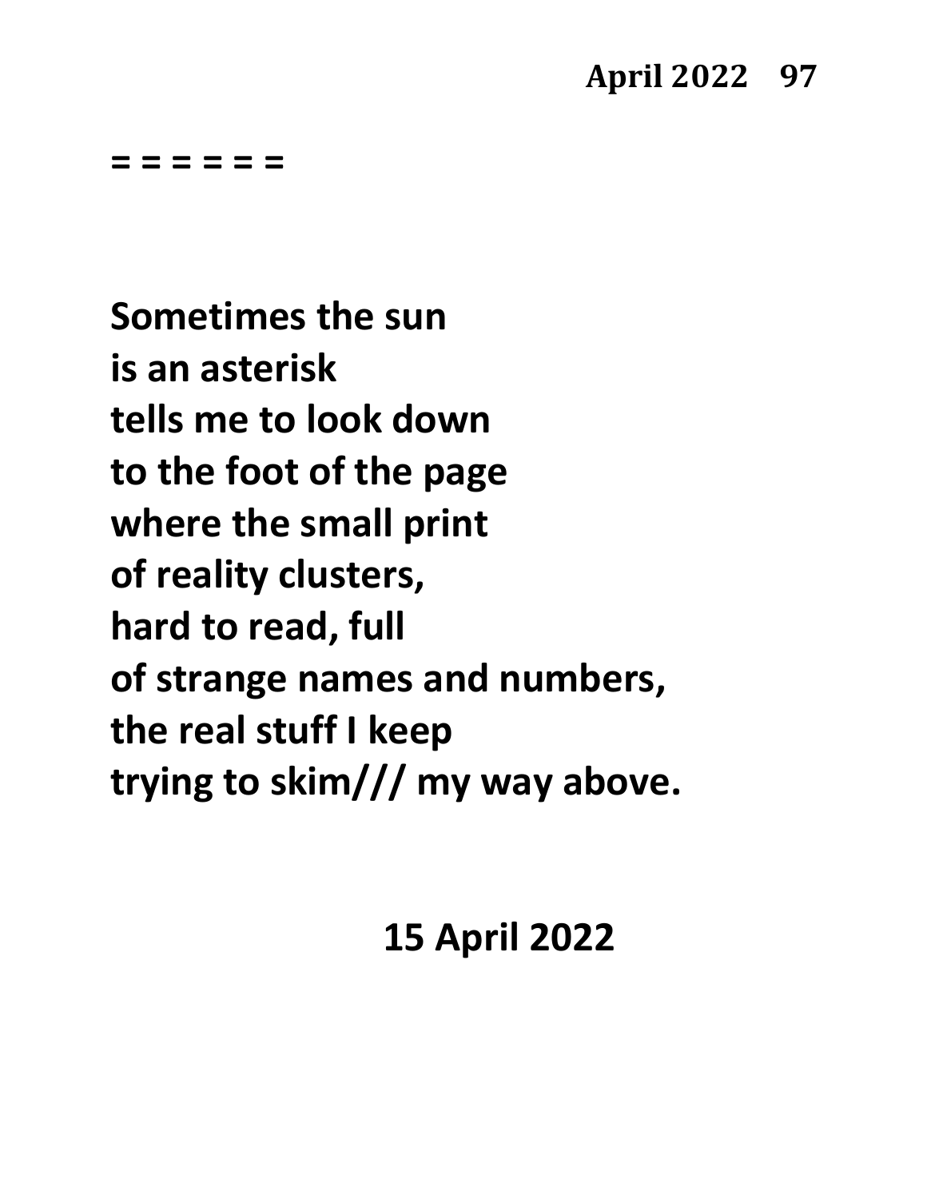= = = = = =

**Sometimes the sun**
**is an asterisk**
**tells me to look down**
**to the foot of the page**
**where the small print**
**of reality clusters,**
**hard to read, full**
**of strange names and numbers,**
**the real stuff I keep**
**trying to skim/// my way above.**

**15 April 2022**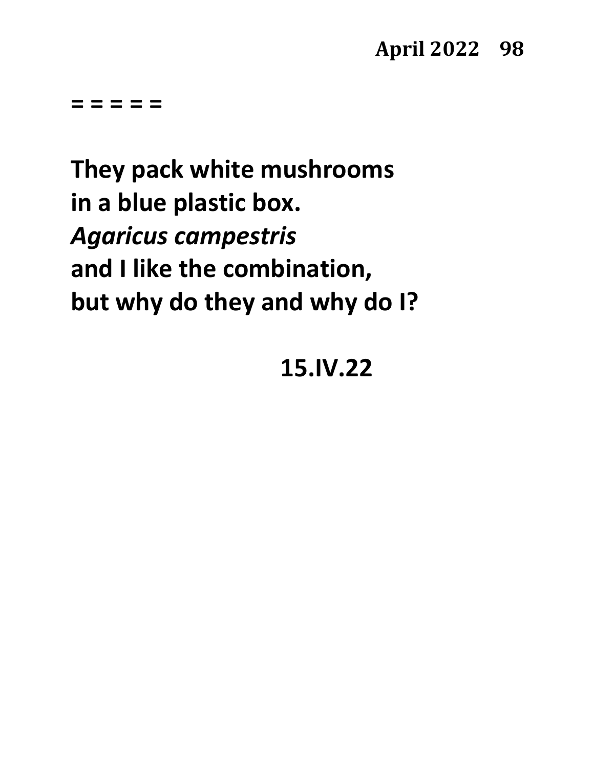= = = = =

**They pack white mushrooms**
**in a blue plastic box.**
***Agaricus campestris***
**and I like the combination,**
**but why do they and why do I?**

**15.IV.22**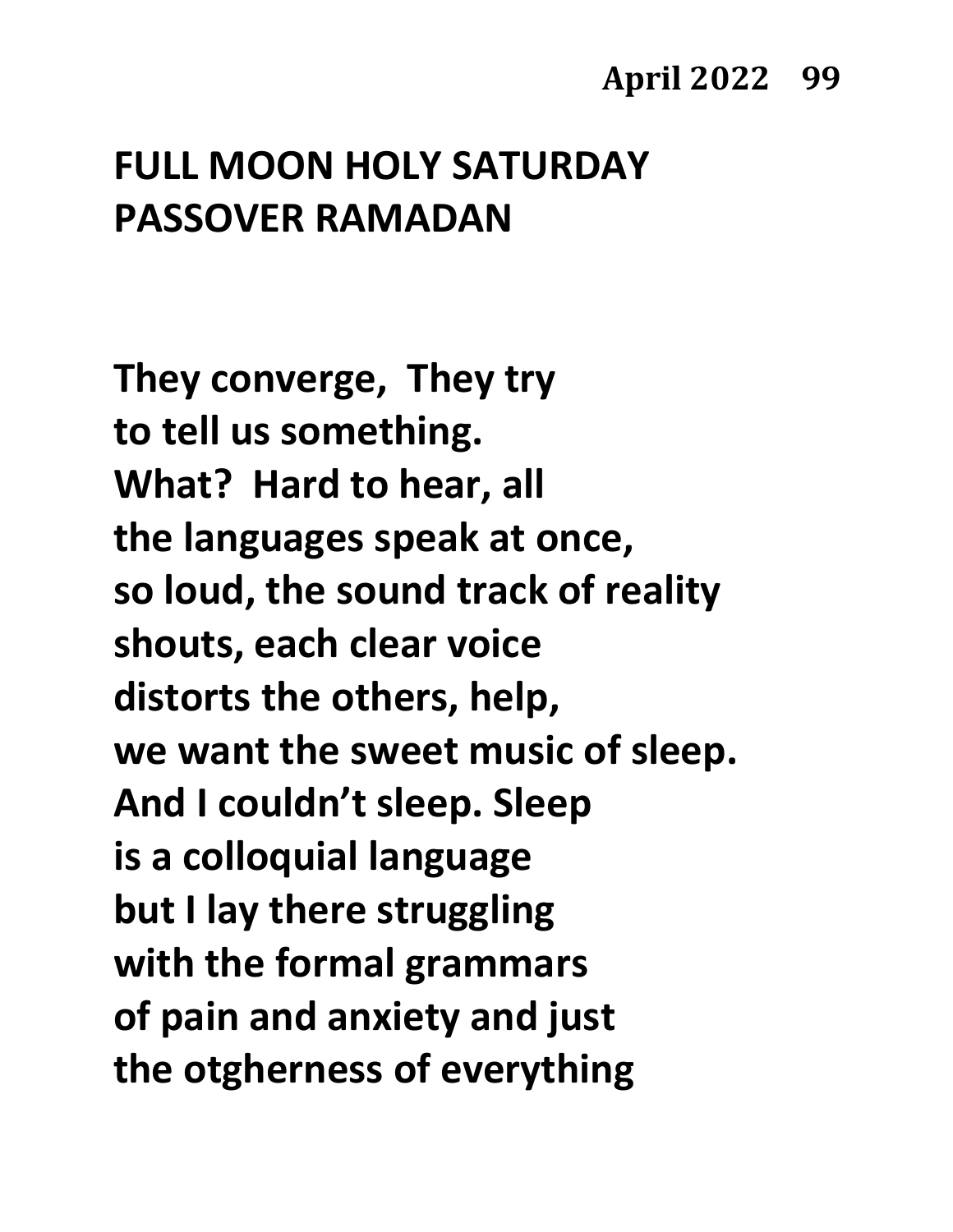# FULL MOON HOLY SATURDAY PASSOVER RAMADAN

They converge,  They try  
to tell us something.  
What?  Hard to hear, all  
the languages speak at once,  
so loud, the sound track of reality  
shouts, each clear voice  
distorts the others, help,  
we want the sweet music of sleep.  
And I couldn't sleep. Sleep  
is a colloquial language  
but I lay there struggling  
with the formal grammars  
of pain and anxiety and just  
the otgherness of everything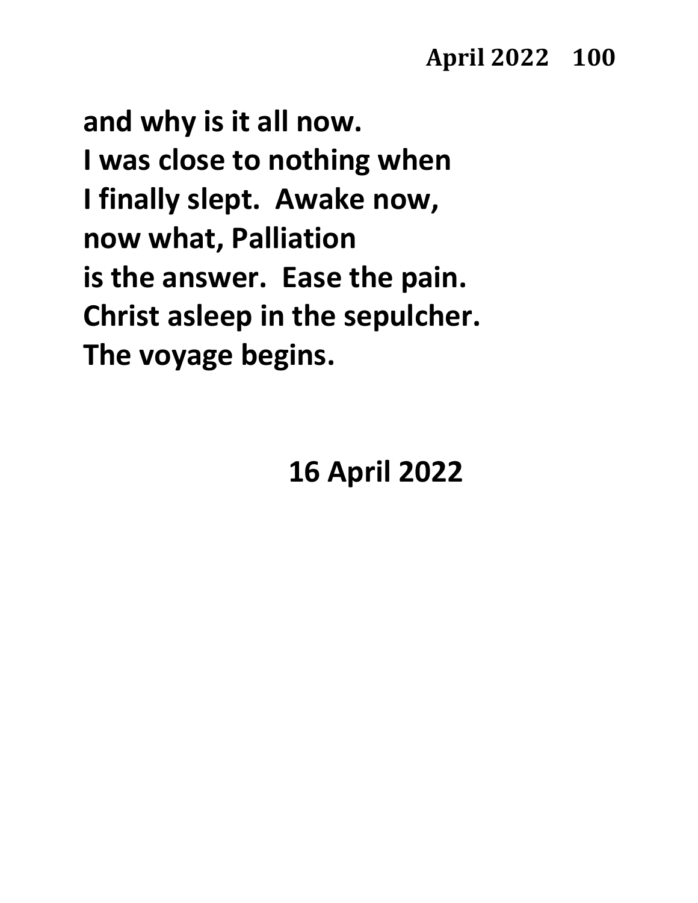and why is it all now.  
I was close to nothing when  
I finally slept.  Awake now,  
now what, Palliation  
is the answer.  Ease the pain.  
Christ asleep in the sepulcher.  
The voyage begins.

16 April 2022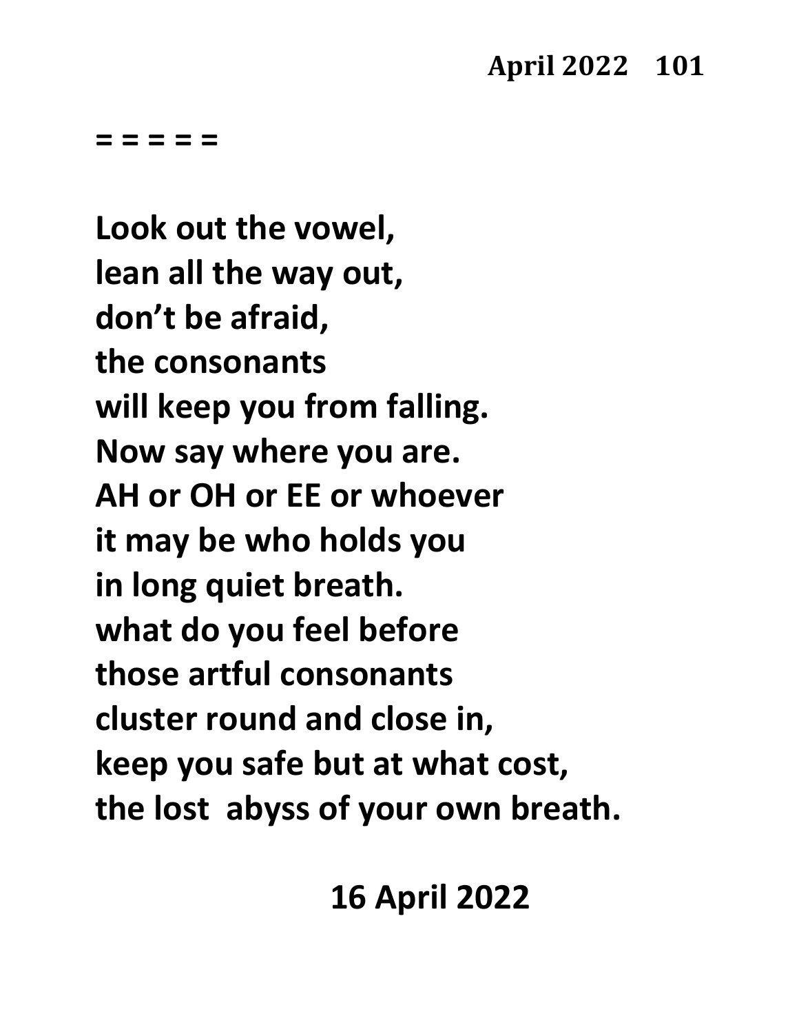= = = = =

Look out the vowel,
lean all the way out,
don't be afraid,
the consonants
will keep you from falling.
Now say where you are.
AH or OH or EE or whoever
it may be who holds you
in long quiet breath.
what do you feel before
those artful consonants
cluster round and close in,
keep you safe but at what cost,
the lost  abyss of your own breath.

16 April 2022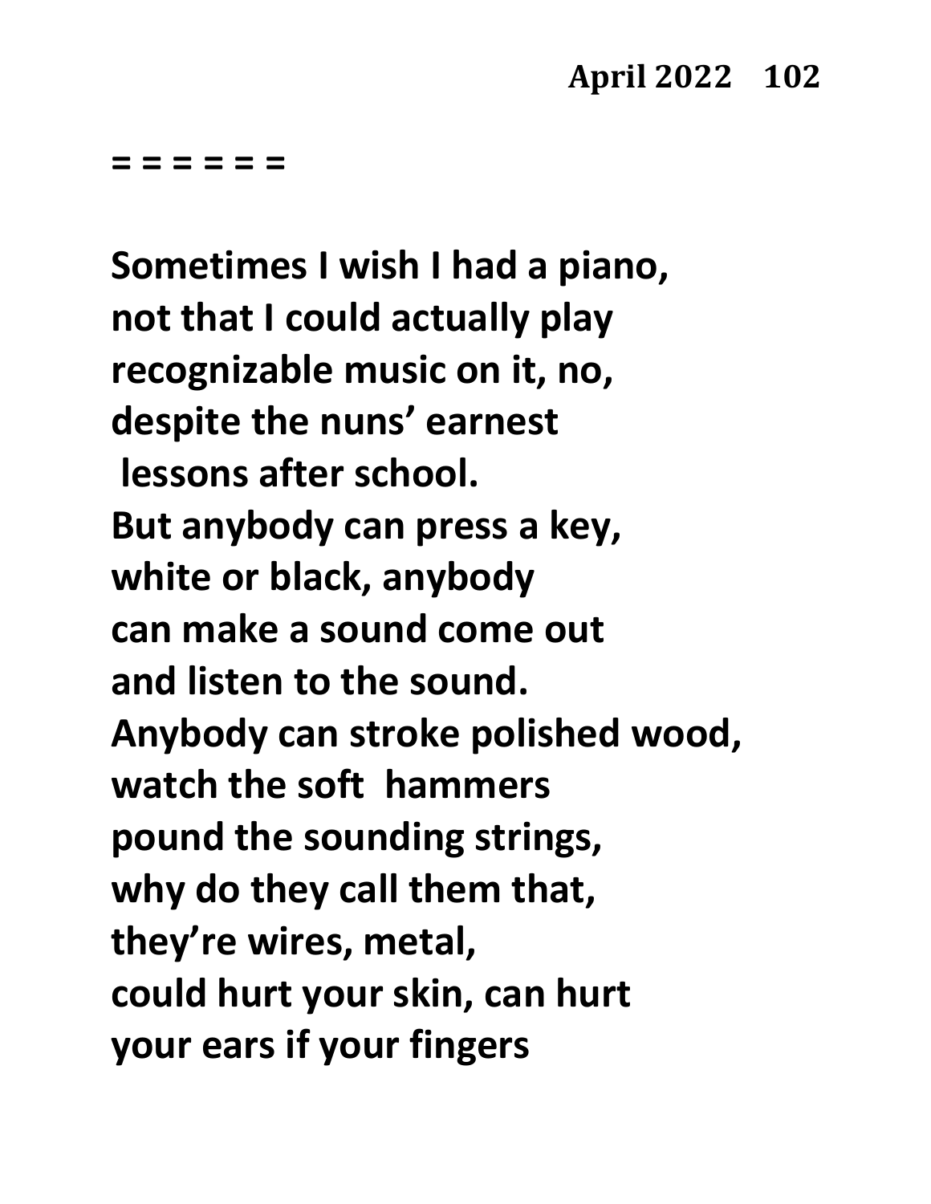= = = = = =

**Sometimes I wish I had a piano,**
**not that I could actually play**
**recognizable music on it, no,**
**despite the nuns' earnest**
**lessons after school.**
**But anybody can press a key,**
**white or black, anybody**
**can make a sound come out**
**and listen to the sound.**
**Anybody can stroke polished wood,**
**watch the soft hammers**
**pound the sounding strings,**
**why do they call them that,**
**they're wires, metal,**
**could hurt your skin, can hurt**
**your ears if your fingers**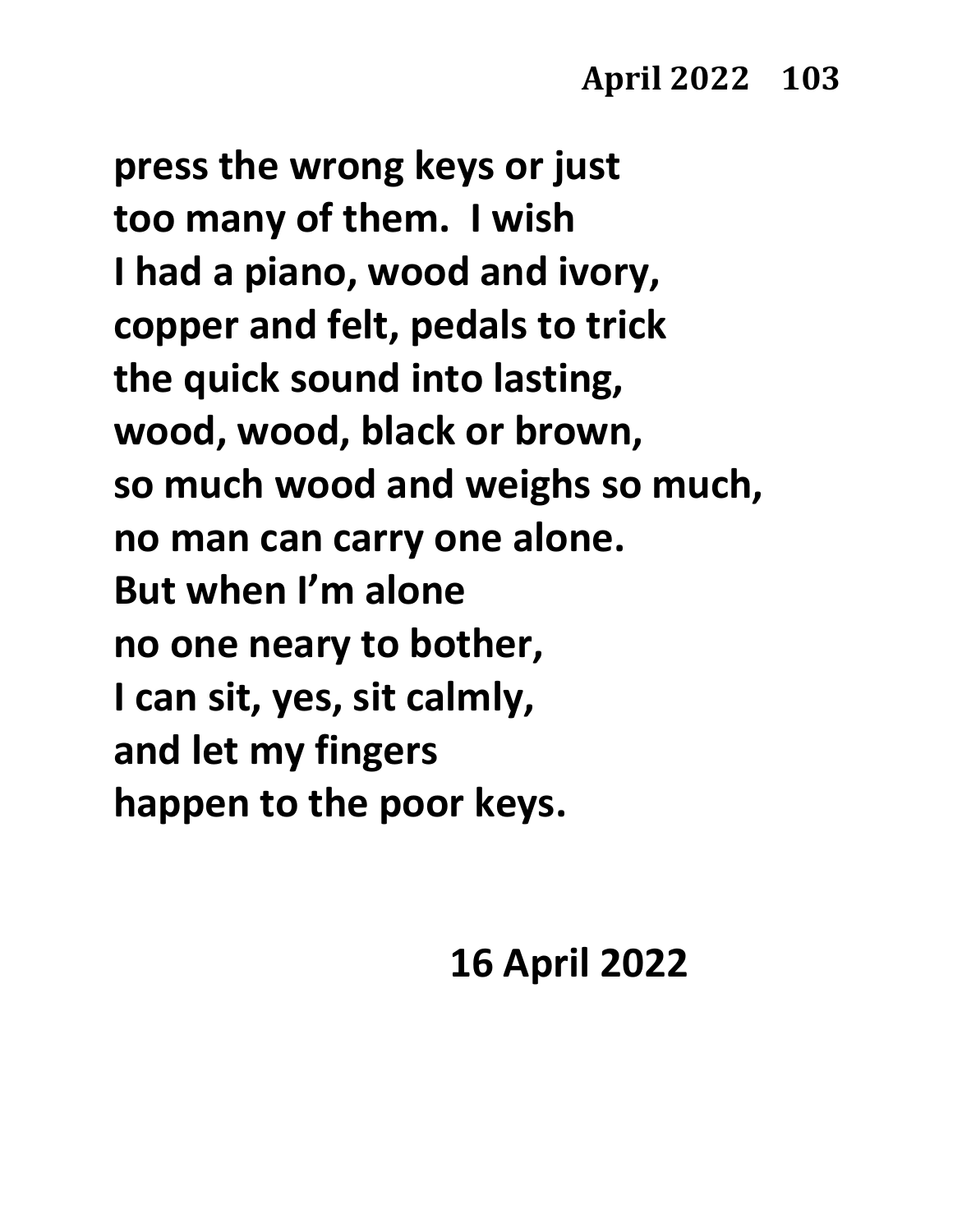press the wrong keys or just
too many of them.  I wish
I had a piano, wood and ivory,
copper and felt, pedals to trick
the quick sound into lasting,
wood, wood, black or brown,
so much wood and weighs so much,
no man can carry one alone.
But when I'm alone
no one neary to bother,
I can sit, yes, sit calmly,
and let my fingers
happen to the poor keys.

16 April 2022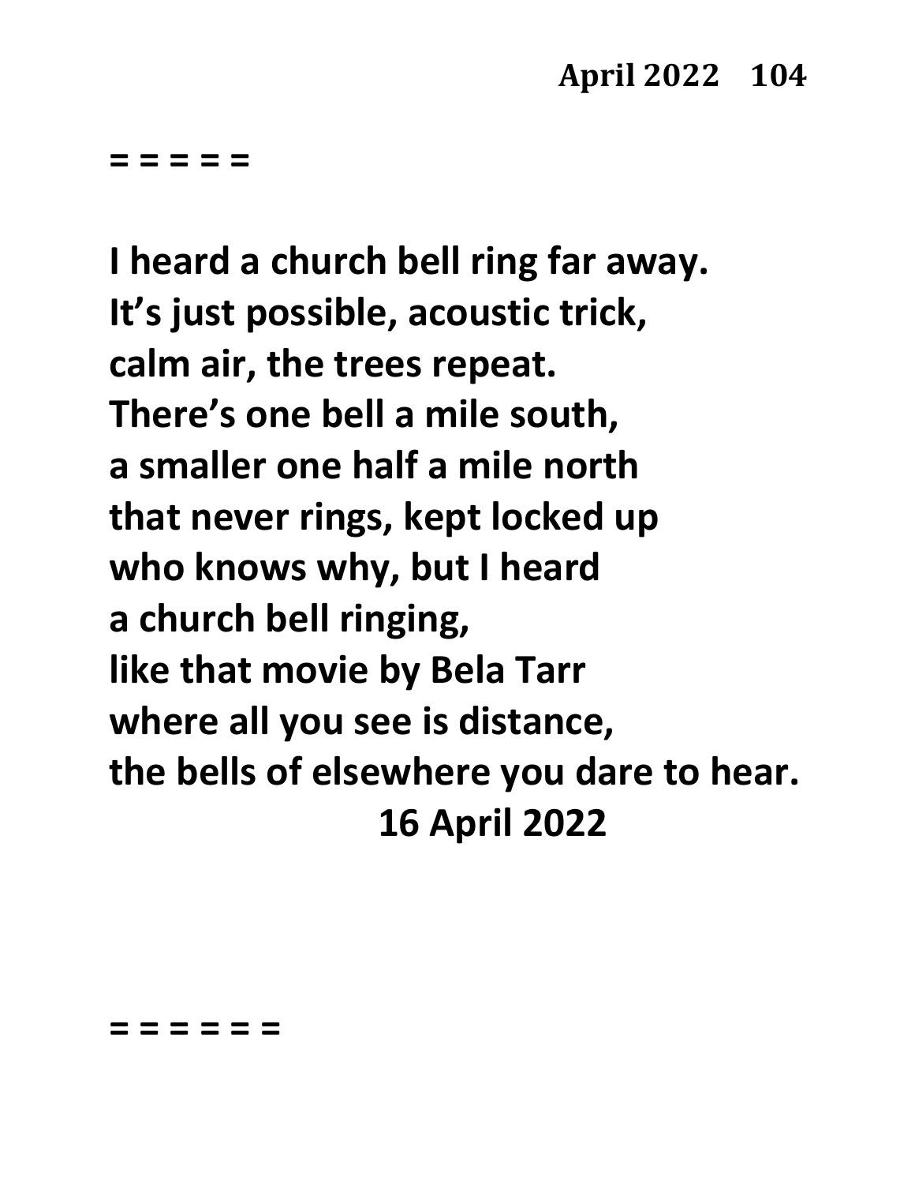= = = = =

**I heard a church bell ring far away.**
**It's just possible, acoustic trick,**
**calm air, the trees repeat.**
**There's one bell a mile south,**
**a smaller one half a mile north**
**that never rings, kept locked up**
**who knows why, but I heard**
**a church bell ringing,**
**like that movie by Bela Tarr**
**where all you see is distance,**
**the bells of elsewhere you dare to hear.**
**16 April 2022**

= = = = = =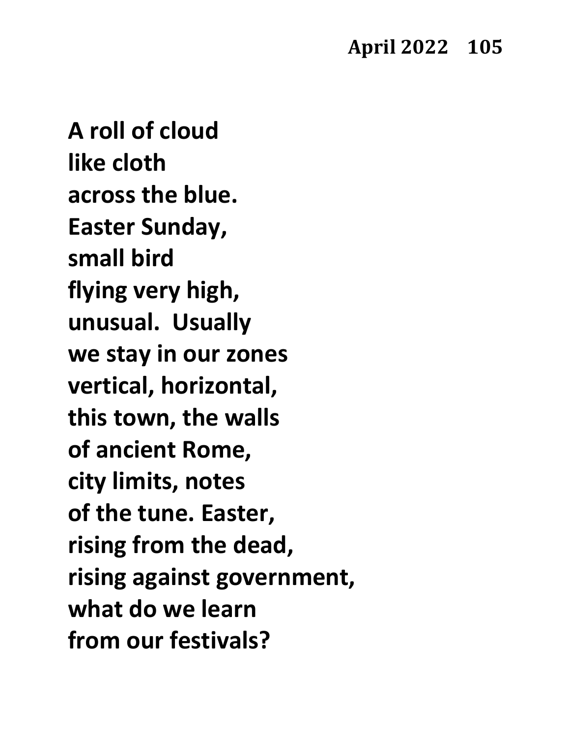**A roll of cloud**
**like cloth**
**across the blue.**
**Easter Sunday,**
**small bird**
**flying very high,**
**unusual.  Usually**
**we stay in our zones**
**vertical, horizontal,**
**this town, the walls**
**of ancient Rome,**
**city limits, notes**
**of the tune. Easter,**
**rising from the dead,**
**rising against government,**
**what do we learn**
**from our festivals?**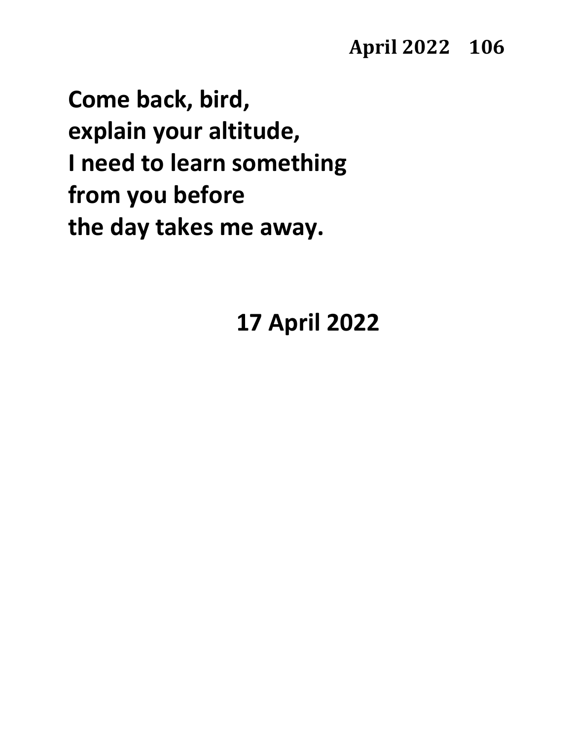**Come back, bird,**
**explain your altitude,**
**I need to learn something**
**from you before**
**the day takes me away.**

**17 April 2022**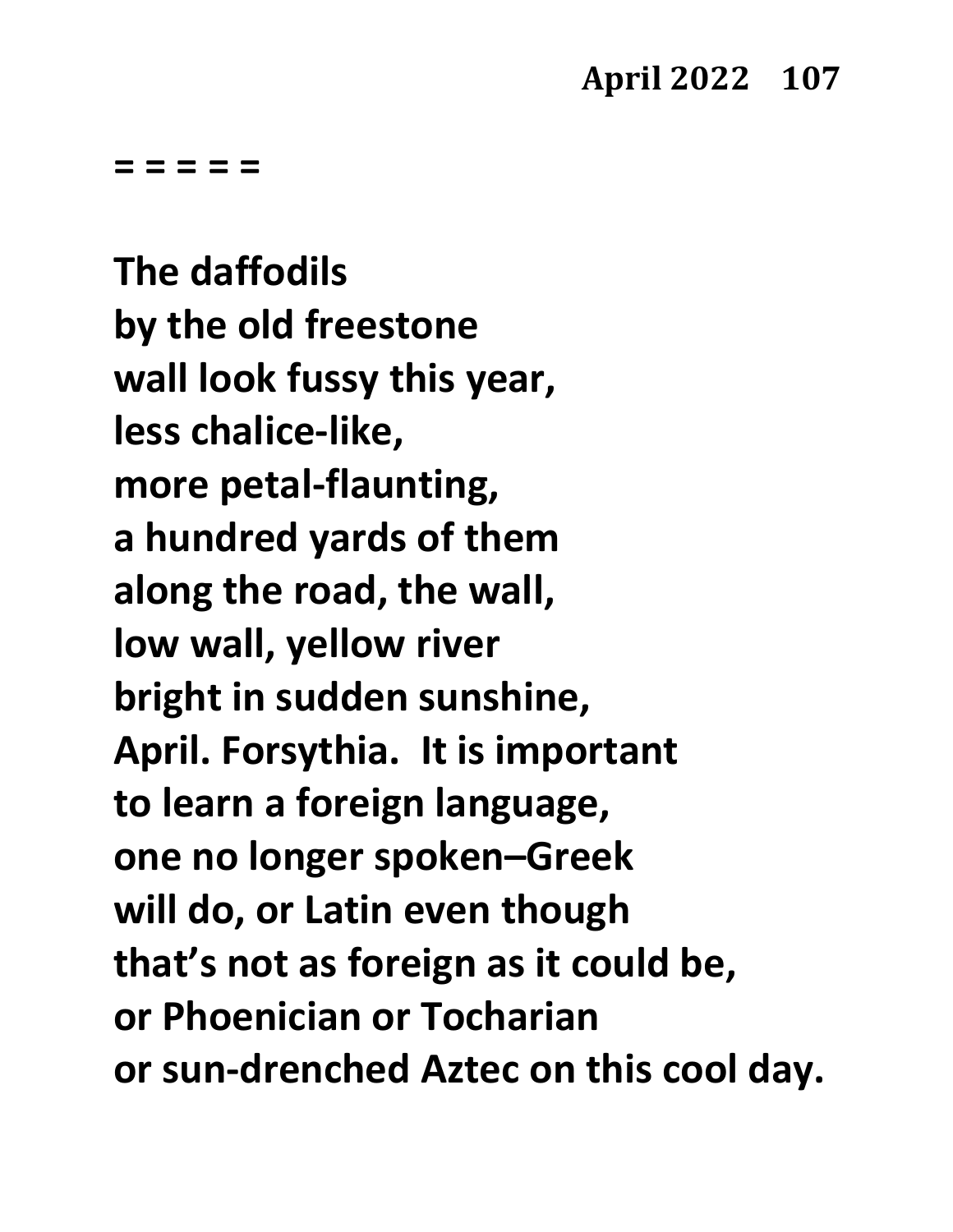= = = = =

The daffodils  
by the old freestone  
wall look fussy this year,  
less chalice-like,  
more petal-flaunting,  
a hundred yards of them  
along the road, the wall,  
low wall, yellow river  
bright in sudden sunshine,  
April. Forsythia.  It is important  
to learn a foreign language,  
one no longer spoken–Greek  
will do, or Latin even though  
that's not as foreign as it could be,  
or Phoenician or Tocharian  
or sun-drenched Aztec on this cool day.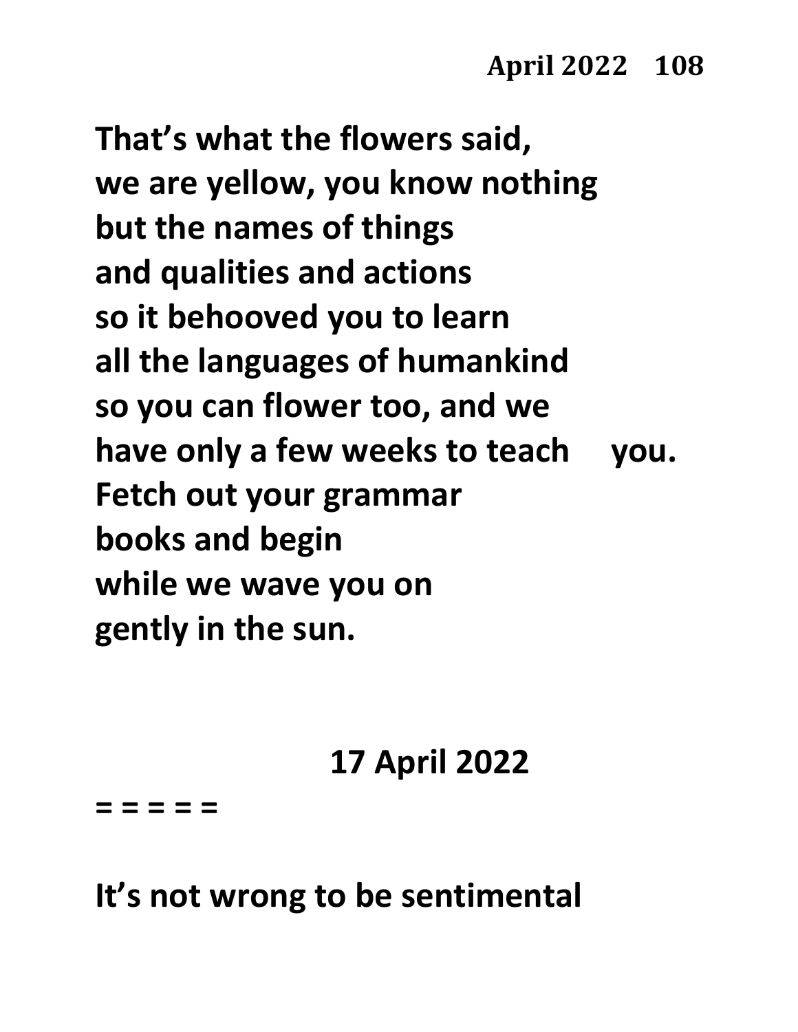That's what the flowers said,
we are yellow, you know nothing
but the names of things
and qualities and actions
so it behooved you to learn
all the languages of humankind
so you can flower too, and we
have only a few weeks to teach     you.
Fetch out your grammar
books and begin
while we wave you on
gently in the sun.

17 April 2022

= = = = =

It's not wrong to be sentimental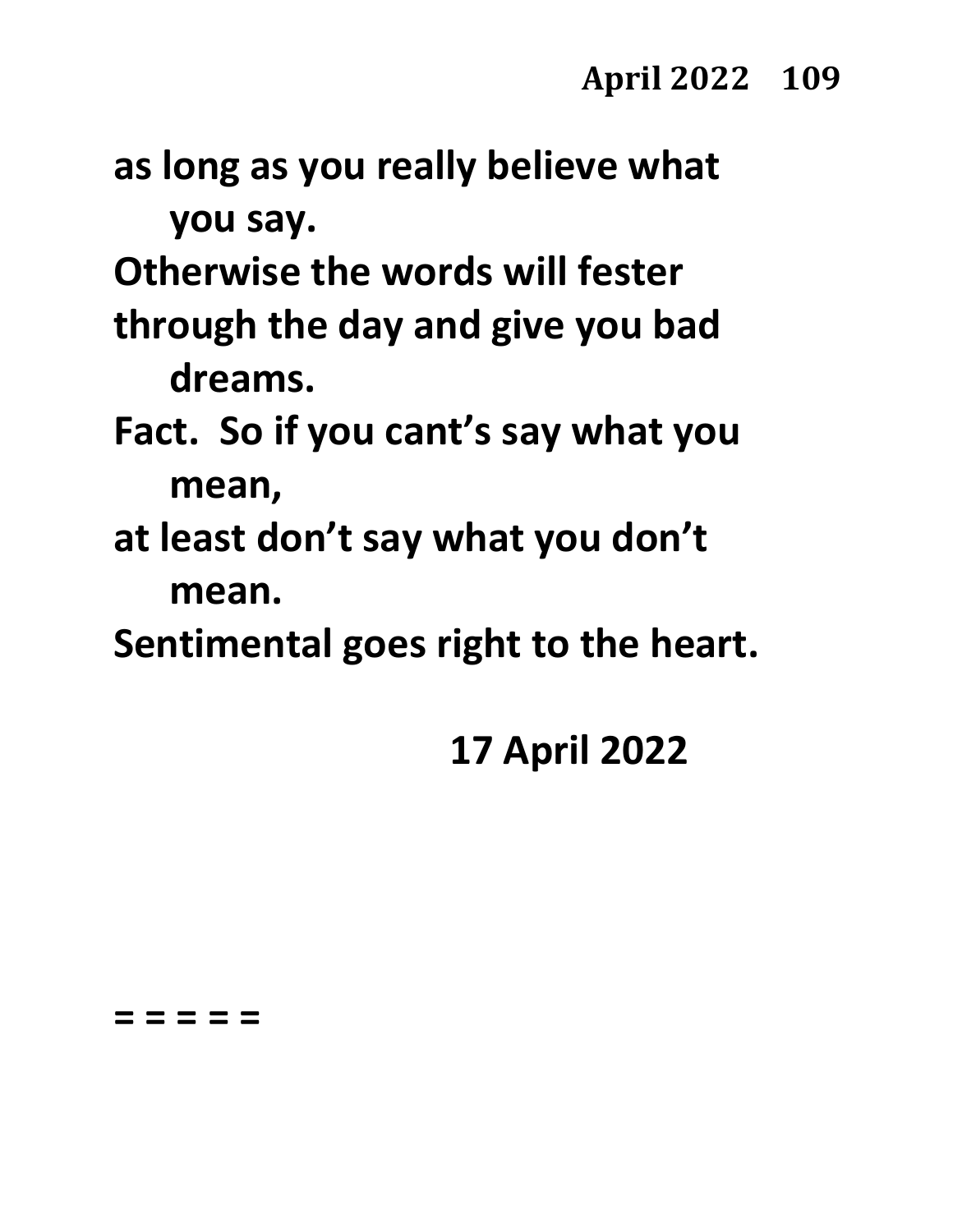**as long as you really believe what you say.**
**Otherwise the words will fester**
**through the day and give you bad dreams.**
**Fact. So if you cant's say what you mean,**
**at least don't say what you don't mean.**
**Sentimental goes right to the heart.**

**17 April 2022**

**= = = = =**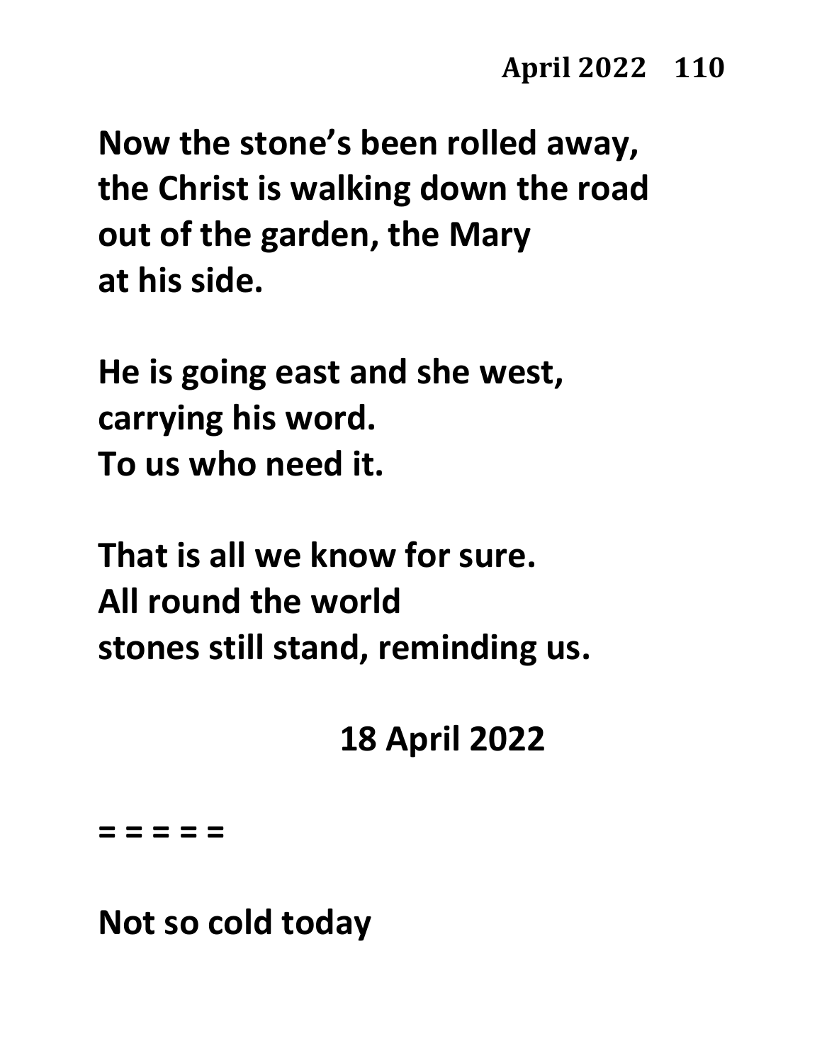**Now the stone's been rolled away,**
**the Christ is walking down the road**
**out of the garden, the Mary**
**at his side.**

**He is going east and she west,**
**carrying his word.**
**To us who need it.**

**That is all we know for sure.**
**All round the world**
**stones still stand, reminding us.**

**18 April 2022**

**= = = = =**

**Not so cold today**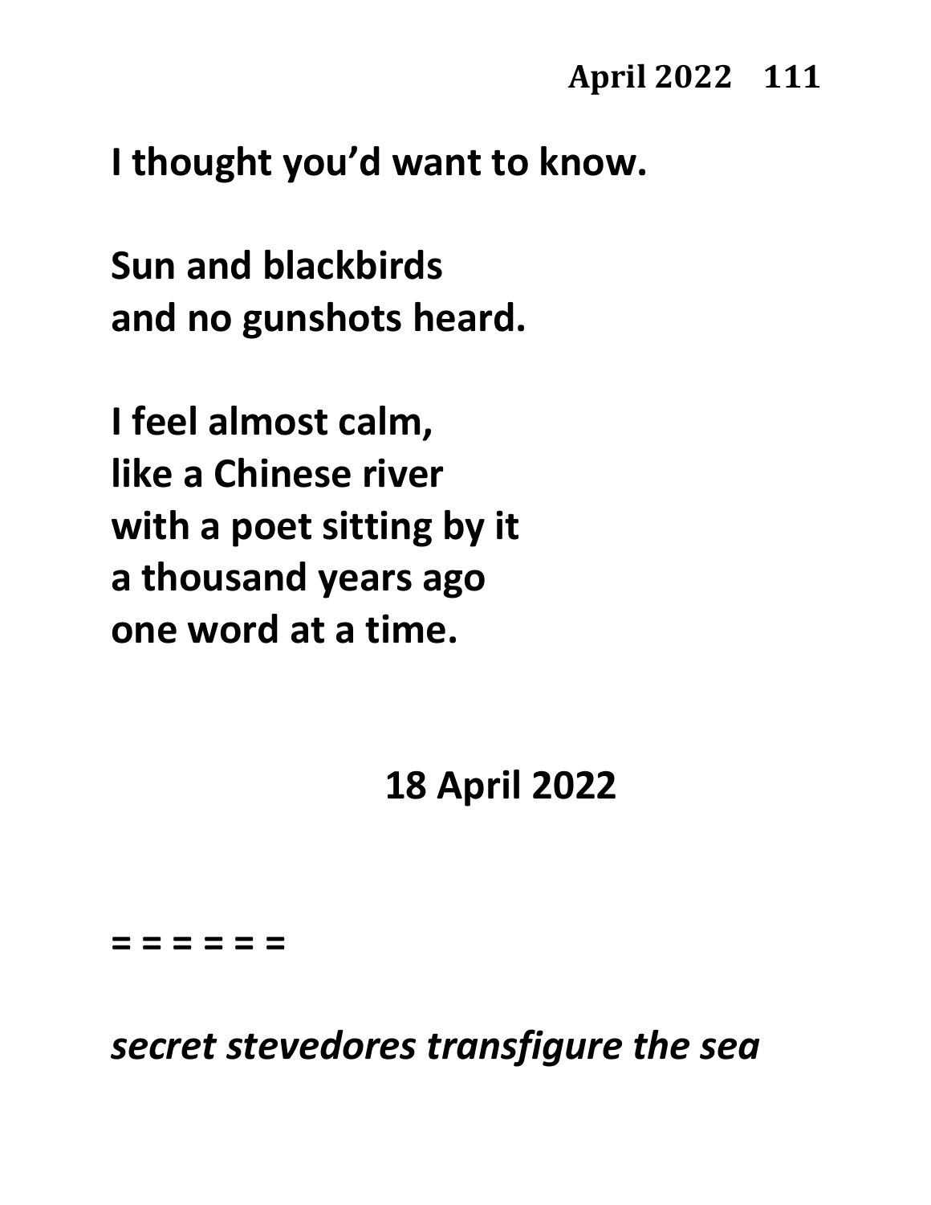**I thought you'd want to know.**

**Sun and blackbirds**
**and no gunshots heard.**

**I feel almost calm,**
**like a Chinese river**
**with a poet sitting by it**
**a thousand years ago**
**one word at a time.**

**18 April 2022**

**= = = = = =**

***secret stevedores transfigure the sea***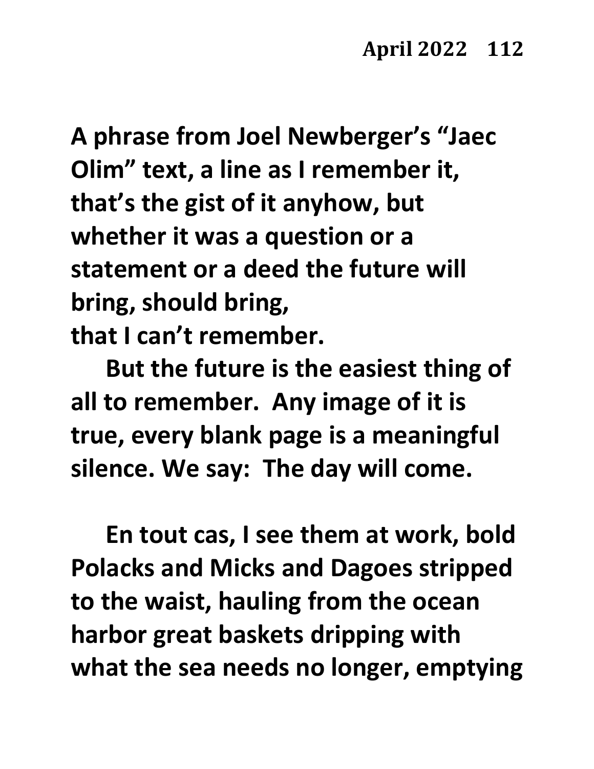**A phrase from Joel Newberger's "Jaec Olim" text, a line as I remember it, that's the gist of it anyhow, but whether it was a question or a statement or a deed the future will bring, should bring,**
**that I can't remember.**

**But the future is the easiest thing of all to remember. Any image of it is true, every blank page is a meaningful silence. We say: The day will come.**

**En tout cas, I see them at work, bold Polacks and Micks and Dagoes stripped to the waist, hauling from the ocean harbor great baskets dripping with what the sea needs no longer, emptying**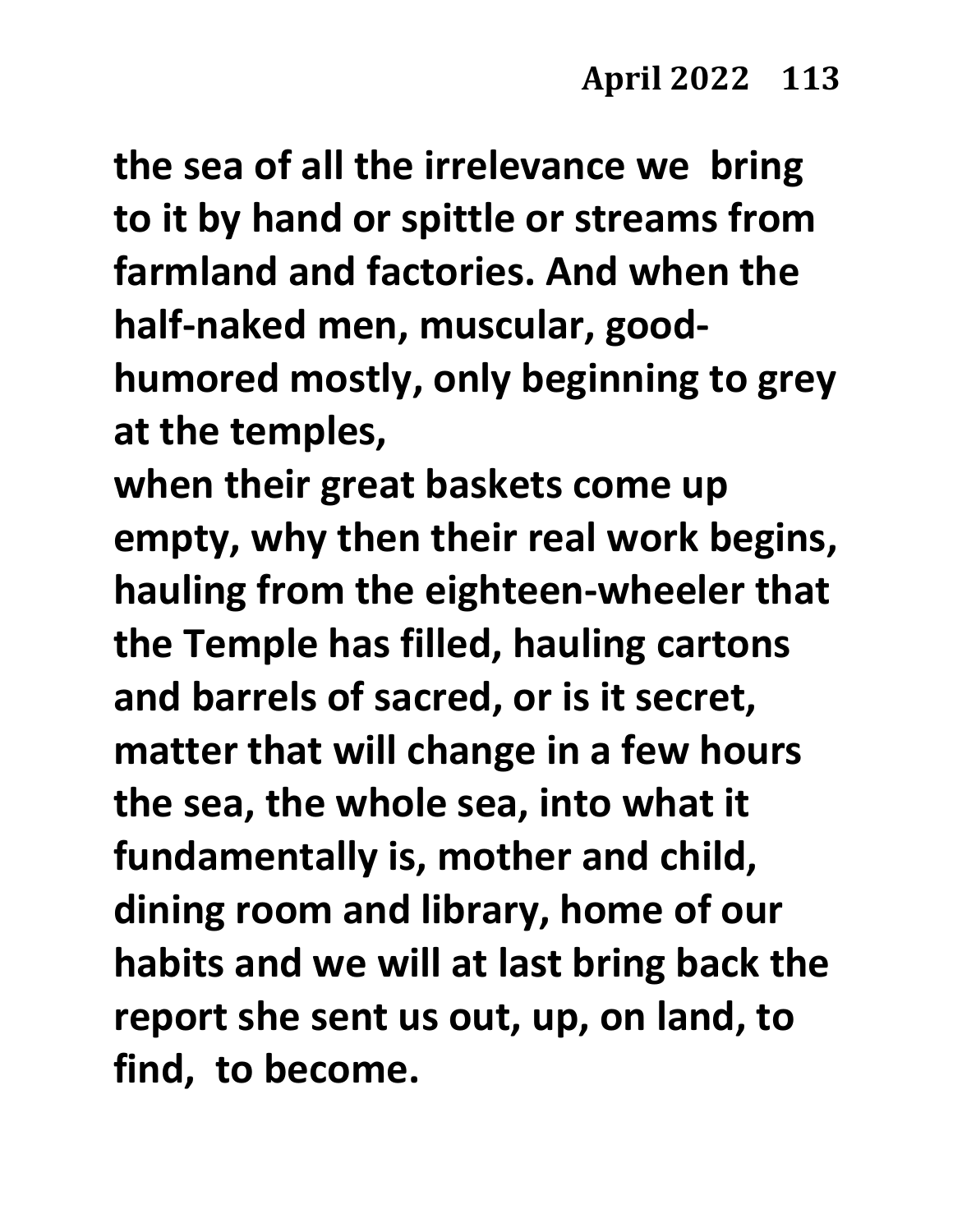**the sea of all the irrelevance we bring to it by hand or spittle or streams from farmland and factories. And when the half-naked men, muscular, good-humored mostly, only beginning to grey at the temples,**

**when their great baskets come up empty, why then their real work begins, hauling from the eighteen-wheeler that the Temple has filled, hauling cartons and barrels of sacred, or is it secret, matter that will change in a few hours the sea, the whole sea, into what it fundamentally is, mother and child, dining room and library, home of our habits and we will at last bring back the report she sent us out, up, on land, to find, to become.**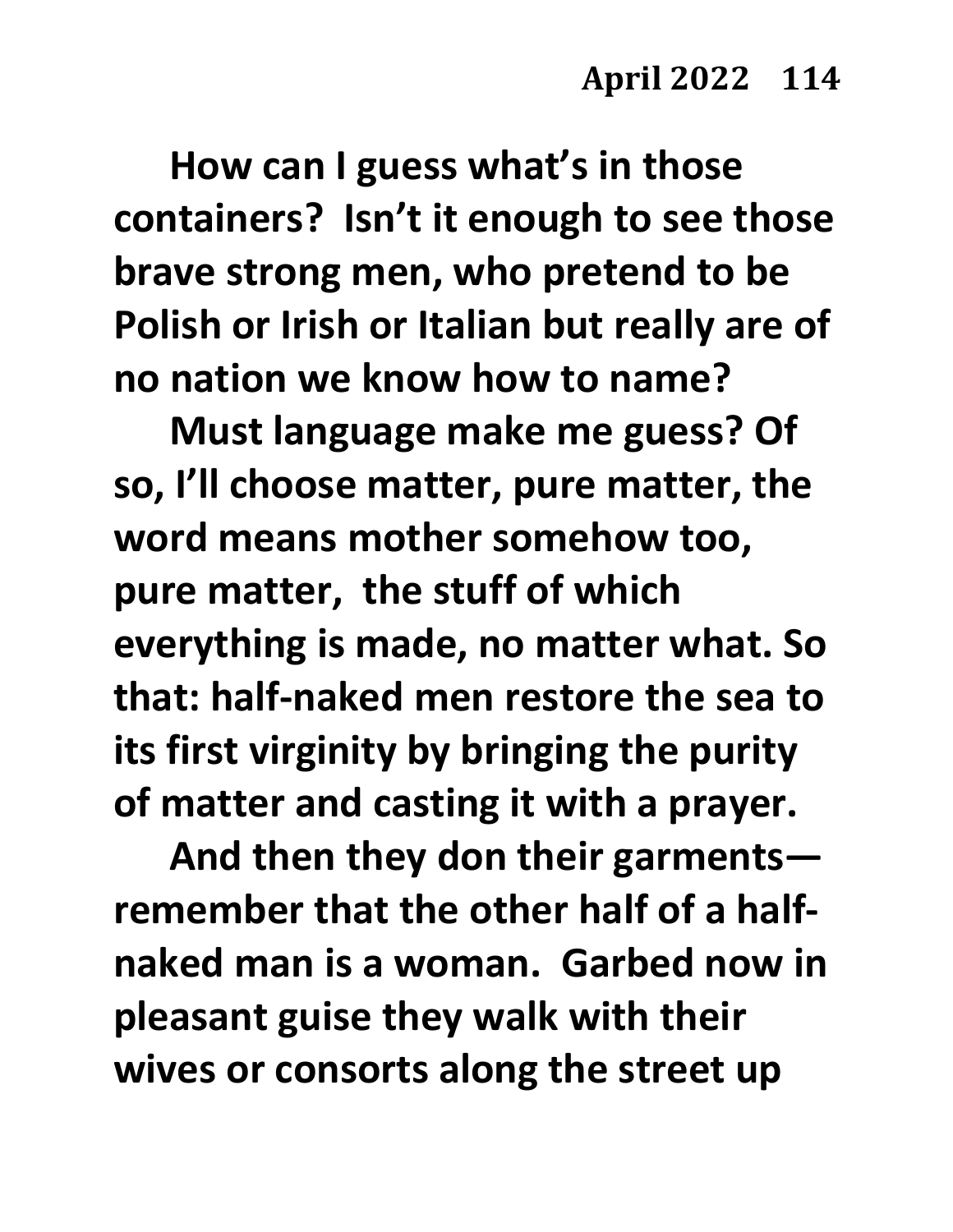**How can I guess what's in those containers? Isn't it enough to see those brave strong men, who pretend to be Polish or Irish or Italian but really are of no nation we know how to name?**

**Must language make me guess? Of so, I'll choose matter, pure matter, the word means mother somehow too, pure matter, the stuff of which everything is made, no matter what. So that: half-naked men restore the sea to its first virginity by bringing the purity of matter and casting it with a prayer.**

**And then they don their garments— remember that the other half of a half-naked man is a woman. Garbed now in pleasant guise they walk with their wives or consorts along the street up**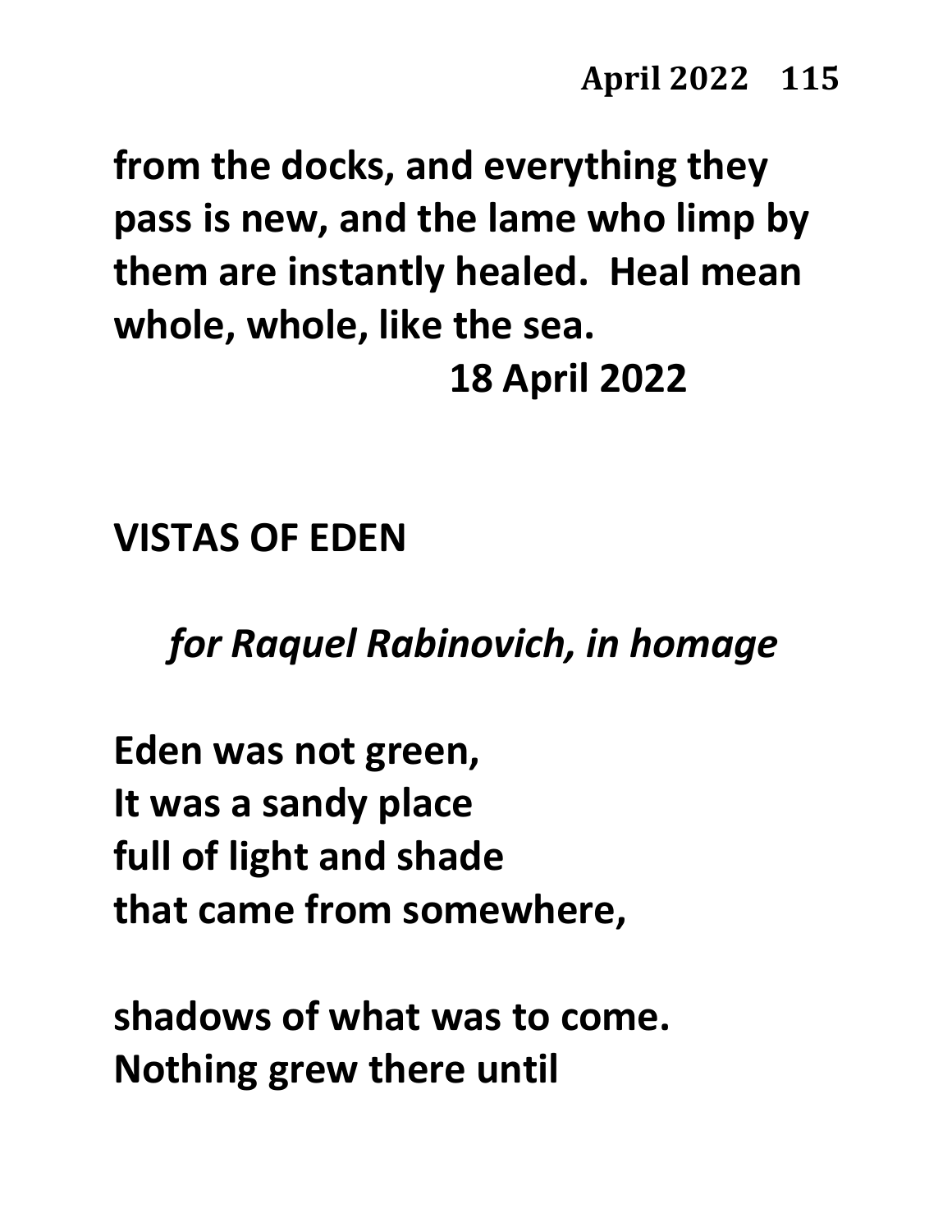from the docks, and everything they pass is new, and the lame who limp by them are instantly healed. Heal mean whole, whole, like the sea.

18 April 2022

## VISTAS OF EDEN

*for Raquel Rabinovich, in homage*

Eden was not green,
It was a sandy place
full of light and shade
that came from somewhere,

shadows of what was to come.
Nothing grew there until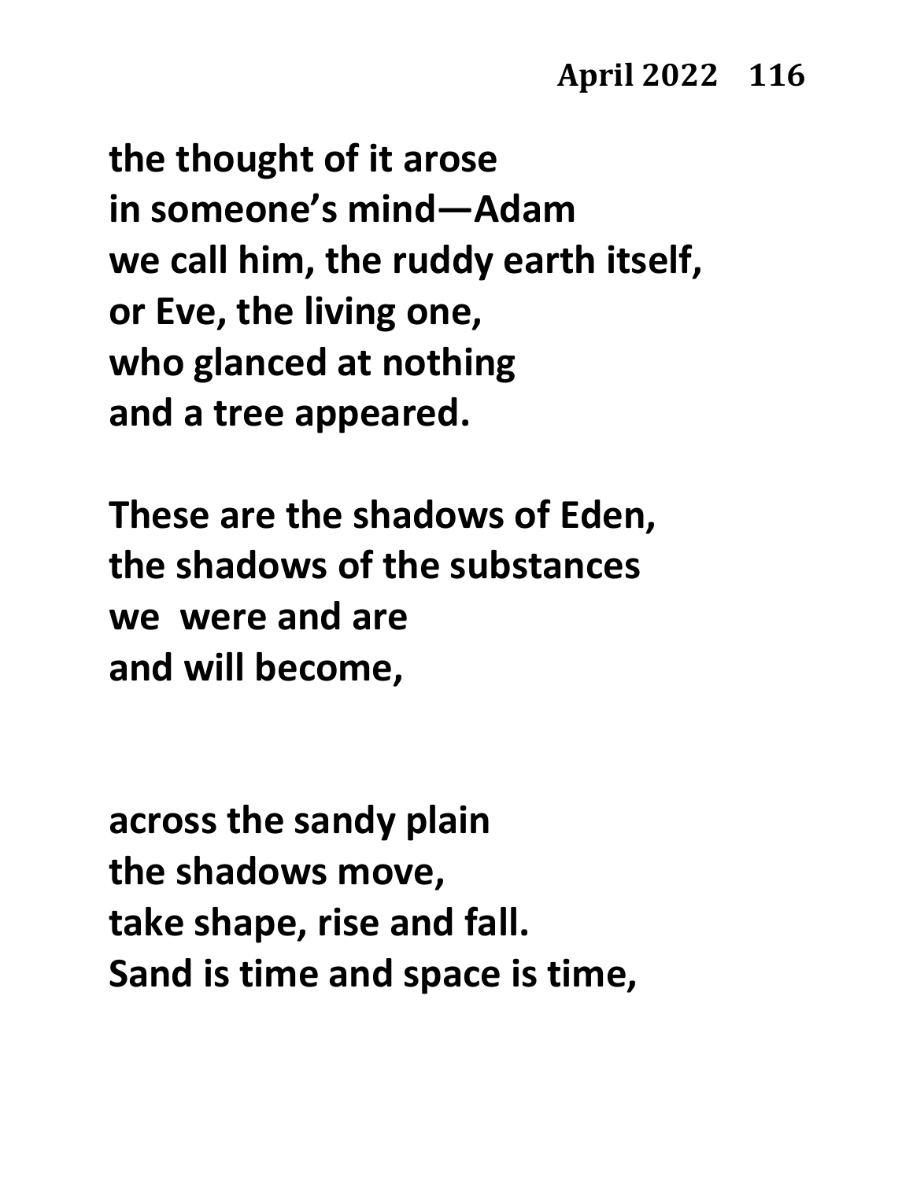the thought of it arose
in someone's mind—Adam
we call him, the ruddy earth itself,
or Eve, the living one,
who glanced at nothing
and a tree appeared.

These are the shadows of Eden,
the shadows of the substances
we  were and are
and will become,

across the sandy plain
the shadows move,
take shape, rise and fall.
Sand is time and space is time,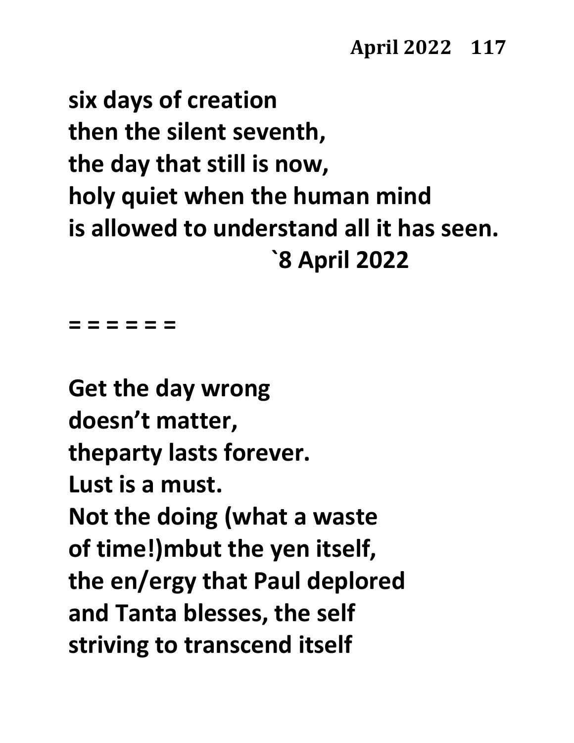six days of creation
then the silent seventh,
the day that still is now,
holy quiet when the human mind
is allowed to understand all it has seen.
`8 April 2022

= = = = = =

Get the day wrong
doesn't matter,
theparty lasts forever.
Lust is a must.
Not the doing (what a waste
of time!)mbut the yen itself,
the en/ergy that Paul deplored
and Tanta blesses, the self
striving to transcend itself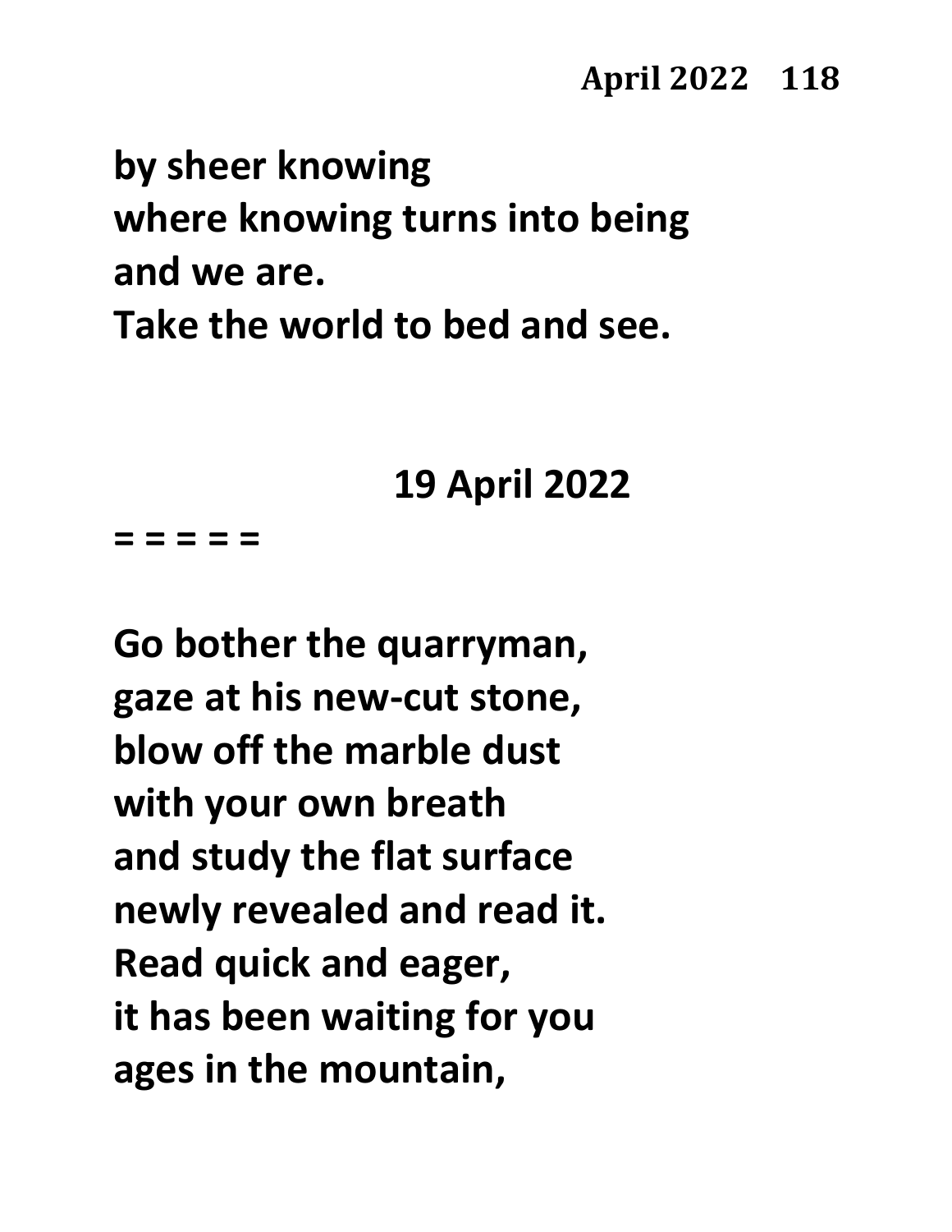by sheer knowing
where knowing turns into being
and we are.
Take the world to bed and see.

19 April 2022

= = = = =

Go bother the quarryman,
gaze at his new-cut stone,
blow off the marble dust
with your own breath
and study the flat surface
newly revealed and read it.
Read quick and eager,
it has been waiting for you
ages in the mountain,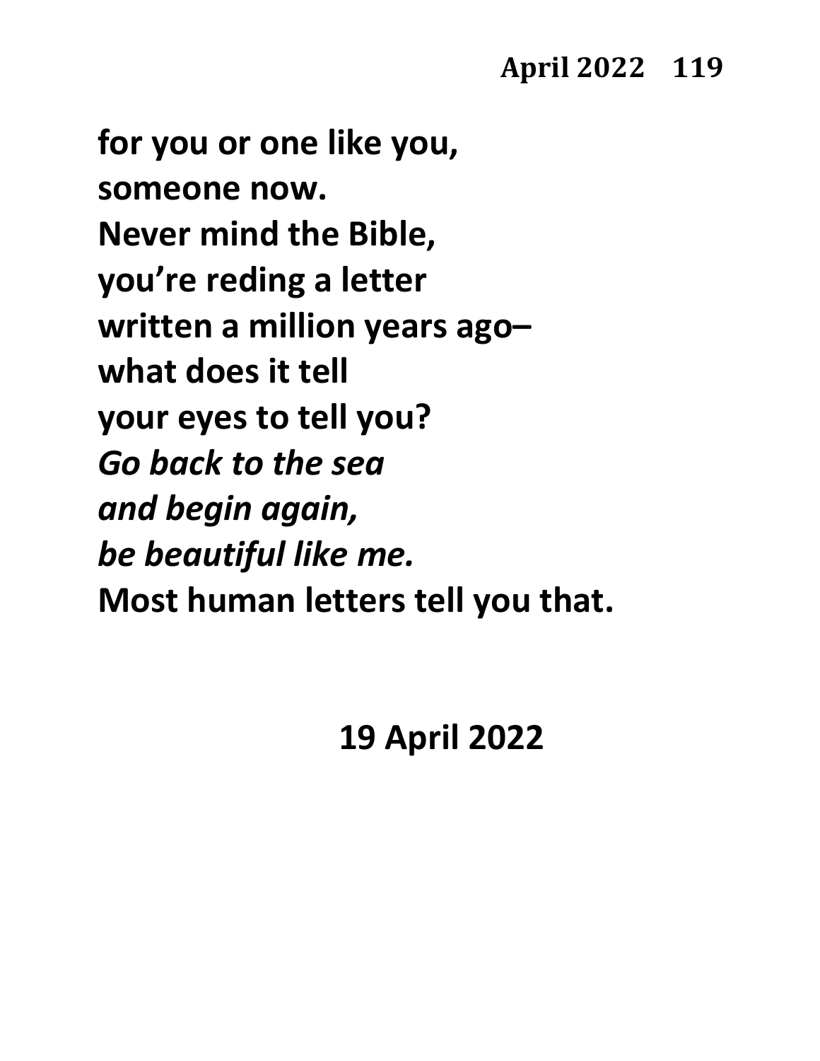**for you or one like you,**
**someone now.**
**Never mind the Bible,**
**you're reding a letter**
**written a million years ago–**
**what does it tell**
**your eyes to tell you?**
***Go back to the sea***
***and begin again,***
***be beautiful like me.***
**Most human letters tell you that.**

**19 April 2022**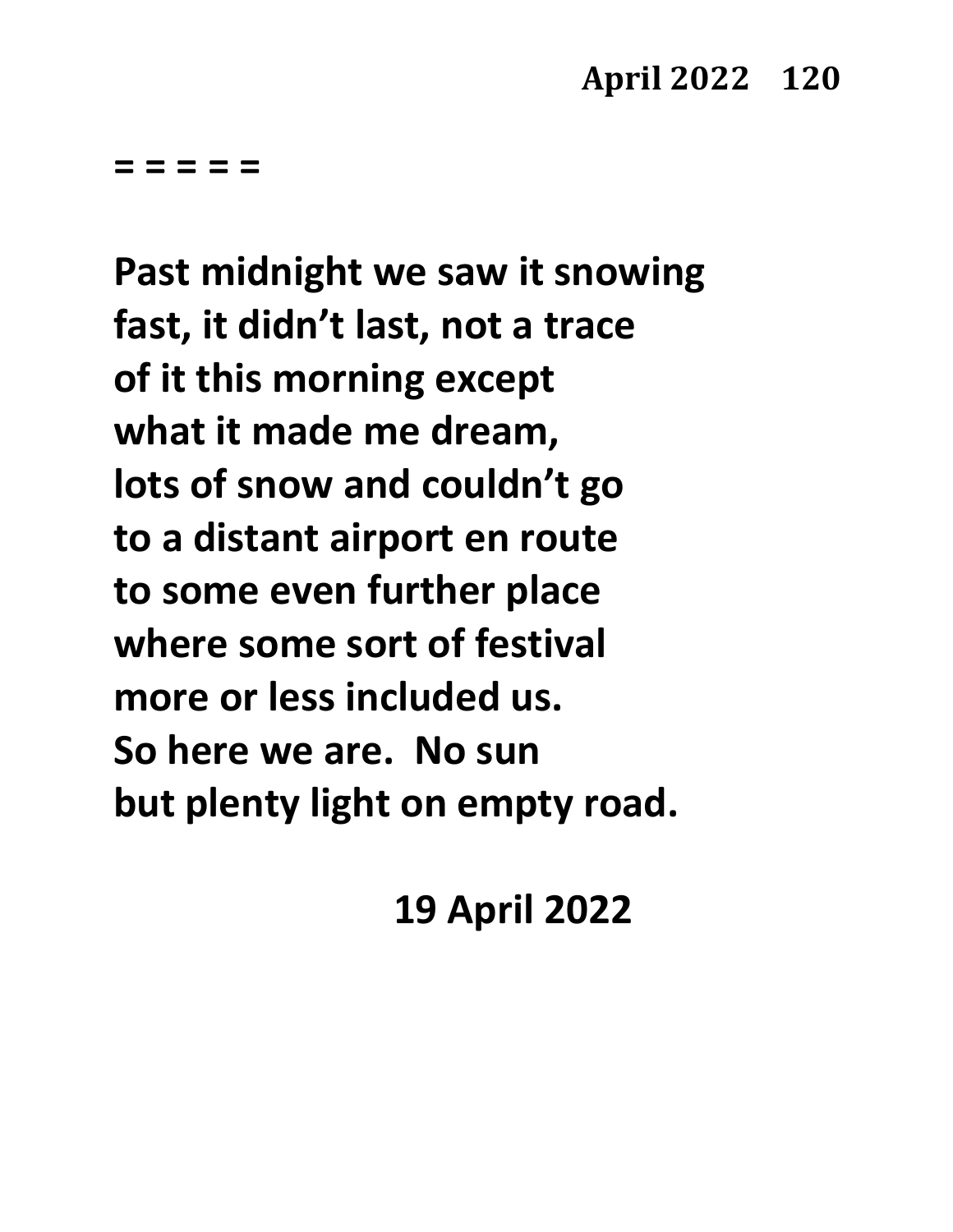= = = = =

Past midnight we saw it snowing
fast, it didn't last, not a trace
of it this morning except
what it made me dream,
lots of snow and couldn't go
to a distant airport en route
to some even further place
where some sort of festival
more or less included us.
So here we are. No sun
but plenty light on empty road.

19 April 2022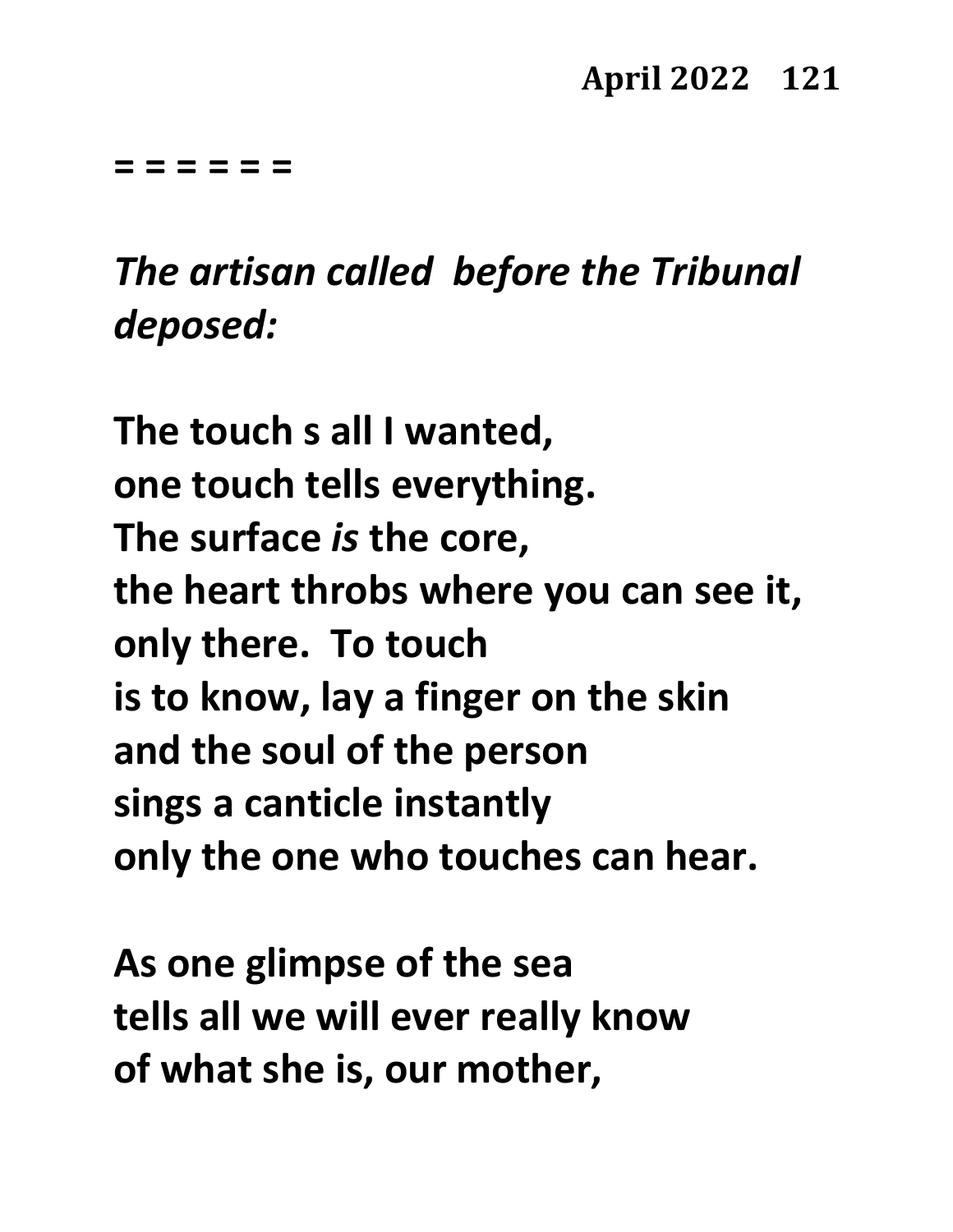= = = = = =

***The artisan called  before the Tribunal deposed:***

**The touch s all I wanted,**
**one touch tells everything.**
**The surface *is* the core,**
**the heart throbs where you can see it,**
**only there.  To touch**
**is to know, lay a finger on the skin**
**and the soul of the person**
**sings a canticle instantly**
**only the one who touches can hear.**

**As one glimpse of the sea**
**tells all we will ever really know**
**of what she is, our mother,**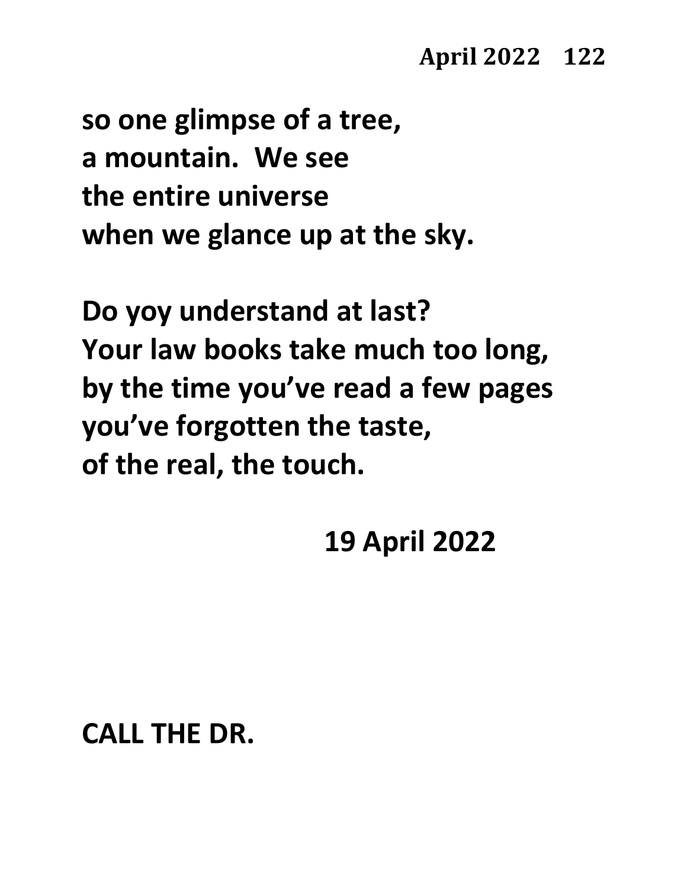**so one glimpse of a tree,**
**a mountain. We see**
**the entire universe**
**when we glance up at the sky.**

**Do yoy understand at last?**
**Your law books take much too long,**
**by the time you've read a few pages**
**you've forgotten the taste,**
**of the real, the touch.**

**19 April 2022**

**CALL THE DR.**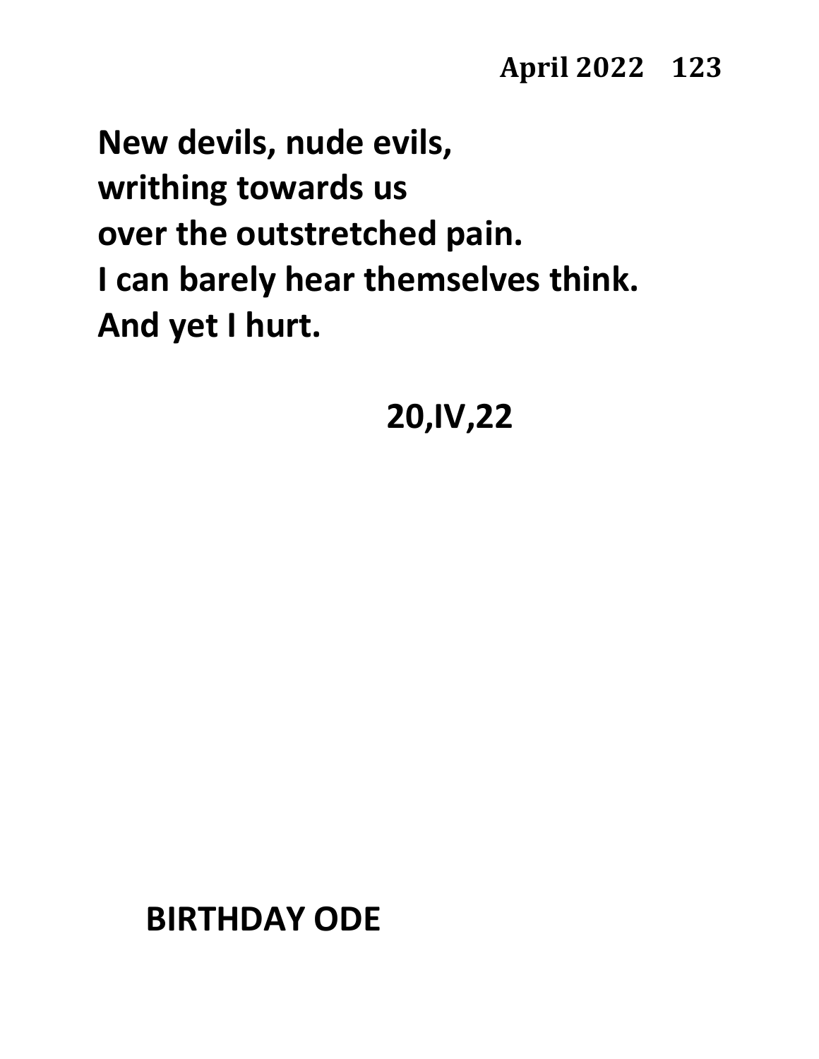**New devils, nude evils,**
**writing towards us**
**over the outstretched pain.**
**I can barely hear themselves think.**
**And yet I hurt.**

**20,IV,22**

## BIRTHDAY ODE

**New devils, nude evils,**
**writhing towards us**
**over the outstretched pain.**
**I can barely hear themselves think.**
**And yet I hurt.**

**20,IV,22**

## BIRTHDAY ODE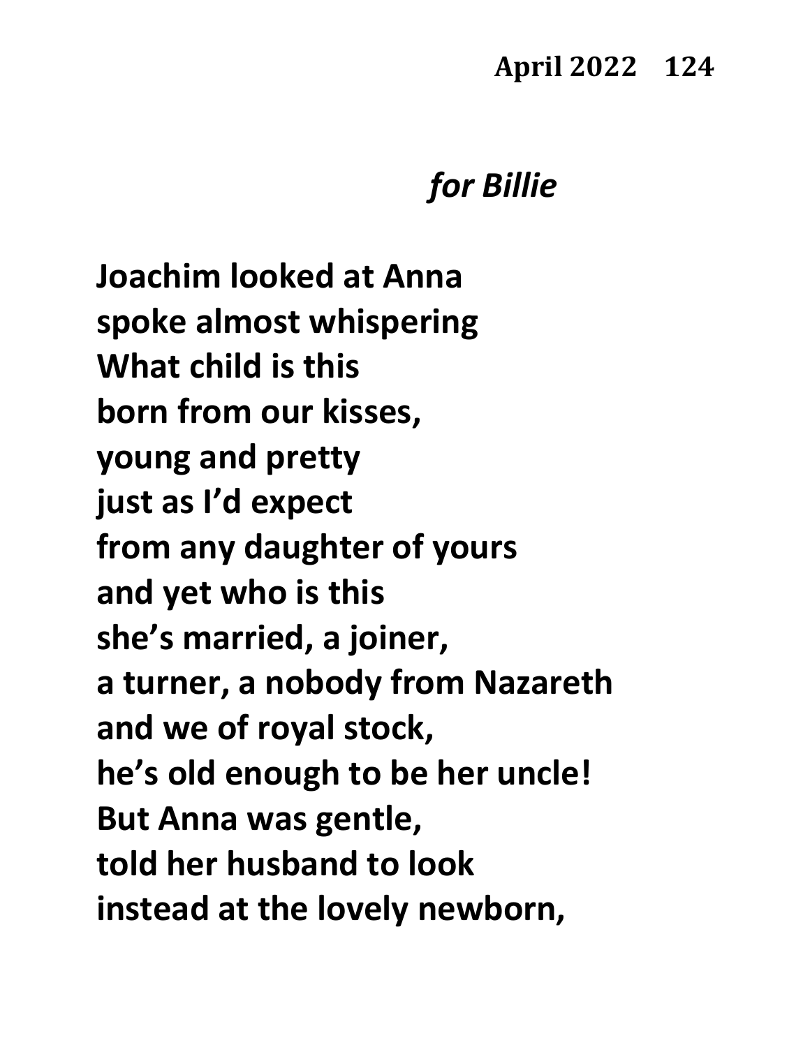*for Billie*

Joachim looked at Anna  
spoke almost whispering  
What child is this  
born from our kisses,  
young and pretty  
just as I'd expect  
from any daughter of yours  
and yet who is this  
she's married, a joiner,  
a turner, a nobody from Nazareth  
and we of royal stock,  
he's old enough to be her uncle!  
But Anna was gentle,  
told her husband to look  
instead at the lovely newborn,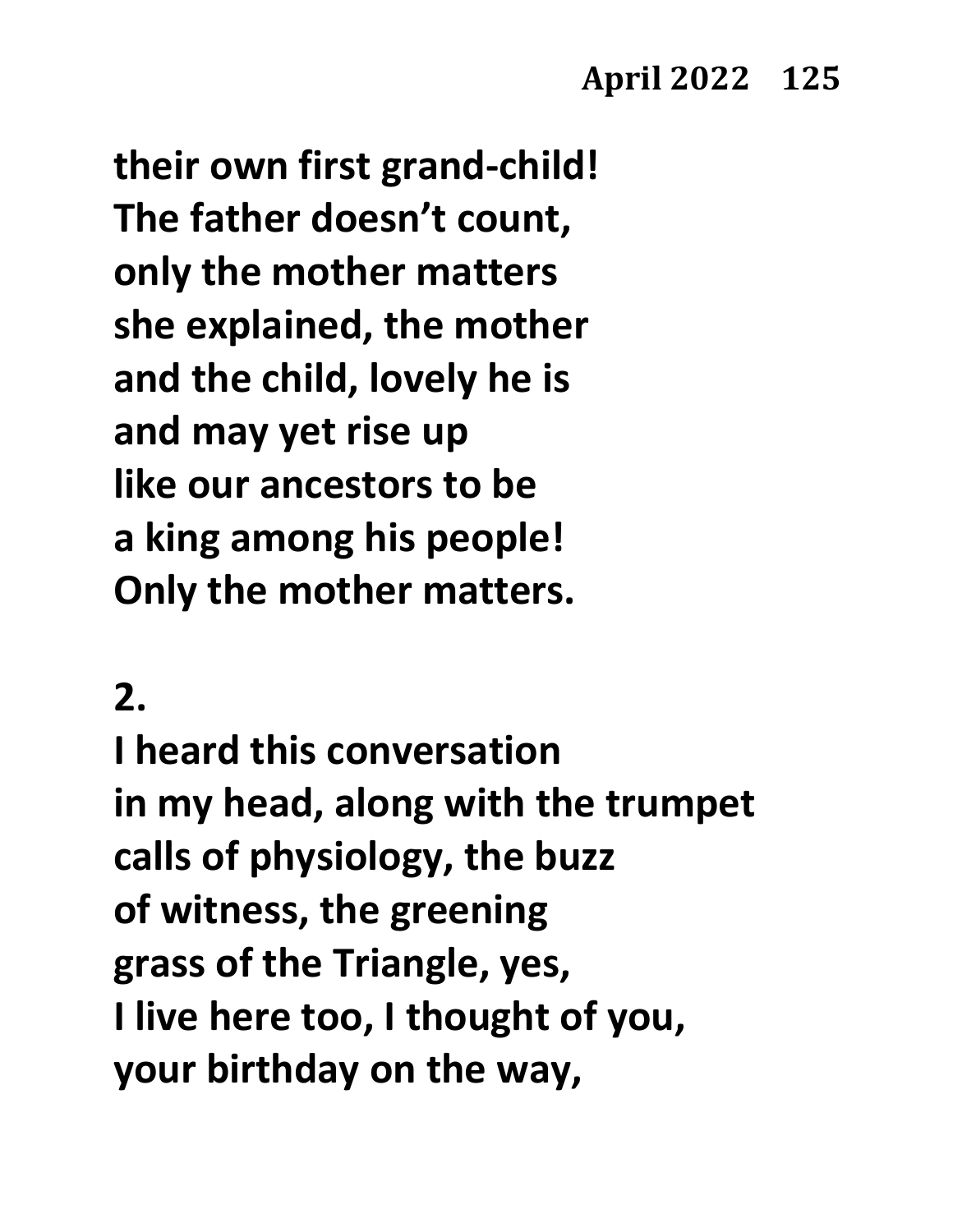their own first grand-child!
The father doesn't count,
only the mother matters
she explained, the mother
and the child, lovely he is
and may yet rise up
like our ancestors to be
a king among his people!
Only the mother matters.

2.

I heard this conversation
in my head, along with the trumpet
calls of physiology, the buzz
of witness, the greening
grass of the Triangle, yes,
I live here too, I thought of you,
your birthday on the way,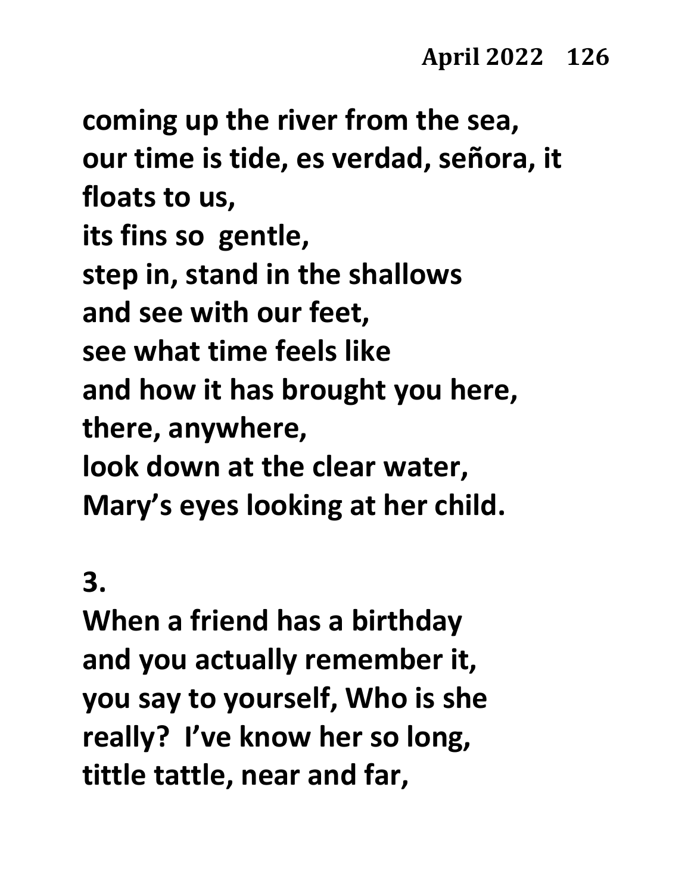**coming up the river from the sea,**
**our time is tide, es verdad, señora, it floats to us,**
**its fins so gentle,**
**step in, stand in the shallows**
**and see with our feet,**
**see what time feels like**
**and how it has brought you here,**
**there, anywhere,**
**look down at the clear water,**
**Mary's eyes looking at her child.**

**3.**

**When a friend has a birthday**
**and you actually remember it,**
**you say to yourself, Who is she really? I've know her so long,**
**tittle tattle, near and far,**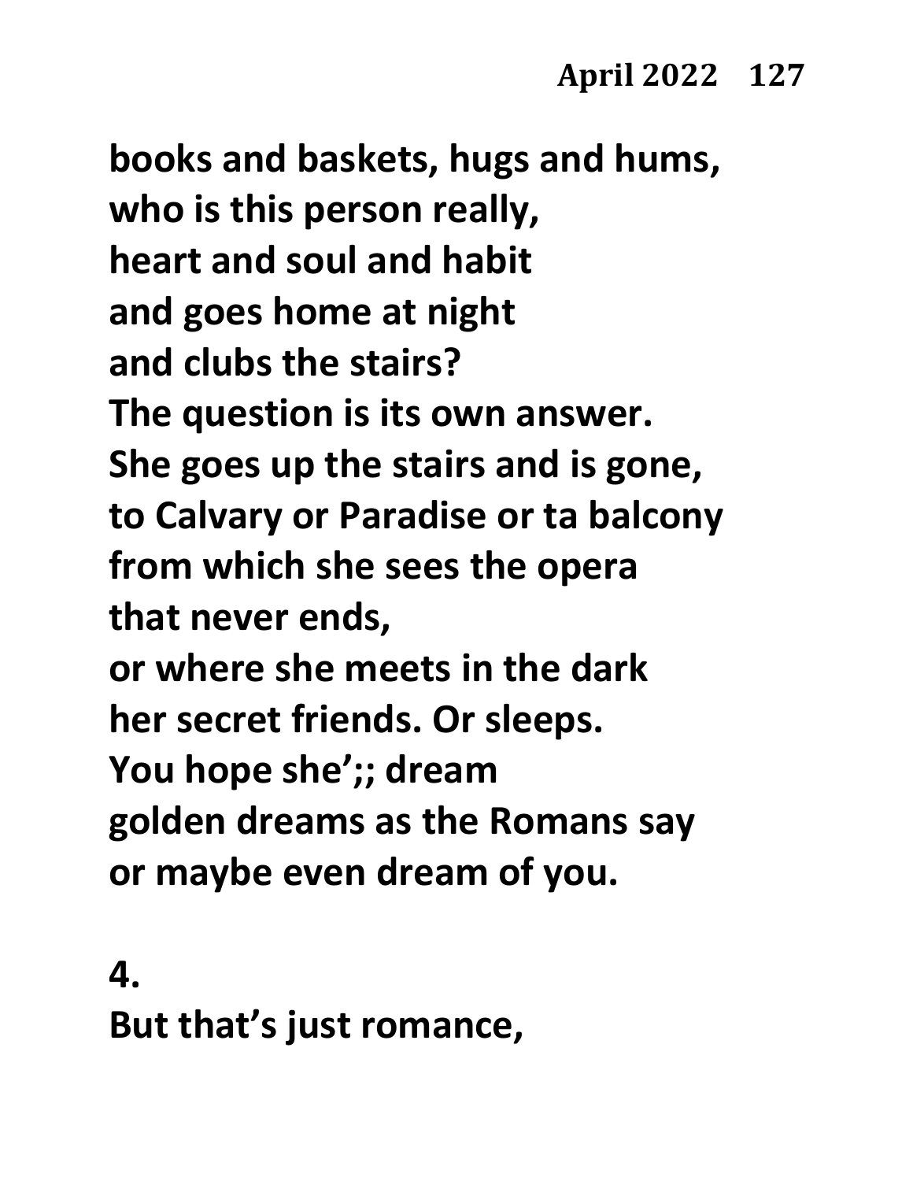**books and baskets, hugs and hums,**
**who is this person really,**
**heart and soul and habit**
**and goes home at night**
**and clubs the stairs?**
**The question is its own answer.**
**She goes up the stairs and is gone,**
**to Calvary or Paradise or ta balcony**
**from which she sees the opera**
**that never ends,**
**or where she meets in the dark**
**her secret friends. Or sleeps.**
**You hope she';; dream**
**golden dreams as the Romans say**
**or maybe even dream of you.**

**4.**
**But that's just romance,**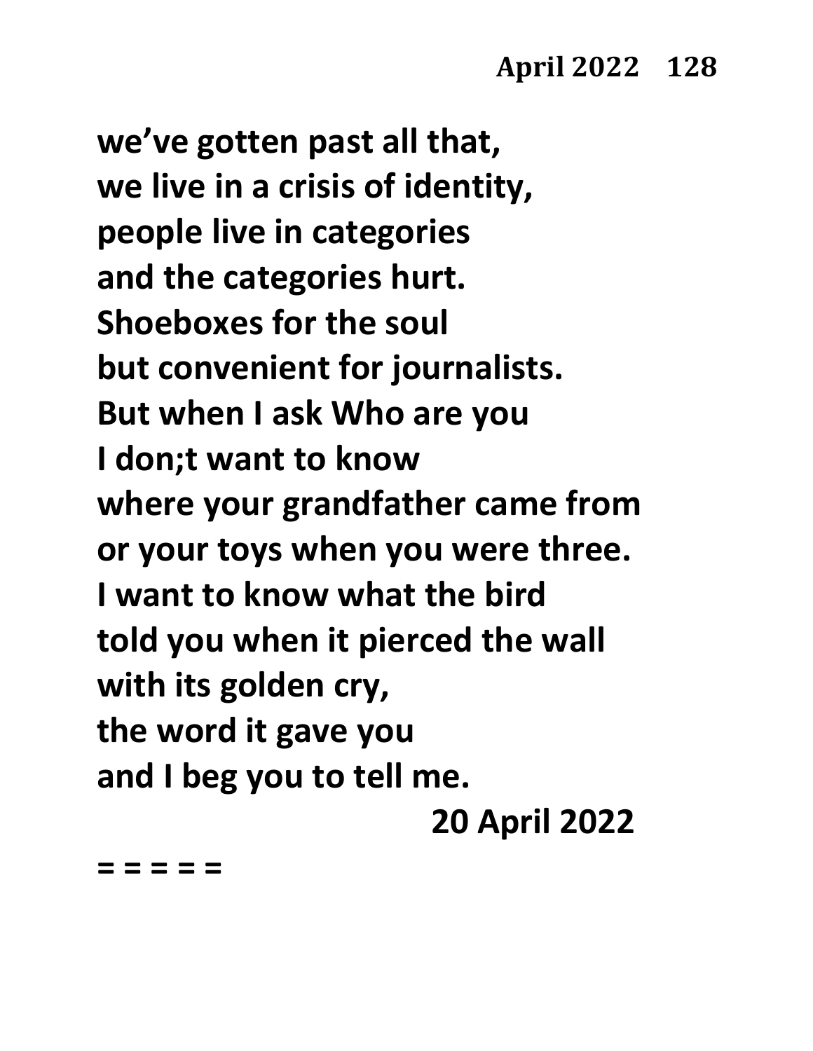we've gotten past all that,
we live in a crisis of identity,
people live in categories
and the categories hurt.
Shoeboxes for the soul
but convenient for journalists.
But when I ask Who are you
I don;t want to know
where your grandfather came from
or your toys when you were three.
I want to know what the bird
told you when it pierced the wall
with its golden cry,
the word it gave you
and I beg you to tell me.

20 April 2022

= = = = =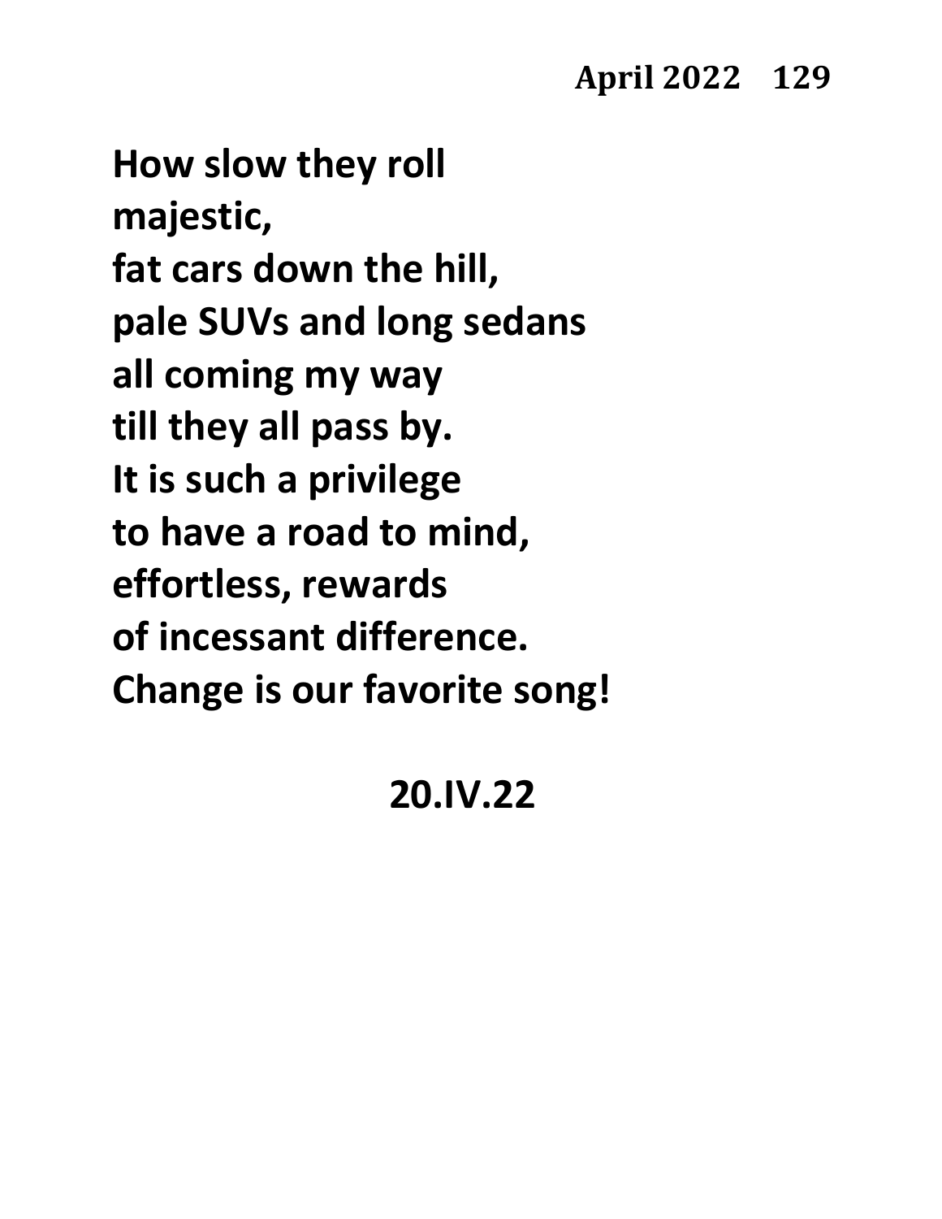How slow they roll
majestic,
fat cars down the hill,
pale SUVs and long sedans
all coming my way
till they all pass by.
It is such a privilege
to have a road to mind,
effortless, rewards
of incessant difference.
Change is our favorite song!

20.IV.22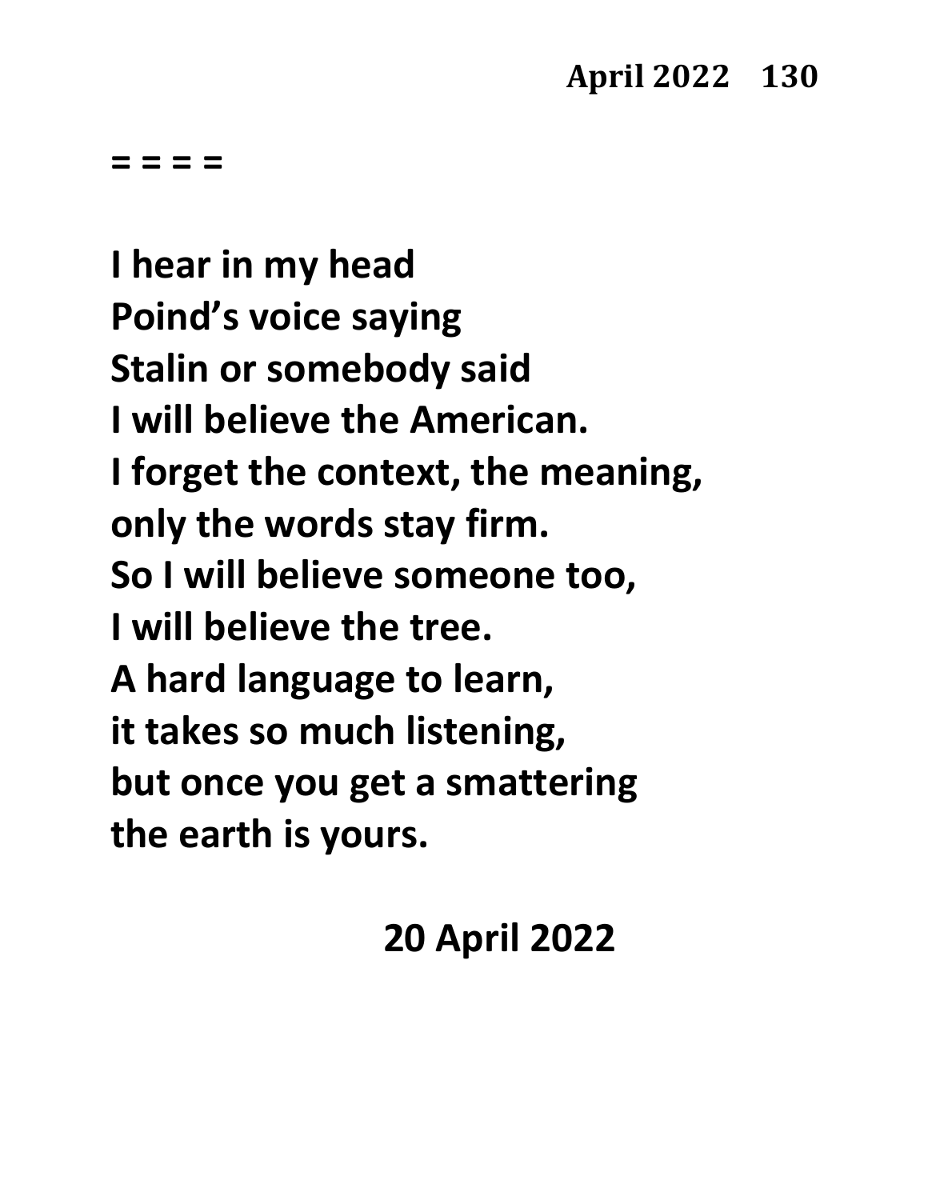= = = =

I hear in my head
Poind's voice saying
Stalin or somebody said
I will believe the American.
I forget the context, the meaning,
only the words stay firm.
So I will believe someone too,
I will believe the tree.
A hard language to learn,
it takes so much listening,
but once you get a smattering
the earth is yours.

20 April 2022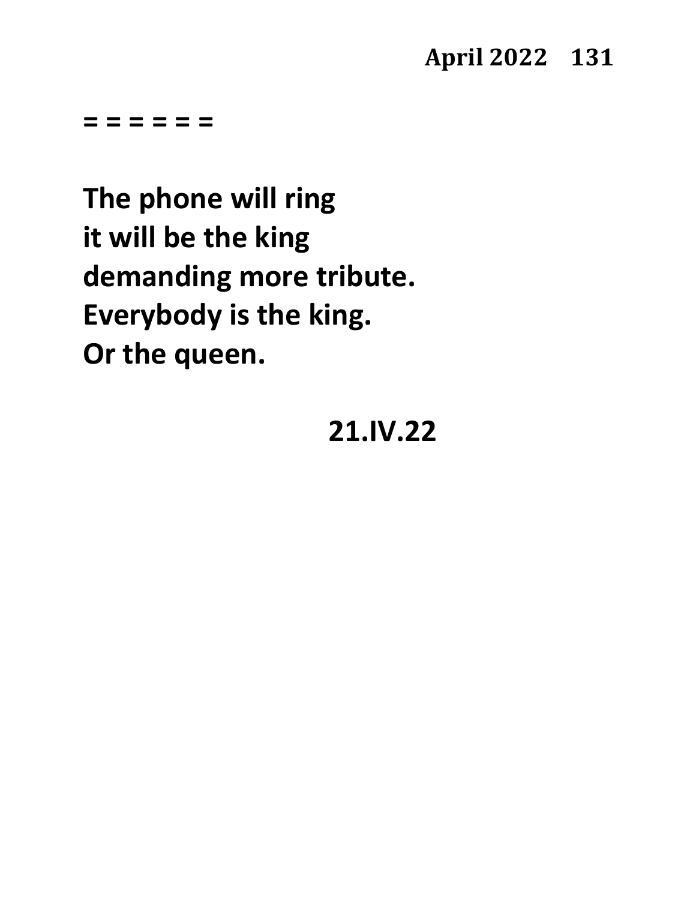**= = = = = =**

**The phone will ring**
**it will be the king**
**demanding more tribute.**
**Everybody is the king.**
**Or the queen.**

**21.IV.22**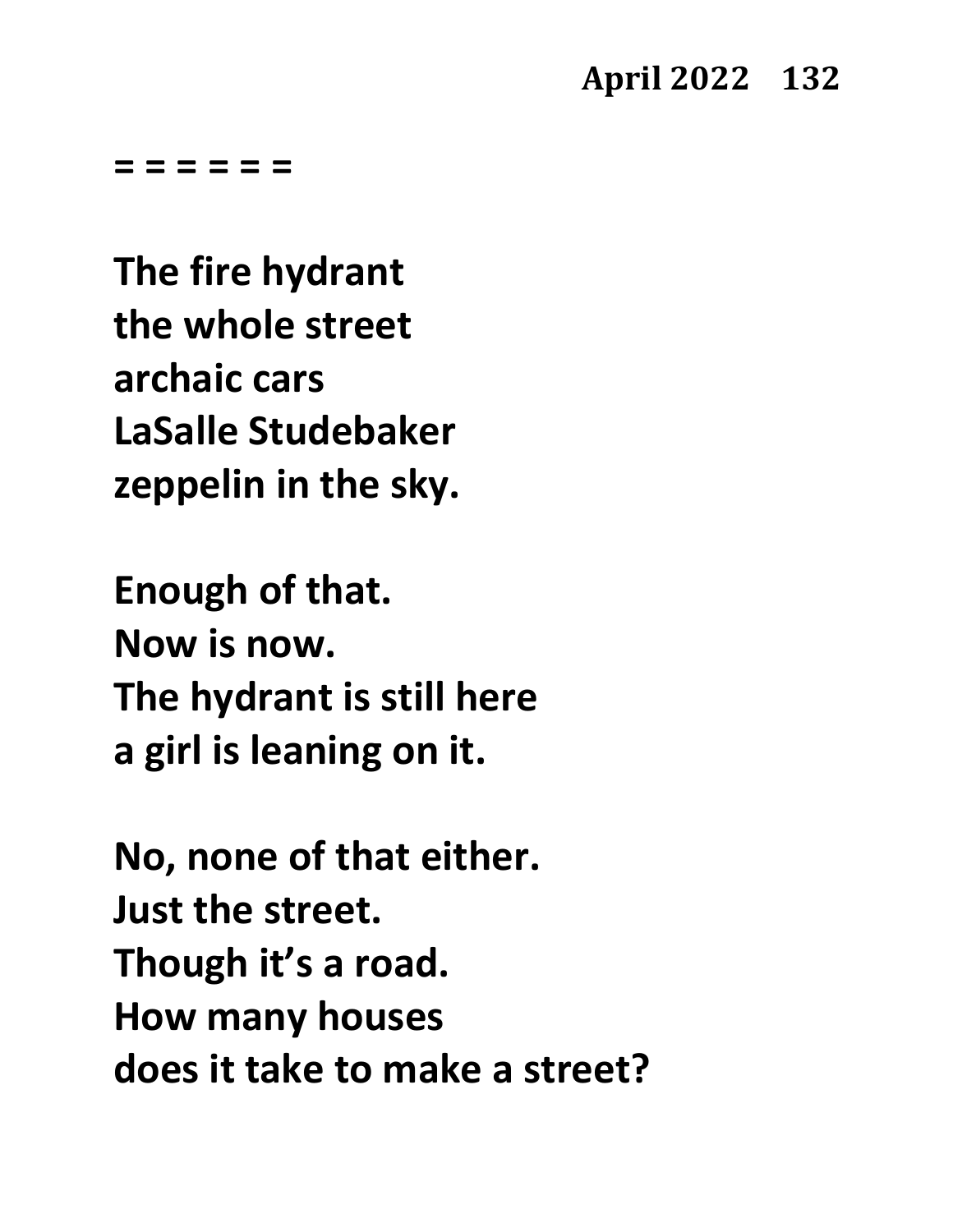= = = = = =

**The fire hydrant**
**the whole street**
**archaic cars**
**LaSalle Studebaker**
**zeppelin in the sky.**

**Enough of that.**
**Now is now.**
**The hydrant is still here**
**a girl is leaning on it.**

**No, none of that either.**
**Just the street.**
**Though it's a road.**
**How many houses**
**does it take to make a street?**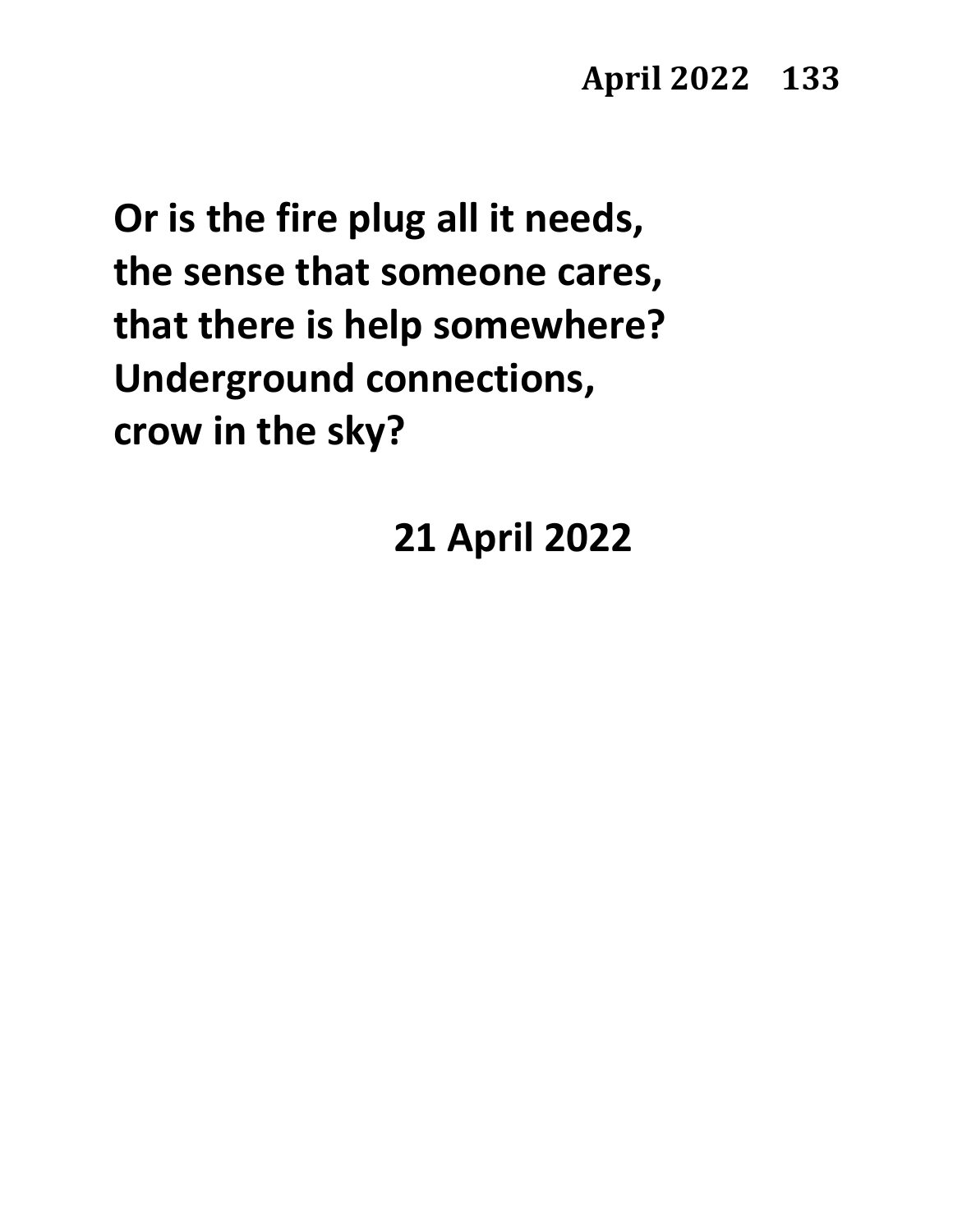Or is the fire plug all it needs,
the sense that someone cares,
that there is help somewhere?
Underground connections,
crow in the sky?

21 April 2022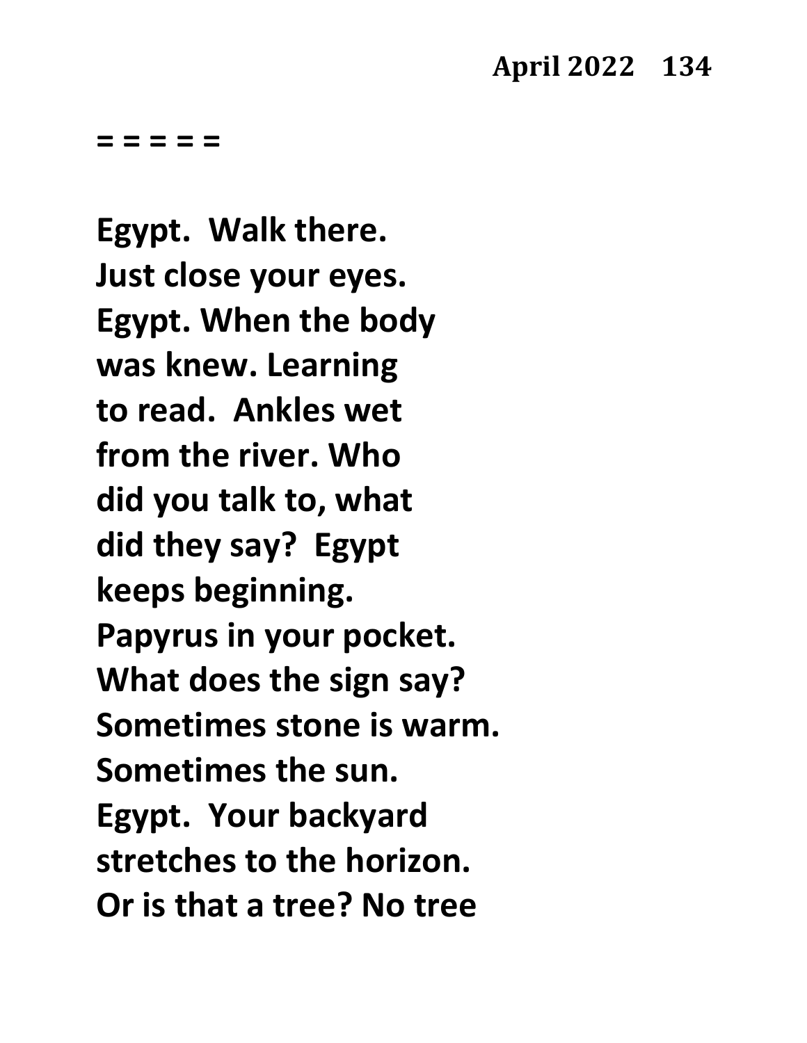= = = = =

**Egypt.  Walk there.**
**Just close your eyes.**
**Egypt. When the body**
**was knew. Learning**
**to read.  Ankles wet**
**from the river. Who**
**did you talk to, what**
**did they say?  Egypt**
**keeps beginning.**
**Papyrus in your pocket.**
**What does the sign say?**
**Sometimes stone is warm.**
**Sometimes the sun.**
**Egypt.  Your backyard**
**stretches to the horizon.**
**Or is that a tree? No tree**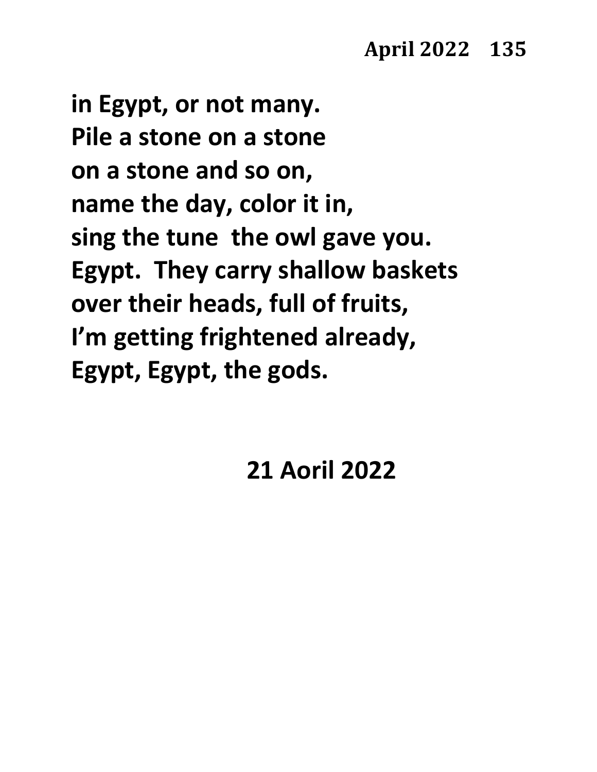in Egypt, or not many.
Pile a stone on a stone
on a stone and so on,
name the day, color it in,
sing the tune  the owl gave you.
Egypt.  They carry shallow baskets
over their heads, full of fruits,
I'm getting frightened already,
Egypt, Egypt, the gods.

21 Aoril 2022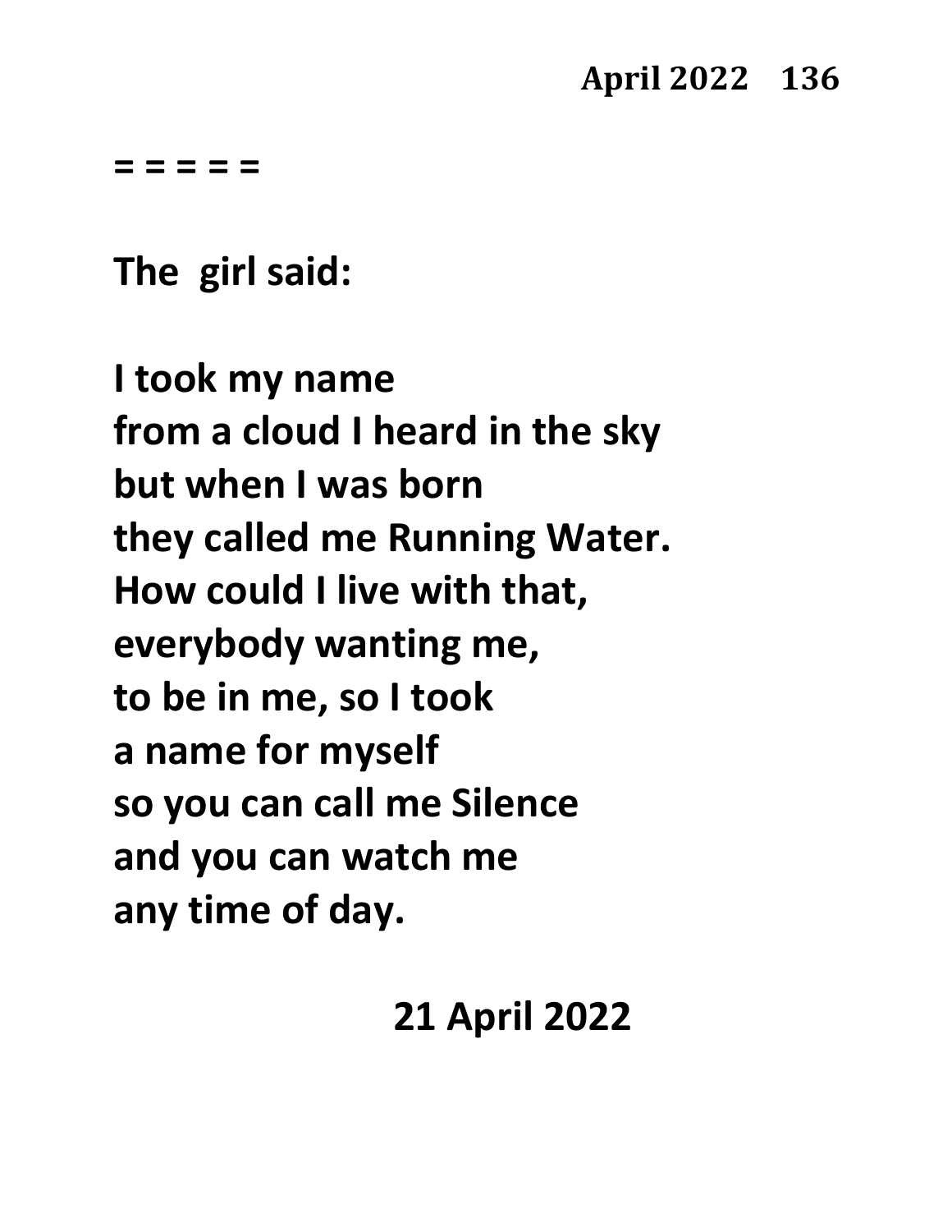= = = = =

The girl said:

I took my name  
from a cloud I heard in the sky  
but when I was born  
they called me Running Water.  
How could I live with that,  
everybody wanting me,  
to be in me, so I took  
a name for myself  
so you can call me Silence  
and you can watch me  
any time of day.

21 April 2022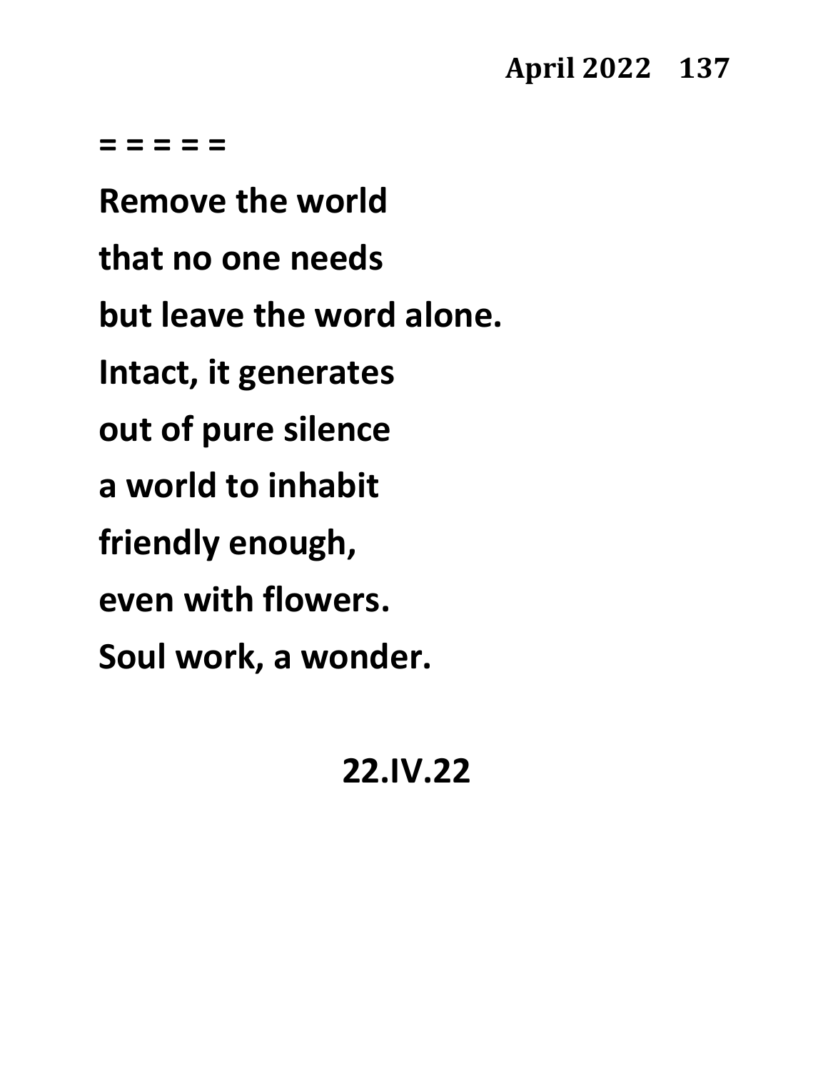= = = = =

Remove the world

that no one needs

but leave the word alone.

Intact, it generates

out of pure silence

a world to inhabit

friendly enough,

even with flowers.

Soul work, a wonder.

22.IV.22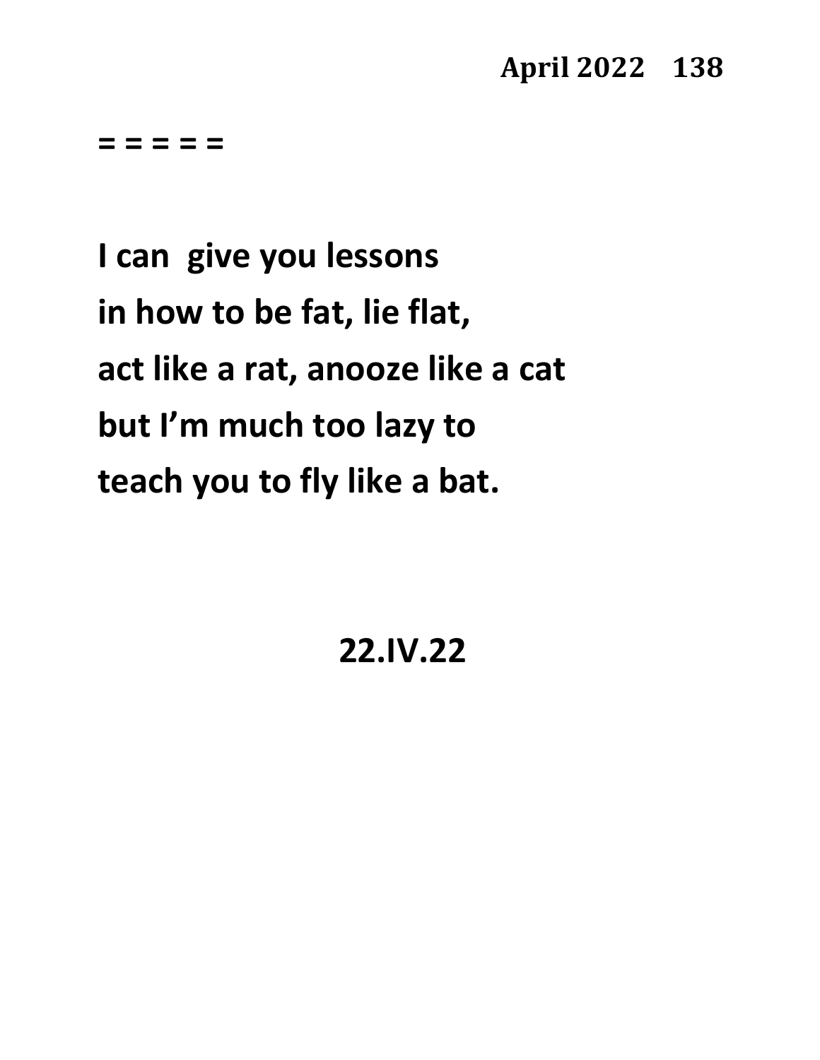= = = = =

**I can  give you lessons**
**in how to be fat, lie flat,**
**act like a rat, anooze like a cat**
**but I'm much too lazy to**
**teach you to fly like a bat.**

**22.IV.22**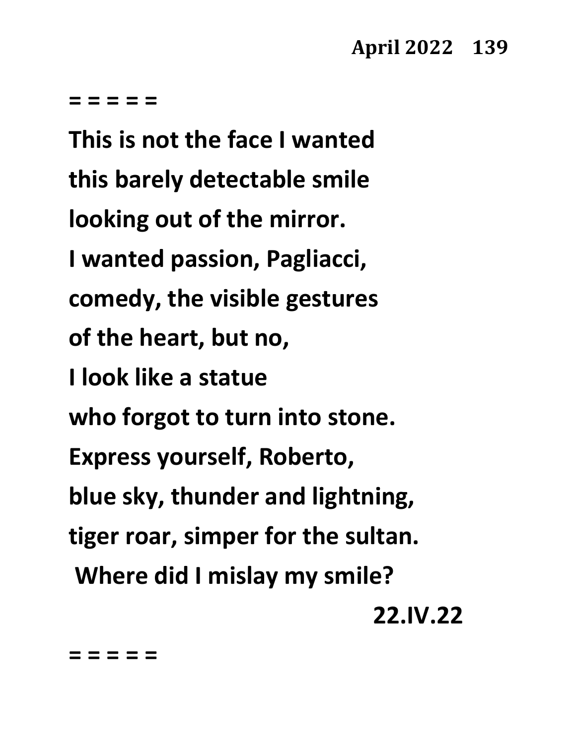= = = = =

This is not the face I wanted
this barely detectable smile
looking out of the mirror.
I wanted passion, Pagliacci,
comedy, the visible gestures
of the heart, but no,
I look like a statue
who forgot to turn into stone.
Express yourself, Roberto,
blue sky, thunder and lightning,
tiger roar, simper for the sultan.
Where did I mislay my smile?

22.IV.22

= = = = =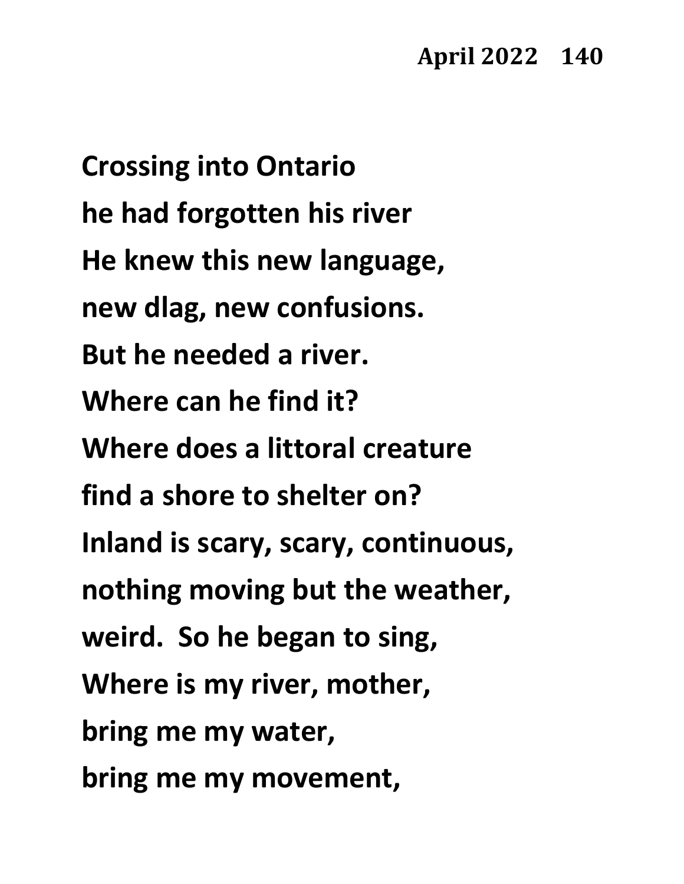**Crossing into Ontario**  
**he had forgotten his river**  
**He knew this new language,**  
**new dlag, new confusions.**  
**But he needed a river.**  
**Where can he find it?**  
**Where does a littoral creature**  
**find a shore to shelter on?**  
**Inland is scary, scary, continuous,**  
**nothing moving but the weather,**  
**weird.  So he began to sing,**  
**Where is my river, mother,**  
**bring me my water,**  
**bring me my movement,**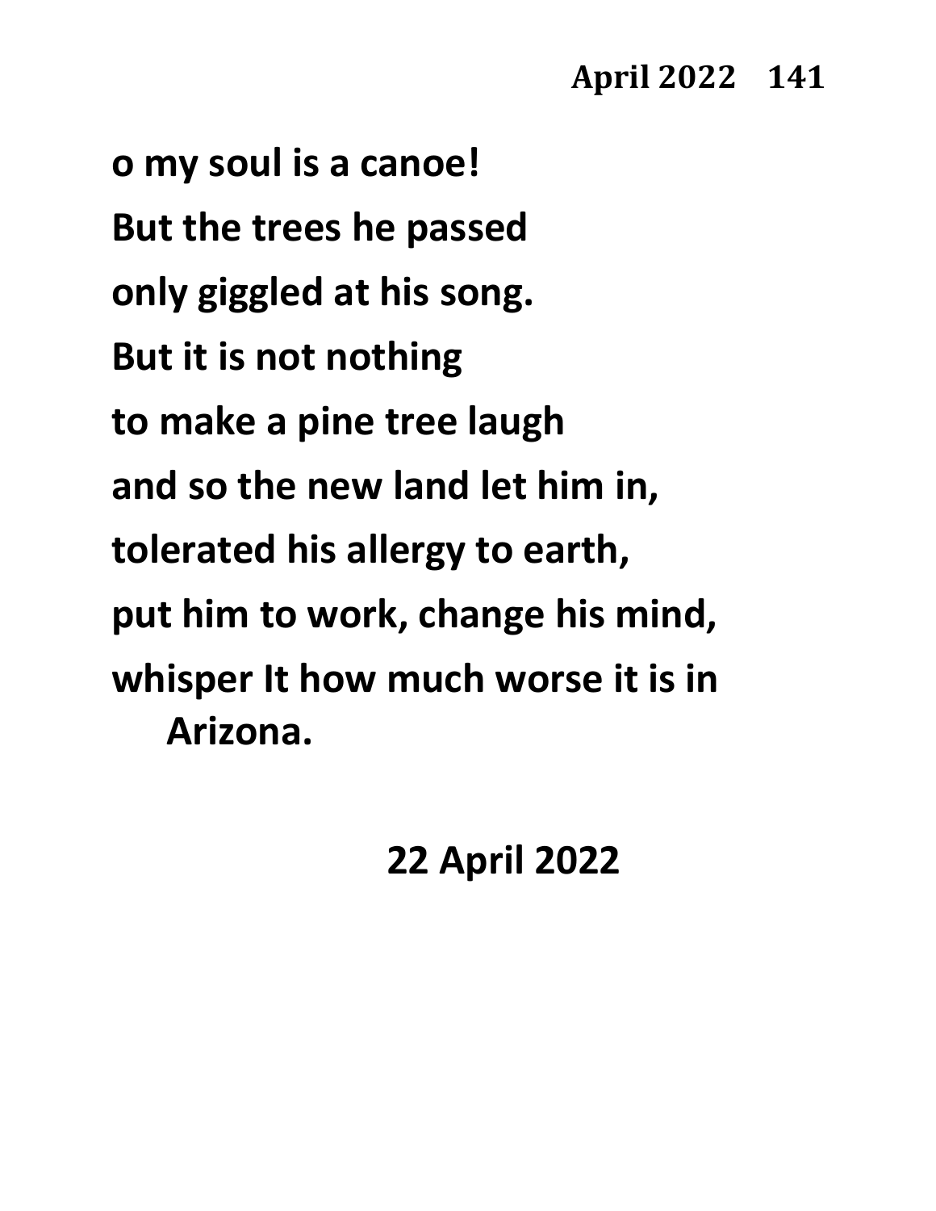**o my soul is a canoe!**
**But the trees he passed**
**only giggled at his song.**
**But it is not nothing**
**to make a pine tree laugh**
**and so the new land let him in,**
**tolerated his allergy to earth,**
**put him to work, change his mind,**
**whisper It how much worse it is in**
**Arizona.**

**22 April 2022**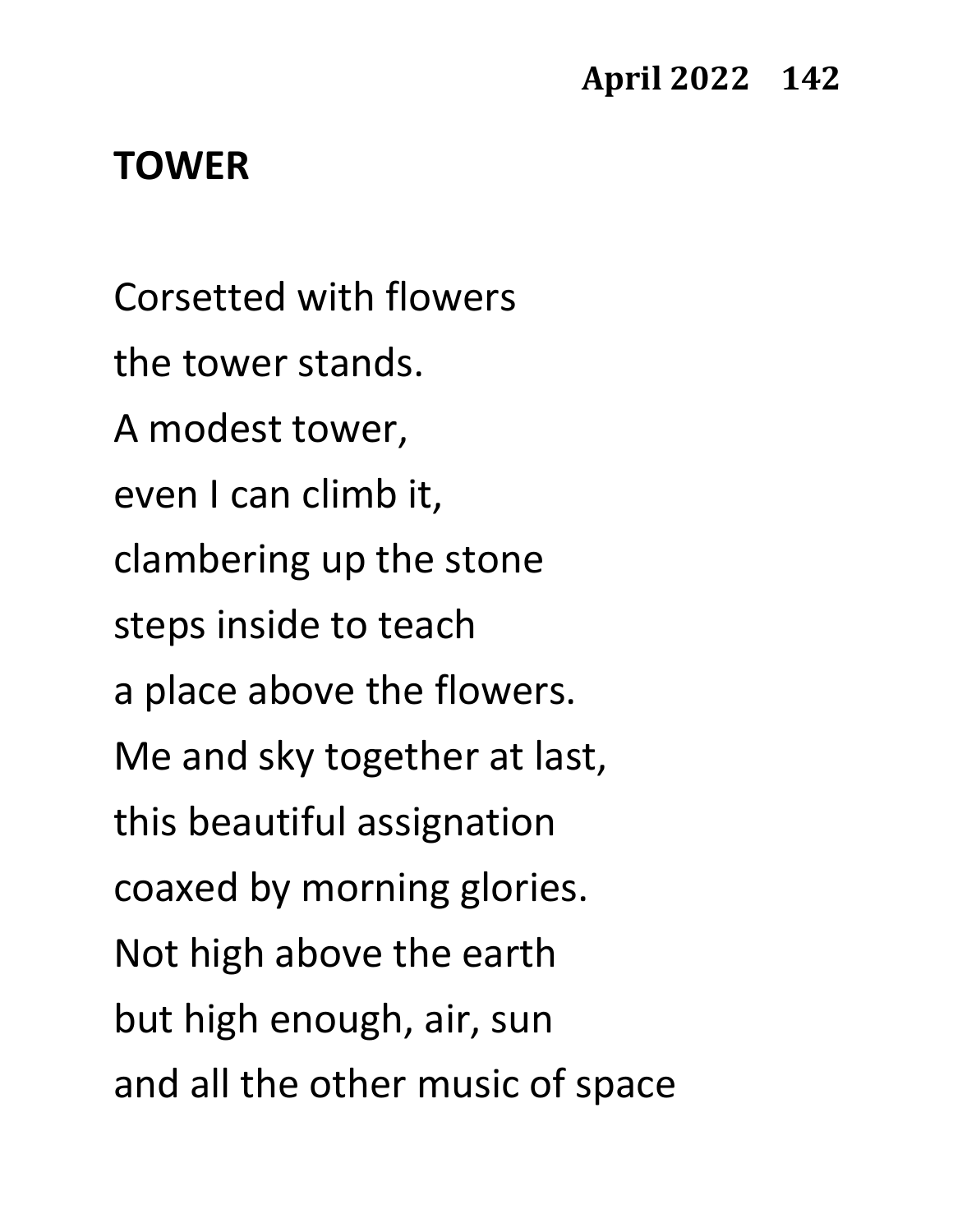## TOWER

Corsetted with flowers  
the tower stands.  
A modest tower,  
even I can climb it,  
clambering up the stone  
steps inside to teach  
a place above the flowers.  
Me and sky together at last,  
this beautiful assignation  
coaxed by morning glories.  
Not high above the earth  
but high enough, air, sun  
and all the other music of space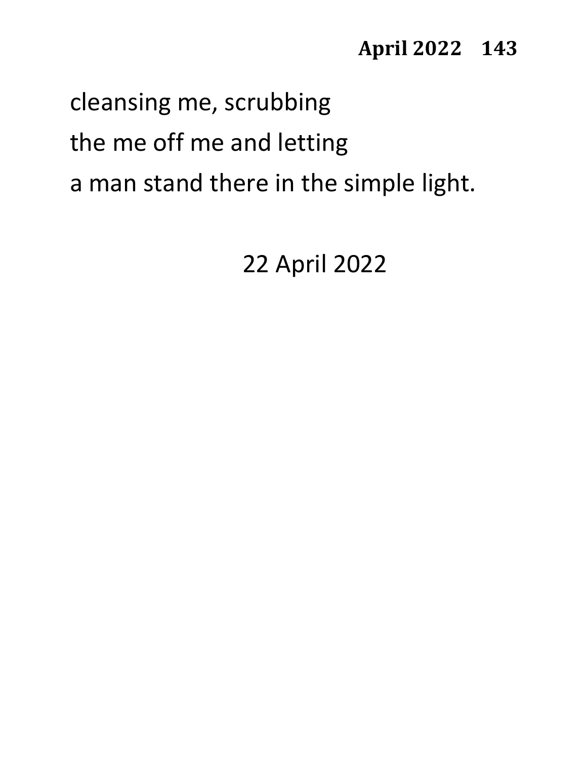cleansing me, scrubbing
the me off me and letting
a man stand there in the simple light.

22 April 2022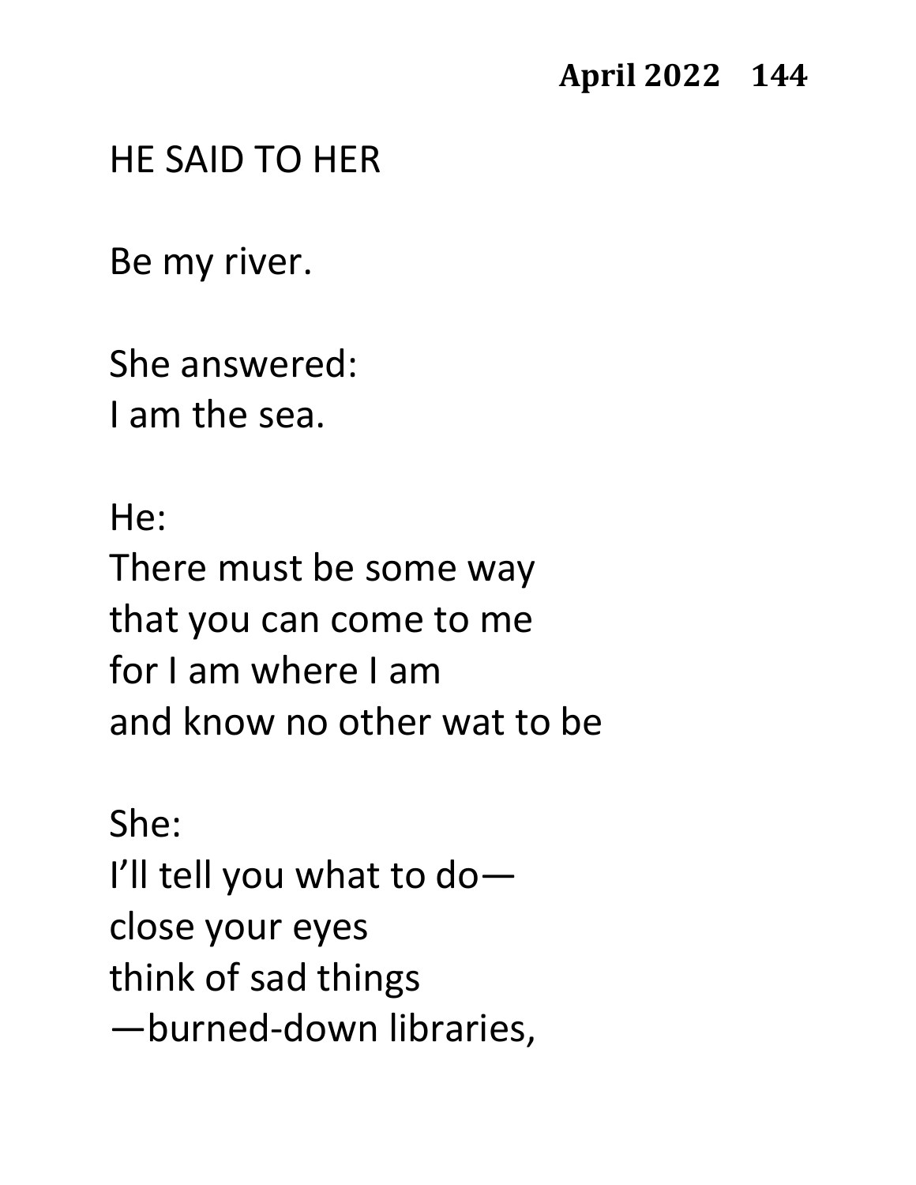HE SAID TO HER

Be my river.

She answered:  
I am the sea.

He:  
There must be some way  
that you can come to me  
for I am where I am  
and know no other wat to be

She:  
I'll tell you what to do—  
close your eyes  
think of sad things  
—burned-down libraries,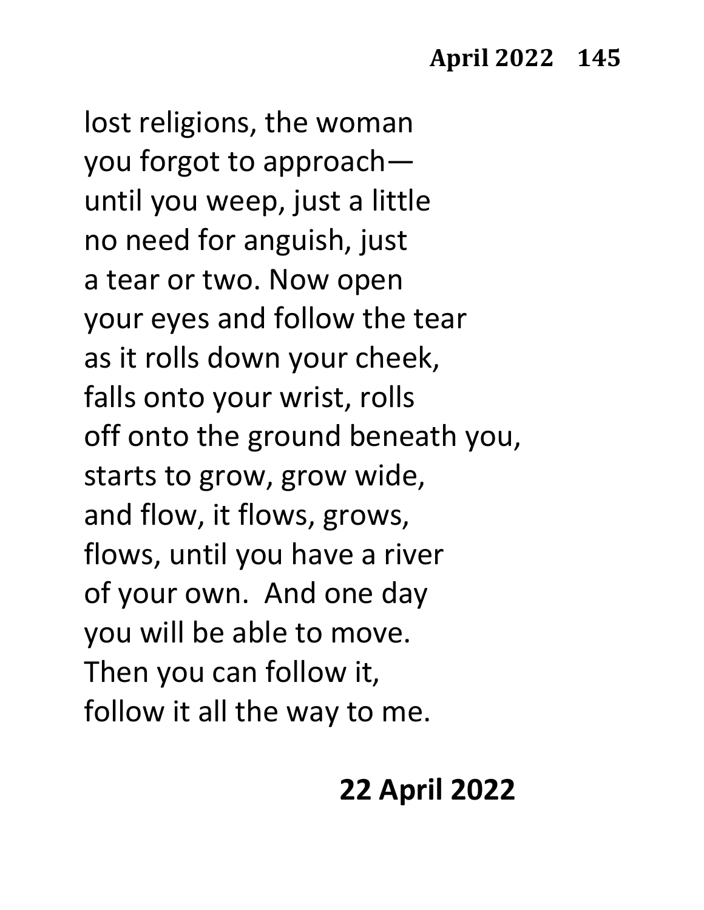lost religions, the woman
you forgot to approach—
until you weep, just a little
no need for anguish, just
a tear or two. Now open
your eyes and follow the tear
as it rolls down your cheek,
falls onto your wrist, rolls
off onto the ground beneath you,
starts to grow, grow wide,
and flow, it flows, grows,
flows, until you have a river
of your own.  And one day
you will be able to move.
Then you can follow it,
follow it all the way to me.

**22 April 2022**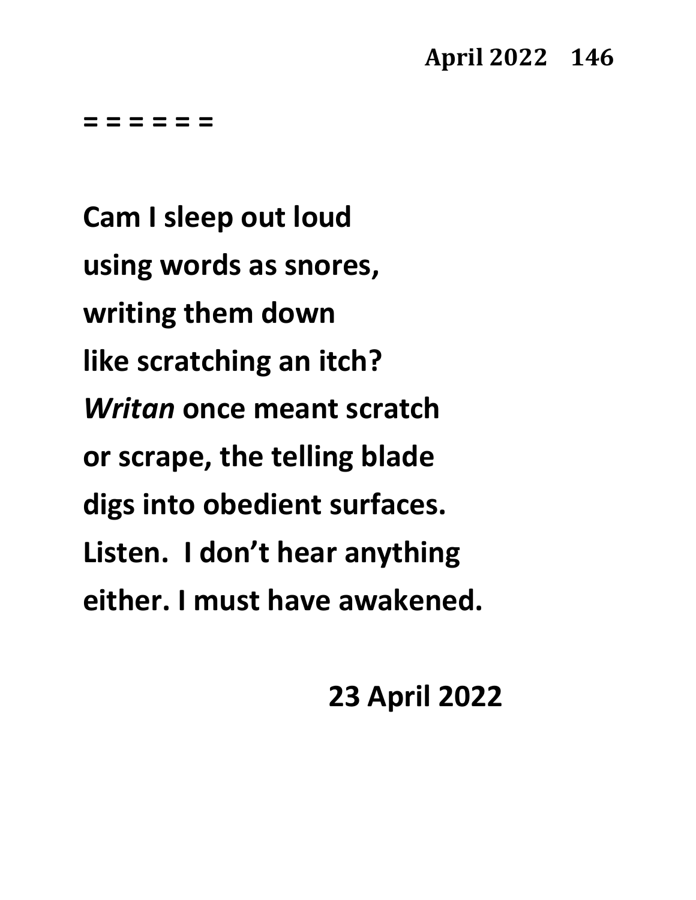= = = = = =

**Cam I sleep out loud**
**using words as snores,**
**writing them down**
**like scratching an itch?**
***Writan* once meant scratch**
**or scrape, the telling blade**
**digs into obedient surfaces.**
**Listen.  I don't hear anything**
**either. I must have awakened.**

**23 April 2022**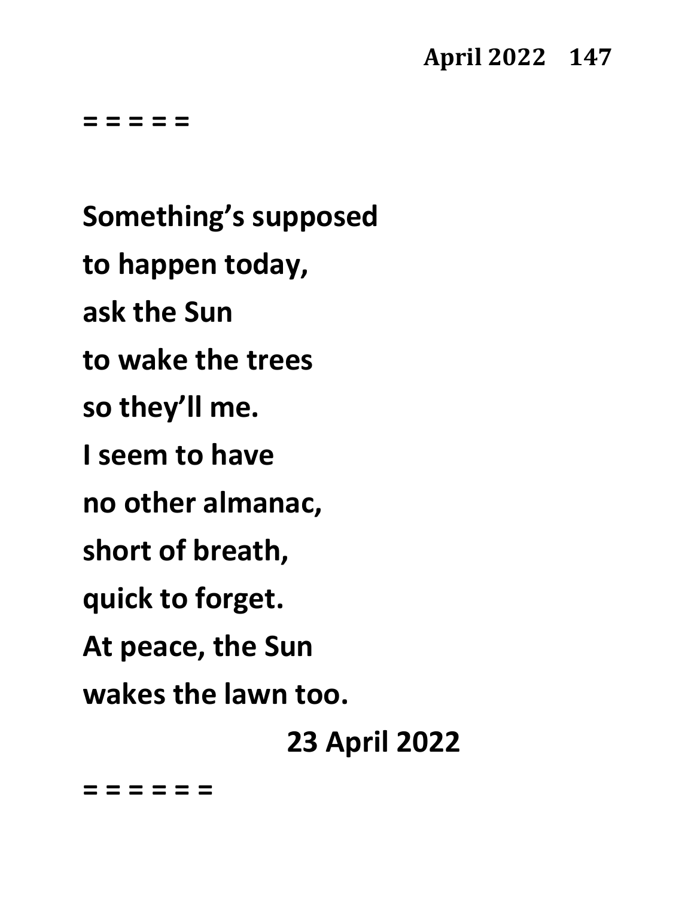= = = = =

**Something's supposed**

**to happen today,**

**ask the Sun**

**to wake the trees**

**so they'll me.**

**I seem to have**

**no other almanac,**

**short of breath,**

**quick to forget.**

**At peace, the Sun**

**wakes the lawn too.**

**23 April 2022**

= = = = = =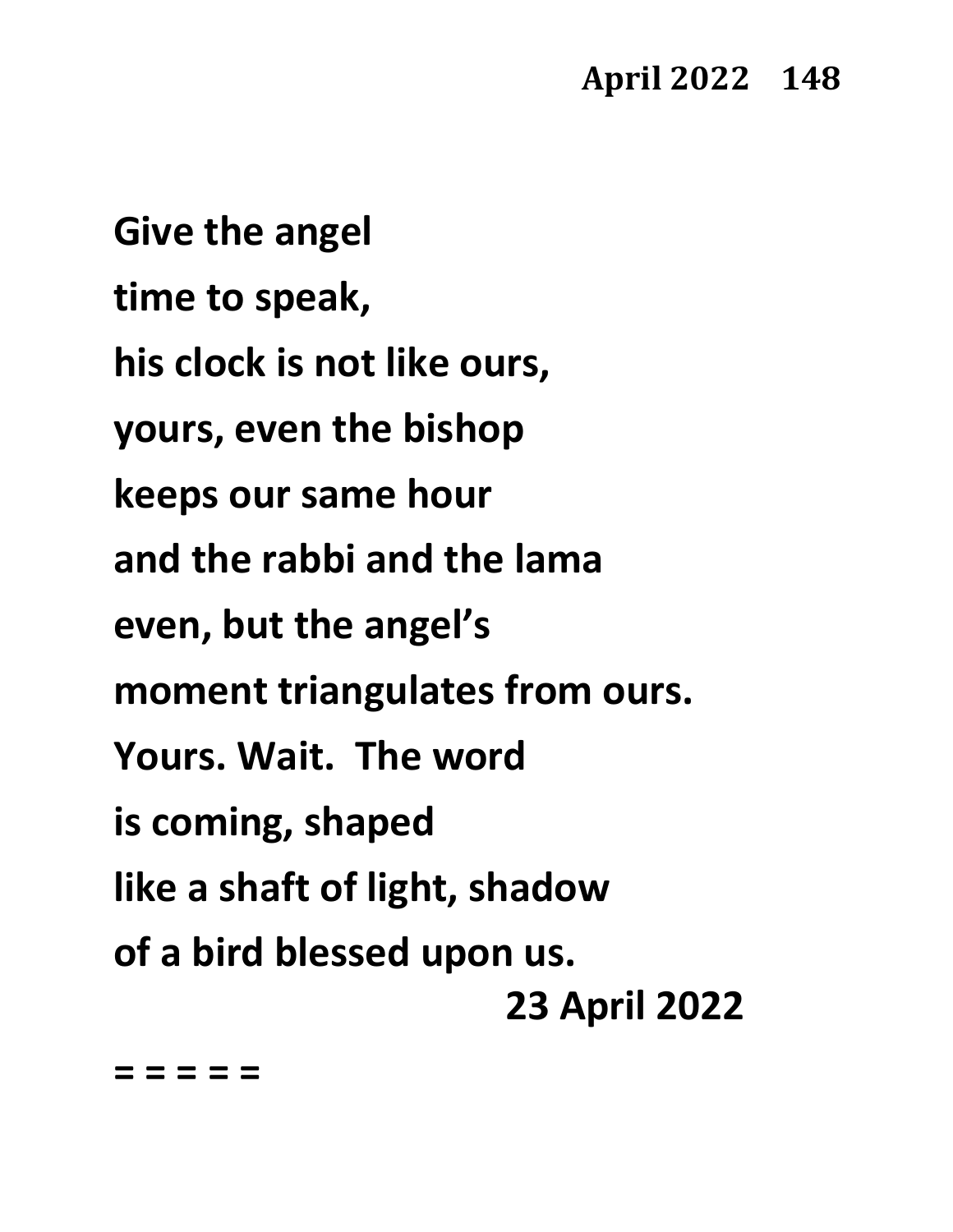Give the angel
time to speak,
his clock is not like ours,
yours, even the bishop
keeps our same hour
and the rabbi and the lama
even, but the angel's
moment triangulates from ours.
Yours. Wait. The word
is coming, shaped
like a shaft of light, shadow
of a bird blessed upon us.

23 April 2022

= = = = =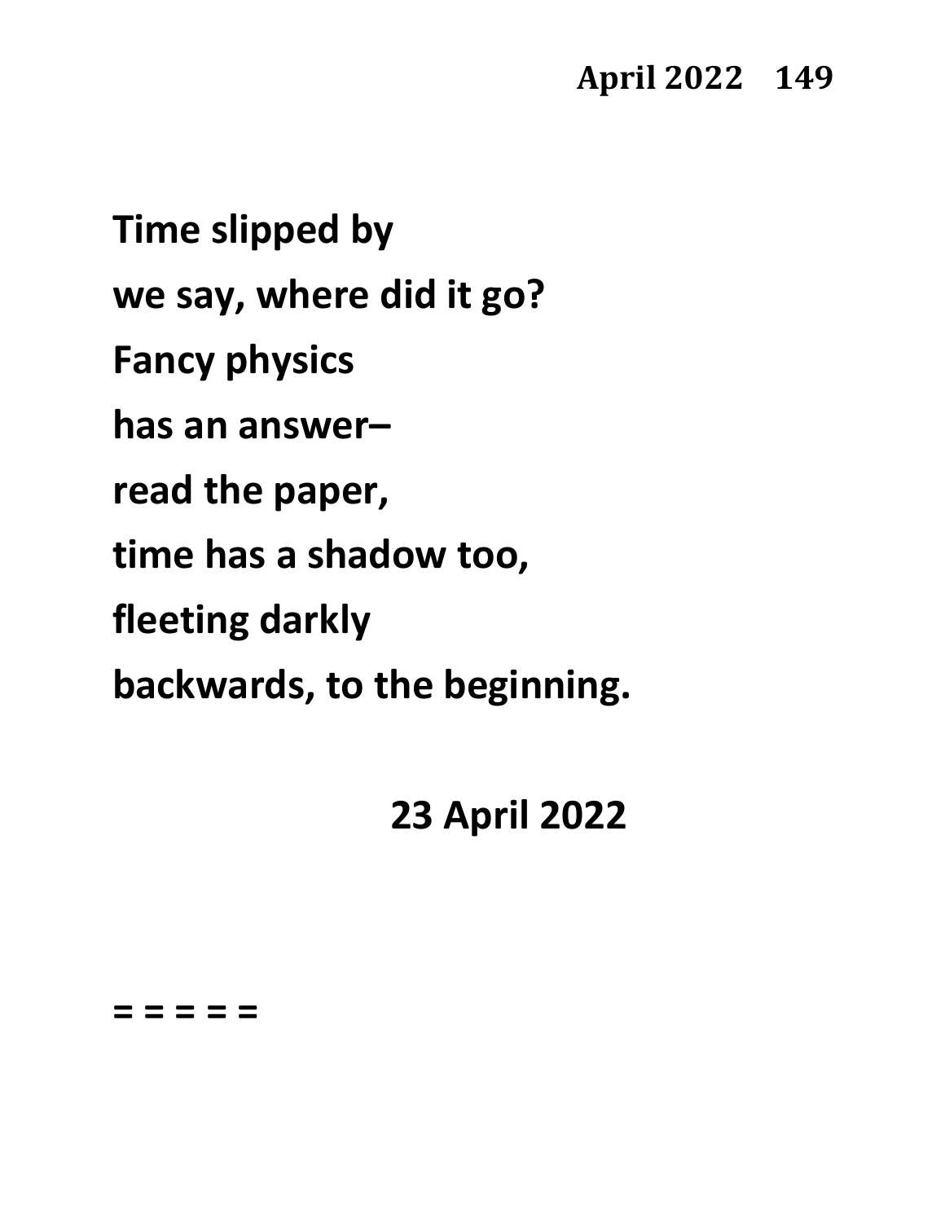**Time slipped by**

**we say, where did it go?**

**Fancy physics**

**has an answer–**

**read the paper,**

**time has a shadow too,**

**fleeting darkly**

**backwards, to the beginning.**

**23 April 2022**

**= = = = =**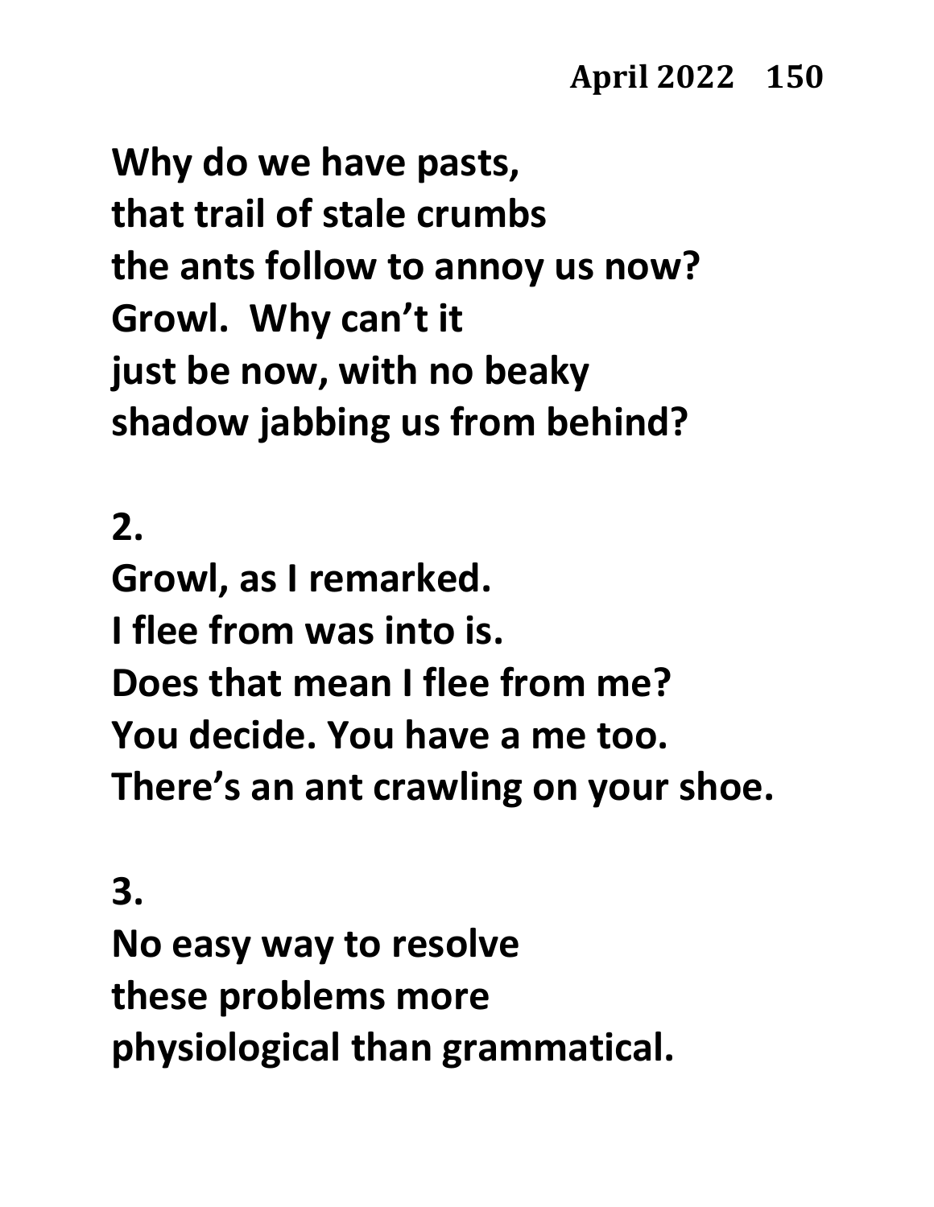## April 2022 150

Why do we have pasts,
that trail of stale crumbs
the ants follow to annoy us now?
Growl. Why can't it
just be now, with no beaky
shadow jabbing us from behind?

2.

Growl, as I remarked.
I flee from was into is.
Does that mean I flee from me?
You decide. You have a me too.
There's an ant crawling on your shoe.

3.

No easy way to resolve
these problems more
physiological than grammatical.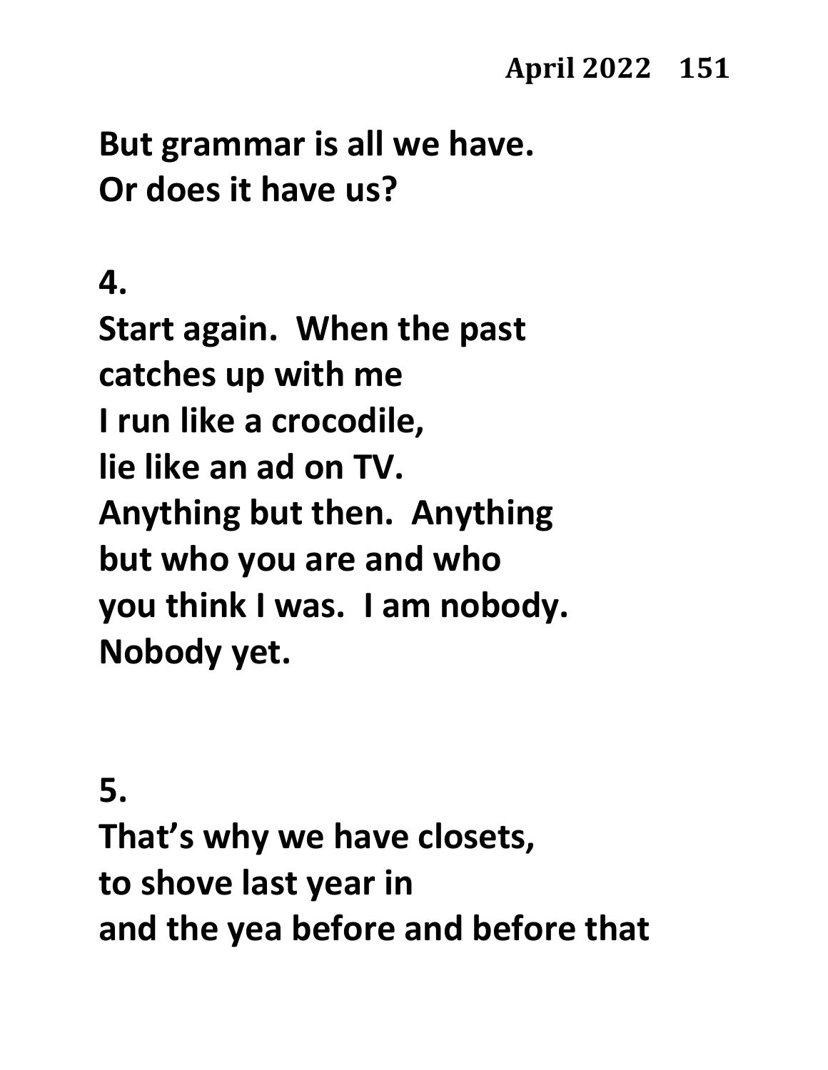But grammar is all we have.
Or does it have us?

4.
Start again. When the past
catches up with me
I run like a crocodile,
lie like an ad on TV.
Anything but then. Anything
but who you are and who
you think I was. I am nobody.
Nobody yet.

5.
That's why we have closets,
to shove last year in
and the yea before and before that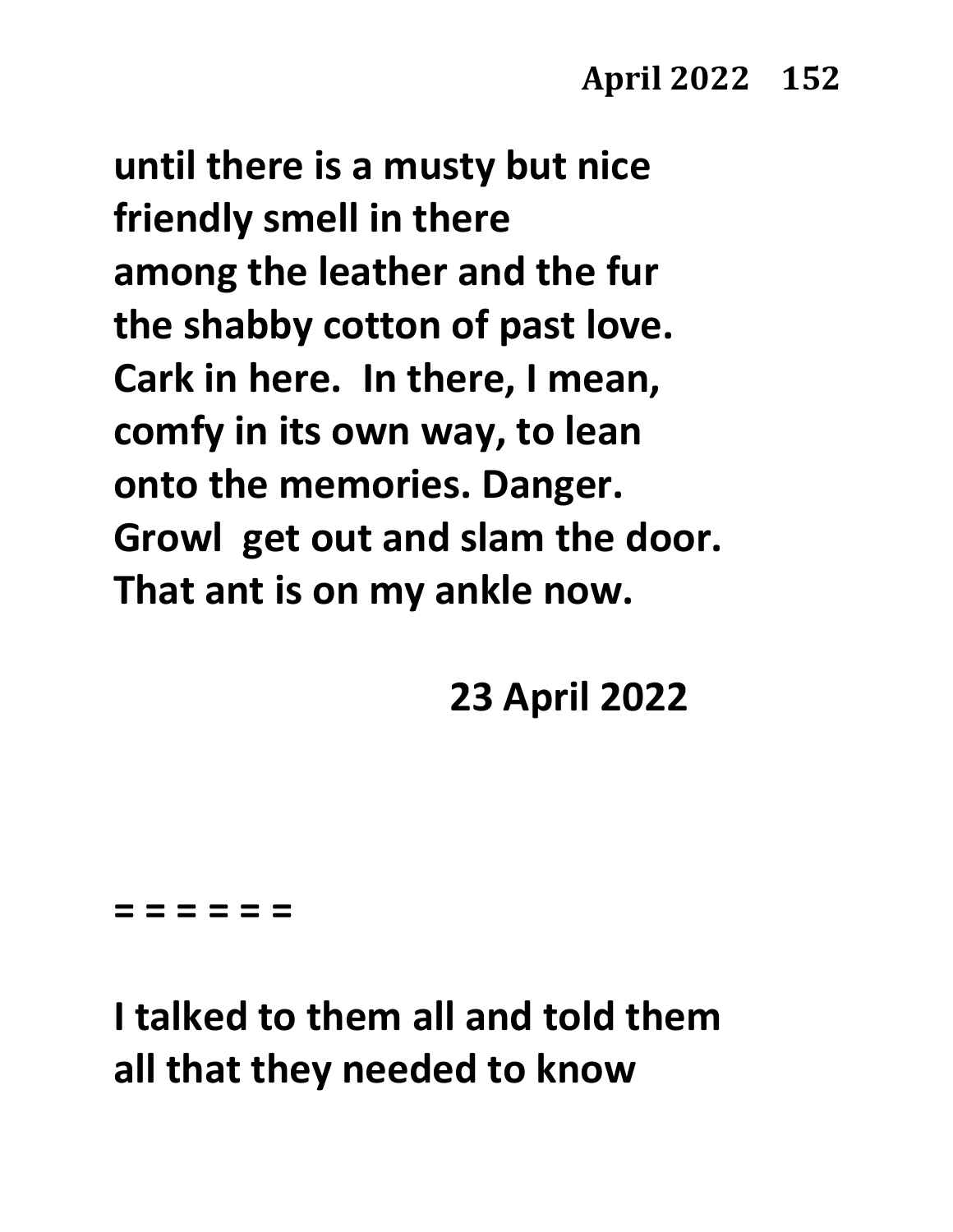**until there is a musty but nice**
**friendly smell in there**
**among the leather and the fur**
**the shabby cotton of past love.**
**Cark in here.  In there, I mean,**
**comfy in its own way, to lean**
**onto the memories. Danger.**
**Growl  get out and slam the door.**
**That ant is on my ankle now.**

**23 April 2022**

**= = = = = =**

**I talked to them all and told them**
**all that they needed to know**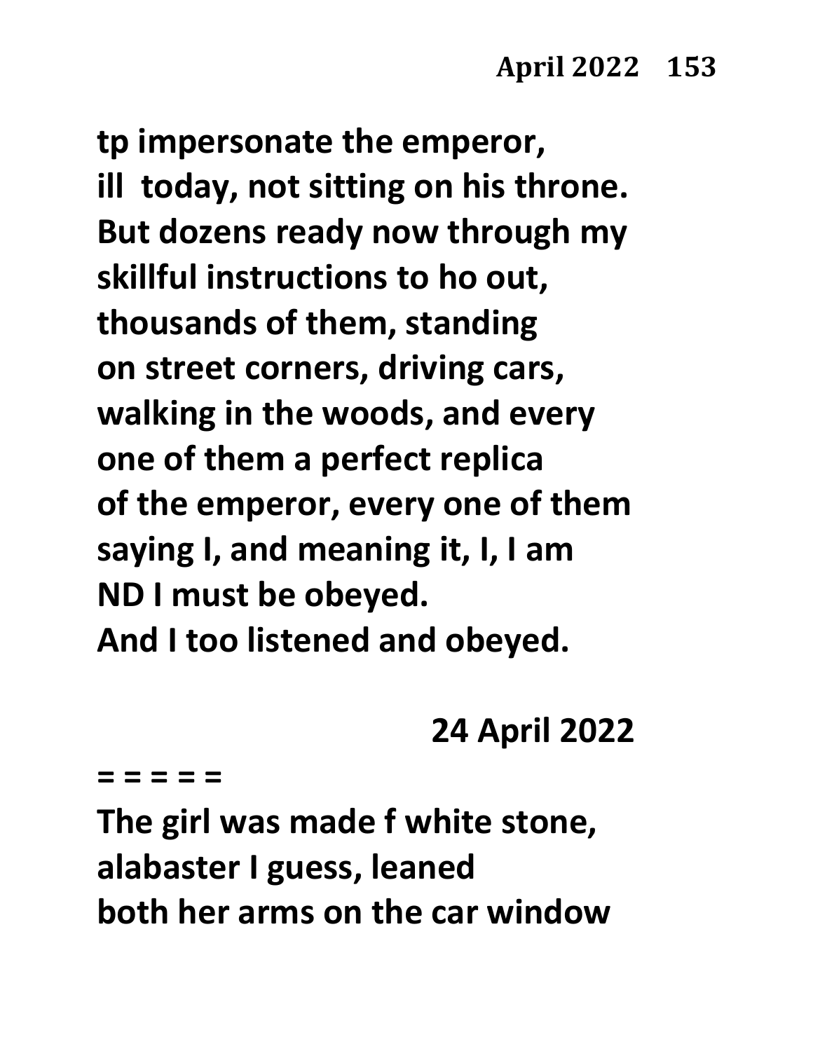**tp impersonate the emperor,**
**ill  today, not sitting on his throne.**
**But dozens ready now through my**
**skillful instructions to ho out,**
**thousands of them, standing**
**on street corners, driving cars,**
**walking in the woods, and every**
**one of them a perfect replica**
**of the emperor, every one of them**
**saying I, and meaning it, I, I am**
**ND I must be obeyed.**
**And I too listened and obeyed.**

**24 April 2022**

**= = = = =**

**The girl was made f white stone,**
**alabaster I guess, leaned**
**both her arms on the car window**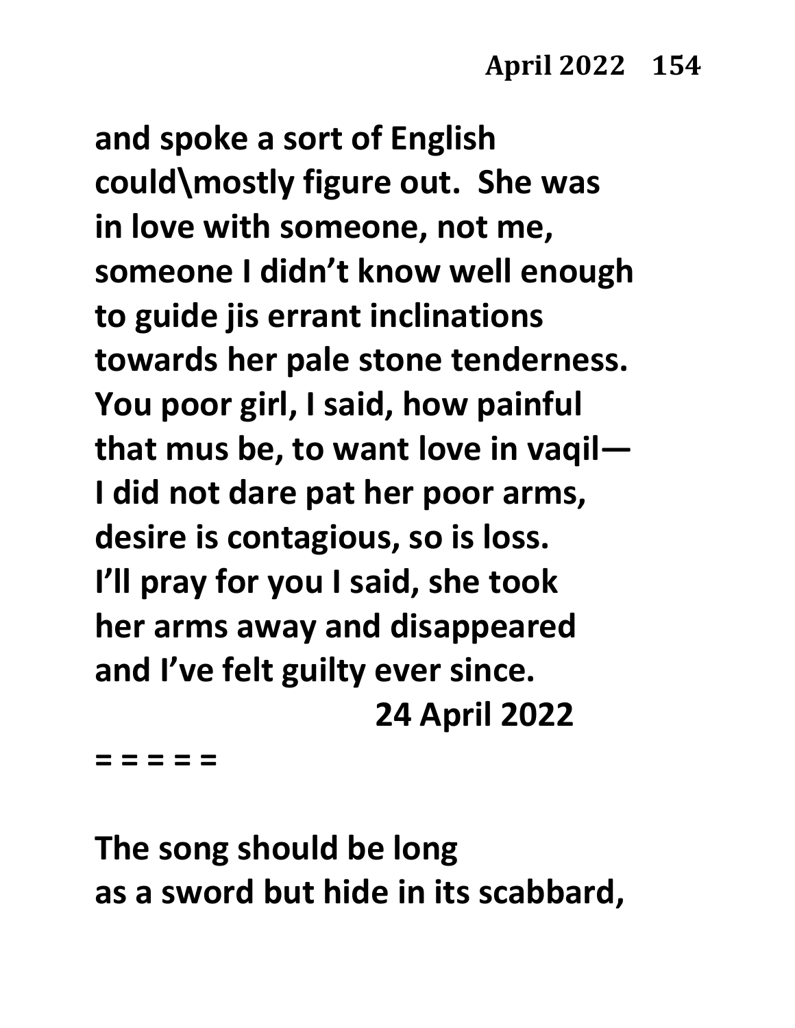and spoke a sort of English
could\mostly figure out. She was
in love with someone, not me,
someone I didn't know well enough
to guide jis errant inclinations
towards her pale stone tenderness.
You poor girl, I said, how painful
that mus be, to want love in vaqil—
I did not dare pat her poor arms,
desire is contagious, so is loss.
I'll pray for you I said, she took
her arms away and disappeared
and I've felt guilty ever since.

24 April 2022

= = = = =

The song should be long
as a sword but hide in its scabbard,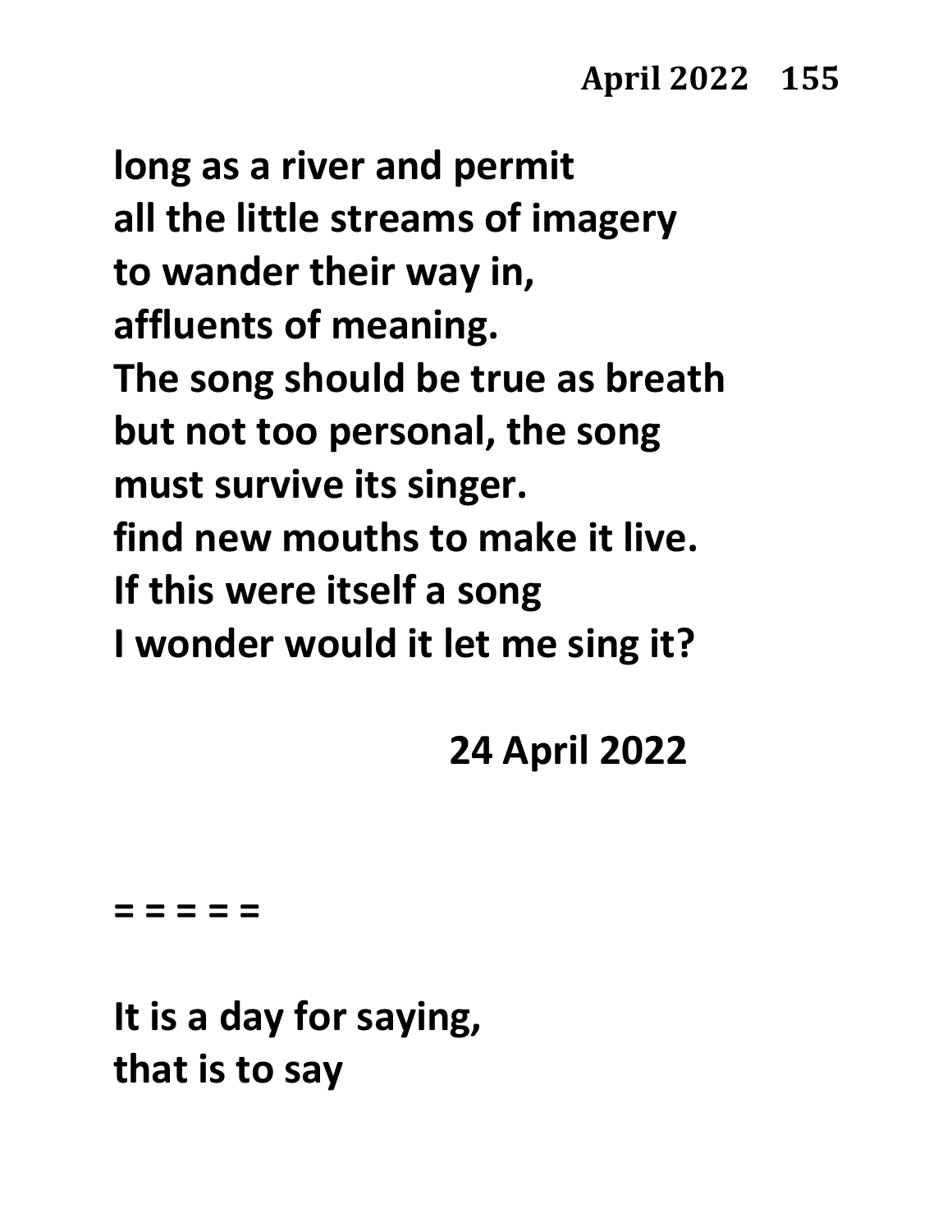long as a river and permit
all the little streams of imagery
to wander their way in,
affluents of meaning.
The song should be true as breath
but not too personal, the song
must survive its singer.
find new mouths to make it live.
If this were itself a song
I wonder would it let me sing it?

24 April 2022

= = = = =

It is a day for saying,
that is to say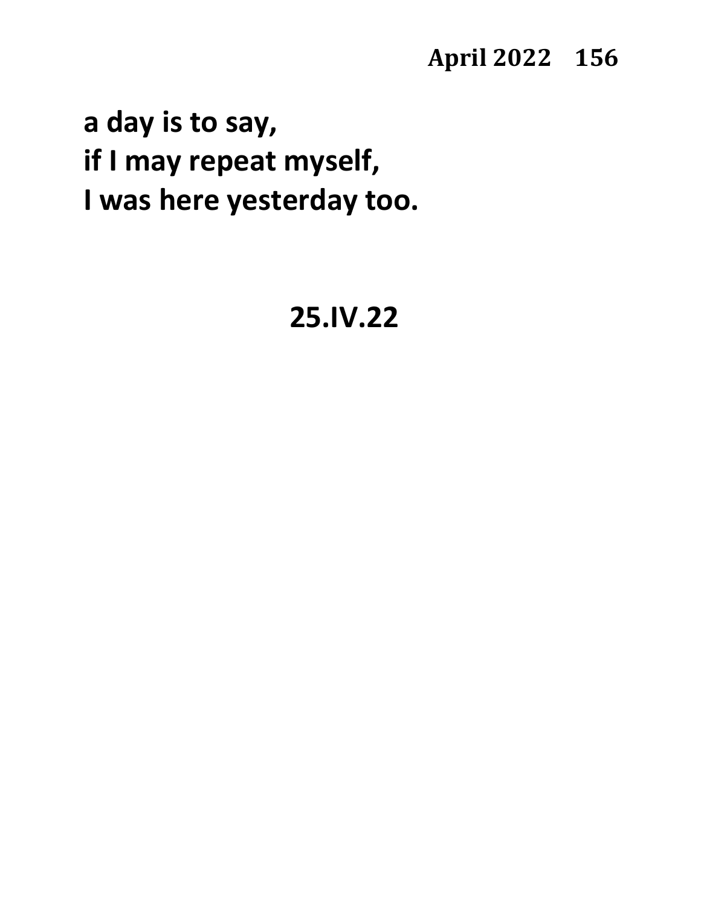**a day is to say,**
**if I may repeat myself,**
**I was here yesterday too.**

**25.IV.22**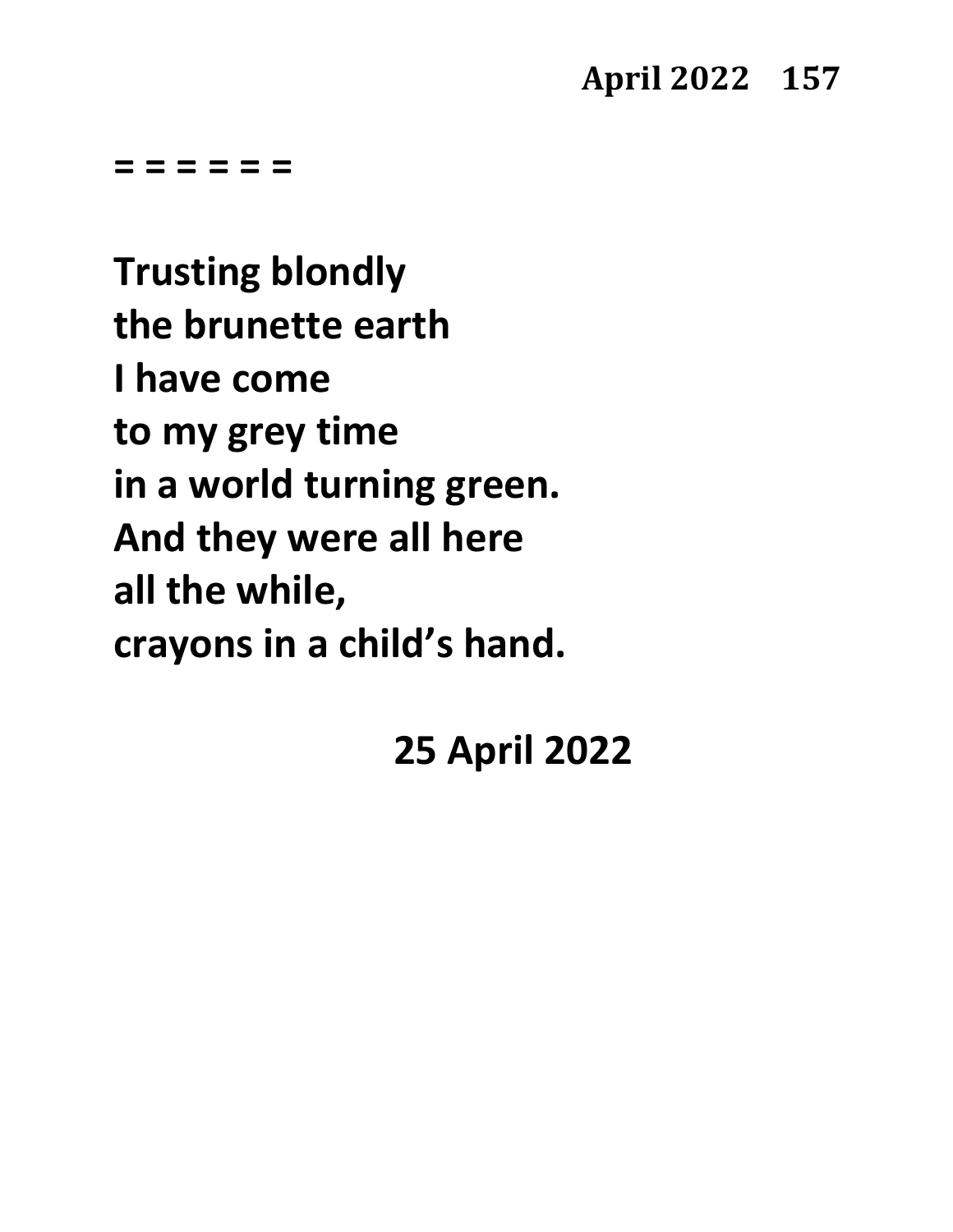= = = = = =

**Trusting blondly**
**the brunette earth**
**I have come**
**to my grey time**
**in a world turning green.**
**And they were all here**
**all the while,**
**crayons in a child's hand.**

**25 April 2022**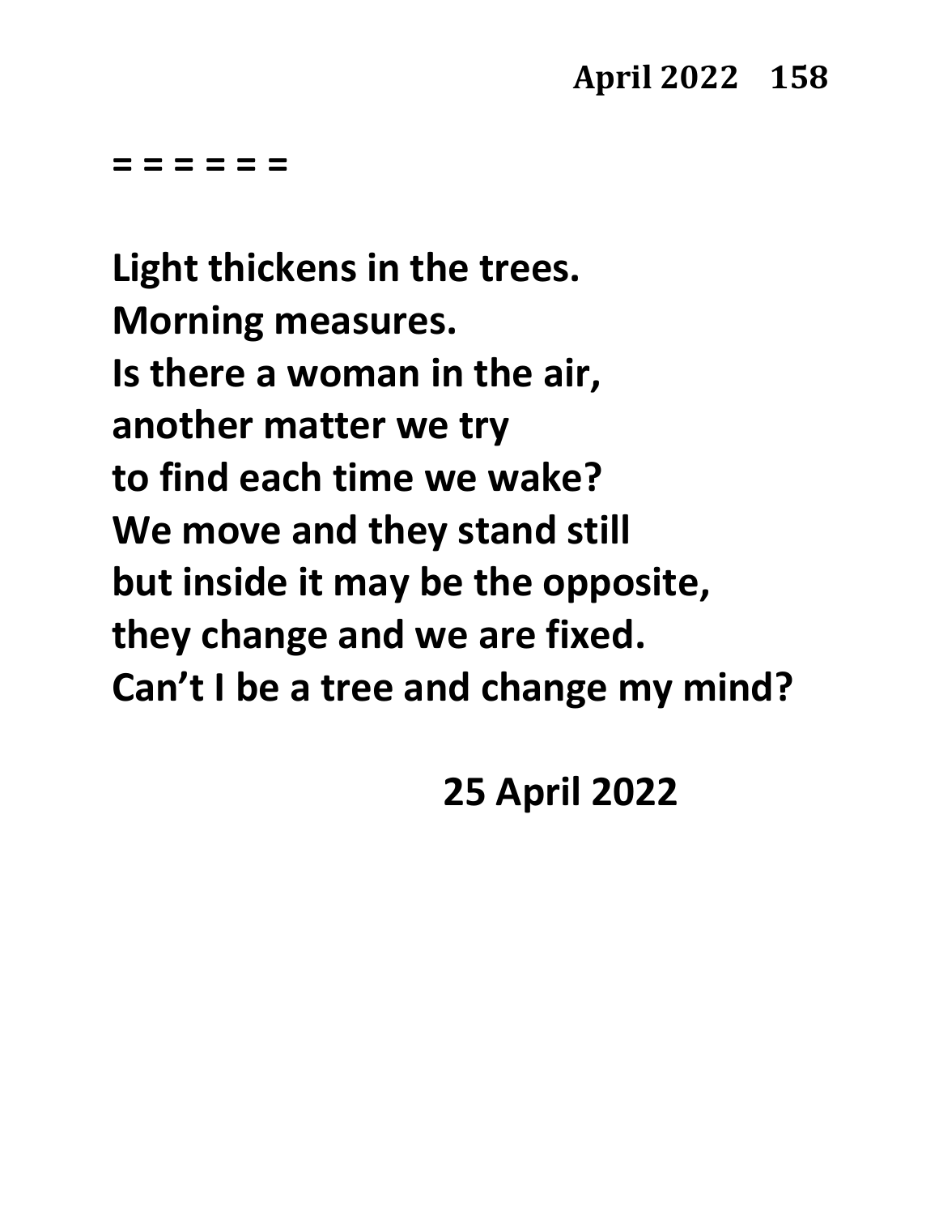= = = = = =

Light thickens in the trees.  
Morning measures.  
Is there a woman in the air,  
another matter we try  
to find each time we wake?  
We move and they stand still  
but inside it may be the opposite,  
they change and we are fixed.  
Can’t I be a tree and change my mind?

25 April 2022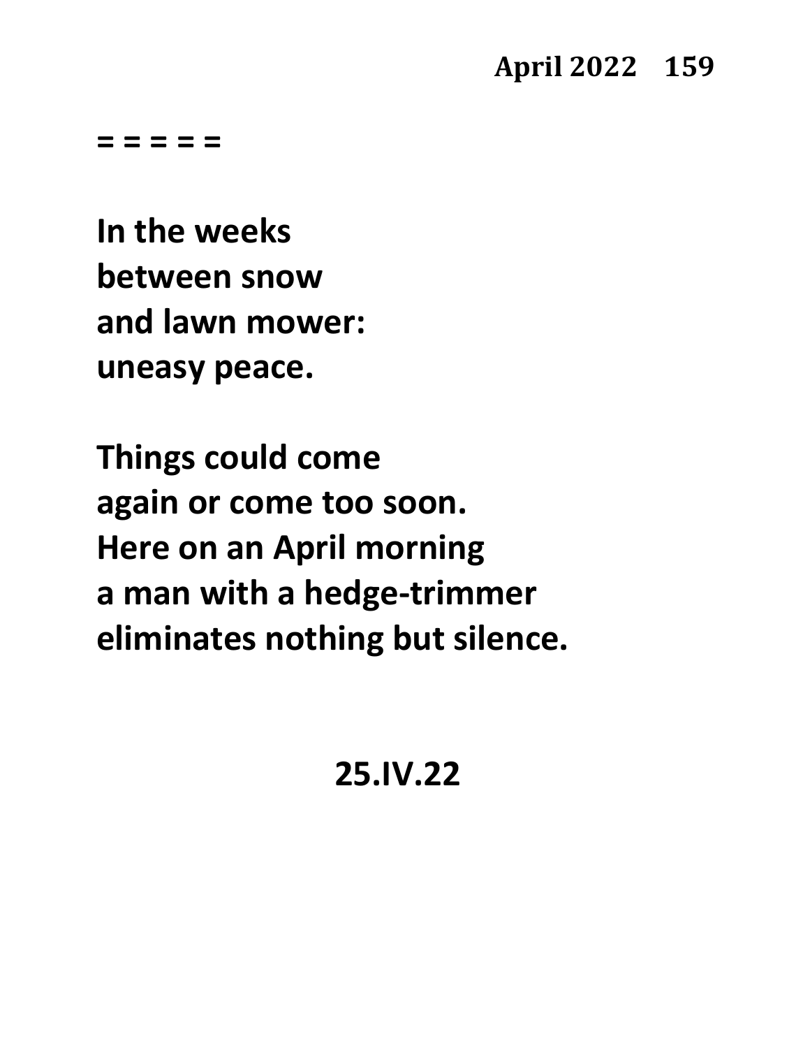= = = = =

In the weeks
between snow
and lawn mower:
uneasy peace.

Things could come
again or come too soon.
Here on an April morning
a man with a hedge-trimmer
eliminates nothing but silence.

25.IV.22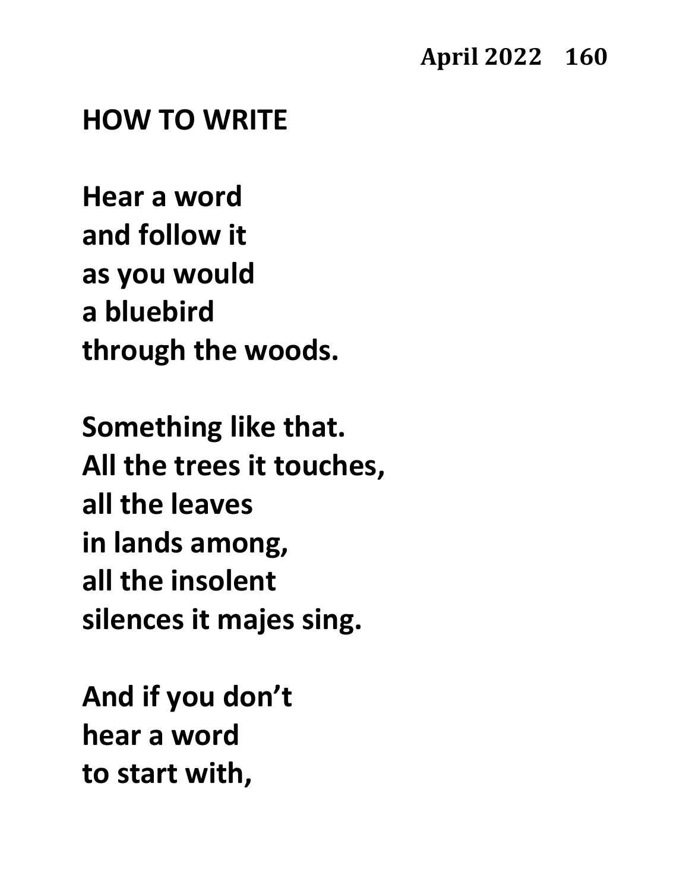**April 2022 160**

## HOW TO WRITE

Hear a word
and follow it
as you would
a bluebird
through the woods.

Something like that.
All the trees it touches,
all the leaves
in lands among,
all the insolent
silences it majes sing.

And if you don't
hear a word
to start with,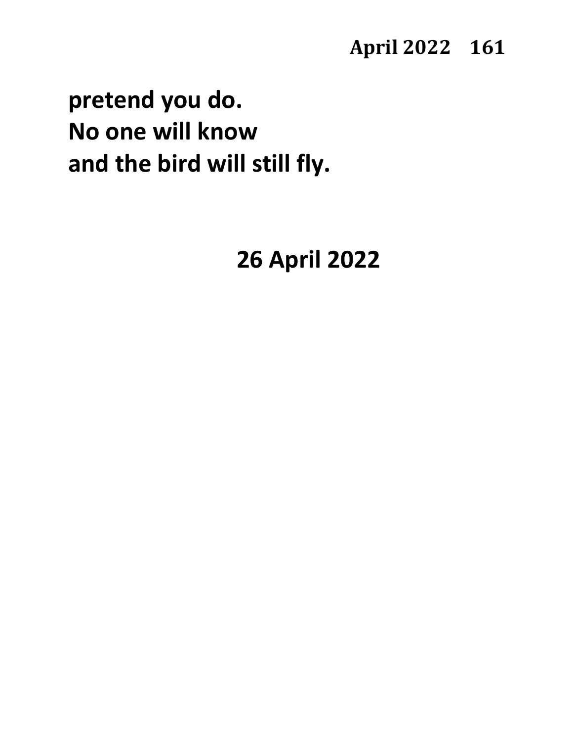**pretend you do.**
**No one will know**
**and the bird will still fly.**

**26 April 2022**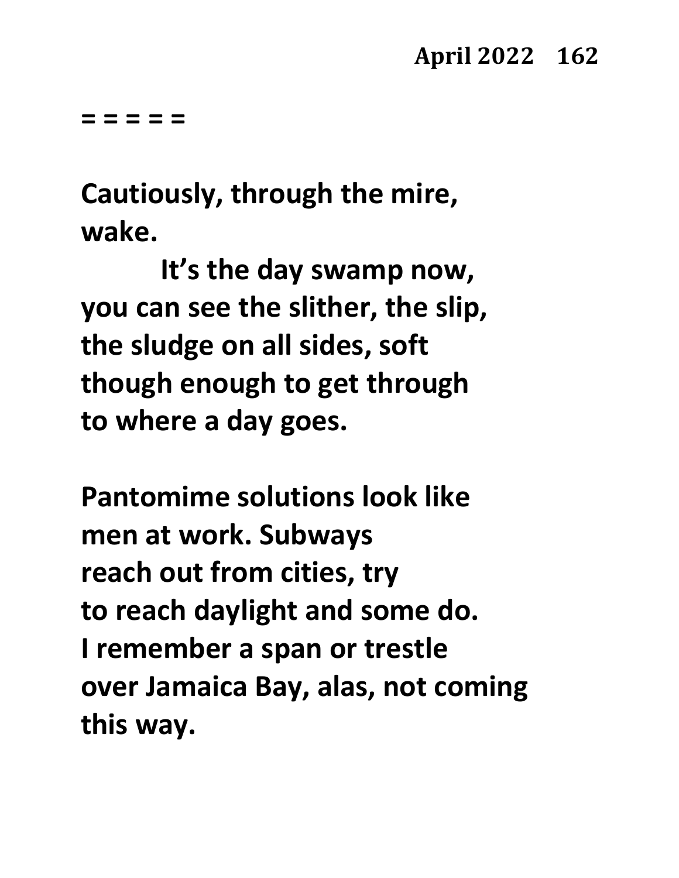= = = = =

Cautiously, through the mire,
wake.

It's the day swamp now,
you can see the slither, the slip,
the sludge on all sides, soft
though enough to get through
to where a day goes.

Pantomime solutions look like
men at work. Subways
reach out from cities, try
to reach daylight and some do.
I remember a span or trestle
over Jamaica Bay, alas, not coming
this way.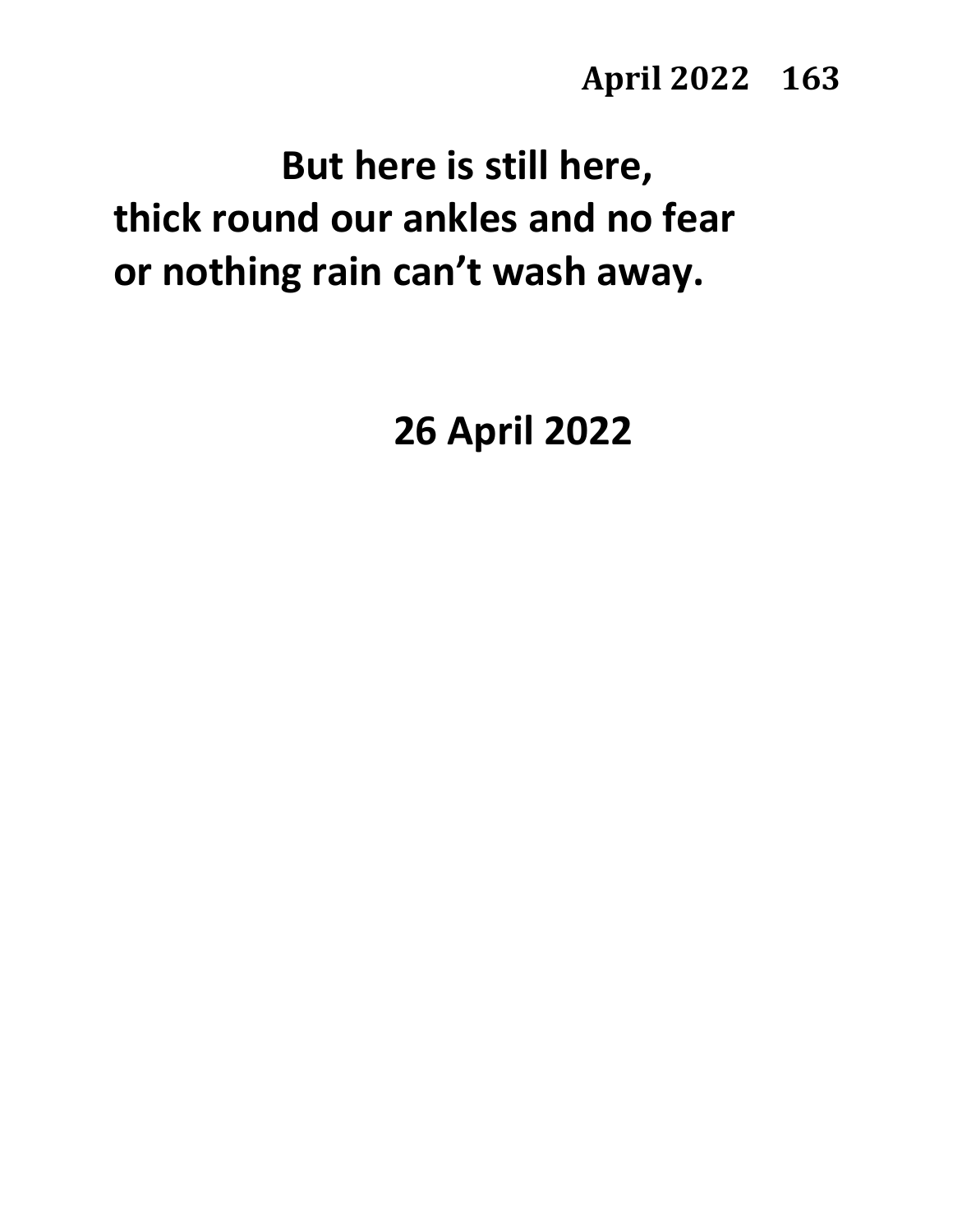**But here is still here,**
**thick round our ankles and no fear**
**or nothing rain can't wash away.**

**26 April 2022**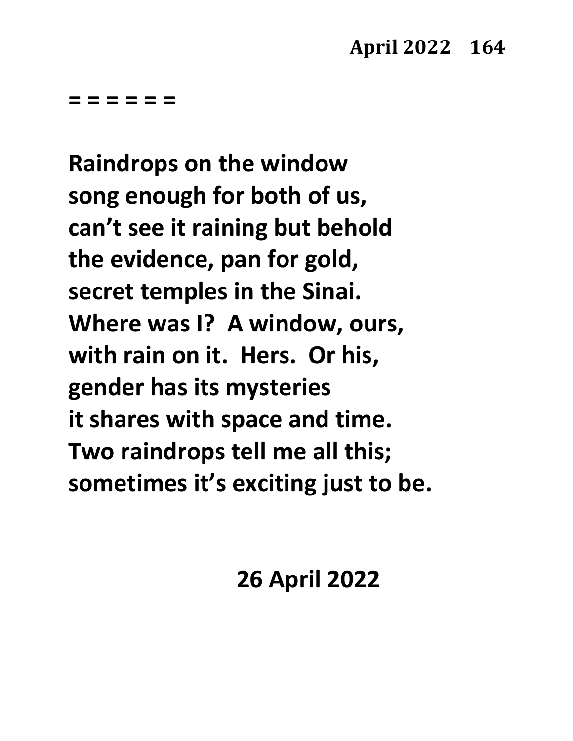= = = = = =

**Raindrops on the window**
**song enough for both of us,**
**can't see it raining but behold**
**the evidence, pan for gold,**
**secret temples in the Sinai.**
**Where was I?  A window, ours,**
**with rain on it.  Hers.  Or his,**
**gender has its mysteries**
**it shares with space and time.**
**Two raindrops tell me all this;**
**sometimes it's exciting just to be.**

**26 April 2022**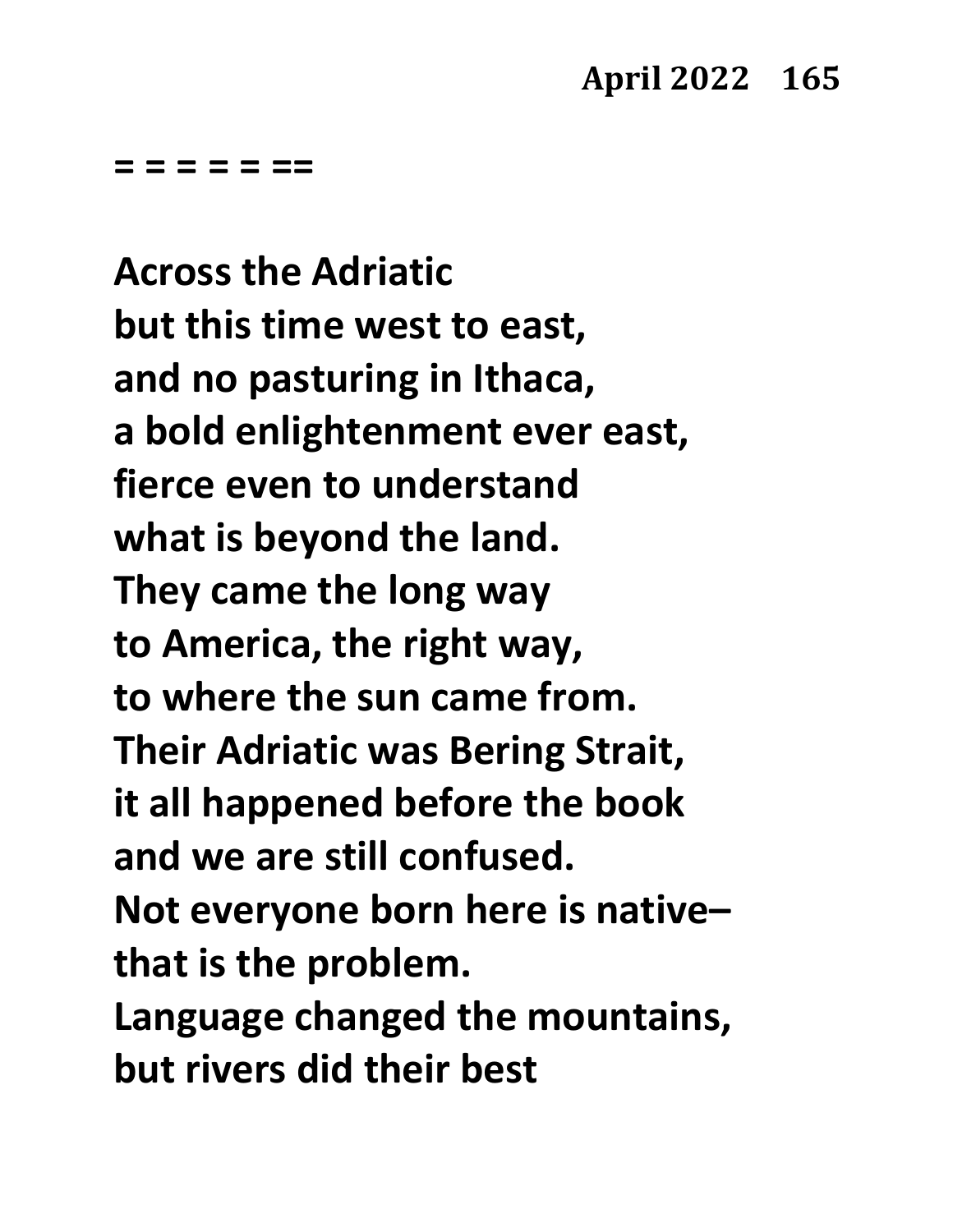= = = = = ==

Across the Adriatic
but this time west to east,
and no pasturing in Ithaca,
a bold enlightenment ever east,
fierce even to understand
what is beyond the land.
They came the long way
to America, the right way,
to where the sun came from.
Their Adriatic was Bering Strait,
it all happened before the book
and we are still confused.
Not everyone born here is native–
that is the problem.
Language changed the mountains,
but rivers did their best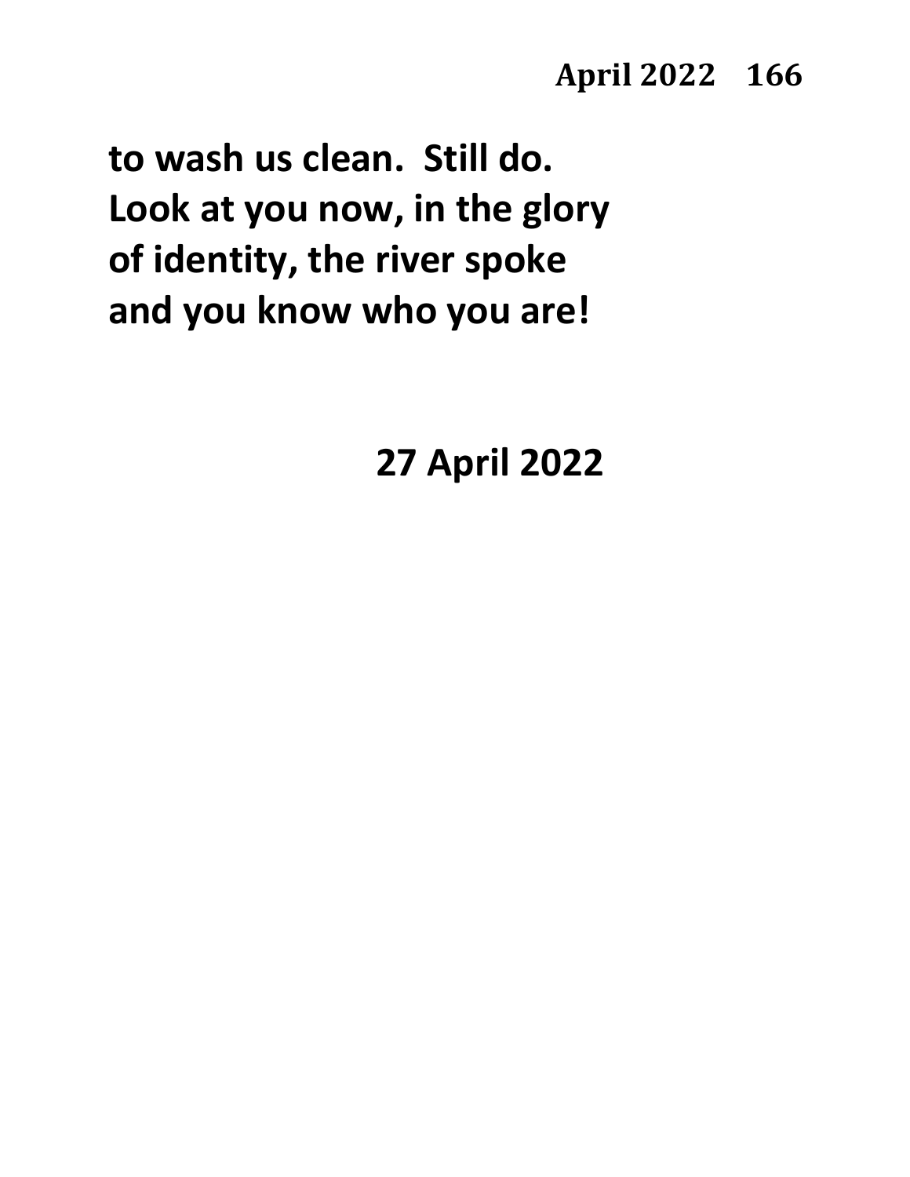**to wash us clean. Still do.**
**Look at you now, in the glory**
**of identity, the river spoke**
**and you know who you are!**

**27 April 2022**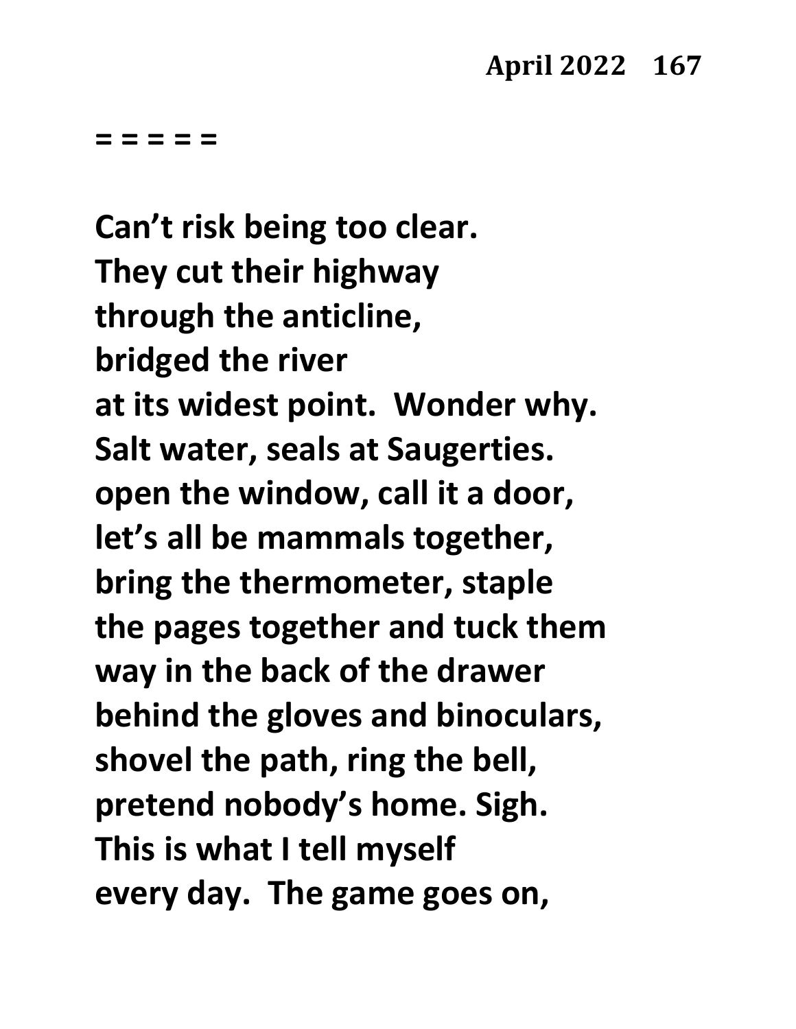= = = = =

**Can't risk being too clear.**
**They cut their highway**
**through the anticline,**
**bridged the river**
**at its widest point.  Wonder why.**
**Salt water, seals at Saugerties.**
**open the window, call it a door,**
**let's all be mammals together,**
**bring the thermometer, staple**
**the pages together and tuck them**
**way in the back of the drawer**
**behind the gloves and binoculars,**
**shovel the path, ring the bell,**
**pretend nobody's home. Sigh.**
**This is what I tell myself**
**every day.  The game goes on,**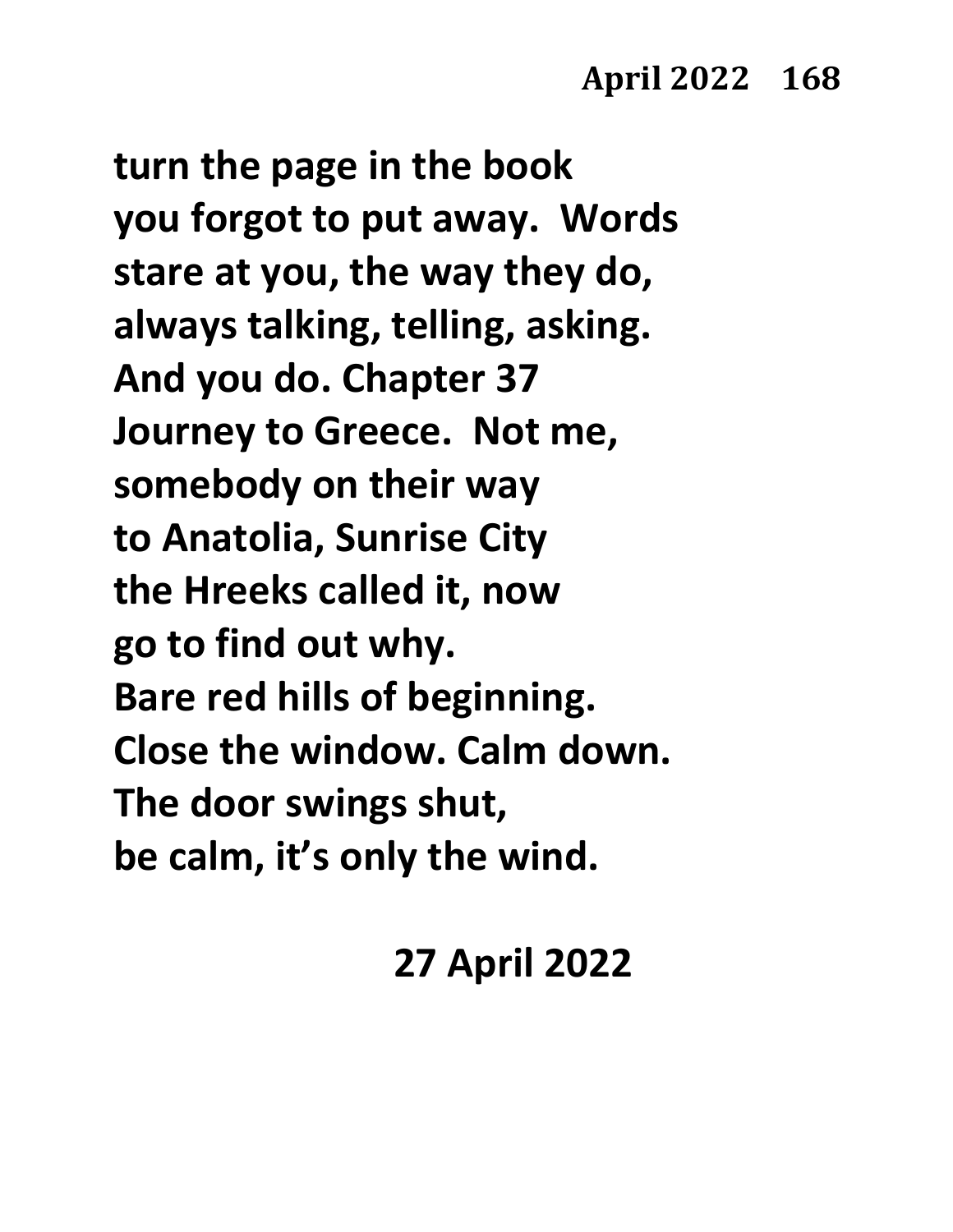turn the page in the book
you forgot to put away.  Words
stare at you, the way they do,
always talking, telling, asking.
And you do. Chapter 37
Journey to Greece.  Not me,
somebody on their way
to Anatolia, Sunrise City
the Hreeks called it, now
go to find out why.
Bare red hills of beginning.
Close the window. Calm down.
The door swings shut,
be calm, it's only the wind.

27 April 2022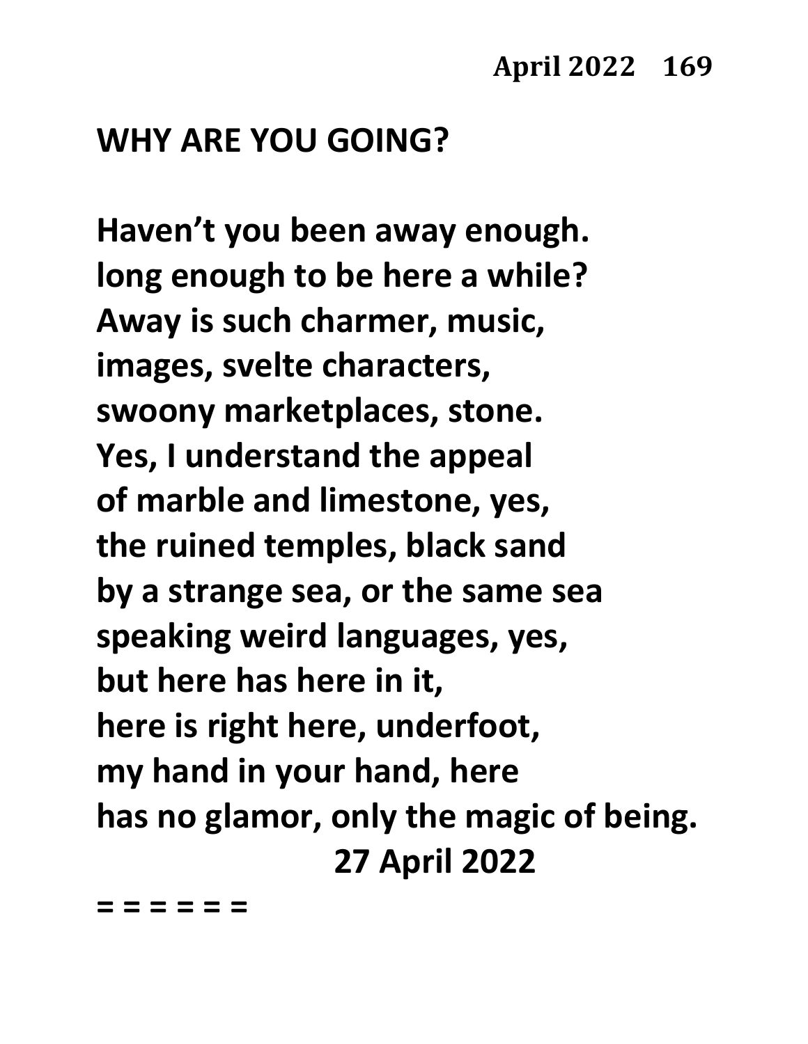## WHY ARE YOU GOING?

**Haven't you been away enough.**
**long enough to be here a while?**
**Away is such charmer, music,**
**images, svelte characters,**
**swoony marketplaces, stone.**
**Yes, I understand the appeal**
**of marble and limestone, yes,**
**the ruined temples, black sand**
**by a strange sea, or the same sea**
**speaking weird languages, yes,**
**but here has here in it,**
**here is right here, underfoot,**
**my hand in your hand, here**
**has no glamor, only the magic of being.**

**27 April 2022**

**= = = = = =**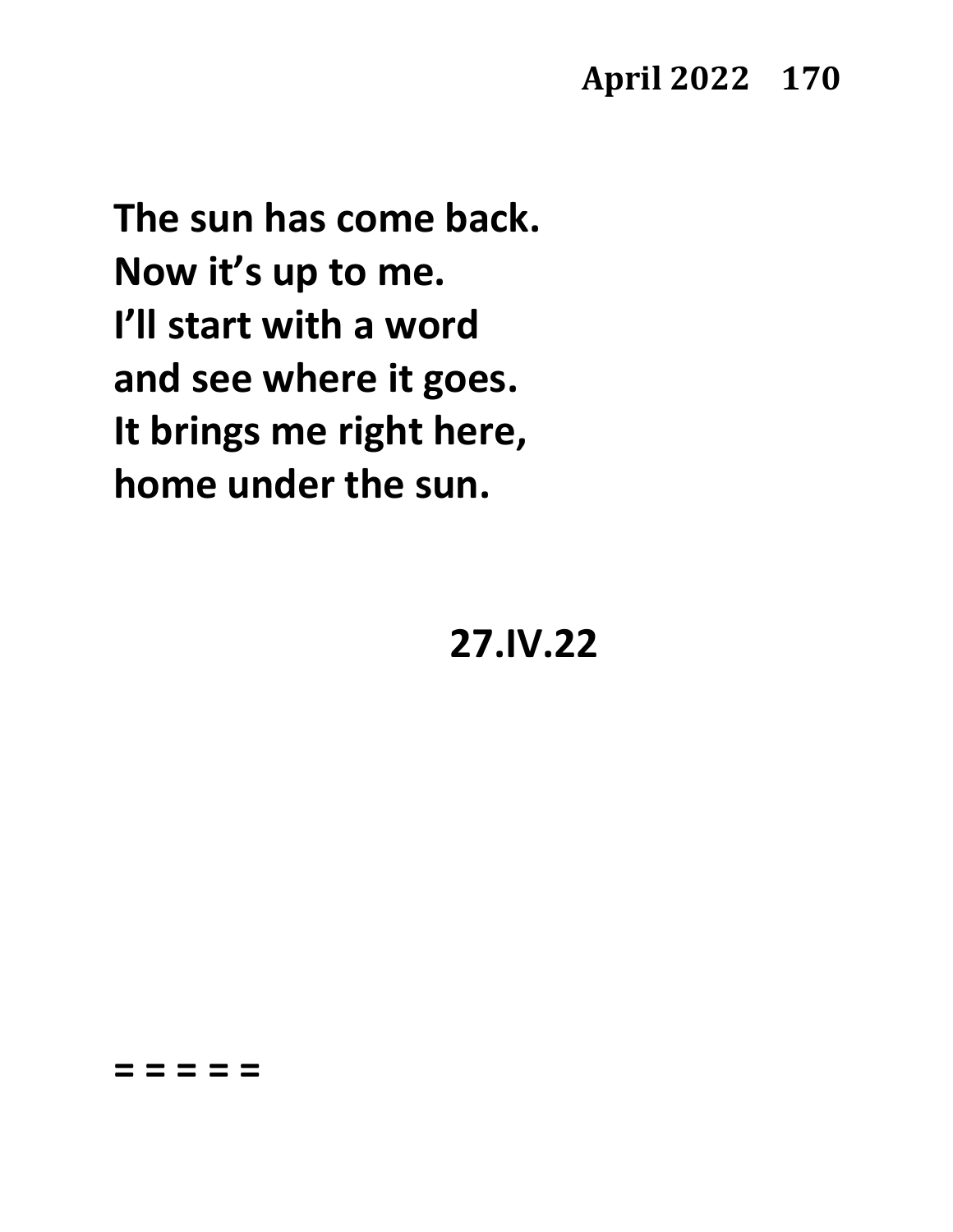The sun has come back.
Now it's up to me.
I'll start with a word
and see where it goes.
It brings me right here,
home under the sun.

27.IV.22

= = = = =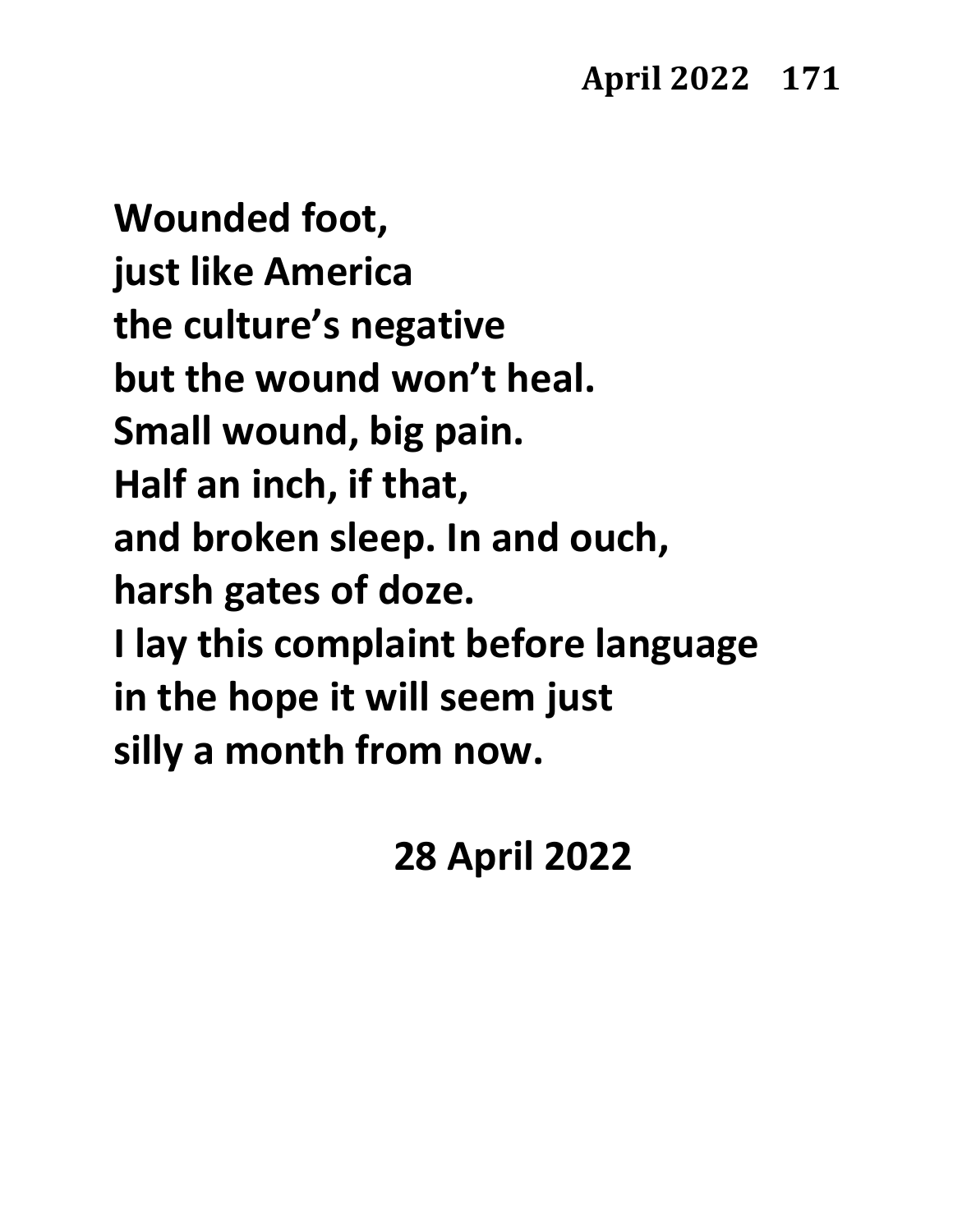**Wounded foot,**
**just like America**
**the culture's negative**
**but the wound won't heal.**
**Small wound, big pain.**
**Half an inch, if that,**
**and broken sleep. In and ouch,**
**harsh gates of doze.**
**I lay this complaint before language**
**in the hope it will seem just**
**silly a month from now.**

**28 April 2022**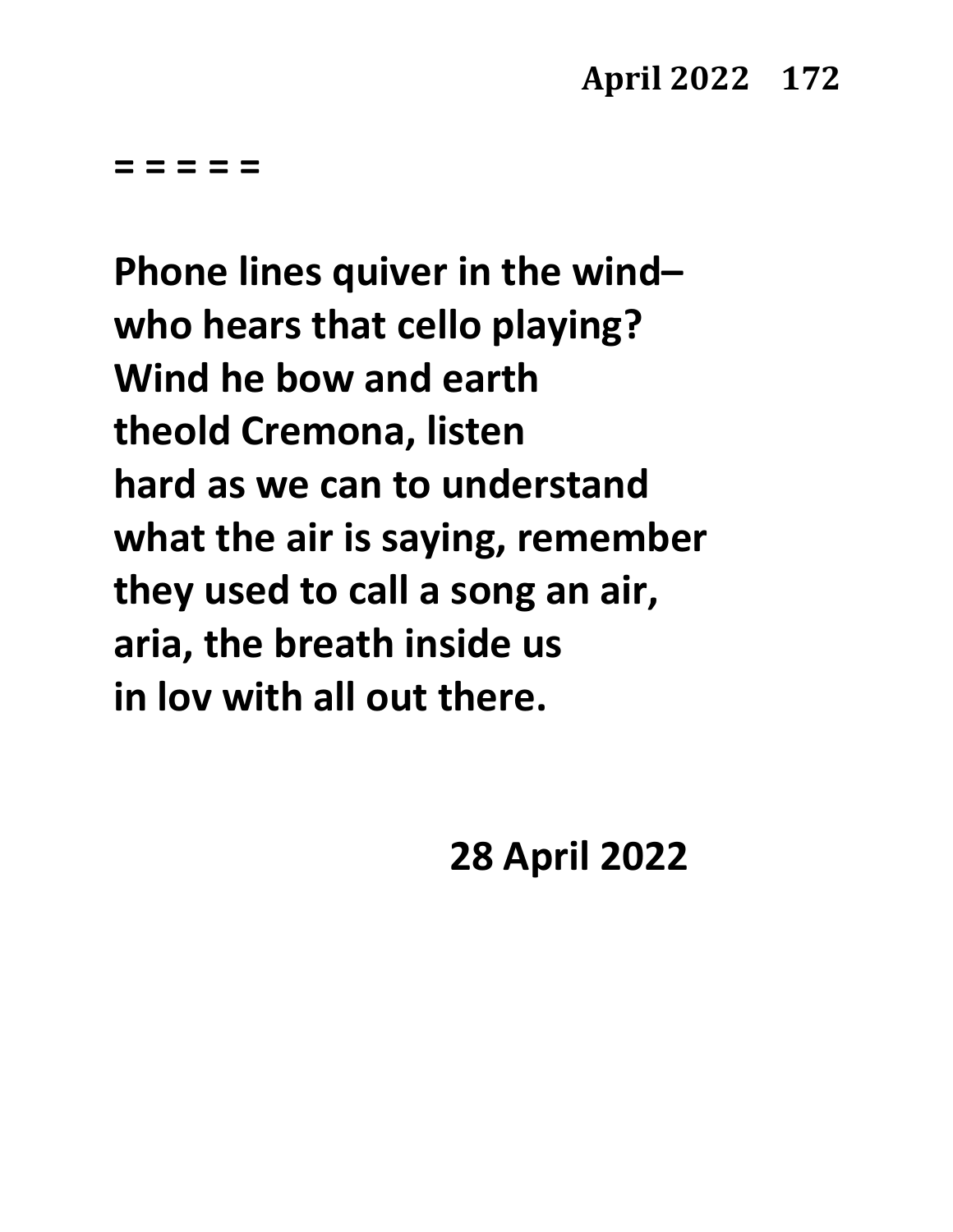= = = = =

**Phone lines quiver in the wind–**
**who hears that cello playing?**
**Wind he bow and earth**
**theold Cremona, listen**
**hard as we can to understand**
**what the air is saying, remember**
**they used to call a song an air,**
**aria, the breath inside us**
**in lov with all out there.**

**28 April 2022**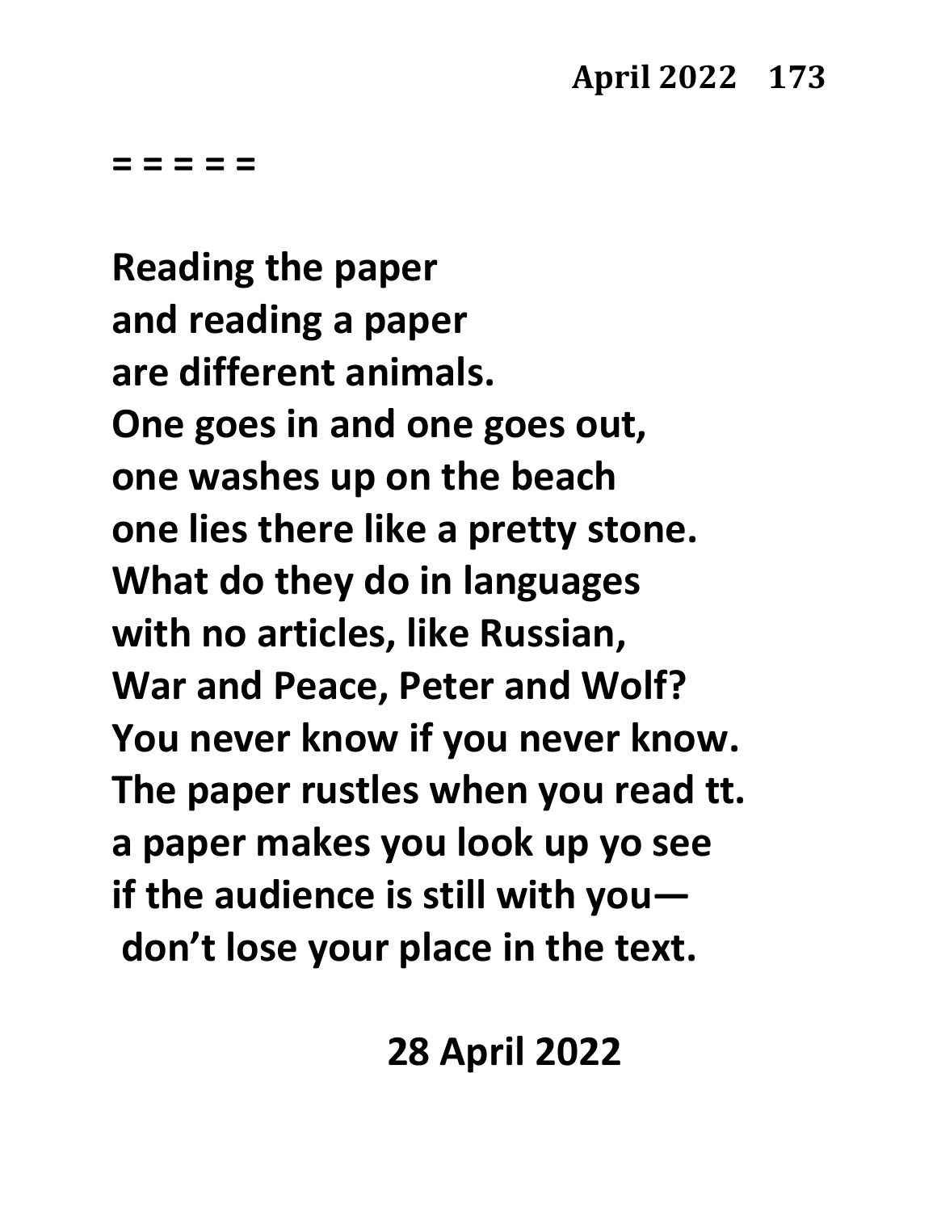= = = = =

**Reading the paper**
**and reading a paper**
**are different animals.**
**One goes in and one goes out,**
**one washes up on the beach**
**one lies there like a pretty stone.**
**What do they do in languages**
**with no articles, like Russian,**
**War and Peace, Peter and Wolf?**
**You never know if you never know.**
**The paper rustles when you read tt.**
**a paper makes you look up yo see**
**if the audience is still with you—**
**don't lose your place in the text.**

**28 April 2022**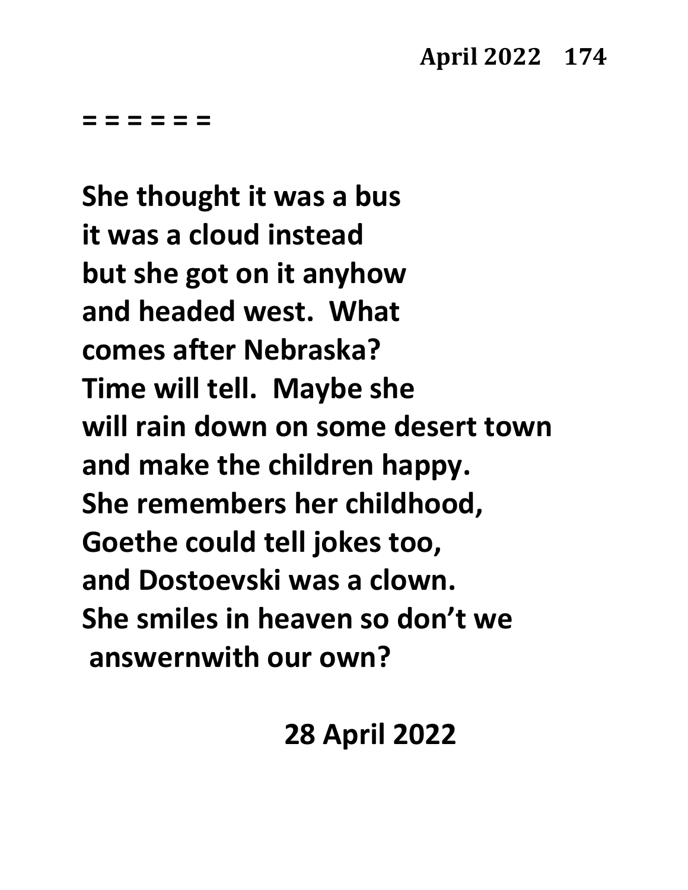= = = = = =

**She thought it was a bus**
**it was a cloud instead**
**but she got on it anyhow**
**and headed west.  What**
**comes after Nebraska?**
**Time will tell.  Maybe she**
**will rain down on some desert town**
**and make the children happy.**
**She remembers her childhood,**
**Goethe could tell jokes too,**
**and Dostoevski was a clown.**
**She smiles in heaven so don't we**
**answernwith our own?**

**28 April 2022**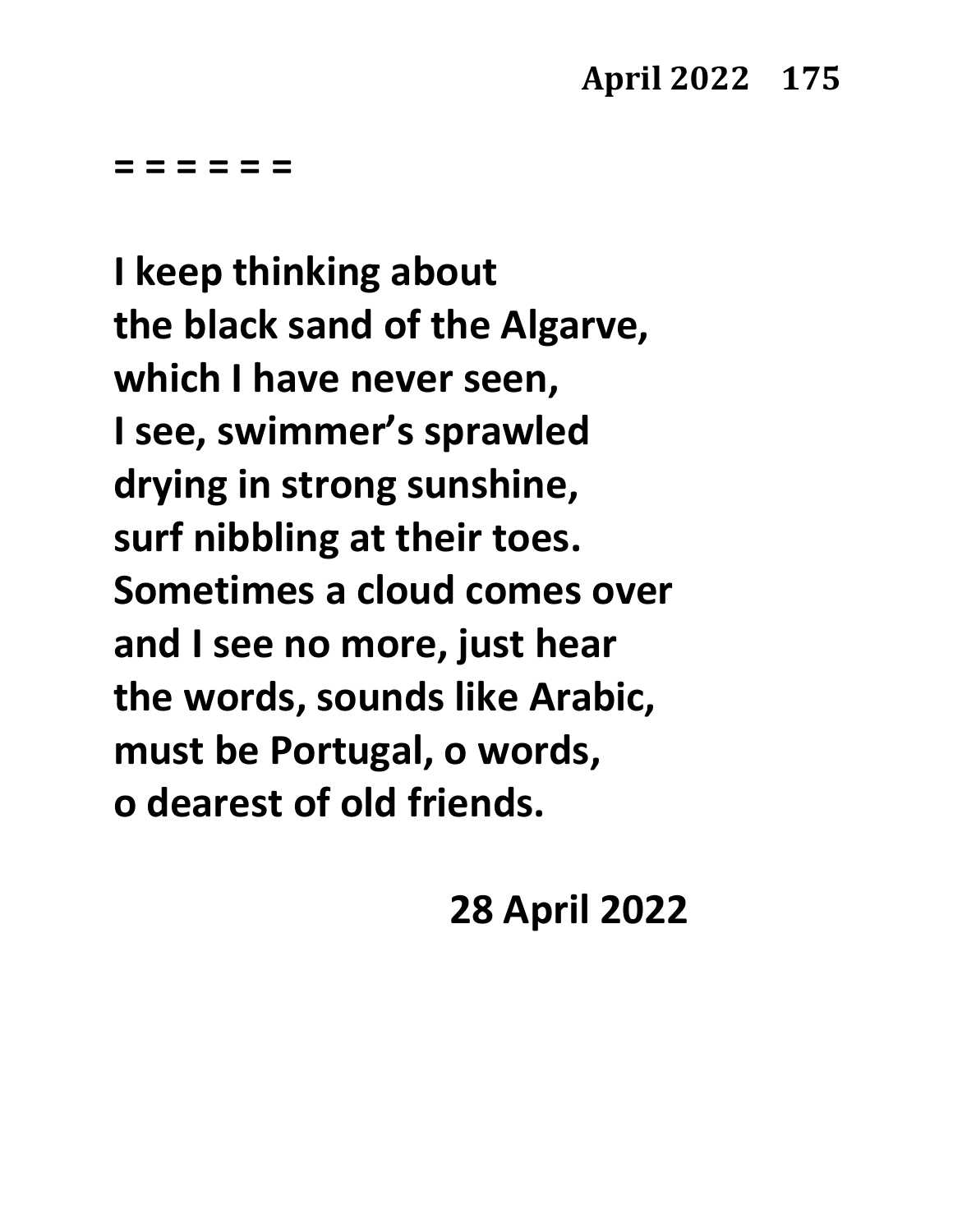= = = = = =

**I keep thinking about**
**the black sand of the Algarve,**
**which I have never seen,**
**I see, swimmer's sprawled**
**drying in strong sunshine,**
**surf nibbling at their toes.**
**Sometimes a cloud comes over**
**and I see no more, just hear**
**the words, sounds like Arabic,**
**must be Portugal, o words,**
**o dearest of old friends.**

**28 April 2022**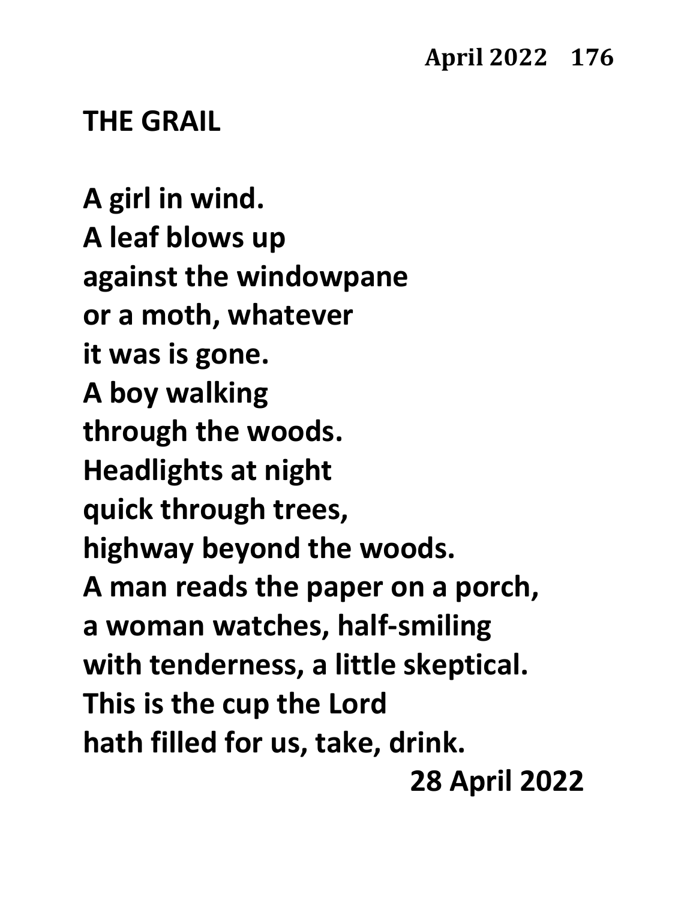## THE GRAIL

A girl in wind.
A leaf blows up
against the windowpane
or a moth, whatever
it was is gone.
A boy walking
through the woods.
Headlights at night
quick through trees,
highway beyond the woods.
A man reads the paper on a porch,
a woman watches, half-smiling
with tenderness, a little skeptical.
This is the cup the Lord
hath filled for us, take, drink.

28 April 2022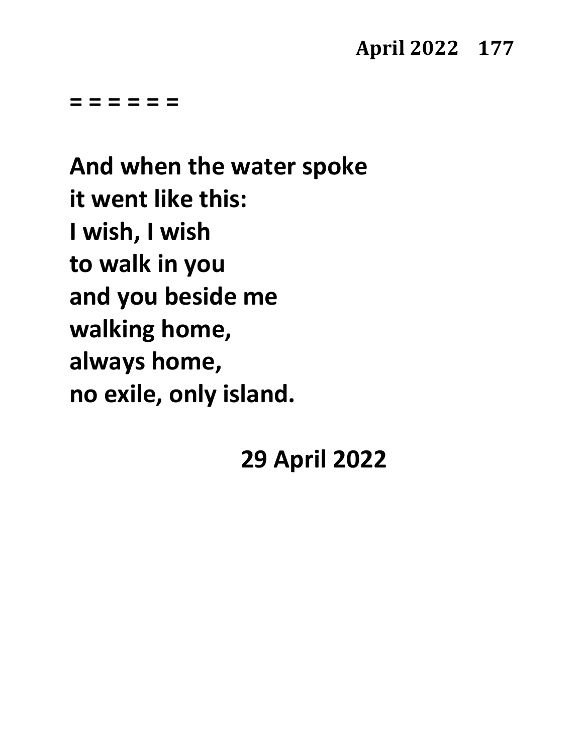= = = = = =

**And when the water spoke**
**it went like this:**
**I wish, I wish**
**to walk in you**
**and you beside me**
**walking home,**
**always home,**
**no exile, only island.**

**29 April 2022**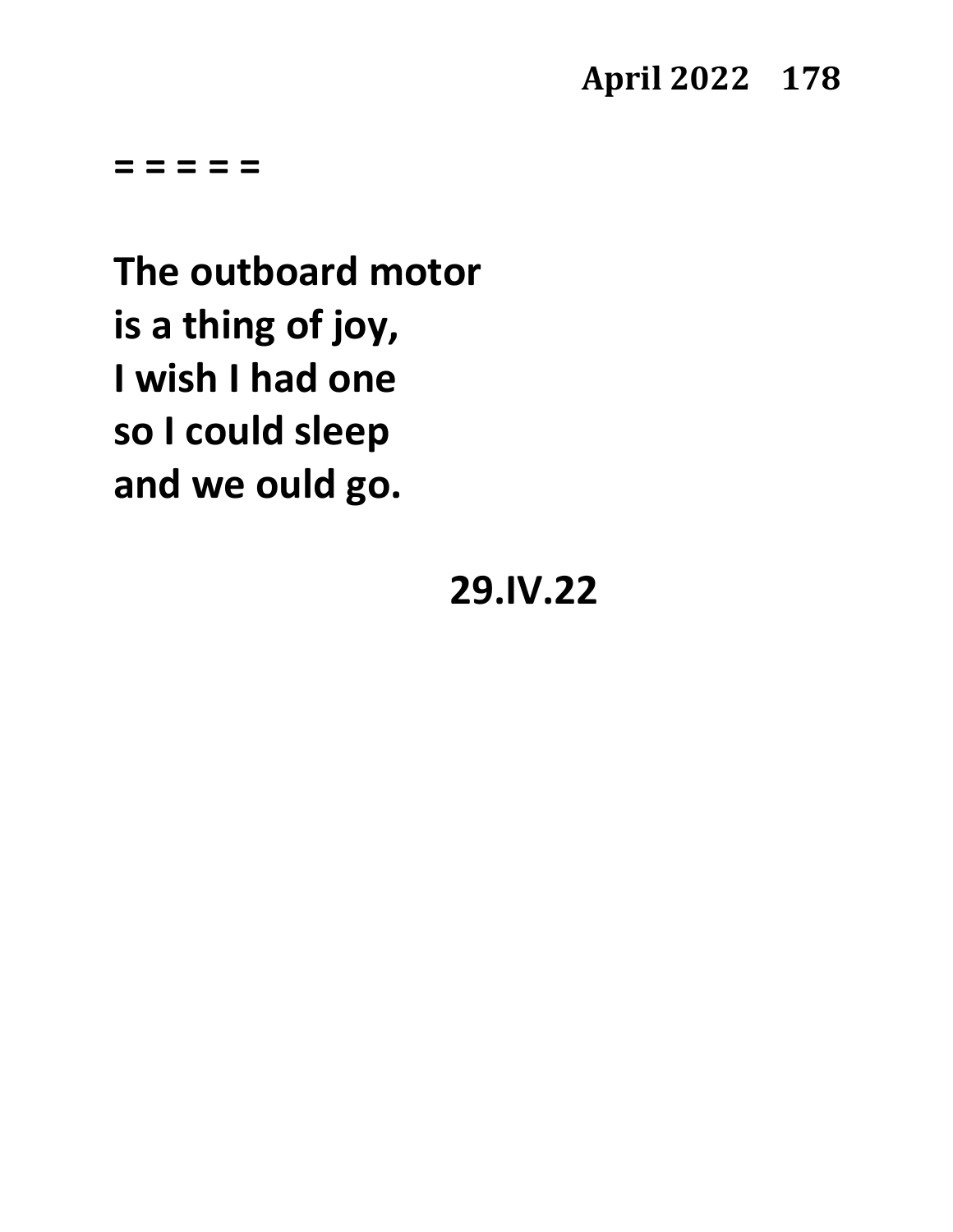= = = = =

**The outboard motor**
**is a thing of joy,**
**I wish I had one**
**so I could sleep**
**and we ould go.**

**29.IV.22**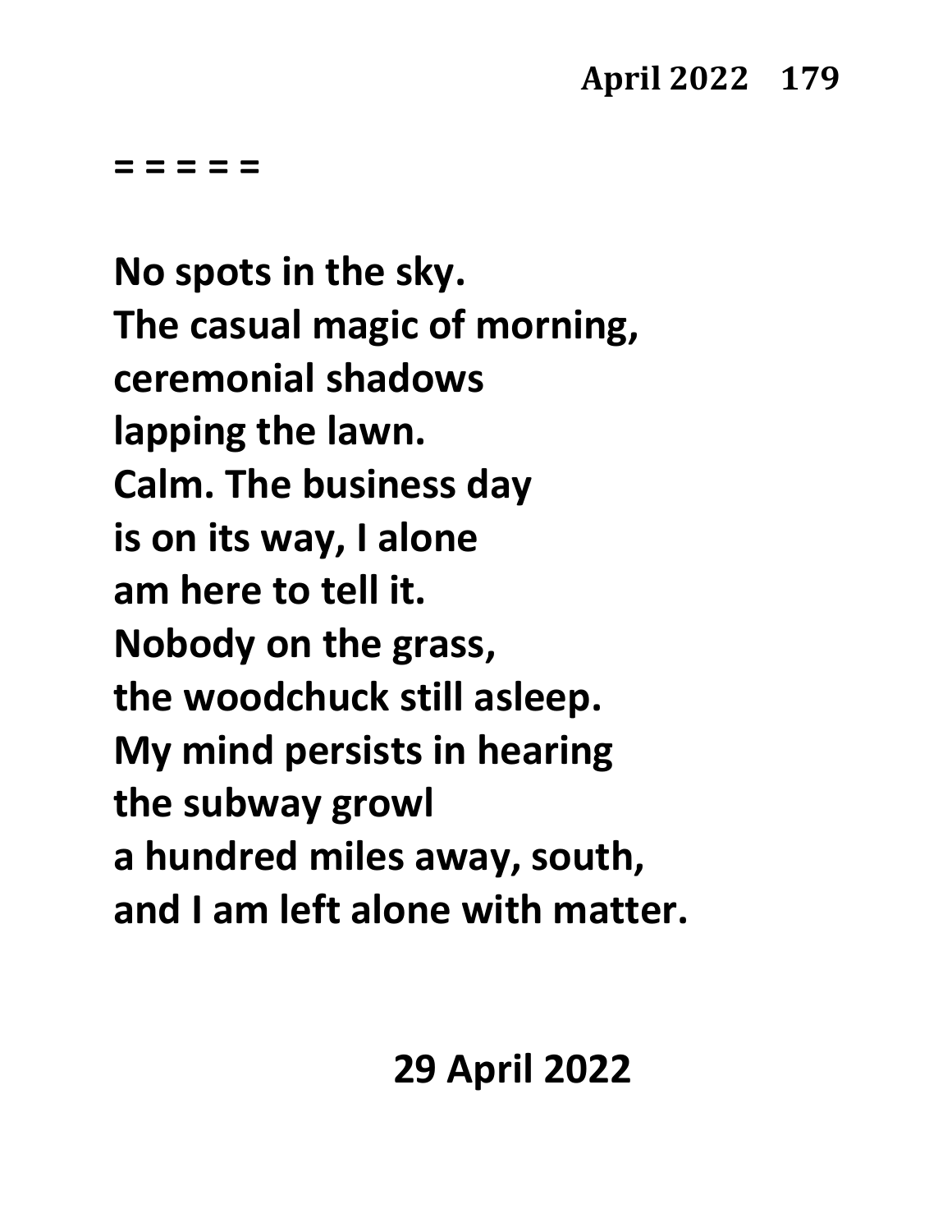= = = = =

No spots in the sky.  
The casual magic of morning,  
ceremonial shadows  
lapping the lawn.  
Calm. The business day  
is on its way, I alone  
am here to tell it.  
Nobody on the grass,  
the woodchuck still asleep.  
My mind persists in hearing  
the subway growl  
a hundred miles away, south,  
and I am left alone with matter.

29 April 2022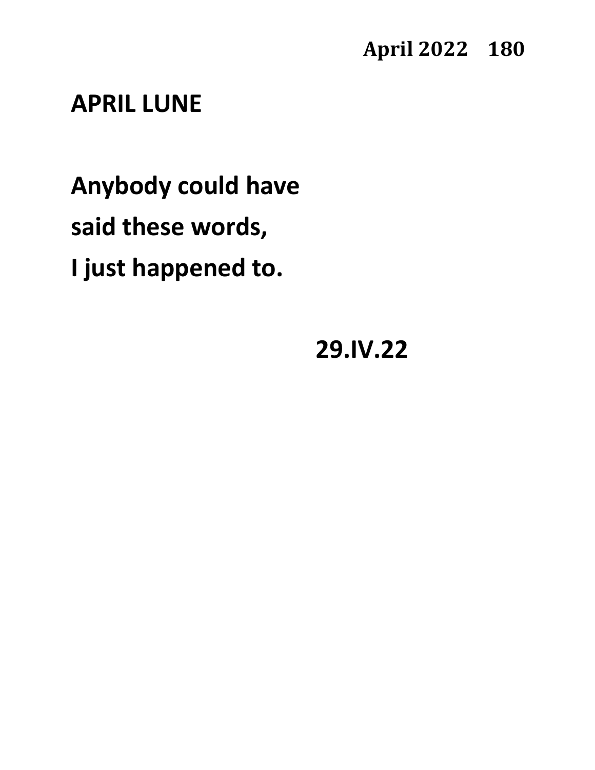# APRIL LUNE

Anybody could have  
said these words,  
I just happened to.

29.IV.22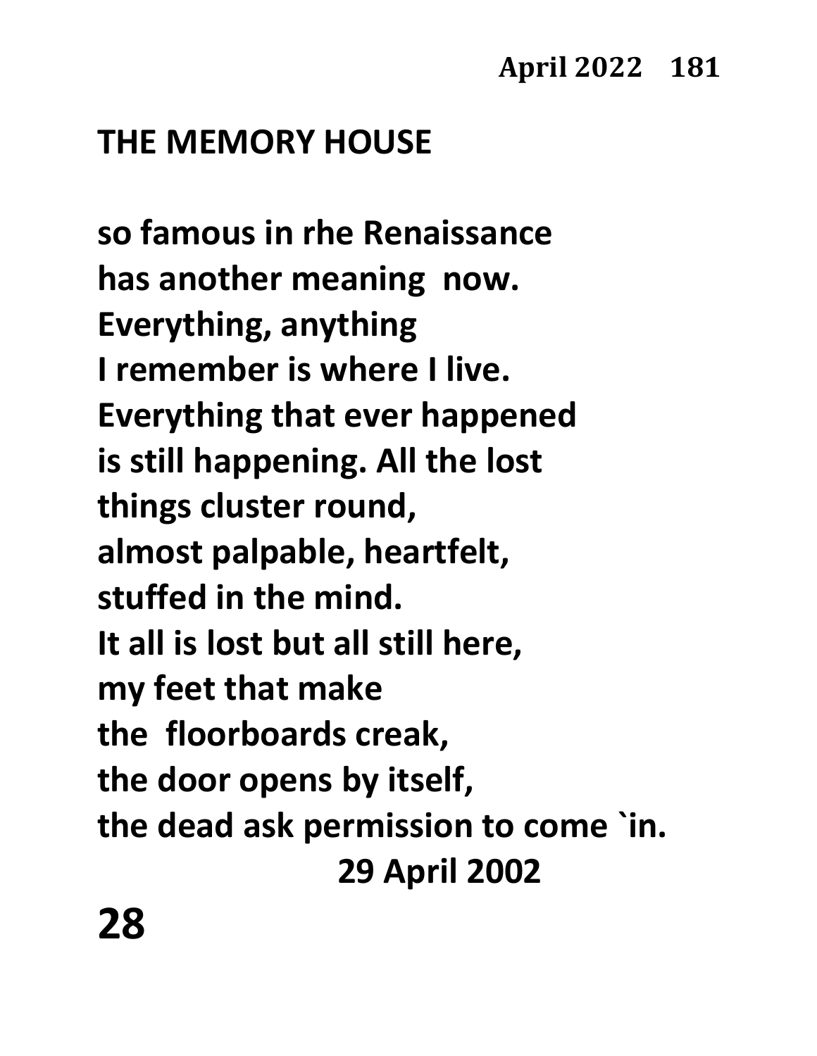# THE MEMORY HOUSE

so famous in rhe Renaissance  
has another meaning  now.  
Everything, anything  
I remember is where I live.  
Everything that ever happened  
is still happening. All the lost  
things cluster round,  
almost palpable, heartfelt,  
stuffed in the mind.  
It all is lost but all still here,  
my feet that make  
the  floorboards creak,  
the door opens by itself,  
the dead ask permission to come `in.

29 April 2002

28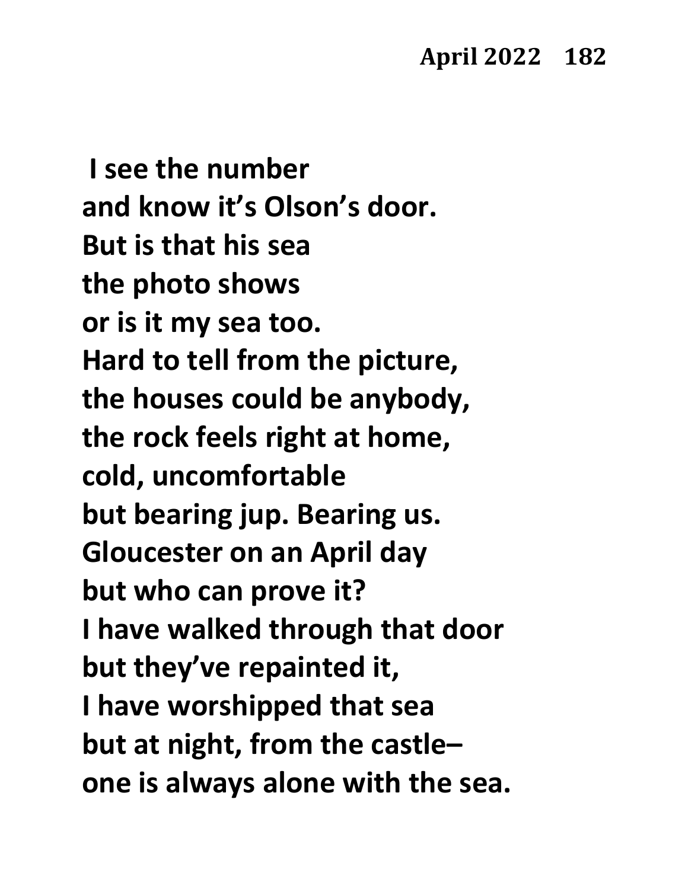I see the number
and know it's Olson's door.
But is that his sea
the photo shows
or is it my sea too.
Hard to tell from the picture,
the houses could be anybody,
the rock feels right at home,
cold, uncomfortable
but bearing jup. Bearing us.
Gloucester on an April day
but who can prove it?
I have walked through that door
but they've repainted it,
I have worshipped that sea
but at night, from the castle–
one is always alone with the sea.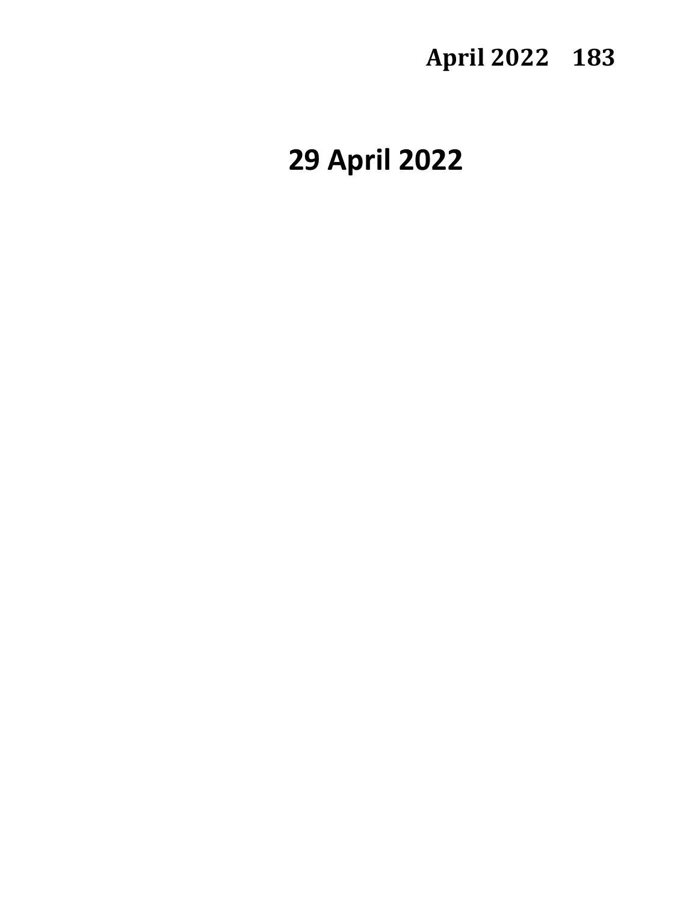# 29 April 2022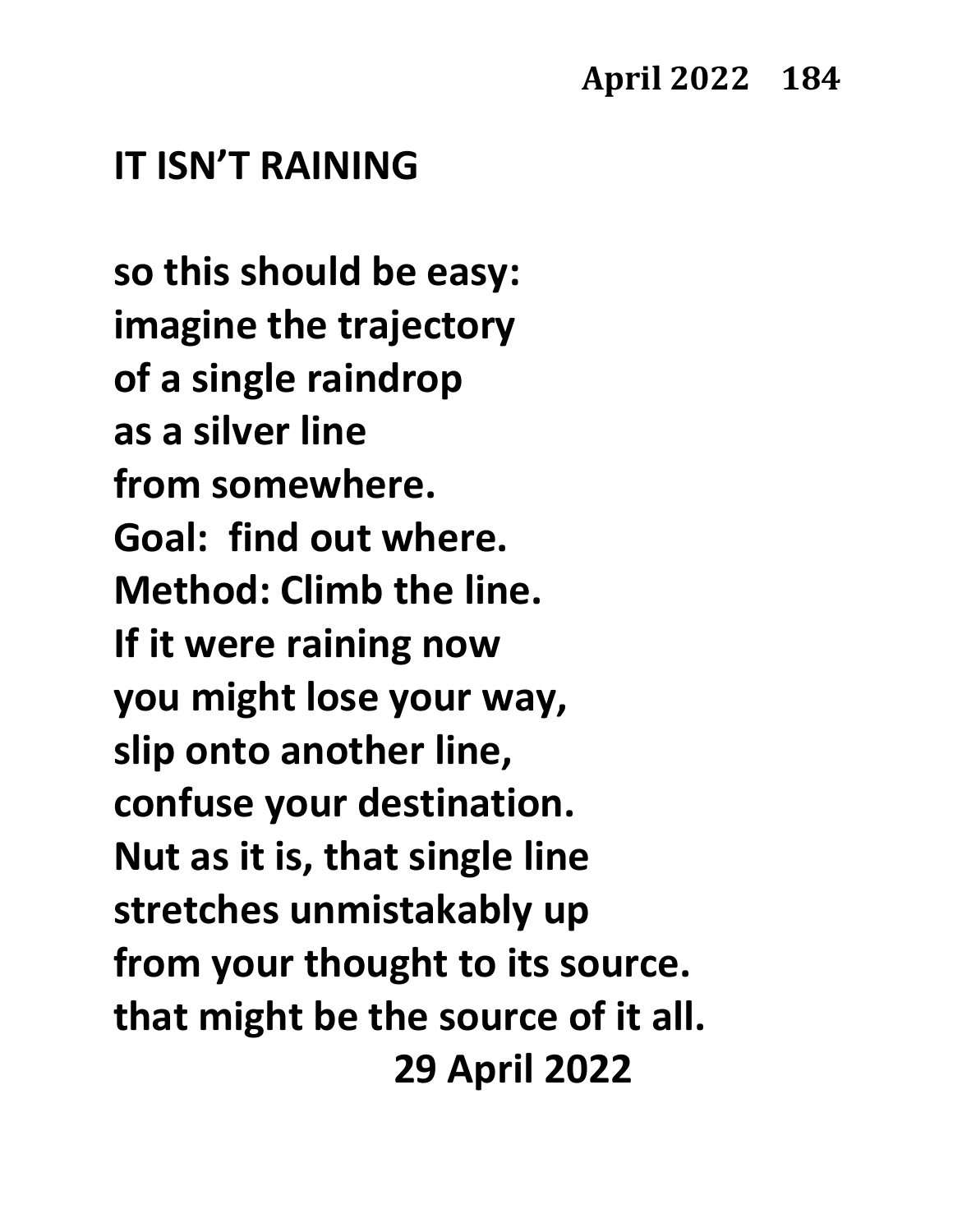## IT ISN'T RAINING

**so this should be easy:**
**imagine the trajectory**
**of a single raindrop**
**as a silver line**
**from somewhere.**
**Goal:  find out where.**
**Method: Climb the line.**
**If it were raining now**
**you might lose your way,**
**slip onto another line,**
**confuse your destination.**
**Nut as it is, that single line**
**stretches unmistakably up**
**from your thought to its source.**
**that might be the source of it all.**

**29 April 2022**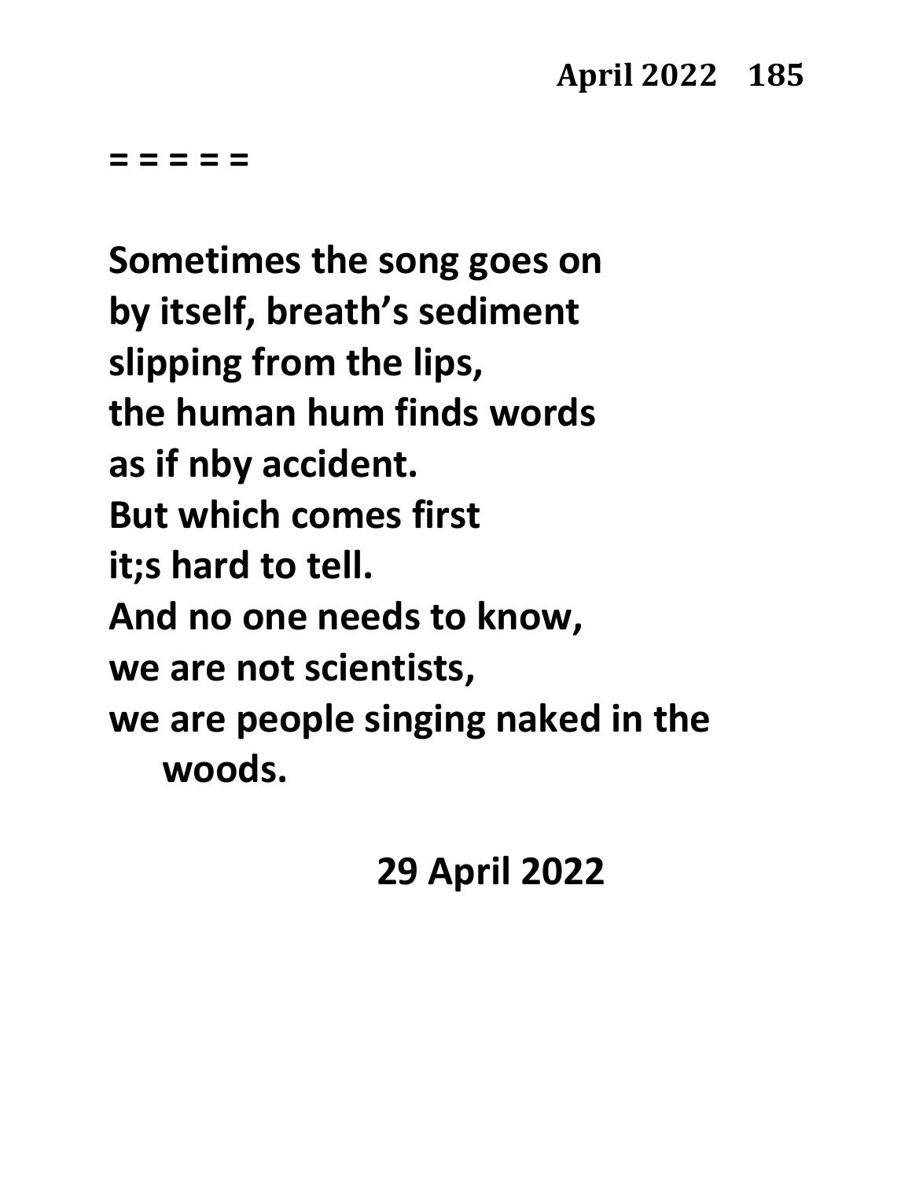= = = = =

**Sometimes the song goes on**
**by itself, breath's sediment**
**slipping from the lips,**
**the human hum finds words**
**as if nby accident.**
**But which comes first**
**it;s hard to tell.**
**And no one needs to know,**
**we are not scientists,**
**we are people singing naked in the**
**woods.**

**29 April 2022**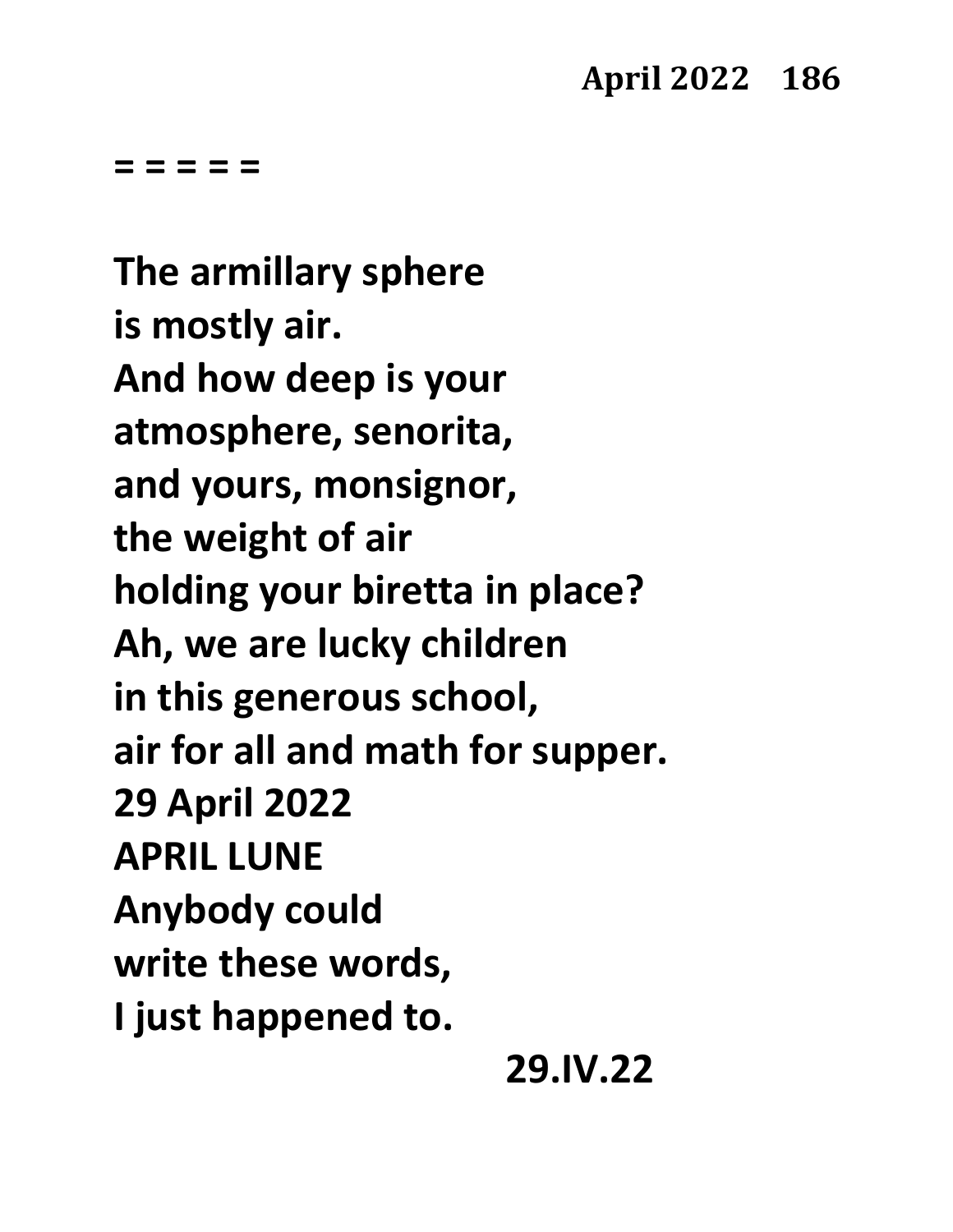= = = = =

The armillary sphere  
is mostly air.  
And how deep is your  
atmosphere, senorita,  
and yours, monsignor,  
the weight of air  
holding your biretta in place?  
Ah, we are lucky children  
in this generous school,  
air for all and math for supper.  
29 April 2022

APRIL LUNE

Anybody could  
write these words,  
I just happened to.

29.IV.22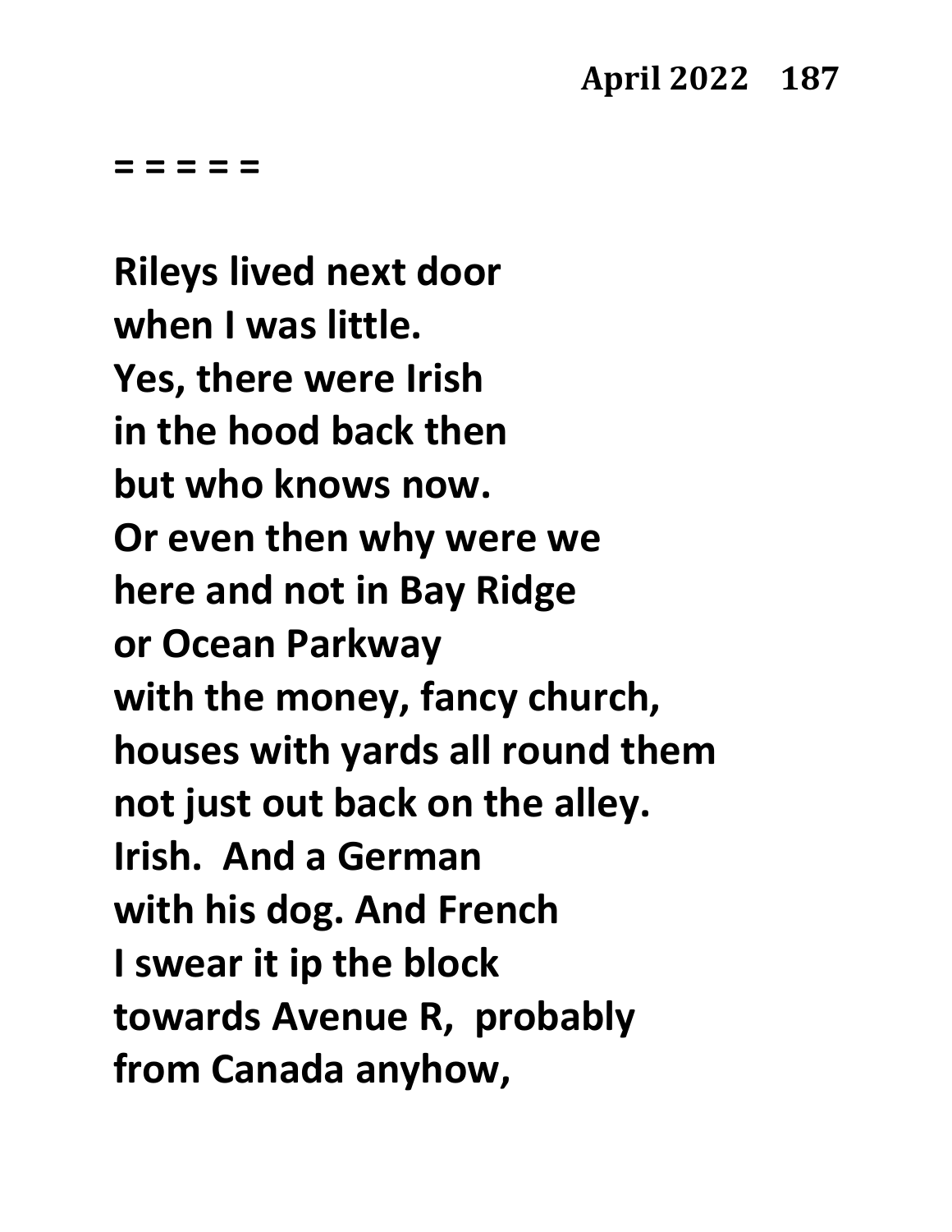**= = = = =**

**Rileys lived next door**
**when I was little.**
**Yes, there were Irish**
**in the hood back then**
**but who knows now.**
**Or even then why were we**
**here and not in Bay Ridge**
**or Ocean Parkway**
**with the money, fancy church,**
**houses with yards all round them**
**not just out back on the alley.**
**Irish. And a German**
**with his dog. And French**
**I swear it ip the block**
**towards Avenue R, probably**
**from Canada anyhow,**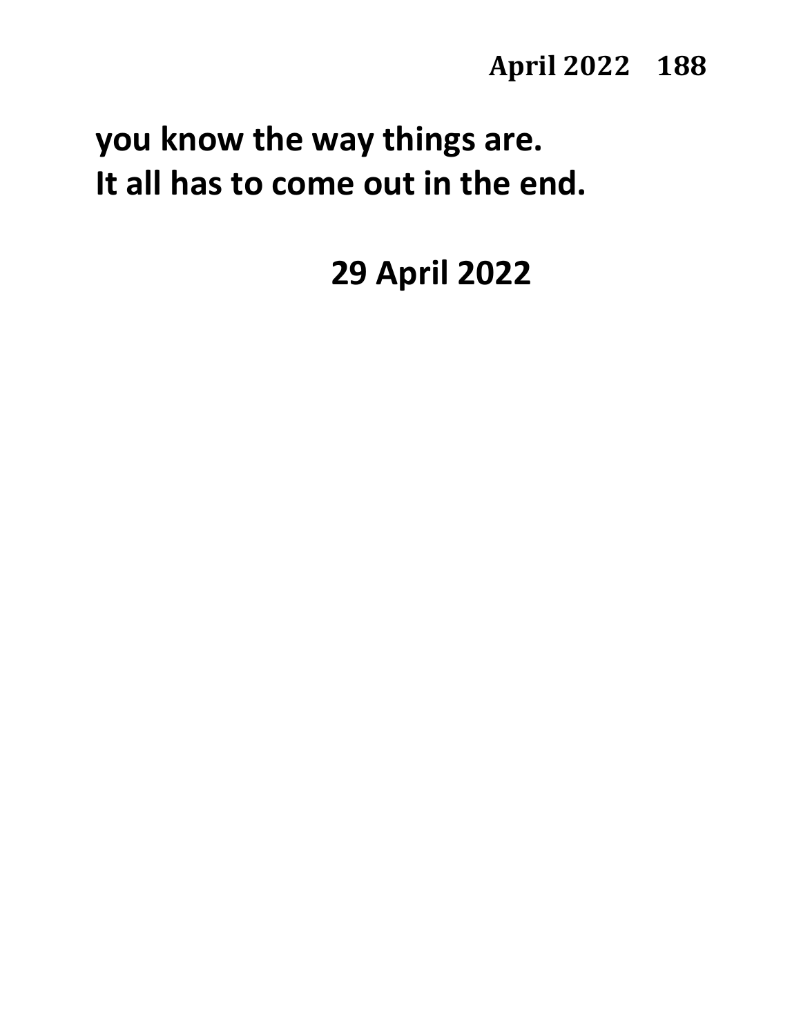**you know the way things are.**
**It all has to come out in the end.**

**29 April 2022**